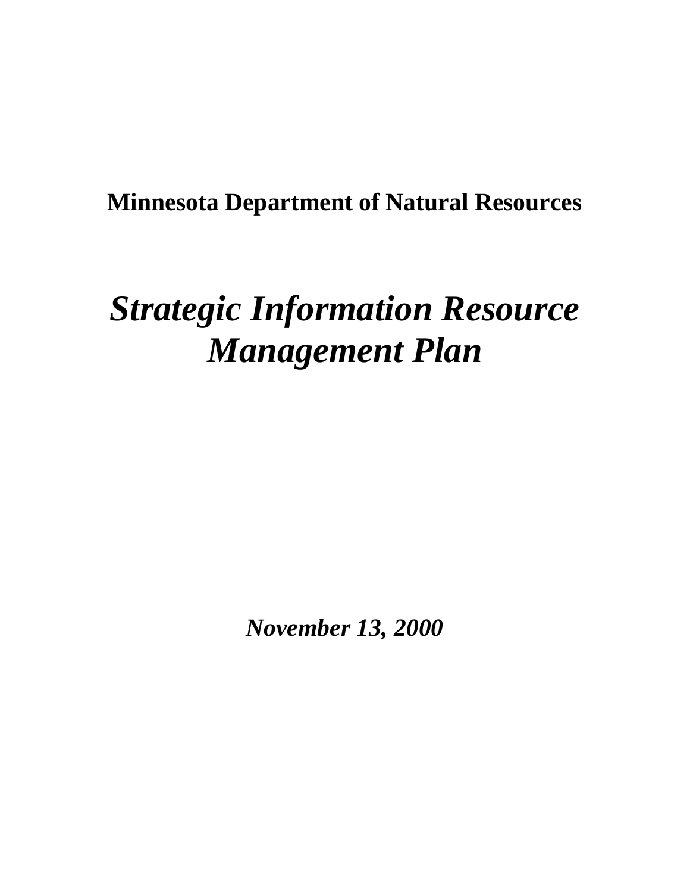**Minnesota Department of Natural Resources**

# *Strategic Information Resource Management Plan*

***November 13, 2000***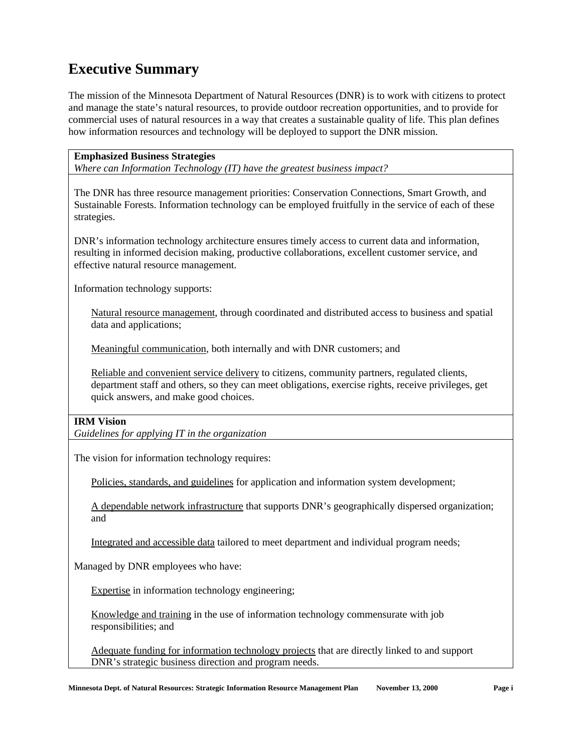# Executive Summary

The mission of the Minnesota Department of Natural Resources (DNR) is to work with citizens to protect and manage the state's natural resources, to provide outdoor recreation opportunities, and to provide for commercial uses of natural resources in a way that creates a sustainable quality of life. This plan defines how information resources and technology will be deployed to support the DNR mission.

**Emphasized Business Strategies**
*Where can Information Technology (IT) have the greatest business impact?*

The DNR has three resource management priorities: Conservation Connections, Smart Growth, and Sustainable Forests. Information technology can be employed fruitfully in the service of each of these strategies.

DNR's information technology architecture ensures timely access to current data and information, resulting in informed decision making, productive collaborations, excellent customer service, and effective natural resource management.

Information technology supports:

> <u>Natural resource management</u>, through coordinated and distributed access to business and spatial data and applications;
>
> <u>Meaningful communication</u>, both internally and with DNR customers; and
>
> <u>Reliable and convenient service delivery</u> to citizens, community partners, regulated clients, department staff and others, so they can meet obligations, exercise rights, receive privileges, get quick answers, and make good choices.

**IRM Vision**
*Guidelines for applying IT in the organization*

The vision for information technology requires:

> <u>Policies, standards, and guidelines</u> for application and information system development;
>
> <u>A dependable network infrastructure</u> that supports DNR's geographically dispersed organization; and
>
> <u>Integrated and accessible data</u> tailored to meet department and individual program needs;

Managed by DNR employees who have:

> <u>Expertise</u> in information technology engineering;
>
> <u>Knowledge and training</u> in the use of information technology commensurate with job responsibilities; and
>
> <u>Adequate funding for information technology projects</u> that are directly linked to and support DNR's strategic business direction and program needs.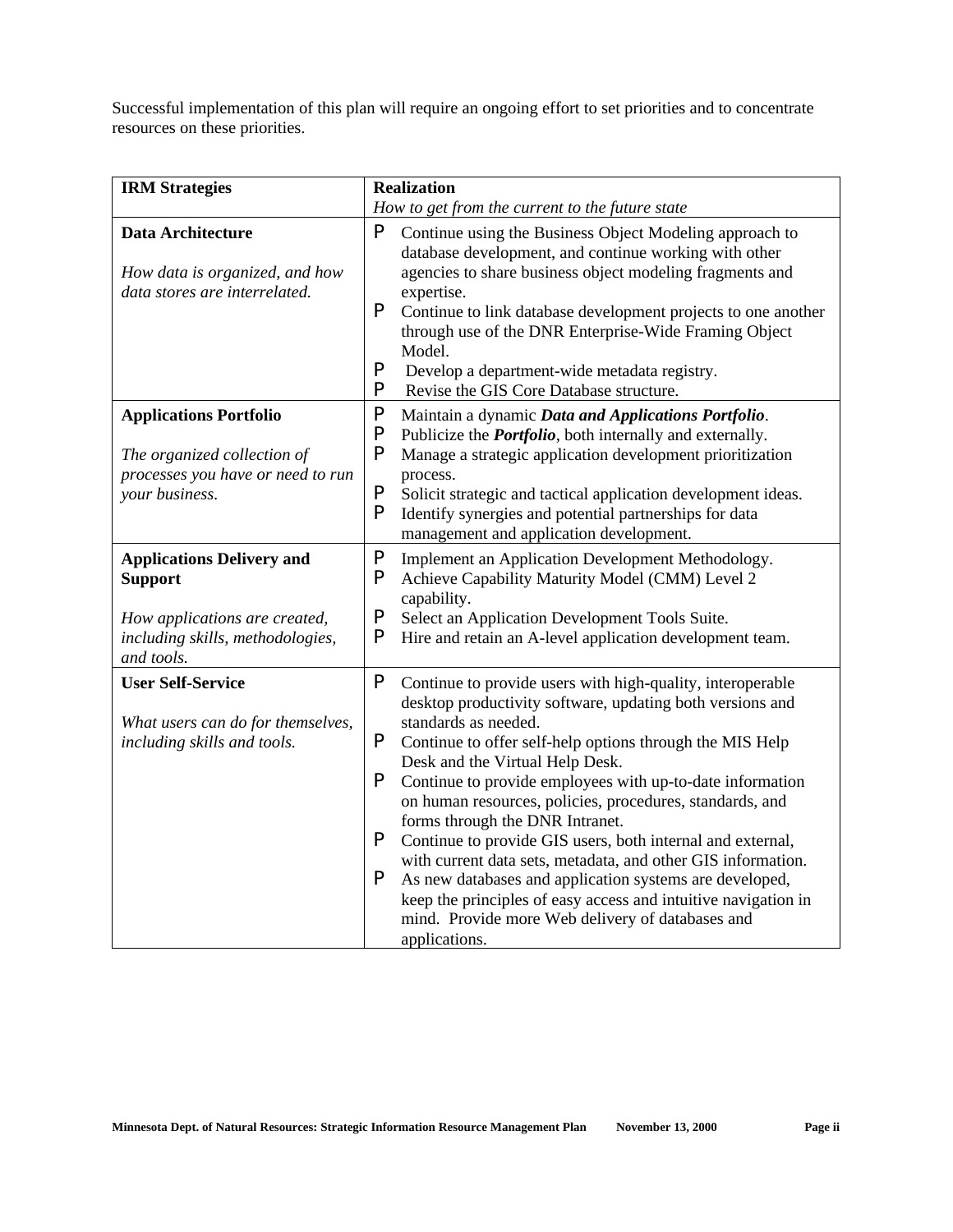Successful implementation of this plan will require an ongoing effort to set priorities and to concentrate resources on these priorities.

| **IRM Strategies** | **Realization**<br>*How to get from the current to the future state* |
|---|---|
| **Data Architecture**<br><br>*How data is organized, and how data stores are interrelated.* | P Continue using the Business Object Modeling approach to database development, and continue working with other agencies to share business object modeling fragments and expertise.<br>P Continue to link database development projects to one another through use of the DNR Enterprise-Wide Framing Object Model.<br>P Develop a department-wide metadata registry.<br>P Revise the GIS Core Database structure. |
| **Applications Portfolio**<br><br>*The organized collection of processes you have or need to run your business.* | P Maintain a dynamic ***Data and Applications Portfolio***.<br>P Publicize the ***Portfolio***, both internally and externally.<br>P Manage a strategic application development prioritization process.<br>P Solicit strategic and tactical application development ideas.<br>P Identify synergies and potential partnerships for data management and application development. |
| **Applications Delivery and Support**<br><br>*How applications are created, including skills, methodologies, and tools.* | P Implement an Application Development Methodology.<br>P Achieve Capability Maturity Model (CMM) Level 2 capability.<br>P Select an Application Development Tools Suite.<br>P Hire and retain an A-level application development team. |
| **User Self-Service**<br><br>*What users can do for themselves, including skills and tools.* | P Continue to provide users with high-quality, interoperable desktop productivity software, updating both versions and standards as needed.<br>P Continue to offer self-help options through the MIS Help Desk and the Virtual Help Desk.<br>P Continue to provide employees with up-to-date information on human resources, policies, procedures, standards, and forms through the DNR Intranet.<br>P Continue to provide GIS users, both internal and external, with current data sets, metadata, and other GIS information.<br>P As new databases and application systems are developed, keep the principles of easy access and intuitive navigation in mind. Provide more Web delivery of databases and applications. |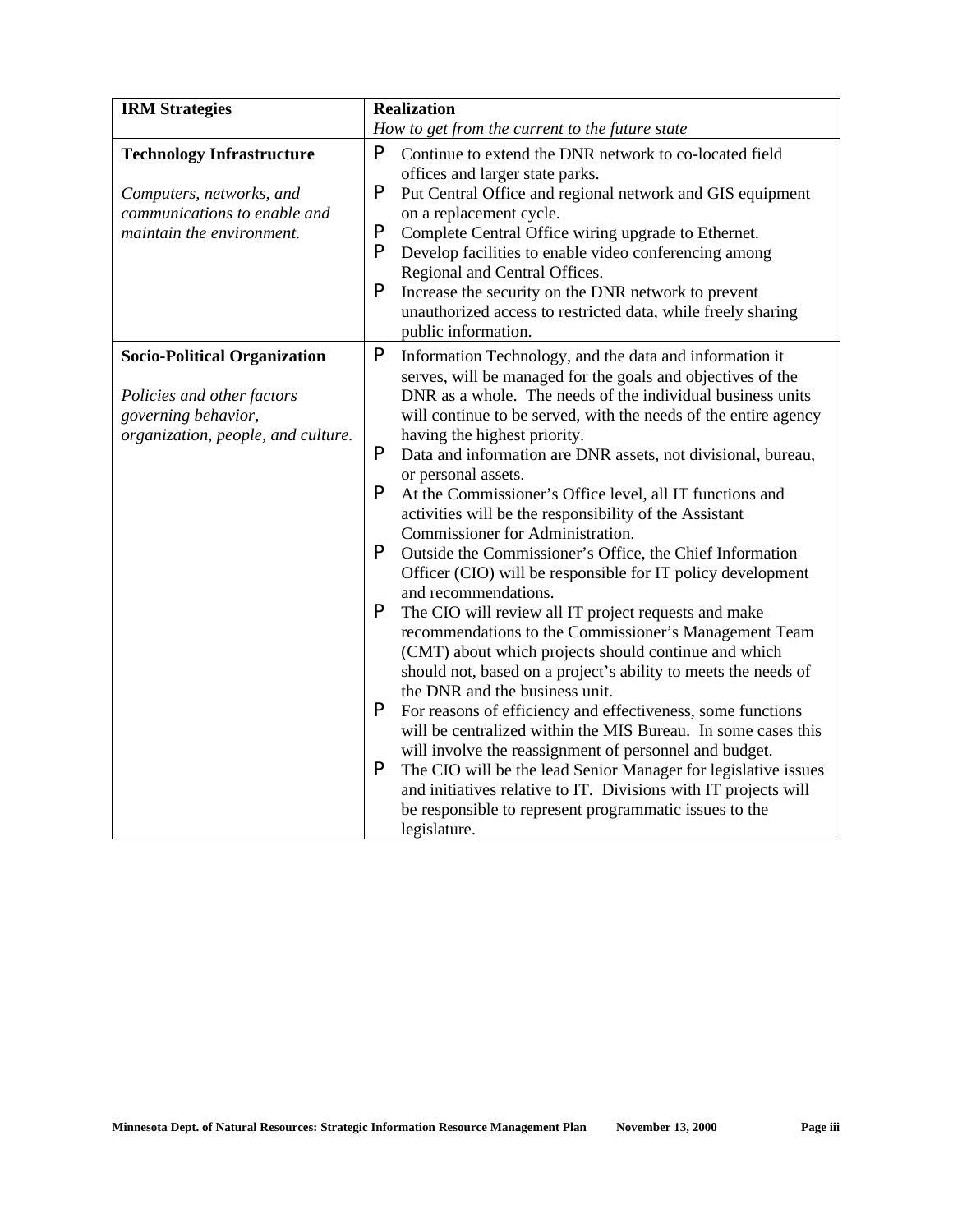| **IRM Strategies** | **Realization**<br>*How to get from the current to the future state* |
|---|---|
| **Technology Infrastructure**<br><br>*Computers, networks, and communications to enable and maintain the environment.* | P Continue to extend the DNR network to co-located field offices and larger state parks.<br>P Put Central Office and regional network and GIS equipment on a replacement cycle.<br>P Complete Central Office wiring upgrade to Ethernet.<br>P Develop facilities to enable video conferencing among Regional and Central Offices.<br>P Increase the security on the DNR network to prevent unauthorized access to restricted data, while freely sharing public information. |
| **Socio-Political Organization**<br><br>*Policies and other factors governing behavior, organization, people, and culture.* | P Information Technology, and the data and information it serves, will be managed for the goals and objectives of the DNR as a whole. The needs of the individual business units will continue to be served, with the needs of the entire agency having the highest priority.<br>P Data and information are DNR assets, not divisional, bureau, or personal assets.<br>P At the Commissioner's Office level, all IT functions and activities will be the responsibility of the Assistant Commissioner for Administration.<br>P Outside the Commissioner's Office, the Chief Information Officer (CIO) will be responsible for IT policy development and recommendations.<br>P The CIO will review all IT project requests and make recommendations to the Commissioner's Management Team (CMT) about which projects should continue and which should not, based on a project's ability to meets the needs of the DNR and the business unit.<br>P For reasons of efficiency and effectiveness, some functions will be centralized within the MIS Bureau. In some cases this will involve the reassignment of personnel and budget.<br>P The CIO will be the lead Senior Manager for legislative issues and initiatives relative to IT. Divisions with IT projects will be responsible to represent programmatic issues to the legislature. |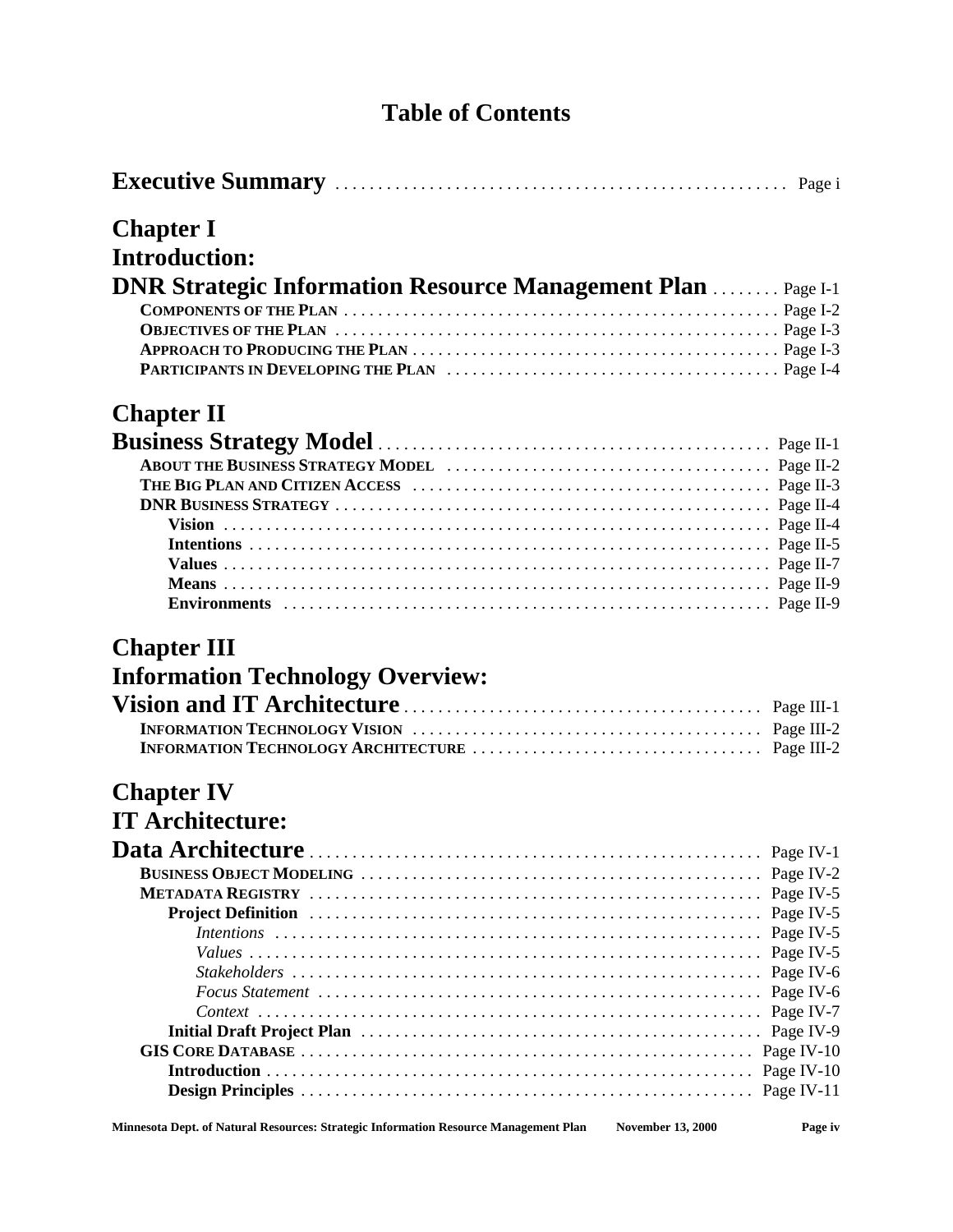# Table of Contents

**Executive Summary** . . . . . . . . . . . . . . . . . . . . . . . . . . . . . . . . . . . . . . . . . . . . . . . . Page i

## Chapter I
## Introduction:
## DNR Strategic Information Resource Management Plan . . . . . . . . Page I-1

- **COMPONENTS OF THE PLAN** . . . . . . . . . . . . . . . . . . . . . . . . . . . . . . . . . . . . . . . . . . . . Page I-2
- **OBJECTIVES OF THE PLAN** . . . . . . . . . . . . . . . . . . . . . . . . . . . . . . . . . . . . . . . . . . . . Page I-3
- **APPROACH TO PRODUCING THE PLAN** . . . . . . . . . . . . . . . . . . . . . . . . . . . . . . . . . . . . Page I-3
- **PARTICIPANTS IN DEVELOPING THE PLAN** . . . . . . . . . . . . . . . . . . . . . . . . . . . . . . . . Page I-4

## Chapter II
## Business Strategy Model . . . . . . . . . . . . . . . . . . . . . . . . . . . . . . . . . . . . . . . . Page II-1

- **ABOUT THE BUSINESS STRATEGY MODEL** . . . . . . . . . . . . . . . . . . . . . . . . . . . . . . . . Page II-2
- **THE BIG PLAN AND CITIZEN ACCESS** . . . . . . . . . . . . . . . . . . . . . . . . . . . . . . . . . . . Page II-3
- **DNR BUSINESS STRATEGY** . . . . . . . . . . . . . . . . . . . . . . . . . . . . . . . . . . . . . . . . . . . Page II-4
  - **Vision** . . . . . . . . . . . . . . . . . . . . . . . . . . . . . . . . . . . . . . . . . . . . . . . . . . . . . . . Page II-4
  - **Intentions** . . . . . . . . . . . . . . . . . . . . . . . . . . . . . . . . . . . . . . . . . . . . . . . . . . . . Page II-5
  - **Values** . . . . . . . . . . . . . . . . . . . . . . . . . . . . . . . . . . . . . . . . . . . . . . . . . . . . . . . Page II-7
  - **Means** . . . . . . . . . . . . . . . . . . . . . . . . . . . . . . . . . . . . . . . . . . . . . . . . . . . . . . . Page II-9
  - **Environments** . . . . . . . . . . . . . . . . . . . . . . . . . . . . . . . . . . . . . . . . . . . . . . . . . Page II-9

## Chapter III
## Information Technology Overview:
## Vision and IT Architecture . . . . . . . . . . . . . . . . . . . . . . . . . . . . . . . . . . . . Page III-1

- **INFORMATION TECHNOLOGY VISION** . . . . . . . . . . . . . . . . . . . . . . . . . . . . . . . . . . . Page III-2
- **INFORMATION TECHNOLOGY ARCHITECTURE** . . . . . . . . . . . . . . . . . . . . . . . . . . . . . Page III-2

## Chapter IV
## IT Architecture:
## Data Architecture . . . . . . . . . . . . . . . . . . . . . . . . . . . . . . . . . . . . . . . . . . . . Page IV-1

- **BUSINESS OBJECT MODELING** . . . . . . . . . . . . . . . . . . . . . . . . . . . . . . . . . . . . . . . . . Page IV-2
- **METADATA REGISTRY** . . . . . . . . . . . . . . . . . . . . . . . . . . . . . . . . . . . . . . . . . . . . . . . Page IV-5
  - **Project Definition** . . . . . . . . . . . . . . . . . . . . . . . . . . . . . . . . . . . . . . . . . . . . . . Page IV-5
    - *Intentions* . . . . . . . . . . . . . . . . . . . . . . . . . . . . . . . . . . . . . . . . . . . . . . . . . . . Page IV-5
    - *Values* . . . . . . . . . . . . . . . . . . . . . . . . . . . . . . . . . . . . . . . . . . . . . . . . . . . . . Page IV-5
    - *Stakeholders* . . . . . . . . . . . . . . . . . . . . . . . . . . . . . . . . . . . . . . . . . . . . . . . . Page IV-6
    - *Focus Statement* . . . . . . . . . . . . . . . . . . . . . . . . . . . . . . . . . . . . . . . . . . . . . Page IV-6
    - *Context* . . . . . . . . . . . . . . . . . . . . . . . . . . . . . . . . . . . . . . . . . . . . . . . . . . . . Page IV-7
  - **Initial Draft Project Plan** . . . . . . . . . . . . . . . . . . . . . . . . . . . . . . . . . . . . . . . . Page IV-9
- **GIS CORE DATABASE** . . . . . . . . . . . . . . . . . . . . . . . . . . . . . . . . . . . . . . . . . . . . . . Page IV-10
  - **Introduction** . . . . . . . . . . . . . . . . . . . . . . . . . . . . . . . . . . . . . . . . . . . . . . . . . Page IV-10
  - **Design Principles** . . . . . . . . . . . . . . . . . . . . . . . . . . . . . . . . . . . . . . . . . . . . . Page IV-11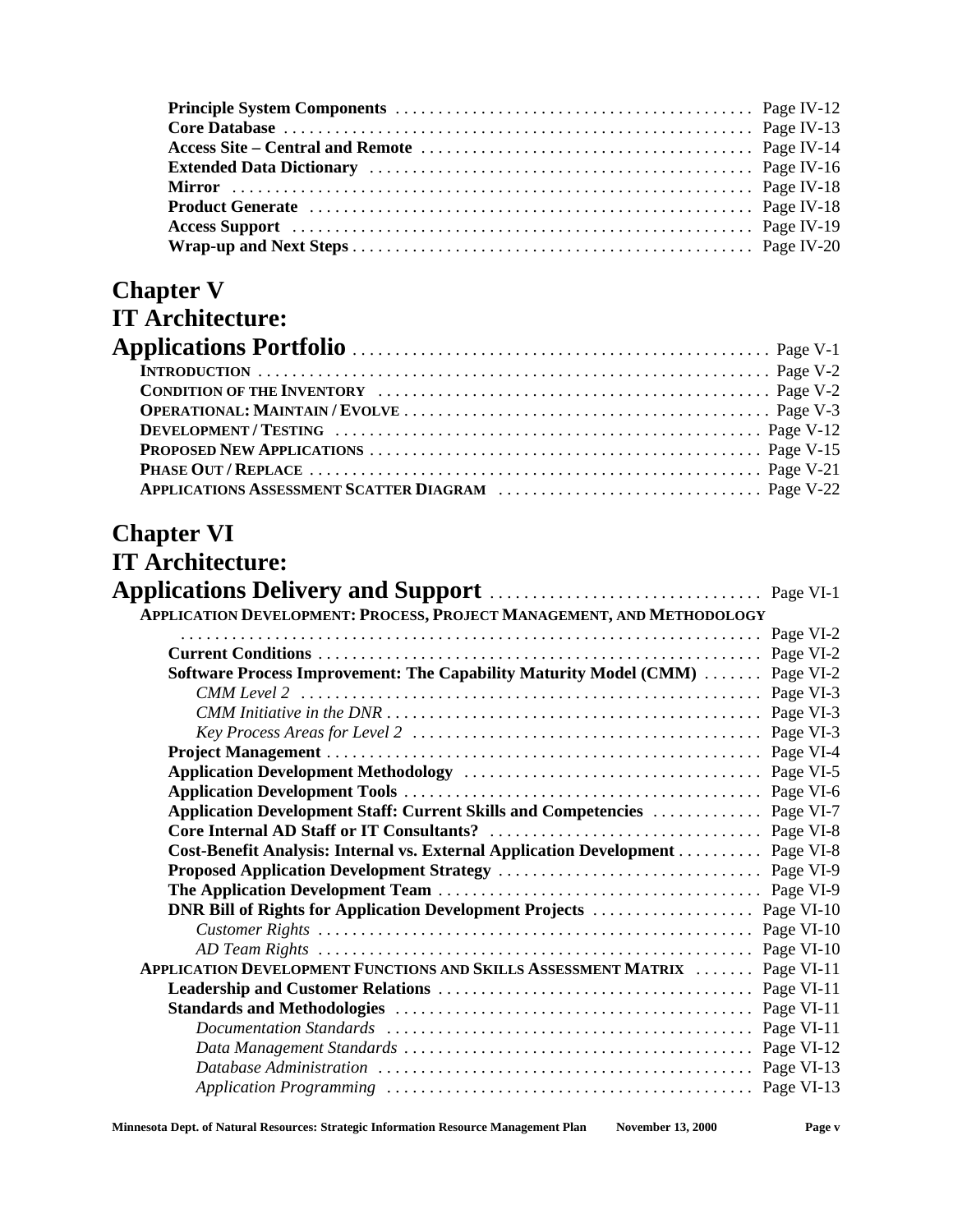**Principle System Components** . . . . . . . . . . . . . . . . . . . . . . . . . . . . . . . . . . . . . . . . Page IV-12
**Core Database** . . . . . . . . . . . . . . . . . . . . . . . . . . . . . . . . . . . . . . . . . . . . . . . . . . . . . Page IV-13
**Access Site – Central and Remote** . . . . . . . . . . . . . . . . . . . . . . . . . . . . . . . . . . . . . . Page IV-14
**Extended Data Dictionary** . . . . . . . . . . . . . . . . . . . . . . . . . . . . . . . . . . . . . . . . . . . . Page IV-16
**Mirror** . . . . . . . . . . . . . . . . . . . . . . . . . . . . . . . . . . . . . . . . . . . . . . . . . . . . . . . . . . . . Page IV-18
**Product Generate** . . . . . . . . . . . . . . . . . . . . . . . . . . . . . . . . . . . . . . . . . . . . . . . . . . . Page IV-18
**Access Support** . . . . . . . . . . . . . . . . . . . . . . . . . . . . . . . . . . . . . . . . . . . . . . . . . . . . Page IV-19
**Wrap-up and Next Steps** . . . . . . . . . . . . . . . . . . . . . . . . . . . . . . . . . . . . . . . . . . . . . . Page IV-20

## Chapter V
## IT Architecture:
## Applications Portfolio . . . . . . . . . . . . . . . . . . . . . . . . . . . . . . . . . . . . . . . . . . . . . . . Page V-1

**INTRODUCTION** . . . . . . . . . . . . . . . . . . . . . . . . . . . . . . . . . . . . . . . . . . . . . . . . . . . . . . . . Page V-2
**CONDITION OF THE INVENTORY** . . . . . . . . . . . . . . . . . . . . . . . . . . . . . . . . . . . . . . . . . . . Page V-2
**OPERATIONAL: MAINTAIN / EVOLVE** . . . . . . . . . . . . . . . . . . . . . . . . . . . . . . . . . . . . . . . . Page V-3
**DEVELOPMENT / TESTING** . . . . . . . . . . . . . . . . . . . . . . . . . . . . . . . . . . . . . . . . . . . . . . . . Page V-12
**PROPOSED NEW APPLICATIONS** . . . . . . . . . . . . . . . . . . . . . . . . . . . . . . . . . . . . . . . . . . . . Page V-15
**PHASE OUT / REPLACE** . . . . . . . . . . . . . . . . . . . . . . . . . . . . . . . . . . . . . . . . . . . . . . . . . . . Page V-21
**APPLICATIONS ASSESSMENT SCATTER DIAGRAM** . . . . . . . . . . . . . . . . . . . . . . . . . . . . . . Page V-22

## Chapter VI
## IT Architecture:
## Applications Delivery and Support . . . . . . . . . . . . . . . . . . . . . . . . . . . . . . . Page VI-1

**APPLICATION DEVELOPMENT: PROCESS, PROJECT MANAGEMENT, AND METHODOLOGY** . . . . . . . . . . . . . . . . . . . . . . . . . . . . . . . . . . . . . . . . . . . . . . . . . . . . . . . . . . . . . . . . . . . . Page VI-2
**Current Conditions** . . . . . . . . . . . . . . . . . . . . . . . . . . . . . . . . . . . . . . . . . . . . . . . . . . . Page VI-2
**Software Process Improvement: The Capability Maturity Model (CMM)** . . . . . . . Page VI-2
*CMM Level 2* . . . . . . . . . . . . . . . . . . . . . . . . . . . . . . . . . . . . . . . . . . . . . . . . . . . . . Page VI-3
*CMM Initiative in the DNR* . . . . . . . . . . . . . . . . . . . . . . . . . . . . . . . . . . . . . . . . . . . Page VI-3
*Key Process Areas for Level 2* . . . . . . . . . . . . . . . . . . . . . . . . . . . . . . . . . . . . . . . . . Page VI-3
**Project Management** . . . . . . . . . . . . . . . . . . . . . . . . . . . . . . . . . . . . . . . . . . . . . . . . . . Page VI-4
**Application Development Methodology** . . . . . . . . . . . . . . . . . . . . . . . . . . . . . . . . . . Page VI-5
**Application Development Tools** . . . . . . . . . . . . . . . . . . . . . . . . . . . . . . . . . . . . . . . . . Page VI-6
**Application Development Staff: Current Skills and Competencies** . . . . . . . . . . . . . Page VI-7
**Core Internal AD Staff or IT Consultants?** . . . . . . . . . . . . . . . . . . . . . . . . . . . . . . . . Page VI-8
**Cost-Benefit Analysis: Internal vs. External Application Development** . . . . . . . . . . Page VI-8
**Proposed Application Development Strategy** . . . . . . . . . . . . . . . . . . . . . . . . . . . . . . . Page VI-9
**The Application Development Team** . . . . . . . . . . . . . . . . . . . . . . . . . . . . . . . . . . . . . . Page VI-9
**DNR Bill of Rights for Application Development Projects** . . . . . . . . . . . . . . . . . . . Page VI-10
*Customer Rights* . . . . . . . . . . . . . . . . . . . . . . . . . . . . . . . . . . . . . . . . . . . . . . . . . . . Page VI-10
*AD Team Rights* . . . . . . . . . . . . . . . . . . . . . . . . . . . . . . . . . . . . . . . . . . . . . . . . . . . Page VI-10
**APPLICATION DEVELOPMENT FUNCTIONS AND SKILLS ASSESSMENT MATRIX** . . . . . . . Page VI-11
**Leadership and Customer Relations** . . . . . . . . . . . . . . . . . . . . . . . . . . . . . . . . . . . . . Page VI-11
**Standards and Methodologies** . . . . . . . . . . . . . . . . . . . . . . . . . . . . . . . . . . . . . . . . . . Page VI-11
*Documentation Standards* . . . . . . . . . . . . . . . . . . . . . . . . . . . . . . . . . . . . . . . . . . . Page VI-11
*Data Management Standards* . . . . . . . . . . . . . . . . . . . . . . . . . . . . . . . . . . . . . . . . . Page VI-12
*Database Administration* . . . . . . . . . . . . . . . . . . . . . . . . . . . . . . . . . . . . . . . . . . . . Page VI-13
*Application Programming* . . . . . . . . . . . . . . . . . . . . . . . . . . . . . . . . . . . . . . . . . . . Page VI-13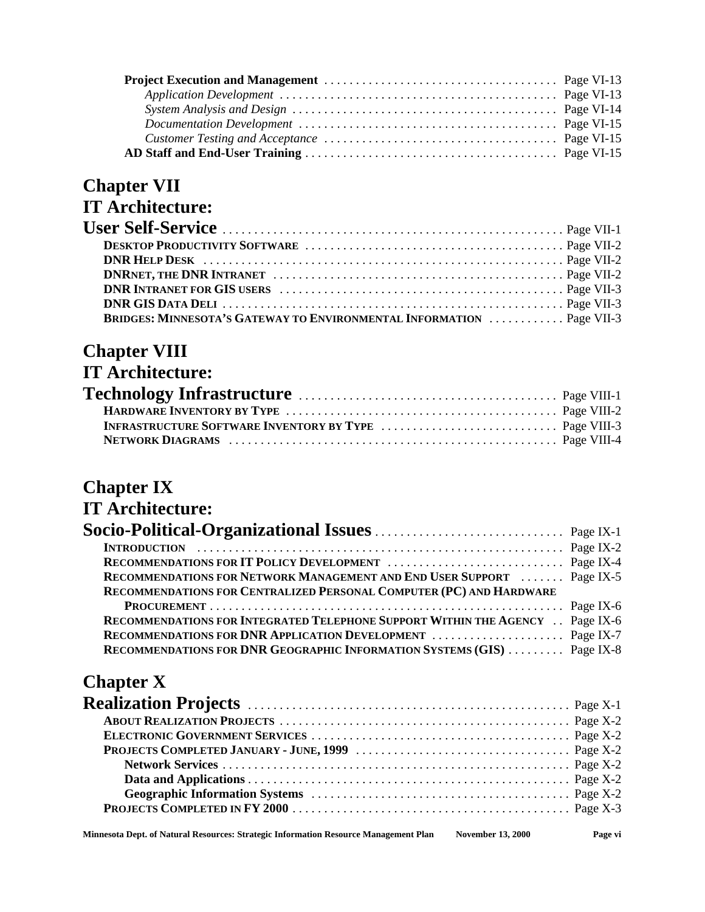**Project Execution and Management** . . . . . . . . . . . . . . . . . . . . . . . . . . . . . . . . . . . . Page VI-13
*Application Development* . . . . . . . . . . . . . . . . . . . . . . . . . . . . . . . . . . . . . . . . . . . Page VI-13
*System Analysis and Design* . . . . . . . . . . . . . . . . . . . . . . . . . . . . . . . . . . . . . . . . . Page VI-14
*Documentation Development* . . . . . . . . . . . . . . . . . . . . . . . . . . . . . . . . . . . . . . . . Page VI-15
*Customer Testing and Acceptance* . . . . . . . . . . . . . . . . . . . . . . . . . . . . . . . . . . . . Page VI-15
**AD Staff and End-User Training** . . . . . . . . . . . . . . . . . . . . . . . . . . . . . . . . . . . . . . . Page VI-15

## Chapter VII
## IT Architecture:
## User Self-Service . . . . . . . . . . . . . . . . . . . . . . . . . . . . . . . . . . . . . . . . . . . . . . . . . . . . Page VII-1

**DESKTOP PRODUCTIVITY SOFTWARE** . . . . . . . . . . . . . . . . . . . . . . . . . . . . . . . . . . . . . . . . Page VII-2
**DNR HELP DESK** . . . . . . . . . . . . . . . . . . . . . . . . . . . . . . . . . . . . . . . . . . . . . . . . . . . . . . Page VII-2
**DNRNET, THE DNR INTRANET** . . . . . . . . . . . . . . . . . . . . . . . . . . . . . . . . . . . . . . . . . . . . . Page VII-2
**DNR INTRANET FOR GIS USERS** . . . . . . . . . . . . . . . . . . . . . . . . . . . . . . . . . . . . . . . . . . . . Page VII-3
**DNR GIS DATA DELI** . . . . . . . . . . . . . . . . . . . . . . . . . . . . . . . . . . . . . . . . . . . . . . . . . . . . Page VII-3
**BRIDGES: MINNESOTA'S GATEWAY TO ENVIRONMENTAL INFORMATION** . . . . . . . . . . . Page VII-3

## Chapter VIII
## IT Architecture:
## Technology Infrastructure . . . . . . . . . . . . . . . . . . . . . . . . . . . . . . . . . . . . . . . Page VIII-1

**HARDWARE INVENTORY BY TYPE** . . . . . . . . . . . . . . . . . . . . . . . . . . . . . . . . . . . . . . . . . . Page VIII-2
**INFRASTRUCTURE SOFTWARE INVENTORY BY TYPE** . . . . . . . . . . . . . . . . . . . . . . . . . . . Page VIII-3
**NETWORK DIAGRAMS** . . . . . . . . . . . . . . . . . . . . . . . . . . . . . . . . . . . . . . . . . . . . . . . . . . . Page VIII-4

## Chapter IX
## IT Architecture:
## Socio-Political-Organizational Issues . . . . . . . . . . . . . . . . . . . . . . . . . . . . . Page IX-1

**INTRODUCTION** . . . . . . . . . . . . . . . . . . . . . . . . . . . . . . . . . . . . . . . . . . . . . . . . . . . . . . . . Page IX-2
**RECOMMENDATIONS FOR IT POLICY DEVELOPMENT** . . . . . . . . . . . . . . . . . . . . . . . . . . . Page IX-4
**RECOMMENDATIONS FOR NETWORK MANAGEMENT AND END USER SUPPORT** . . . . . . . Page IX-5
**RECOMMENDATIONS FOR CENTRALIZED PERSONAL COMPUTER (PC) AND HARDWARE PROCUREMENT** . . . . . . . . . . . . . . . . . . . . . . . . . . . . . . . . . . . . . . . . . . . . . . . . . . . . . . . Page IX-6
**RECOMMENDATIONS FOR INTEGRATED TELEPHONE SUPPORT WITHIN THE AGENCY** . . Page IX-6
**RECOMMENDATIONS FOR DNR APPLICATION DEVELOPMENT** . . . . . . . . . . . . . . . . . . . . Page IX-7
**RECOMMENDATIONS FOR DNR GEOGRAPHIC INFORMATION SYSTEMS (GIS)** . . . . . . . . . Page IX-8

## Chapter X
## Realization Projects . . . . . . . . . . . . . . . . . . . . . . . . . . . . . . . . . . . . . . . . . . . . . . . . Page X-1

**ABOUT REALIZATION PROJECTS** . . . . . . . . . . . . . . . . . . . . . . . . . . . . . . . . . . . . . . . . . . . . Page X-2
**ELECTRONIC GOVERNMENT SERVICES** . . . . . . . . . . . . . . . . . . . . . . . . . . . . . . . . . . . . . . . . Page X-2
**PROJECTS COMPLETED JANUARY - JUNE, 1999** . . . . . . . . . . . . . . . . . . . . . . . . . . . . . . . . . Page X-2
**Network Services** . . . . . . . . . . . . . . . . . . . . . . . . . . . . . . . . . . . . . . . . . . . . . . . . . . . . . Page X-2
**Data and Applications** . . . . . . . . . . . . . . . . . . . . . . . . . . . . . . . . . . . . . . . . . . . . . . . . . Page X-2
**Geographic Information Systems** . . . . . . . . . . . . . . . . . . . . . . . . . . . . . . . . . . . . . . . . Page X-2
**PROJECTS COMPLETED IN FY 2000** . . . . . . . . . . . . . . . . . . . . . . . . . . . . . . . . . . . . . . . . . . Page X-3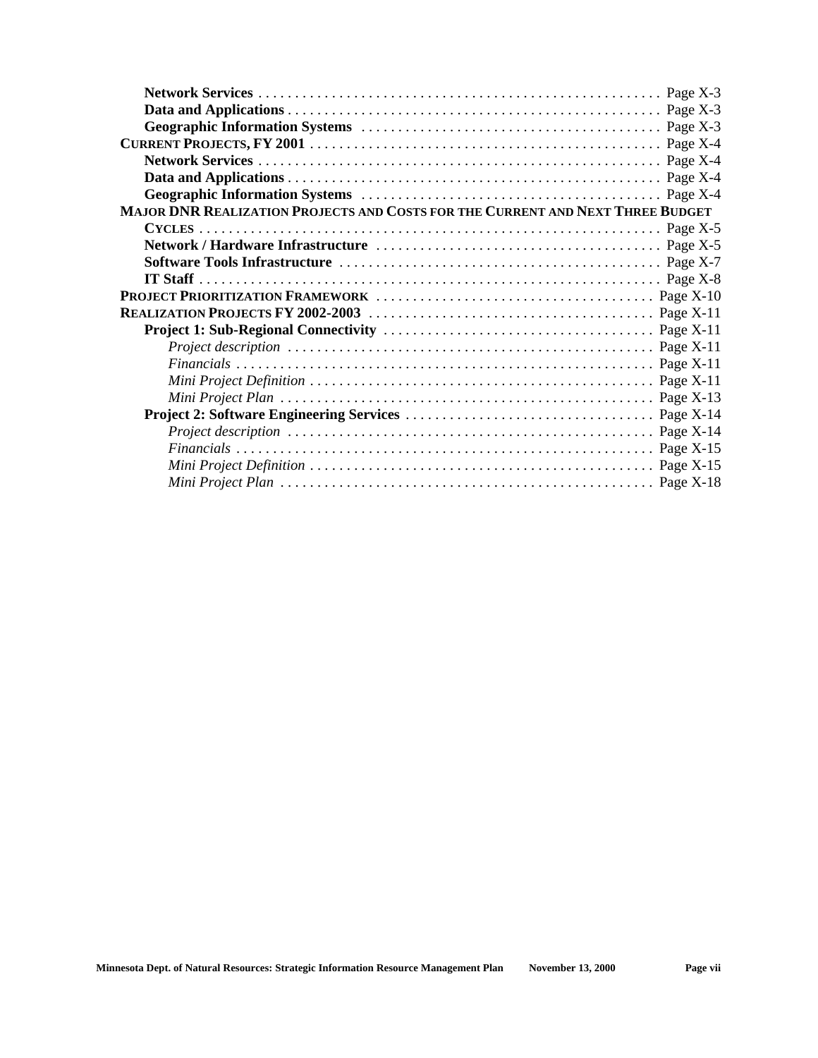**Network Services** . . . . . . . . . . . . . . . . . . . . . . . . . . . . . . . . . . . . . . . . . . . . . . . . . . . . . Page X-3
**Data and Applications** . . . . . . . . . . . . . . . . . . . . . . . . . . . . . . . . . . . . . . . . . . . . . . . . . . . Page X-3
**Geographic Information Systems** . . . . . . . . . . . . . . . . . . . . . . . . . . . . . . . . . . . . . . . . Page X-3
**CURRENT PROJECTS, FY 2001** . . . . . . . . . . . . . . . . . . . . . . . . . . . . . . . . . . . . . . . . . . . . . . . . Page X-4
**Network Services** . . . . . . . . . . . . . . . . . . . . . . . . . . . . . . . . . . . . . . . . . . . . . . . . . . . . . Page X-4
**Data and Applications** . . . . . . . . . . . . . . . . . . . . . . . . . . . . . . . . . . . . . . . . . . . . . . . . . . . Page X-4
**Geographic Information Systems** . . . . . . . . . . . . . . . . . . . . . . . . . . . . . . . . . . . . . . . . Page X-4
**MAJOR DNR REALIZATION PROJECTS AND COSTS FOR THE CURRENT AND NEXT THREE BUDGET CYCLES** . . . . . . . . . . . . . . . . . . . . . . . . . . . . . . . . . . . . . . . . . . . . . . . . . . . . . . . . . . . . . . . Page X-5
**Network / Hardware Infrastructure** . . . . . . . . . . . . . . . . . . . . . . . . . . . . . . . . . . . . . . Page X-5
**Software Tools Infrastructure** . . . . . . . . . . . . . . . . . . . . . . . . . . . . . . . . . . . . . . . . . . . Page X-7
**IT Staff** . . . . . . . . . . . . . . . . . . . . . . . . . . . . . . . . . . . . . . . . . . . . . . . . . . . . . . . . . . . . . . . Page X-8
**PROJECT PRIORITIZATION FRAMEWORK** . . . . . . . . . . . . . . . . . . . . . . . . . . . . . . . . . . . . . . Page X-10
**REALIZATION PROJECTS FY 2002-2003** . . . . . . . . . . . . . . . . . . . . . . . . . . . . . . . . . . . . . . . Page X-11
**Project 1: Sub-Regional Connectivity** . . . . . . . . . . . . . . . . . . . . . . . . . . . . . . . . . . . . Page X-11
*Project description* . . . . . . . . . . . . . . . . . . . . . . . . . . . . . . . . . . . . . . . . . . . . . . . . . Page X-11
*Financials* . . . . . . . . . . . . . . . . . . . . . . . . . . . . . . . . . . . . . . . . . . . . . . . . . . . . . . . . . Page X-11
*Mini Project Definition* . . . . . . . . . . . . . . . . . . . . . . . . . . . . . . . . . . . . . . . . . . . . . . . Page X-11
*Mini Project Plan* . . . . . . . . . . . . . . . . . . . . . . . . . . . . . . . . . . . . . . . . . . . . . . . . . . . Page X-13
**Project 2: Software Engineering Services** . . . . . . . . . . . . . . . . . . . . . . . . . . . . . . . . . . Page X-14
*Project description* . . . . . . . . . . . . . . . . . . . . . . . . . . . . . . . . . . . . . . . . . . . . . . . . . Page X-14
*Financials* . . . . . . . . . . . . . . . . . . . . . . . . . . . . . . . . . . . . . . . . . . . . . . . . . . . . . . . . . Page X-15
*Mini Project Definition* . . . . . . . . . . . . . . . . . . . . . . . . . . . . . . . . . . . . . . . . . . . . . . . Page X-15
*Mini Project Plan* . . . . . . . . . . . . . . . . . . . . . . . . . . . . . . . . . . . . . . . . . . . . . . . . . . . Page X-18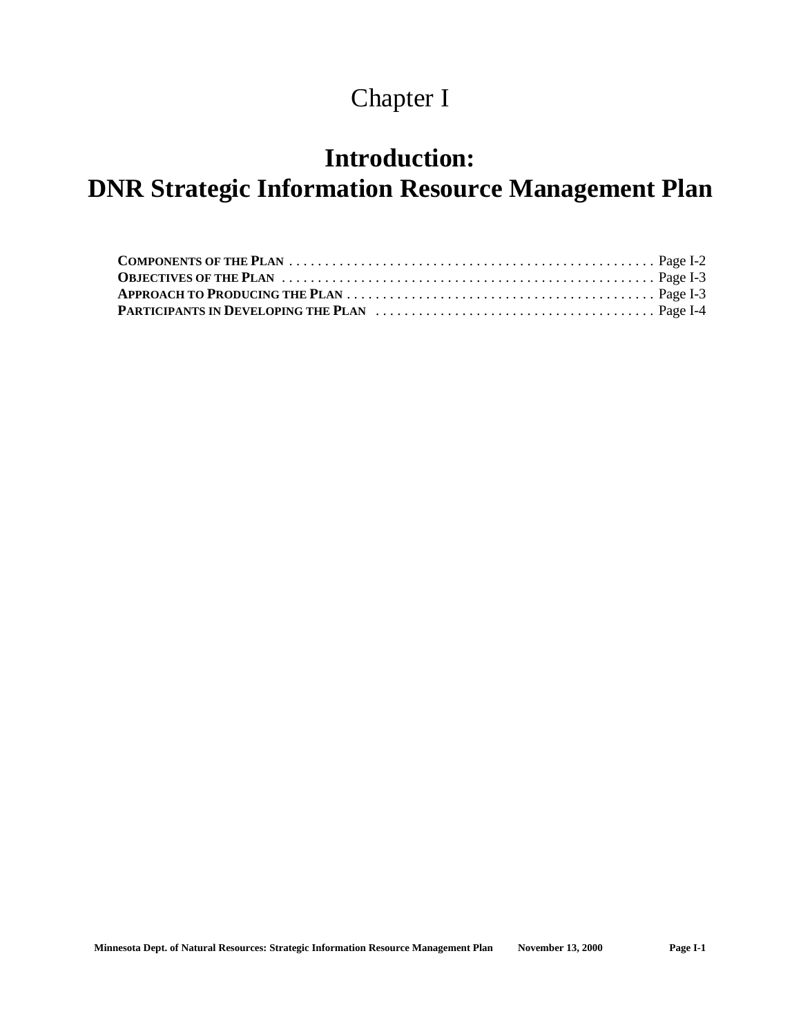# Chapter I

# Introduction:
# DNR Strategic Information Resource Management Plan

**COMPONENTS OF THE PLAN** . . . . . . . . . . . . . . . . . . . . . . . . . . . . . . . . . . . . . . . . . . . . . . . . . . Page I-2
**OBJECTIVES OF THE PLAN** . . . . . . . . . . . . . . . . . . . . . . . . . . . . . . . . . . . . . . . . . . . . . . . . . . Page I-3
**APPROACH TO PRODUCING THE PLAN** . . . . . . . . . . . . . . . . . . . . . . . . . . . . . . . . . . . . . . . . . . Page I-3
**PARTICIPANTS IN DEVELOPING THE PLAN** . . . . . . . . . . . . . . . . . . . . . . . . . . . . . . . . . . . . . . Page I-4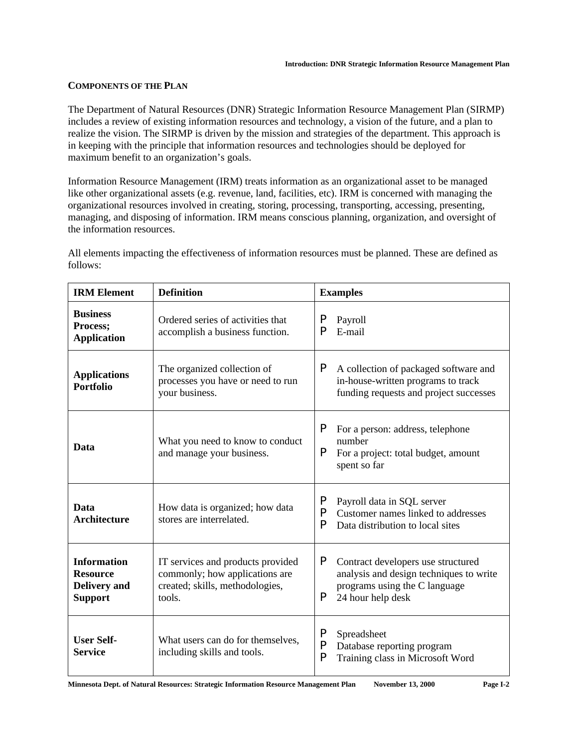## COMPONENTS OF THE PLAN

The Department of Natural Resources (DNR) Strategic Information Resource Management Plan (SIRMP) includes a review of existing information resources and technology, a vision of the future, and a plan to realize the vision. The SIRMP is driven by the mission and strategies of the department. This approach is in keeping with the principle that information resources and technologies should be deployed for maximum benefit to an organization's goals.

Information Resource Management (IRM) treats information as an organizational asset to be managed like other organizational assets (e.g. revenue, land, facilities, etc). IRM is concerned with managing the organizational resources involved in creating, storing, processing, transporting, accessing, presenting, managing, and disposing of information. IRM means conscious planning, organization, and oversight of the information resources.

All elements impacting the effectiveness of information resources must be planned. These are defined as follows:

| IRM Element | Definition | Examples |
|---|---|---|
| **Business Process; Application** | Ordered series of activities that accomplish a business function. | P Payroll<br>P E-mail |
| **Applications Portfolio** | The organized collection of processes you have or need to run your business. | P A collection of packaged software and in-house-written programs to track funding requests and project successes |
| **Data** | What you need to know to conduct and manage your business. | P For a person: address, telephone number<br>P For a project: total budget, amount spent so far |
| **Data Architecture** | How data is organized; how data stores are interrelated. | P Payroll data in SQL server<br>P Customer names linked to addresses<br>P Data distribution to local sites |
| **Information Resource Delivery and Support** | IT services and products provided commonly; how applications are created; skills, methodologies, tools. | P Contract developers use structured analysis and design techniques to write programs using the C language<br>P 24 hour help desk |
| **User Self-Service** | What users can do for themselves, including skills and tools. | P Spreadsheet<br>P Database reporting program<br>P Training class in Microsoft Word |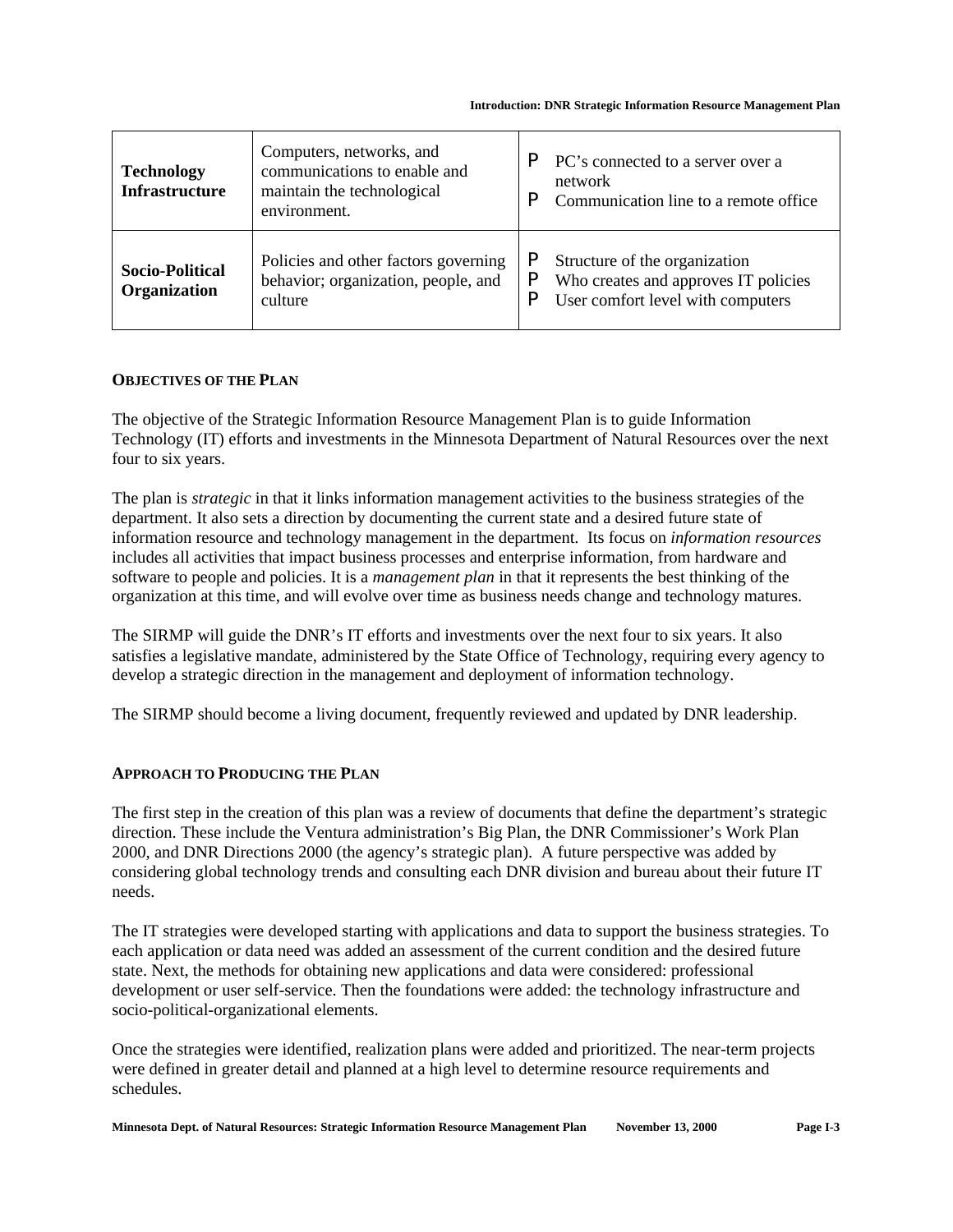| **Technology Infrastructure** | Computers, networks, and communications to enable and maintain the technological environment. | P PC's connected to a server over a network<br>P Communication line to a remote office |
|---|---|---|
| **Socio-Political Organization** | Policies and other factors governing behavior; organization, people, and culture | P Structure of the organization<br>P Who creates and approves IT policies<br>P User comfort level with computers |

**OBJECTIVES OF THE PLAN**

The objective of the Strategic Information Resource Management Plan is to guide Information Technology (IT) efforts and investments in the Minnesota Department of Natural Resources over the next four to six years.

The plan is *strategic* in that it links information management activities to the business strategies of the department. It also sets a direction by documenting the current state and a desired future state of information resource and technology management in the department. Its focus on *information resources* includes all activities that impact business processes and enterprise information, from hardware and software to people and policies. It is a *management plan* in that it represents the best thinking of the organization at this time, and will evolve over time as business needs change and technology matures.

The SIRMP will guide the DNR's IT efforts and investments over the next four to six years. It also satisfies a legislative mandate, administered by the State Office of Technology, requiring every agency to develop a strategic direction in the management and deployment of information technology.

The SIRMP should become a living document, frequently reviewed and updated by DNR leadership.

**APPROACH TO PRODUCING THE PLAN**

The first step in the creation of this plan was a review of documents that define the department's strategic direction. These include the Ventura administration's Big Plan, the DNR Commissioner's Work Plan 2000, and DNR Directions 2000 (the agency's strategic plan). A future perspective was added by considering global technology trends and consulting each DNR division and bureau about their future IT needs.

The IT strategies were developed starting with applications and data to support the business strategies. To each application or data need was added an assessment of the current condition and the desired future state. Next, the methods for obtaining new applications and data were considered: professional development or user self-service. Then the foundations were added: the technology infrastructure and socio-political-organizational elements.

Once the strategies were identified, realization plans were added and prioritized. The near-term projects were defined in greater detail and planned at a high level to determine resource requirements and schedules.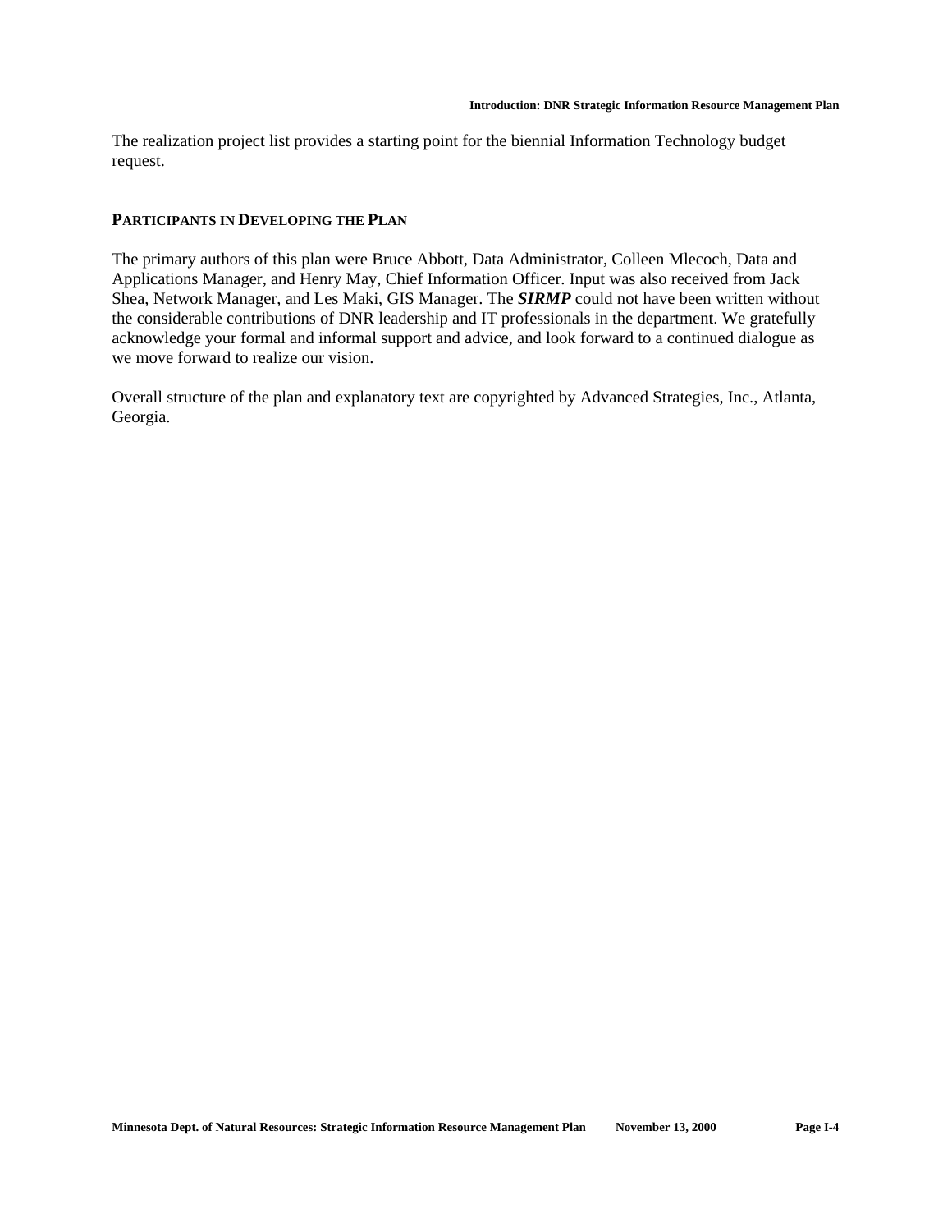The realization project list provides a starting point for the biennial Information Technology budget request.

## PARTICIPANTS IN DEVELOPING THE PLAN

The primary authors of this plan were Bruce Abbott, Data Administrator, Colleen Mlecoch, Data and Applications Manager, and Henry May, Chief Information Officer. Input was also received from Jack Shea, Network Manager, and Les Maki, GIS Manager. The ***SIRMP*** could not have been written without the considerable contributions of DNR leadership and IT professionals in the department. We gratefully acknowledge your formal and informal support and advice, and look forward to a continued dialogue as we move forward to realize our vision.

Overall structure of the plan and explanatory text are copyrighted by Advanced Strategies, Inc., Atlanta, Georgia.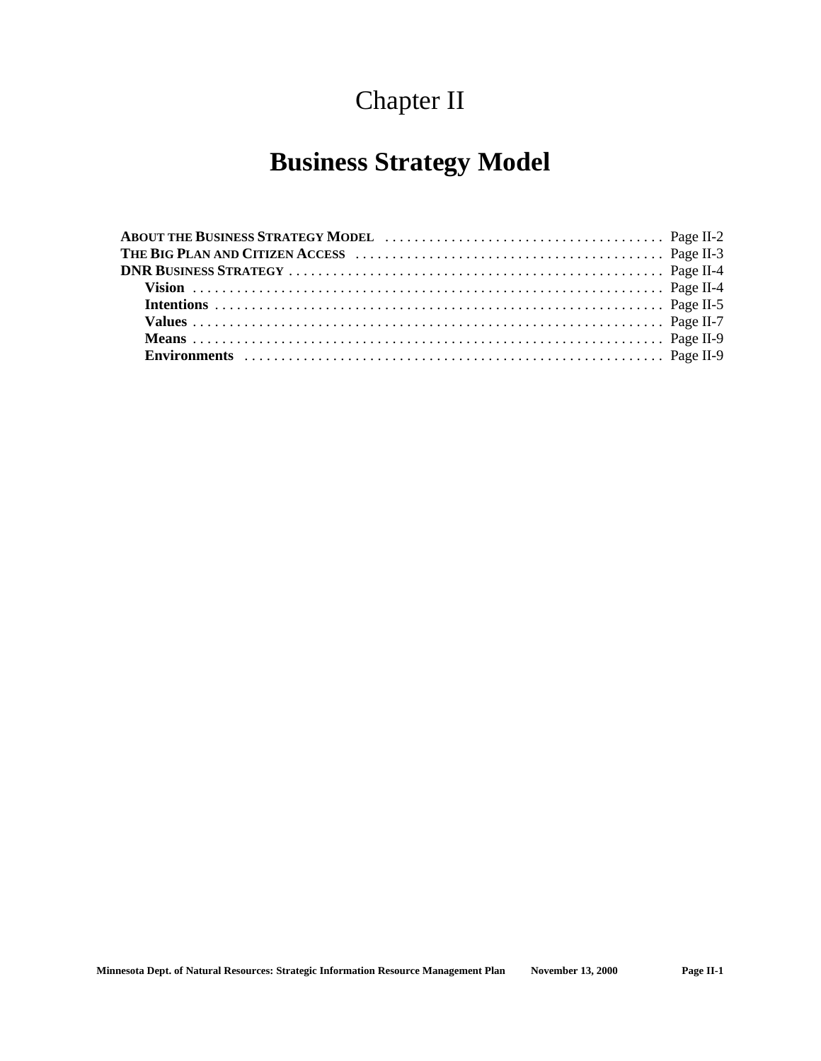# Chapter II

# Business Strategy Model

**ABOUT THE BUSINESS STRATEGY MODEL** . . . . . . . . . . . . . . . . . . . . . . . . . . . . . . . . . . . . . Page II-2
**THE BIG PLAN AND CITIZEN ACCESS** . . . . . . . . . . . . . . . . . . . . . . . . . . . . . . . . . . . . . . . . Page II-3
**DNR BUSINESS STRATEGY** . . . . . . . . . . . . . . . . . . . . . . . . . . . . . . . . . . . . . . . . . . . . . . . . . . Page II-4
- **Vision** . . . . . . . . . . . . . . . . . . . . . . . . . . . . . . . . . . . . . . . . . . . . . . . . . . . . . . . . . . . . . . . Page II-4
- **Intentions** . . . . . . . . . . . . . . . . . . . . . . . . . . . . . . . . . . . . . . . . . . . . . . . . . . . . . . . . . . . . Page II-5
- **Values** . . . . . . . . . . . . . . . . . . . . . . . . . . . . . . . . . . . . . . . . . . . . . . . . . . . . . . . . . . . . . . . Page II-7
- **Means** . . . . . . . . . . . . . . . . . . . . . . . . . . . . . . . . . . . . . . . . . . . . . . . . . . . . . . . . . . . . . . . Page II-9
- **Environments** . . . . . . . . . . . . . . . . . . . . . . . . . . . . . . . . . . . . . . . . . . . . . . . . . . . . . . . . Page II-9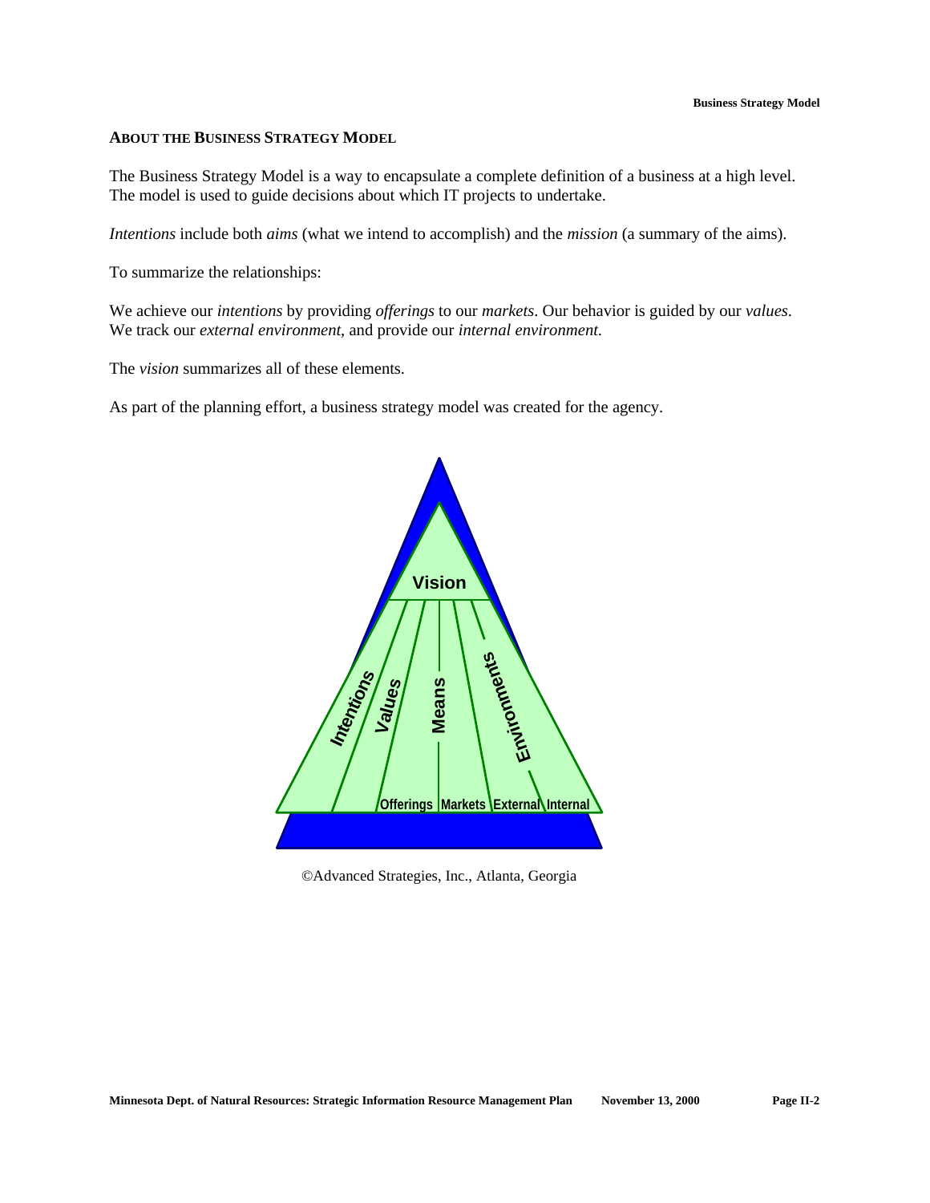## ABOUT THE BUSINESS STRATEGY MODEL

The Business Strategy Model is a way to encapsulate a complete definition of a business at a high level. The model is used to guide decisions about which IT projects to undertake.

*Intentions* include both *aims* (what we intend to accomplish) and the *mission* (a summary of the aims).

To summarize the relationships:

We achieve our *intentions* by providing *offerings* to our *markets*. Our behavior is guided by our *values*. We track our *external environment*, and provide our *internal environment*.

The *vision* summarizes all of these elements.

As part of the planning effort, a business strategy model was created for the agency.

Vision

Intentions | Values | Means | Environments

Offerings | Markets | External | Internal

©Advanced Strategies, Inc., Atlanta, Georgia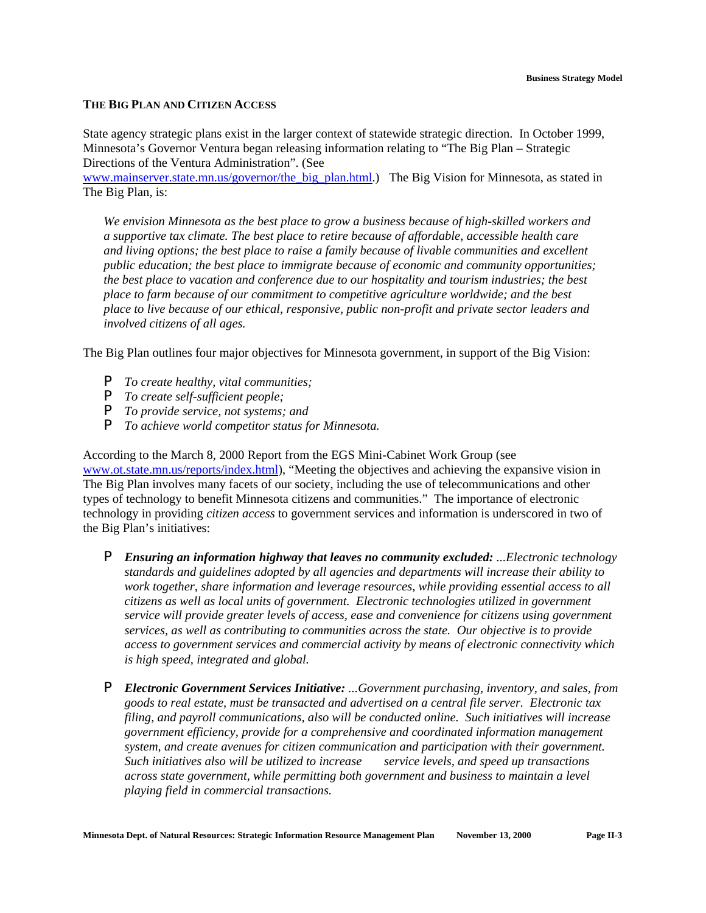## THE BIG PLAN AND CITIZEN ACCESS

State agency strategic plans exist in the larger context of statewide strategic direction. In October 1999, Minnesota's Governor Ventura began releasing information relating to "The Big Plan – Strategic Directions of the Ventura Administration". (See www.mainserver.state.mn.us/governor/the_big_plan.html.) The Big Vision for Minnesota, as stated in The Big Plan, is:

> *We envision Minnesota as the best place to grow a business because of high-skilled workers and a supportive tax climate. The best place to retire because of affordable, accessible health care and living options; the best place to raise a family because of livable communities and excellent public education; the best place to immigrate because of economic and community opportunities; the best place to vacation and conference due to our hospitality and tourism industries; the best place to farm because of our commitment to competitive agriculture worldwide; and the best place to live because of our ethical, responsive, public non-profit and private sector leaders and involved citizens of all ages.*

The Big Plan outlines four major objectives for Minnesota government, in support of the Big Vision:

- *To create healthy, vital communities;*
- *To create self-sufficient people;*
- *To provide service, not systems; and*
- *To achieve world competitor status for Minnesota.*

According to the March 8, 2000 Report from the EGS Mini-Cabinet Work Group (see www.ot.state.mn.us/reports/index.html), "Meeting the objectives and achieving the expansive vision in The Big Plan involves many facets of our society, including the use of telecommunications and other types of technology to benefit Minnesota citizens and communities." The importance of electronic technology in providing *citizen access* to government services and information is underscored in two of the Big Plan's initiatives:

- ***Ensuring an information highway that leaves no community excluded:*** *...Electronic technology standards and guidelines adopted by all agencies and departments will increase their ability to work together, share information and leverage resources, while providing essential access to all citizens as well as local units of government. Electronic technologies utilized in government service will provide greater levels of access, ease and convenience for citizens using government services, as well as contributing to communities across the state. Our objective is to provide access to government services and commercial activity by means of electronic connectivity which is high speed, integrated and global.*

- ***Electronic Government Services Initiative:*** *...Government purchasing, inventory, and sales, from goods to real estate, must be transacted and advertised on a central file server. Electronic tax filing, and payroll communications, also will be conducted online. Such initiatives will increase government efficiency, provide for a comprehensive and coordinated information management system, and create avenues for citizen communication and participation with their government. Such initiatives also will be utilized to increase service levels, and speed up transactions across state government, while permitting both government and business to maintain a level playing field in commercial transactions.*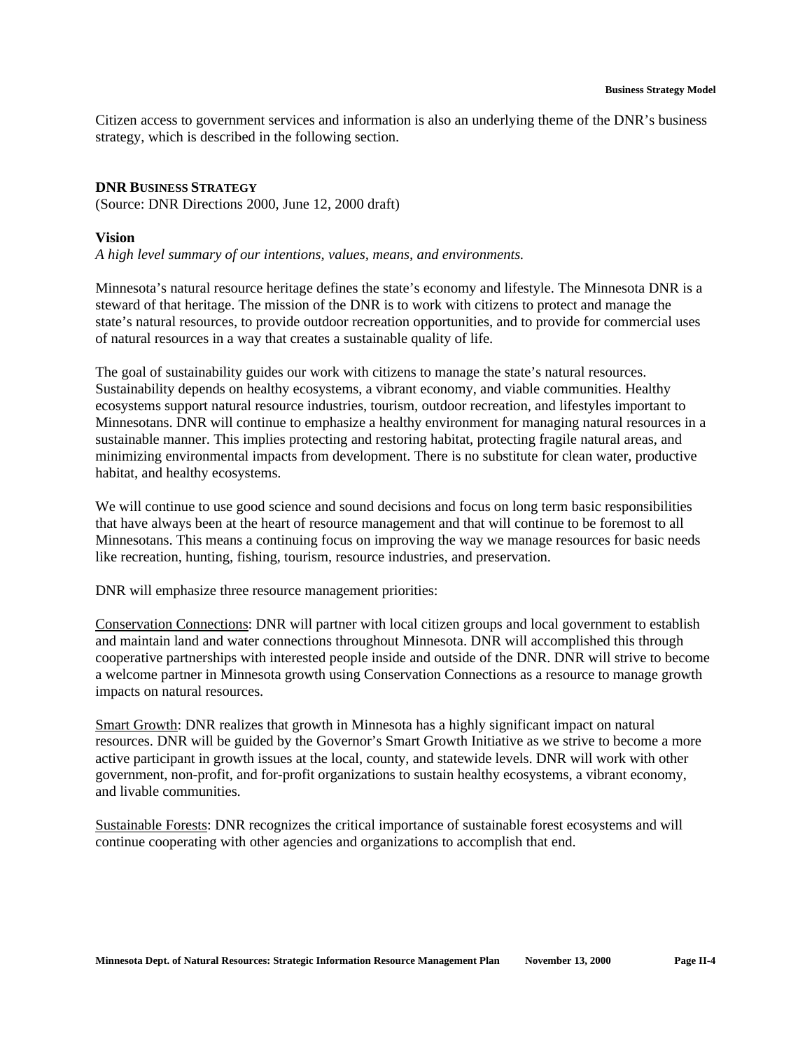Citizen access to government services and information is also an underlying theme of the DNR's business strategy, which is described in the following section.

## DNR BUSINESS STRATEGY

(Source: DNR Directions 2000, June 12, 2000 draft)

### Vision

*A high level summary of our intentions, values, means, and environments.*

Minnesota's natural resource heritage defines the state's economy and lifestyle. The Minnesota DNR is a steward of that heritage. The mission of the DNR is to work with citizens to protect and manage the state's natural resources, to provide outdoor recreation opportunities, and to provide for commercial uses of natural resources in a way that creates a sustainable quality of life.

The goal of sustainability guides our work with citizens to manage the state's natural resources. Sustainability depends on healthy ecosystems, a vibrant economy, and viable communities. Healthy ecosystems support natural resource industries, tourism, outdoor recreation, and lifestyles important to Minnesotans. DNR will continue to emphasize a healthy environment for managing natural resources in a sustainable manner. This implies protecting and restoring habitat, protecting fragile natural areas, and minimizing environmental impacts from development. There is no substitute for clean water, productive habitat, and healthy ecosystems.

We will continue to use good science and sound decisions and focus on long term basic responsibilities that have always been at the heart of resource management and that will continue to be foremost to all Minnesotans. This means a continuing focus on improving the way we manage resources for basic needs like recreation, hunting, fishing, tourism, resource industries, and preservation.

DNR will emphasize three resource management priorities:

<u>Conservation Connections</u>: DNR will partner with local citizen groups and local government to establish and maintain land and water connections throughout Minnesota. DNR will accomplished this through cooperative partnerships with interested people inside and outside of the DNR. DNR will strive to become a welcome partner in Minnesota growth using Conservation Connections as a resource to manage growth impacts on natural resources.

<u>Smart Growth</u>: DNR realizes that growth in Minnesota has a highly significant impact on natural resources. DNR will be guided by the Governor's Smart Growth Initiative as we strive to become a more active participant in growth issues at the local, county, and statewide levels. DNR will work with other government, non-profit, and for-profit organizations to sustain healthy ecosystems, a vibrant economy, and livable communities.

<u>Sustainable Forests</u>: DNR recognizes the critical importance of sustainable forest ecosystems and will continue cooperating with other agencies and organizations to accomplish that end.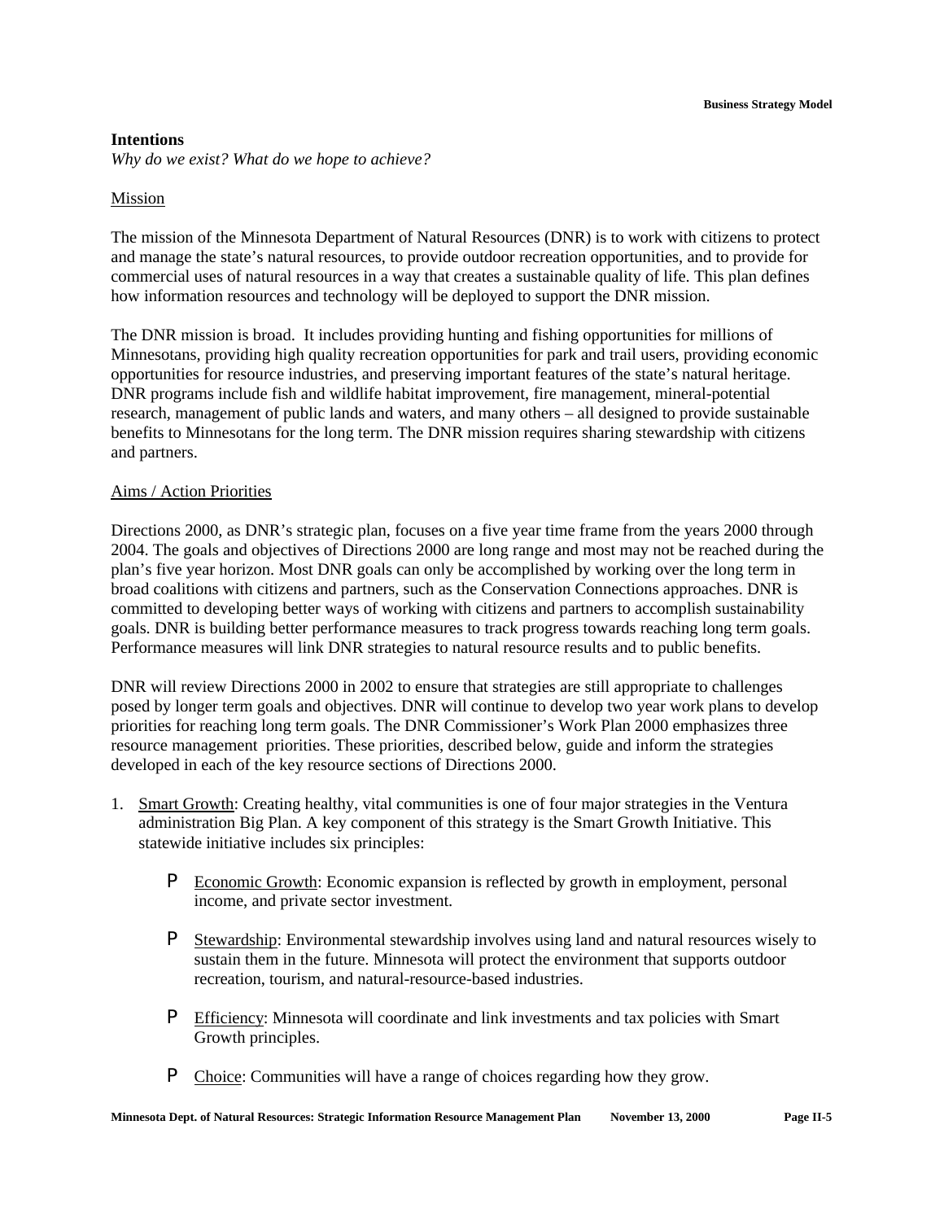**Intentions**

*Why do we exist? What do we hope to achieve?*

Mission

The mission of the Minnesota Department of Natural Resources (DNR) is to work with citizens to protect and manage the state's natural resources, to provide outdoor recreation opportunities, and to provide for commercial uses of natural resources in a way that creates a sustainable quality of life. This plan defines how information resources and technology will be deployed to support the DNR mission.

The DNR mission is broad. It includes providing hunting and fishing opportunities for millions of Minnesotans, providing high quality recreation opportunities for park and trail users, providing economic opportunities for resource industries, and preserving important features of the state's natural heritage. DNR programs include fish and wildlife habitat improvement, fire management, mineral-potential research, management of public lands and waters, and many others – all designed to provide sustainable benefits to Minnesotans for the long term. The DNR mission requires sharing stewardship with citizens and partners.

Aims / Action Priorities

Directions 2000, as DNR's strategic plan, focuses on a five year time frame from the years 2000 through 2004. The goals and objectives of Directions 2000 are long range and most may not be reached during the plan's five year horizon. Most DNR goals can only be accomplished by working over the long term in broad coalitions with citizens and partners, such as the Conservation Connections approaches. DNR is committed to developing better ways of working with citizens and partners to accomplish sustainability goals. DNR is building better performance measures to track progress towards reaching long term goals. Performance measures will link DNR strategies to natural resource results and to public benefits.

DNR will review Directions 2000 in 2002 to ensure that strategies are still appropriate to challenges posed by longer term goals and objectives. DNR will continue to develop two year work plans to develop priorities for reaching long term goals. The DNR Commissioner's Work Plan 2000 emphasizes three resource management priorities. These priorities, described below, guide and inform the strategies developed in each of the key resource sections of Directions 2000.

1. Smart Growth: Creating healthy, vital communities is one of four major strategies in the Ventura administration Big Plan. A key component of this strategy is the Smart Growth Initiative. This statewide initiative includes six principles:

   - Economic Growth: Economic expansion is reflected by growth in employment, personal income, and private sector investment.

   - Stewardship: Environmental stewardship involves using land and natural resources wisely to sustain them in the future. Minnesota will protect the environment that supports outdoor recreation, tourism, and natural-resource-based industries.

   - Efficiency: Minnesota will coordinate and link investments and tax policies with Smart Growth principles.

   - Choice: Communities will have a range of choices regarding how they grow.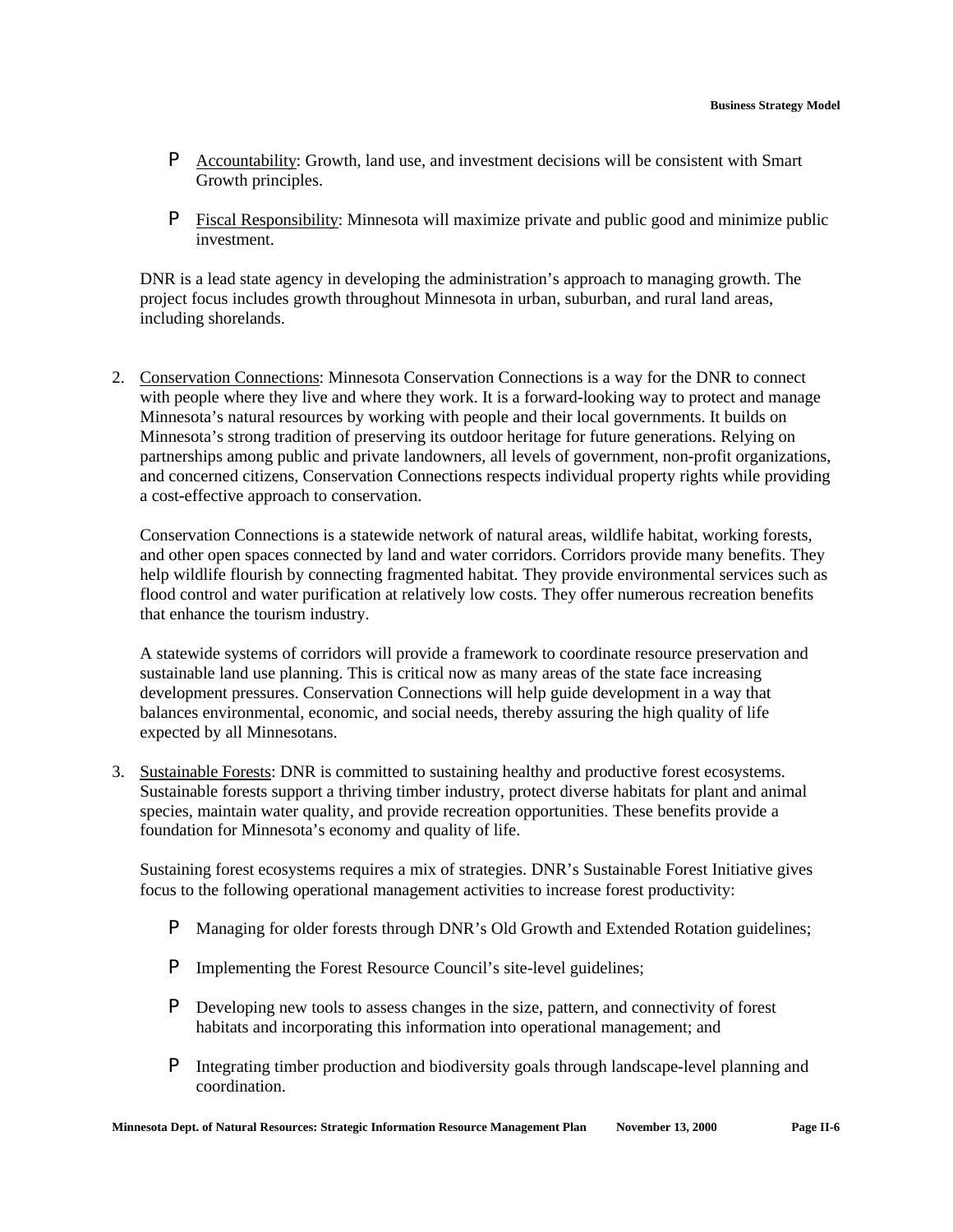- Accountability: Growth, land use, and investment decisions will be consistent with Smart Growth principles.

- Fiscal Responsibility: Minnesota will maximize private and public good and minimize public investment.

DNR is a lead state agency in developing the administration's approach to managing growth. The project focus includes growth throughout Minnesota in urban, suburban, and rural land areas, including shorelands.

2. Conservation Connections: Minnesota Conservation Connections is a way for the DNR to connect with people where they live and where they work. It is a forward-looking way to protect and manage Minnesota's natural resources by working with people and their local governments. It builds on Minnesota's strong tradition of preserving its outdoor heritage for future generations. Relying on partnerships among public and private landowners, all levels of government, non-profit organizations, and concerned citizens, Conservation Connections respects individual property rights while providing a cost-effective approach to conservation.

   Conservation Connections is a statewide network of natural areas, wildlife habitat, working forests, and other open spaces connected by land and water corridors. Corridors provide many benefits. They help wildlife flourish by connecting fragmented habitat. They provide environmental services such as flood control and water purification at relatively low costs. They offer numerous recreation benefits that enhance the tourism industry.

   A statewide systems of corridors will provide a framework to coordinate resource preservation and sustainable land use planning. This is critical now as many areas of the state face increasing development pressures. Conservation Connections will help guide development in a way that balances environmental, economic, and social needs, thereby assuring the high quality of life expected by all Minnesotans.

3. Sustainable Forests: DNR is committed to sustaining healthy and productive forest ecosystems. Sustainable forests support a thriving timber industry, protect diverse habitats for plant and animal species, maintain water quality, and provide recreation opportunities. These benefits provide a foundation for Minnesota's economy and quality of life.

   Sustaining forest ecosystems requires a mix of strategies. DNR's Sustainable Forest Initiative gives focus to the following operational management activities to increase forest productivity:

   - Managing for older forests through DNR's Old Growth and Extended Rotation guidelines;

   - Implementing the Forest Resource Council's site-level guidelines;

   - Developing new tools to assess changes in the size, pattern, and connectivity of forest habitats and incorporating this information into operational management; and

   - Integrating timber production and biodiversity goals through landscape-level planning and coordination.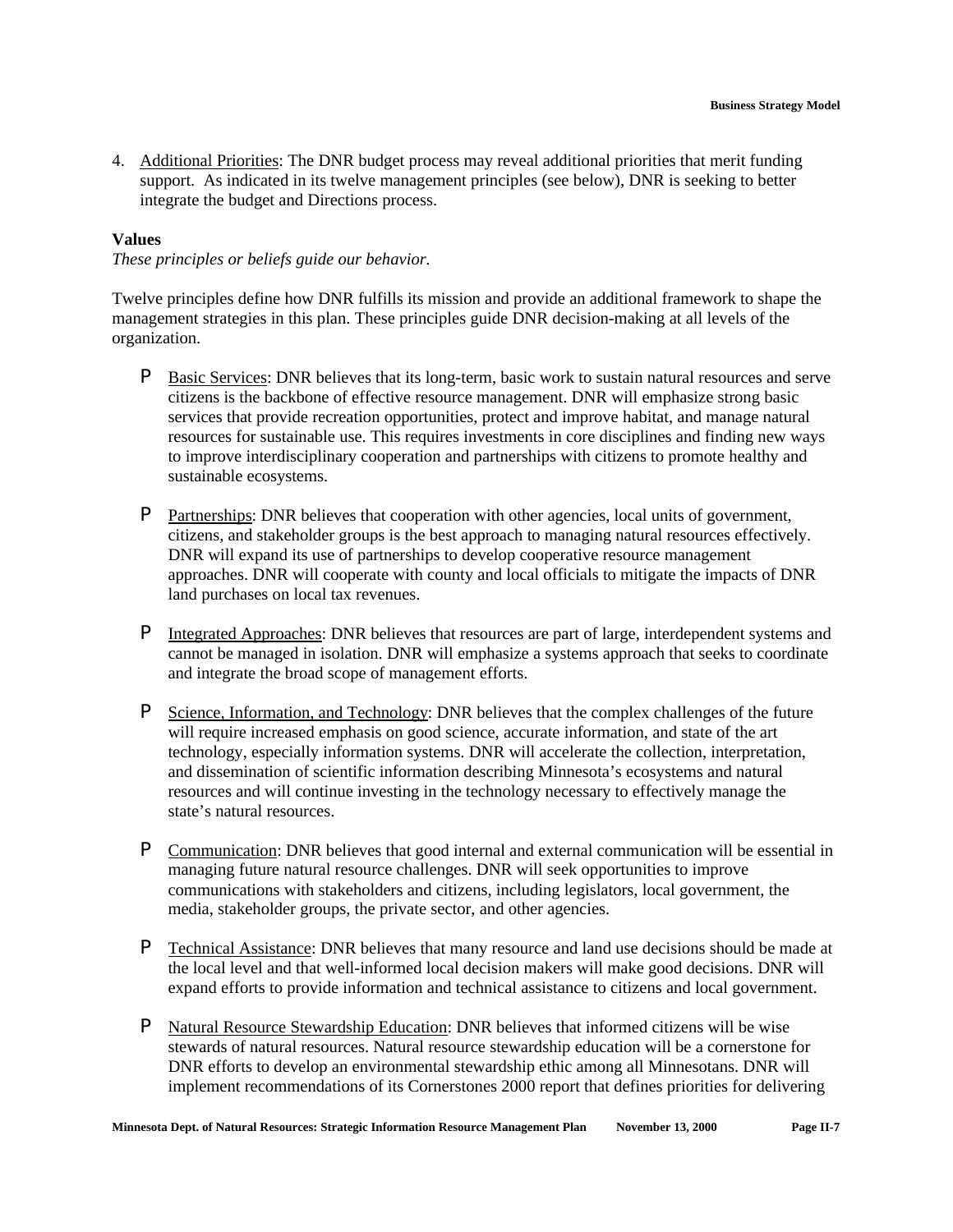4. Additional Priorities: The DNR budget process may reveal additional priorities that merit funding support. As indicated in its twelve management principles (see below), DNR is seeking to better integrate the budget and Directions process.

**Values**

*These principles or beliefs guide our behavior.*

Twelve principles define how DNR fulfills its mission and provide an additional framework to shape the management strategies in this plan. These principles guide DNR decision-making at all levels of the organization.

- Basic Services: DNR believes that its long-term, basic work to sustain natural resources and serve citizens is the backbone of effective resource management. DNR will emphasize strong basic services that provide recreation opportunities, protect and improve habitat, and manage natural resources for sustainable use. This requires investments in core disciplines and finding new ways to improve interdisciplinary cooperation and partnerships with citizens to promote healthy and sustainable ecosystems.

- Partnerships: DNR believes that cooperation with other agencies, local units of government, citizens, and stakeholder groups is the best approach to managing natural resources effectively. DNR will expand its use of partnerships to develop cooperative resource management approaches. DNR will cooperate with county and local officials to mitigate the impacts of DNR land purchases on local tax revenues.

- Integrated Approaches: DNR believes that resources are part of large, interdependent systems and cannot be managed in isolation. DNR will emphasize a systems approach that seeks to coordinate and integrate the broad scope of management efforts.

- Science, Information, and Technology: DNR believes that the complex challenges of the future will require increased emphasis on good science, accurate information, and state of the art technology, especially information systems. DNR will accelerate the collection, interpretation, and dissemination of scientific information describing Minnesota's ecosystems and natural resources and will continue investing in the technology necessary to effectively manage the state's natural resources.

- Communication: DNR believes that good internal and external communication will be essential in managing future natural resource challenges. DNR will seek opportunities to improve communications with stakeholders and citizens, including legislators, local government, the media, stakeholder groups, the private sector, and other agencies.

- Technical Assistance: DNR believes that many resource and land use decisions should be made at the local level and that well-informed local decision makers will make good decisions. DNR will expand efforts to provide information and technical assistance to citizens and local government.

- Natural Resource Stewardship Education: DNR believes that informed citizens will be wise stewards of natural resources. Natural resource stewardship education will be a cornerstone for DNR efforts to develop an environmental stewardship ethic among all Minnesotans. DNR will implement recommendations of its Cornerstones 2000 report that defines priorities for delivering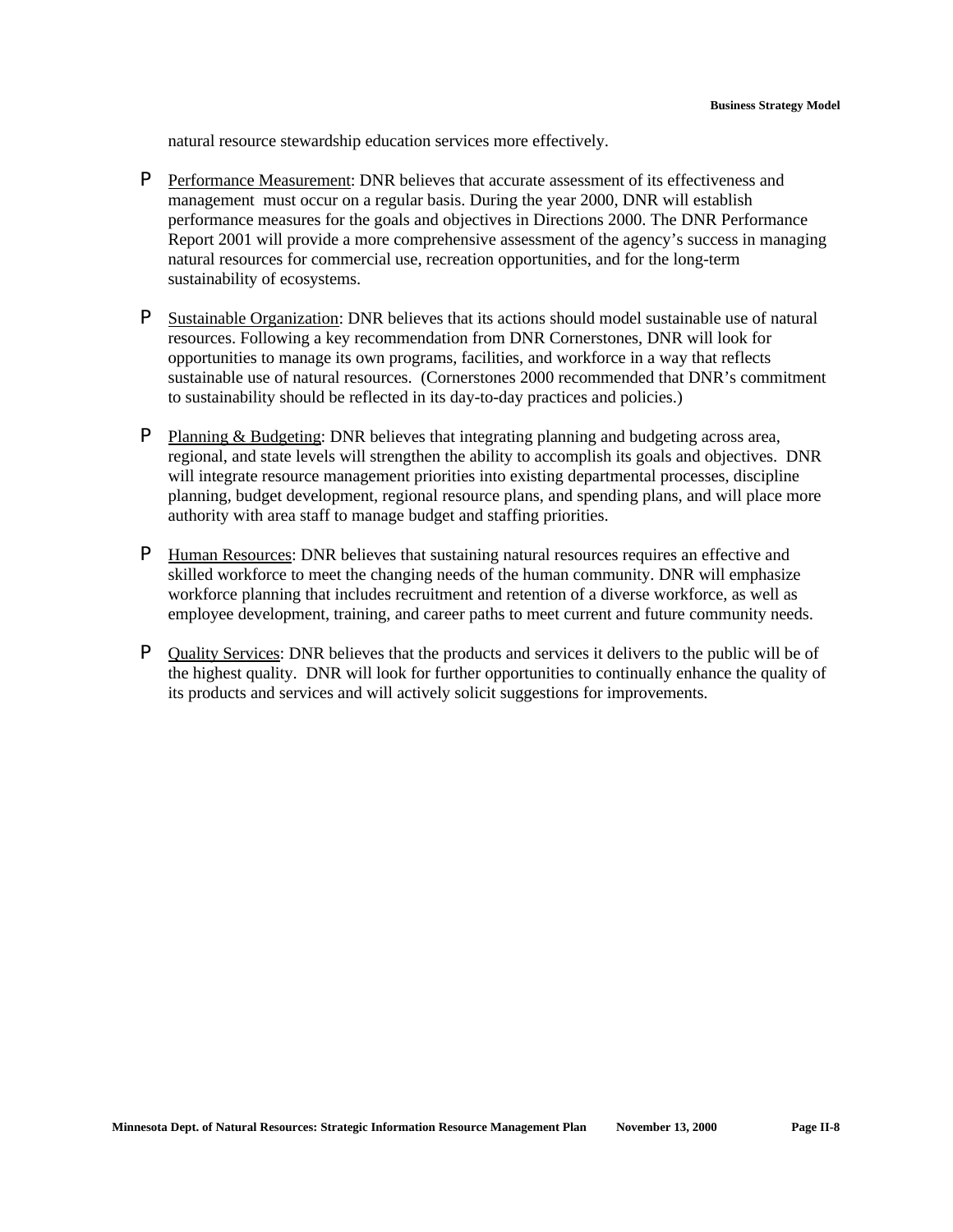natural resource stewardship education services more effectively.

- Performance Measurement: DNR believes that accurate assessment of its effectiveness and management must occur on a regular basis. During the year 2000, DNR will establish performance measures for the goals and objectives in Directions 2000. The DNR Performance Report 2001 will provide a more comprehensive assessment of the agency's success in managing natural resources for commercial use, recreation opportunities, and for the long-term sustainability of ecosystems.

- Sustainable Organization: DNR believes that its actions should model sustainable use of natural resources. Following a key recommendation from DNR Cornerstones, DNR will look for opportunities to manage its own programs, facilities, and workforce in a way that reflects sustainable use of natural resources. (Cornerstones 2000 recommended that DNR's commitment to sustainability should be reflected in its day-to-day practices and policies.)

- Planning & Budgeting: DNR believes that integrating planning and budgeting across area, regional, and state levels will strengthen the ability to accomplish its goals and objectives. DNR will integrate resource management priorities into existing departmental processes, discipline planning, budget development, regional resource plans, and spending plans, and will place more authority with area staff to manage budget and staffing priorities.

- Human Resources: DNR believes that sustaining natural resources requires an effective and skilled workforce to meet the changing needs of the human community. DNR will emphasize workforce planning that includes recruitment and retention of a diverse workforce, as well as employee development, training, and career paths to meet current and future community needs.

- Quality Services: DNR believes that the products and services it delivers to the public will be of the highest quality. DNR will look for further opportunities to continually enhance the quality of its products and services and will actively solicit suggestions for improvements.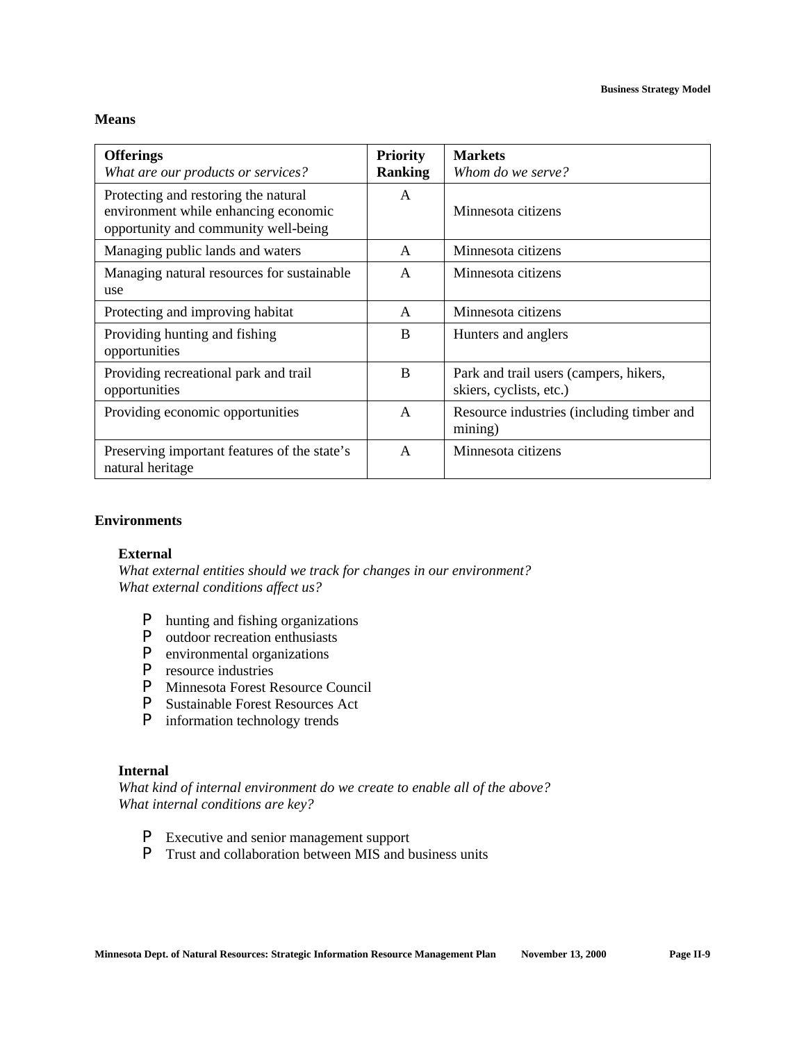## Means

| **Offerings** *What are our products or services?* | **Priority Ranking** | **Markets** *Whom do we serve?* |
|---|---|---|
| Protecting and restoring the natural environment while enhancing economic opportunity and community well-being | A | Minnesota citizens |
| Managing public lands and waters | A | Minnesota citizens |
| Managing natural resources for sustainable use | A | Minnesota citizens |
| Protecting and improving habitat | A | Minnesota citizens |
| Providing hunting and fishing opportunities | B | Hunters and anglers |
| Providing recreational park and trail opportunities | B | Park and trail users (campers, hikers, skiers, cyclists, etc.) |
| Providing economic opportunities | A | Resource industries (including timber and mining) |
| Preserving important features of the state's natural heritage | A | Minnesota citizens |

## Environments

### External

*What external entities should we track for changes in our environment?*
*What external conditions affect us?*

- hunting and fishing organizations
- outdoor recreation enthusiasts
- environmental organizations
- resource industries
- Minnesota Forest Resource Council
- Sustainable Forest Resources Act
- information technology trends

### Internal

*What kind of internal environment do we create to enable all of the above?*
*What internal conditions are key?*

- Executive and senior management support
- Trust and collaboration between MIS and business units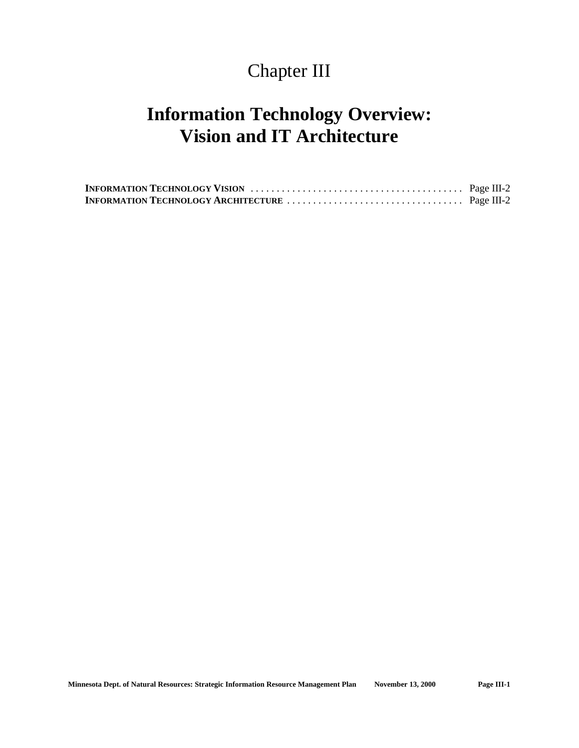# Chapter III

## Information Technology Overview: Vision and IT Architecture

**INFORMATION TECHNOLOGY VISION** . . . . . . . . . . . . . . . . . . . . . . . . . . . . . . . . . . . . . . . . Page III-2
**INFORMATION TECHNOLOGY ARCHITECTURE** . . . . . . . . . . . . . . . . . . . . . . . . . . . . . . . . . Page III-2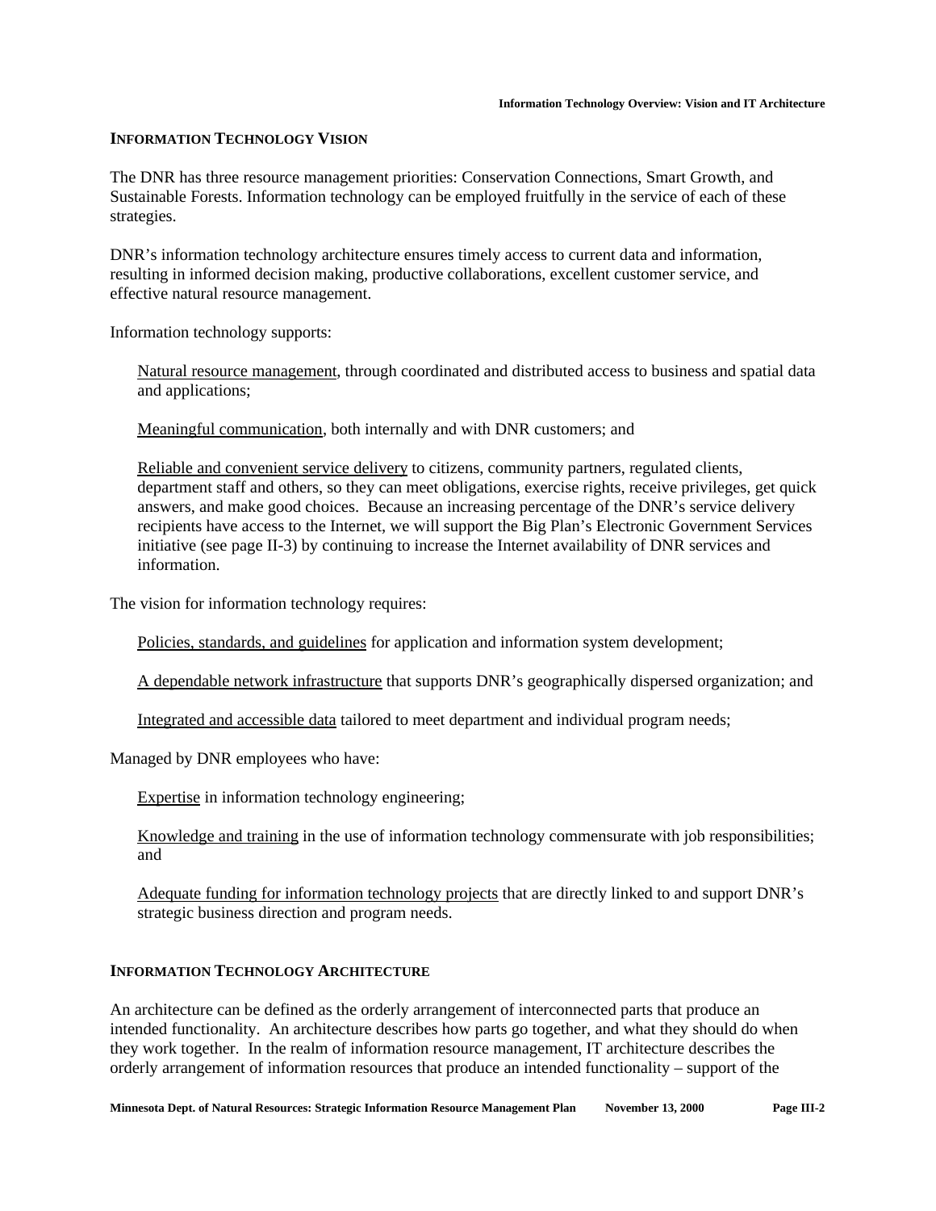## INFORMATION TECHNOLOGY VISION

The DNR has three resource management priorities: Conservation Connections, Smart Growth, and Sustainable Forests. Information technology can be employed fruitfully in the service of each of these strategies.

DNR's information technology architecture ensures timely access to current data and information, resulting in informed decision making, productive collaborations, excellent customer service, and effective natural resource management.

Information technology supports:

> <u>Natural resource management</u>, through coordinated and distributed access to business and spatial data and applications;
>
> <u>Meaningful communication</u>, both internally and with DNR customers; and
>
> <u>Reliable and convenient service delivery</u> to citizens, community partners, regulated clients, department staff and others, so they can meet obligations, exercise rights, receive privileges, get quick answers, and make good choices. Because an increasing percentage of the DNR's service delivery recipients have access to the Internet, we will support the Big Plan's Electronic Government Services initiative (see page II-3) by continuing to increase the Internet availability of DNR services and information.

The vision for information technology requires:

> <u>Policies, standards, and guidelines</u> for application and information system development;
>
> <u>A dependable network infrastructure</u> that supports DNR's geographically dispersed organization; and
>
> <u>Integrated and accessible data</u> tailored to meet department and individual program needs;

Managed by DNR employees who have:

> <u>Expertise</u> in information technology engineering;
>
> <u>Knowledge and training</u> in the use of information technology commensurate with job responsibilities; and
>
> <u>Adequate funding for information technology projects</u> that are directly linked to and support DNR's strategic business direction and program needs.

## INFORMATION TECHNOLOGY ARCHITECTURE

An architecture can be defined as the orderly arrangement of interconnected parts that produce an intended functionality. An architecture describes how parts go together, and what they should do when they work together. In the realm of information resource management, IT architecture describes the orderly arrangement of information resources that produce an intended functionality – support of the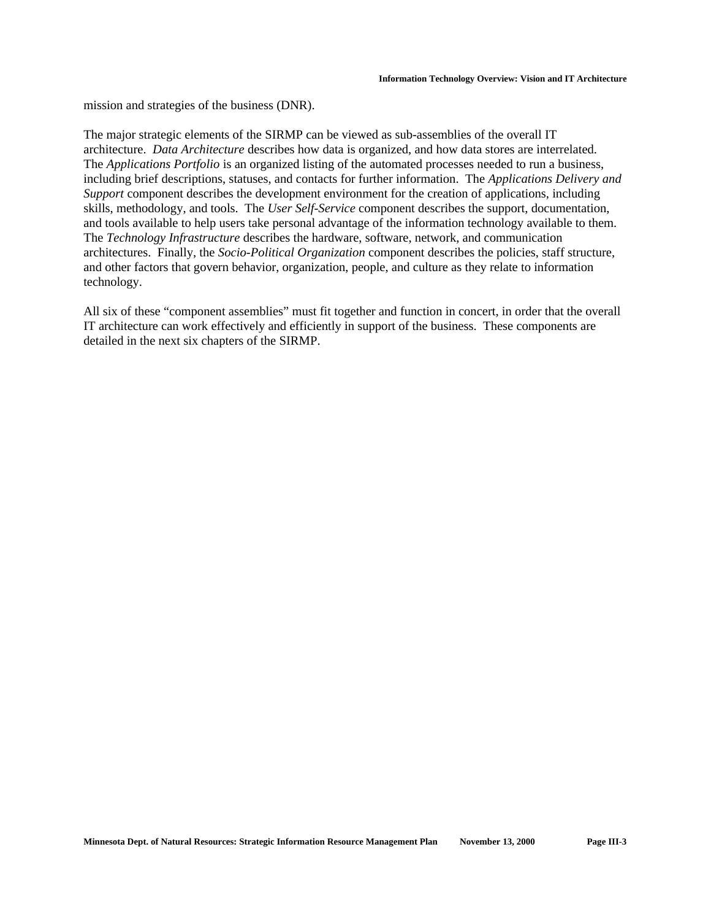mission and strategies of the business (DNR).

The major strategic elements of the SIRMP can be viewed as sub-assemblies of the overall IT architecture. *Data Architecture* describes how data is organized, and how data stores are interrelated. The *Applications Portfolio* is an organized listing of the automated processes needed to run a business, including brief descriptions, statuses, and contacts for further information. The *Applications Delivery and Support* component describes the development environment for the creation of applications, including skills, methodology, and tools. The *User Self-Service* component describes the support, documentation, and tools available to help users take personal advantage of the information technology available to them. The *Technology Infrastructure* describes the hardware, software, network, and communication architectures. Finally, the *Socio-Political Organization* component describes the policies, staff structure, and other factors that govern behavior, organization, people, and culture as they relate to information technology.

All six of these "component assemblies" must fit together and function in concert, in order that the overall IT architecture can work effectively and efficiently in support of the business. These components are detailed in the next six chapters of the SIRMP.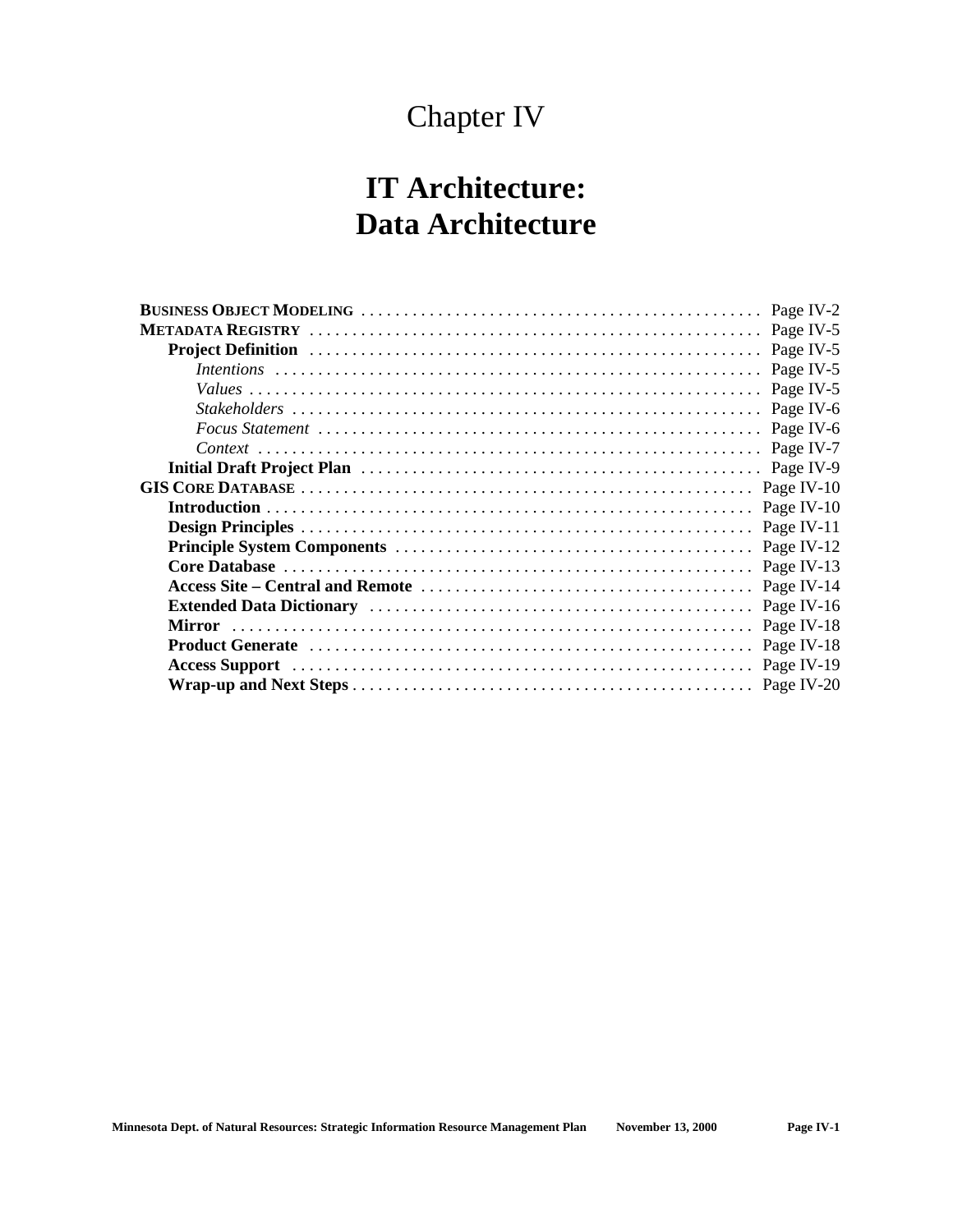# Chapter IV

# IT Architecture: Data Architecture

**BUSINESS OBJECT MODELING** . . . . . . . . . . . . . . . . . . . . . . . . . . . . . . . . . . . . . . . . . . . . . Page IV-2
**METADATA REGISTRY** . . . . . . . . . . . . . . . . . . . . . . . . . . . . . . . . . . . . . . . . . . . . . . . . . . . Page IV-5
  **Project Definition** . . . . . . . . . . . . . . . . . . . . . . . . . . . . . . . . . . . . . . . . . . . . . . . . . . . Page IV-5
    *Intentions* . . . . . . . . . . . . . . . . . . . . . . . . . . . . . . . . . . . . . . . . . . . . . . . . . . . . . . . Page IV-5
    *Values* . . . . . . . . . . . . . . . . . . . . . . . . . . . . . . . . . . . . . . . . . . . . . . . . . . . . . . . . . Page IV-5
    *Stakeholders* . . . . . . . . . . . . . . . . . . . . . . . . . . . . . . . . . . . . . . . . . . . . . . . . . . . . Page IV-6
    *Focus Statement* . . . . . . . . . . . . . . . . . . . . . . . . . . . . . . . . . . . . . . . . . . . . . . . . . Page IV-6
    *Context* . . . . . . . . . . . . . . . . . . . . . . . . . . . . . . . . . . . . . . . . . . . . . . . . . . . . . . . Page IV-7
  **Initial Draft Project Plan** . . . . . . . . . . . . . . . . . . . . . . . . . . . . . . . . . . . . . . . . . . . . . Page IV-9
**GIS CORE DATABASE** . . . . . . . . . . . . . . . . . . . . . . . . . . . . . . . . . . . . . . . . . . . . . . . . . . . Page IV-10
  **Introduction** . . . . . . . . . . . . . . . . . . . . . . . . . . . . . . . . . . . . . . . . . . . . . . . . . . . . . . Page IV-10
  **Design Principles** . . . . . . . . . . . . . . . . . . . . . . . . . . . . . . . . . . . . . . . . . . . . . . . . . . Page IV-11
  **Principle System Components** . . . . . . . . . . . . . . . . . . . . . . . . . . . . . . . . . . . . . . . . Page IV-12
  **Core Database** . . . . . . . . . . . . . . . . . . . . . . . . . . . . . . . . . . . . . . . . . . . . . . . . . . . . Page IV-13
  **Access Site – Central and Remote** . . . . . . . . . . . . . . . . . . . . . . . . . . . . . . . . . . . . Page IV-14
  **Extended Data Dictionary** . . . . . . . . . . . . . . . . . . . . . . . . . . . . . . . . . . . . . . . . . . . Page IV-16
  **Mirror** . . . . . . . . . . . . . . . . . . . . . . . . . . . . . . . . . . . . . . . . . . . . . . . . . . . . . . . . . . . Page IV-18
  **Product Generate** . . . . . . . . . . . . . . . . . . . . . . . . . . . . . . . . . . . . . . . . . . . . . . . . . . Page IV-18
  **Access Support** . . . . . . . . . . . . . . . . . . . . . . . . . . . . . . . . . . . . . . . . . . . . . . . . . . . . Page IV-19
  **Wrap-up and Next Steps** . . . . . . . . . . . . . . . . . . . . . . . . . . . . . . . . . . . . . . . . . . . . . Page IV-20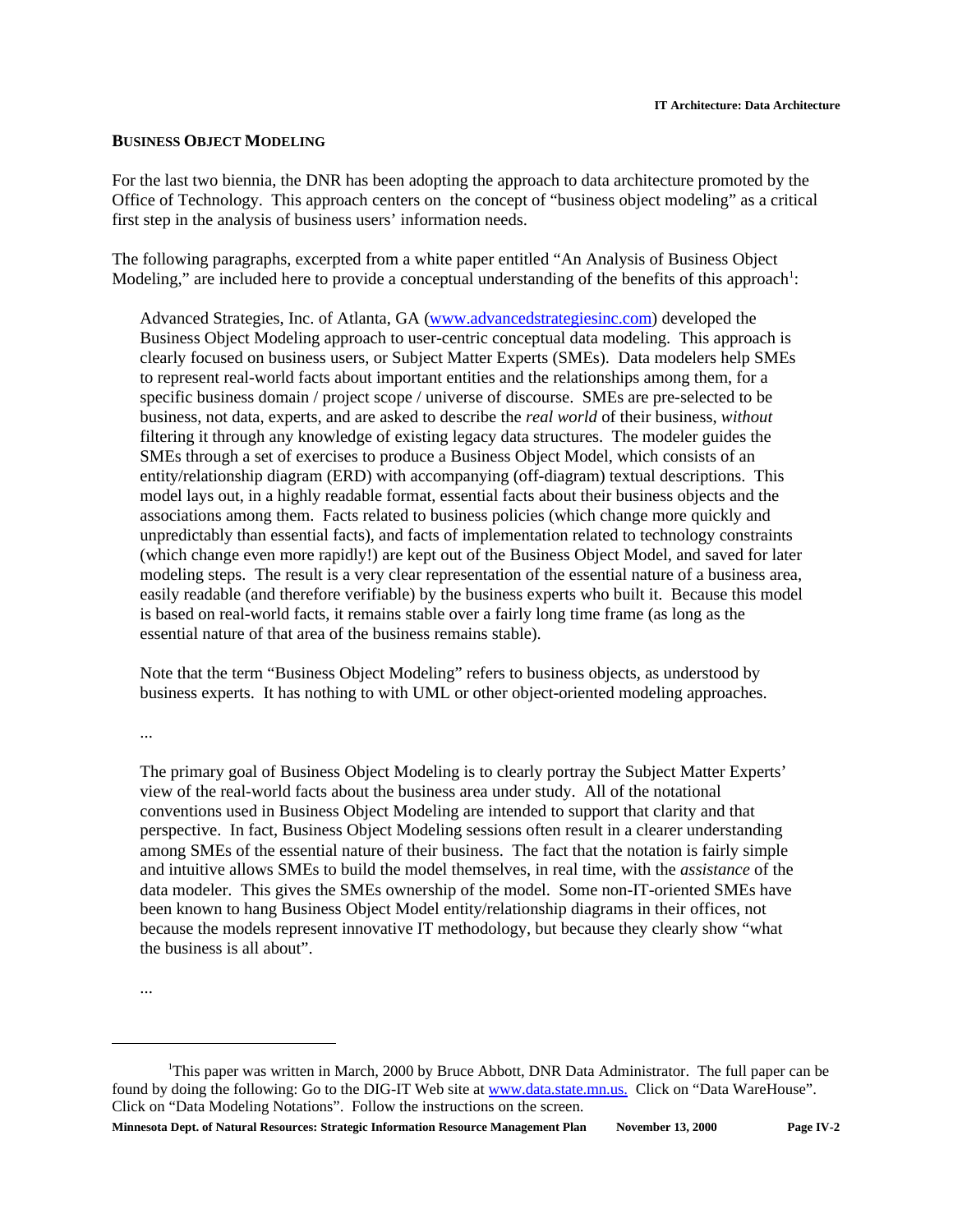## BUSINESS OBJECT MODELING

For the last two biennia, the DNR has been adopting the approach to data architecture promoted by the Office of Technology. This approach centers on the concept of "business object modeling" as a critical first step in the analysis of business users' information needs.

The following paragraphs, excerpted from a white paper entitled "An Analysis of Business Object Modeling," are included here to provide a conceptual understanding of the benefits of this approach[1]:

> Advanced Strategies, Inc. of Atlanta, GA (www.advancedstrategiesinc.com) developed the Business Object Modeling approach to user-centric conceptual data modeling. This approach is clearly focused on business users, or Subject Matter Experts (SMEs). Data modelers help SMEs to represent real-world facts about important entities and the relationships among them, for a specific business domain / project scope / universe of discourse. SMEs are pre-selected to be business, not data, experts, and are asked to describe the *real world* of their business, *without* filtering it through any knowledge of existing legacy data structures. The modeler guides the SMEs through a set of exercises to produce a Business Object Model, which consists of an entity/relationship diagram (ERD) with accompanying (off-diagram) textual descriptions. This model lays out, in a highly readable format, essential facts about their business objects and the associations among them. Facts related to business policies (which change more quickly and unpredictably than essential facts), and facts of implementation related to technology constraints (which change even more rapidly!) are kept out of the Business Object Model, and saved for later modeling steps. The result is a very clear representation of the essential nature of a business area, easily readable (and therefore verifiable) by the business experts who built it. Because this model is based on real-world facts, it remains stable over a fairly long time frame (as long as the essential nature of that area of the business remains stable).
>
> Note that the term "Business Object Modeling" refers to business objects, as understood by business experts. It has nothing to with UML or other object-oriented modeling approaches.
>
> ...
>
> The primary goal of Business Object Modeling is to clearly portray the Subject Matter Experts' view of the real-world facts about the business area under study. All of the notational conventions used in Business Object Modeling are intended to support that clarity and that perspective. In fact, Business Object Modeling sessions often result in a clearer understanding among SMEs of the essential nature of their business. The fact that the notation is fairly simple and intuitive allows SMEs to build the model themselves, in real time, with the *assistance* of the data modeler. This gives the SMEs ownership of the model. Some non-IT-oriented SMEs have been known to hang Business Object Model entity/relationship diagrams in their offices, not because the models represent innovative IT methodology, but because they clearly show "what the business is all about".
>
> ...

---

[1] This paper was written in March, 2000 by Bruce Abbott, DNR Data Administrator. The full paper can be found by doing the following: Go to the DIG-IT Web site at www.data.state.mn.us. Click on "Data WareHouse". Click on "Data Modeling Notations". Follow the instructions on the screen.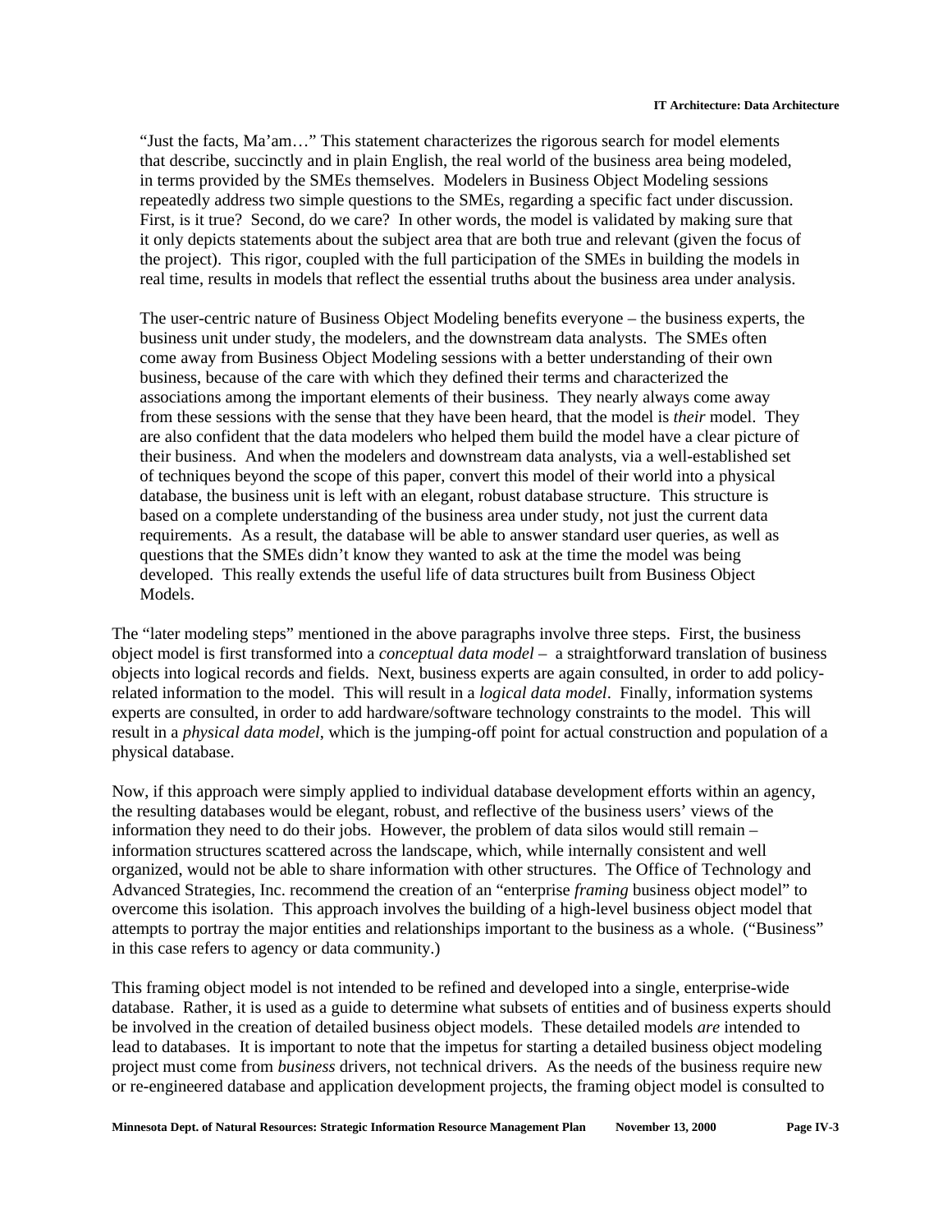> "Just the facts, Ma'am…" This statement characterizes the rigorous search for model elements that describe, succinctly and in plain English, the real world of the business area being modeled, in terms provided by the SMEs themselves. Modelers in Business Object Modeling sessions repeatedly address two simple questions to the SMEs, regarding a specific fact under discussion. First, is it true? Second, do we care? In other words, the model is validated by making sure that it only depicts statements about the subject area that are both true and relevant (given the focus of the project). This rigor, coupled with the full participation of the SMEs in building the models in real time, results in models that reflect the essential truths about the business area under analysis.
>
> The user-centric nature of Business Object Modeling benefits everyone – the business experts, the business unit under study, the modelers, and the downstream data analysts. The SMEs often come away from Business Object Modeling sessions with a better understanding of their own business, because of the care with which they defined their terms and characterized the associations among the important elements of their business. They nearly always come away from these sessions with the sense that they have been heard, that the model is *their* model. They are also confident that the data modelers who helped them build the model have a clear picture of their business. And when the modelers and downstream data analysts, via a well-established set of techniques beyond the scope of this paper, convert this model of their world into a physical database, the business unit is left with an elegant, robust database structure. This structure is based on a complete understanding of the business area under study, not just the current data requirements. As a result, the database will be able to answer standard user queries, as well as questions that the SMEs didn't know they wanted to ask at the time the model was being developed. This really extends the useful life of data structures built from Business Object Models.

The "later modeling steps" mentioned in the above paragraphs involve three steps. First, the business object model is first transformed into a *conceptual data model* – a straightforward translation of business objects into logical records and fields. Next, business experts are again consulted, in order to add policy-related information to the model. This will result in a *logical data model*. Finally, information systems experts are consulted, in order to add hardware/software technology constraints to the model. This will result in a *physical data model*, which is the jumping-off point for actual construction and population of a physical database.

Now, if this approach were simply applied to individual database development efforts within an agency, the resulting databases would be elegant, robust, and reflective of the business users' views of the information they need to do their jobs. However, the problem of data silos would still remain – information structures scattered across the landscape, which, while internally consistent and well organized, would not be able to share information with other structures. The Office of Technology and Advanced Strategies, Inc. recommend the creation of an "enterprise *framing* business object model" to overcome this isolation. This approach involves the building of a high-level business object model that attempts to portray the major entities and relationships important to the business as a whole. ("Business" in this case refers to agency or data community.)

This framing object model is not intended to be refined and developed into a single, enterprise-wide database. Rather, it is used as a guide to determine what subsets of entities and of business experts should be involved in the creation of detailed business object models. These detailed models *are* intended to lead to databases. It is important to note that the impetus for starting a detailed business object modeling project must come from *business* drivers, not technical drivers. As the needs of the business require new or re-engineered database and application development projects, the framing object model is consulted to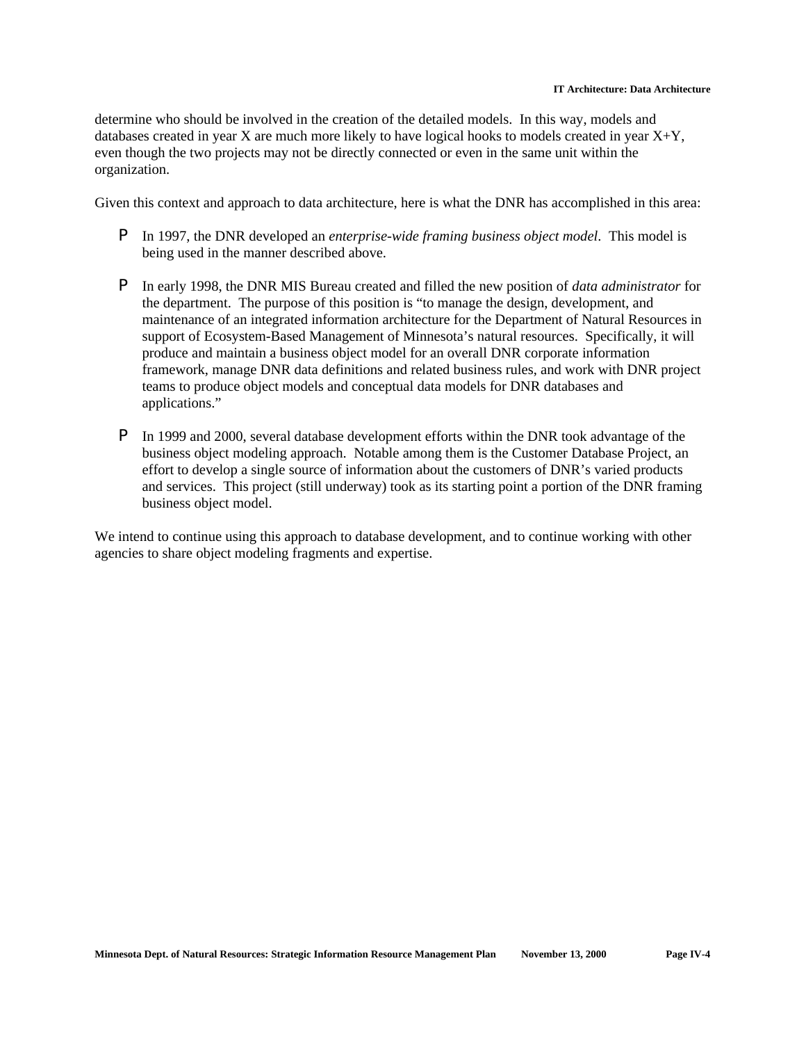determine who should be involved in the creation of the detailed models. In this way, models and databases created in year X are much more likely to have logical hooks to models created in year X+Y, even though the two projects may not be directly connected or even in the same unit within the organization.

Given this context and approach to data architecture, here is what the DNR has accomplished in this area:

- In 1997, the DNR developed an *enterprise-wide framing business object model*. This model is being used in the manner described above.

- In early 1998, the DNR MIS Bureau created and filled the new position of *data administrator* for the department. The purpose of this position is "to manage the design, development, and maintenance of an integrated information architecture for the Department of Natural Resources in support of Ecosystem-Based Management of Minnesota's natural resources. Specifically, it will produce and maintain a business object model for an overall DNR corporate information framework, manage DNR data definitions and related business rules, and work with DNR project teams to produce object models and conceptual data models for DNR databases and applications."

- In 1999 and 2000, several database development efforts within the DNR took advantage of the business object modeling approach. Notable among them is the Customer Database Project, an effort to develop a single source of information about the customers of DNR's varied products and services. This project (still underway) took as its starting point a portion of the DNR framing business object model.

We intend to continue using this approach to database development, and to continue working with other agencies to share object modeling fragments and expertise.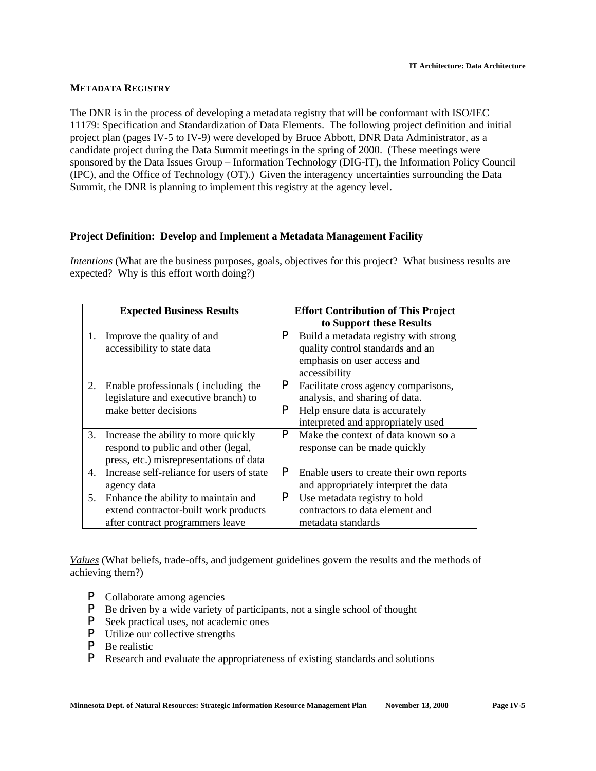## METADATA REGISTRY

The DNR is in the process of developing a metadata registry that will be conformant with ISO/IEC 11179: Specification and Standardization of Data Elements. The following project definition and initial project plan (pages IV-5 to IV-9) were developed by Bruce Abbott, DNR Data Administrator, as a candidate project during the Data Summit meetings in the spring of 2000. (These meetings were sponsored by the Data Issues Group – Information Technology (DIG-IT), the Information Policy Council (IPC), and the Office of Technology (OT).) Given the interagency uncertainties surrounding the Data Summit, the DNR is planning to implement this registry at the agency level.

### Project Definition: Develop and Implement a Metadata Management Facility

*Intentions* (What are the business purposes, goals, objectives for this project? What business results are expected? Why is this effort worth doing?)

| Expected Business Results | Effort Contribution of This Project to Support these Results |
|---|---|
| 1. Improve the quality of and accessibility to state data | ✓ Build a metadata registry with strong quality control standards and an emphasis on user access and accessibility |
| 2. Enable professionals ( including the legislature and executive branch) to make better decisions | ✓ Facilitate cross agency comparisons, analysis, and sharing of data.<br>✓ Help ensure data is accurately interpreted and appropriately used |
| 3. Increase the ability to more quickly respond to public and other (legal, press, etc.) misrepresentations of data | ✓ Make the context of data known so a response can be made quickly |
| 4. Increase self-reliance for users of state agency data | ✓ Enable users to create their own reports and appropriately interpret the data |
| 5. Enhance the ability to maintain and extend contractor-built work products after contract programmers leave | ✓ Use metadata registry to hold contractors to data element and metadata standards |

*Values* (What beliefs, trade-offs, and judgement guidelines govern the results and the methods of achieving them?)

- ✓ Collaborate among agencies
- ✓ Be driven by a wide variety of participants, not a single school of thought
- ✓ Seek practical uses, not academic ones
- ✓ Utilize our collective strengths
- ✓ Be realistic
- ✓ Research and evaluate the appropriateness of existing standards and solutions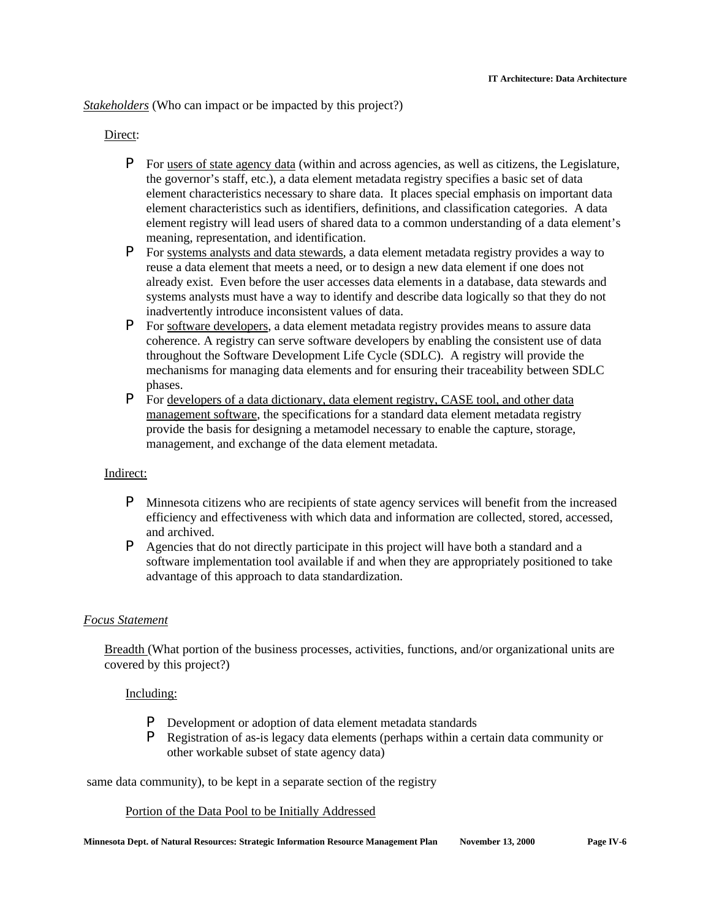*Stakeholders* (Who can impact or be impacted by this project?)

Direct:

- For users of state agency data (within and across agencies, as well as citizens, the Legislature, the governor's staff, etc.), a data element metadata registry specifies a basic set of data element characteristics necessary to share data. It places special emphasis on important data element characteristics such as identifiers, definitions, and classification categories. A data element registry will lead users of shared data to a common understanding of a data element's meaning, representation, and identification.
- For systems analysts and data stewards, a data element metadata registry provides a way to reuse a data element that meets a need, or to design a new data element if one does not already exist. Even before the user accesses data elements in a database, data stewards and systems analysts must have a way to identify and describe data logically so that they do not inadvertently introduce inconsistent values of data.
- For software developers, a data element metadata registry provides means to assure data coherence. A registry can serve software developers by enabling the consistent use of data throughout the Software Development Life Cycle (SDLC). A registry will provide the mechanisms for managing data elements and for ensuring their traceability between SDLC phases.
- For developers of a data dictionary, data element registry, CASE tool, and other data management software, the specifications for a standard data element metadata registry provide the basis for designing a metamodel necessary to enable the capture, storage, management, and exchange of the data element metadata.

Indirect:

- Minnesota citizens who are recipients of state agency services will benefit from the increased efficiency and effectiveness with which data and information are collected, stored, accessed, and archived.
- Agencies that do not directly participate in this project will have both a standard and a software implementation tool available if and when they are appropriately positioned to take advantage of this approach to data standardization.

*Focus Statement*

Breadth (What portion of the business processes, activities, functions, and/or organizational units are covered by this project?)

Including:

- Development or adoption of data element metadata standards
- Registration of as-is legacy data elements (perhaps within a certain data community or other workable subset of state agency data)

same data community), to be kept in a separate section of the registry

Portion of the Data Pool to be Initially Addressed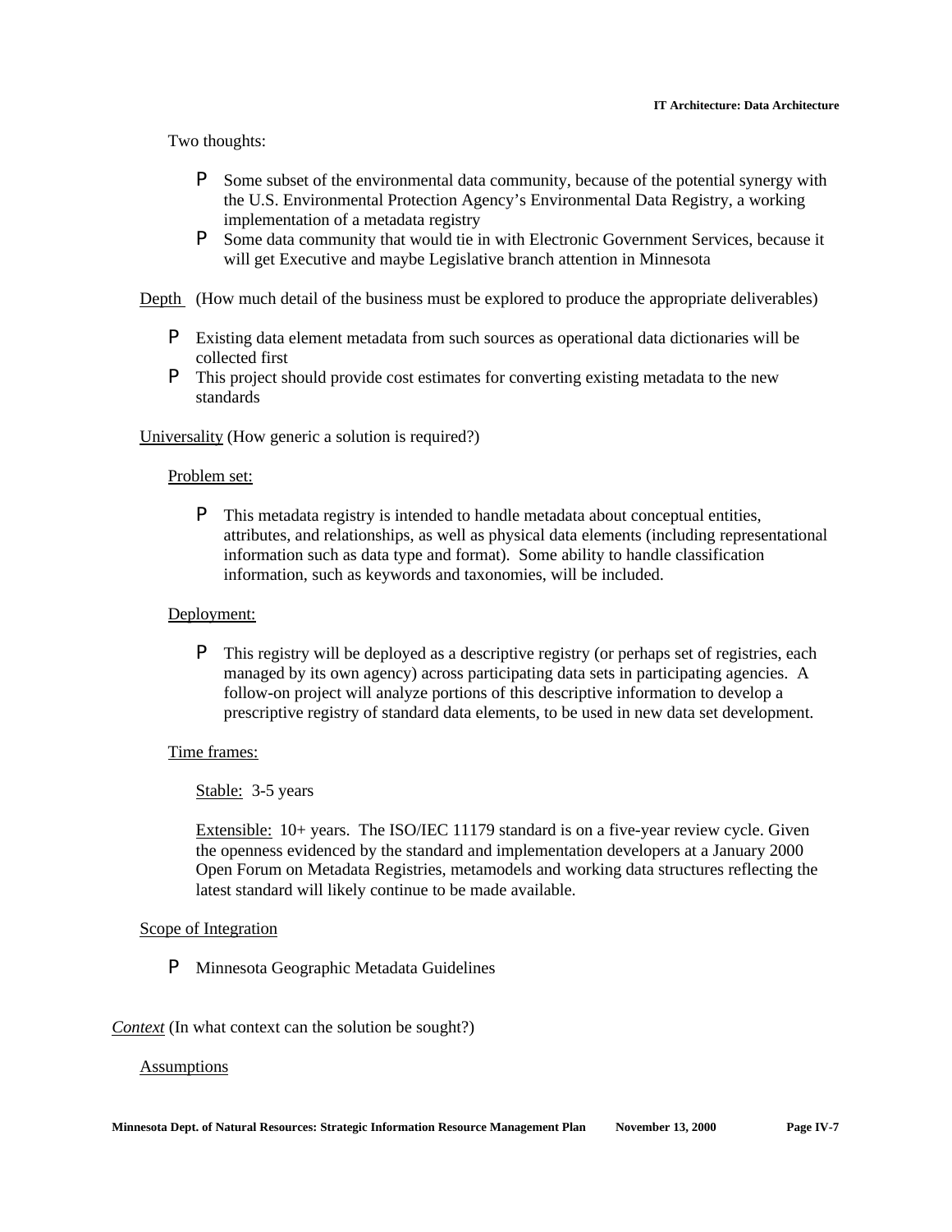Two thoughts:

- Some subset of the environmental data community, because of the potential synergy with the U.S. Environmental Protection Agency's Environmental Data Registry, a working implementation of a metadata registry
- Some data community that would tie in with Electronic Government Services, because it will get Executive and maybe Legislative branch attention in Minnesota

<u>Depth</u> (How much detail of the business must be explored to produce the appropriate deliverables)

- Existing data element metadata from such sources as operational data dictionaries will be collected first
- This project should provide cost estimates for converting existing metadata to the new standards

<u>Universality</u> (How generic a solution is required?)

<u>Problem set:</u>

- This metadata registry is intended to handle metadata about conceptual entities, attributes, and relationships, as well as physical data elements (including representational information such as data type and format). Some ability to handle classification information, such as keywords and taxonomies, will be included.

<u>Deployment:</u>

- This registry will be deployed as a descriptive registry (or perhaps set of registries, each managed by its own agency) across participating data sets in participating agencies. A follow-on project will analyze portions of this descriptive information to develop a prescriptive registry of standard data elements, to be used in new data set development.

<u>Time frames:</u>

<u>Stable:</u> 3-5 years

<u>Extensible:</u> 10+ years. The ISO/IEC 11179 standard is on a five-year review cycle. Given the openness evidenced by the standard and implementation developers at a January 2000 Open Forum on Metadata Registries, metamodels and working data structures reflecting the latest standard will likely continue to be made available.

<u>Scope of Integration</u>

- Minnesota Geographic Metadata Guidelines

<u>*Context*</u> (In what context can the solution be sought?)

<u>Assumptions</u>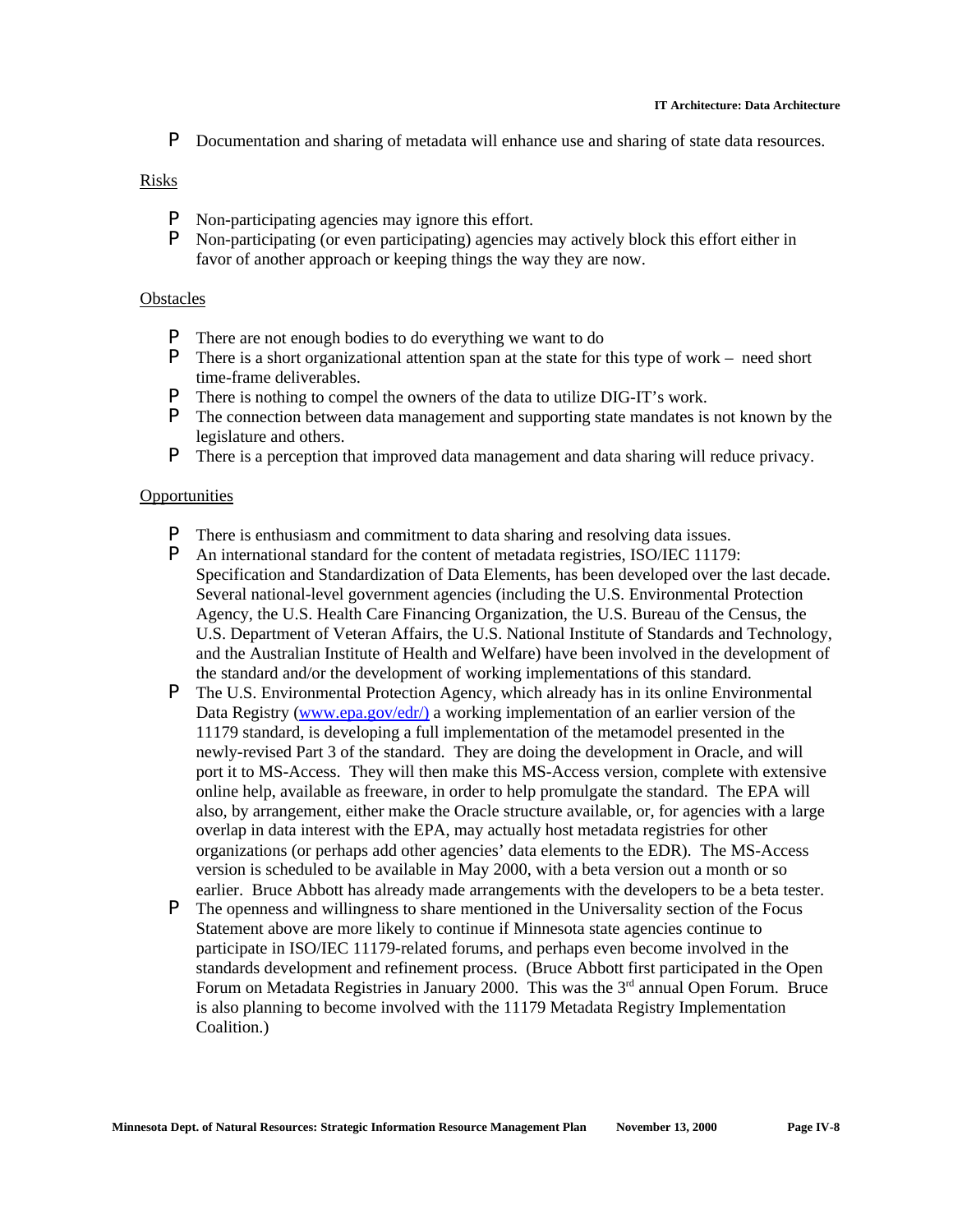- Documentation and sharing of metadata will enhance use and sharing of state data resources.

Risks

- Non-participating agencies may ignore this effort.
- Non-participating (or even participating) agencies may actively block this effort either in favor of another approach or keeping things the way they are now.

Obstacles

- There are not enough bodies to do everything we want to do
- There is a short organizational attention span at the state for this type of work – need short time-frame deliverables.
- There is nothing to compel the owners of the data to utilize DIG-IT's work.
- The connection between data management and supporting state mandates is not known by the legislature and others.
- There is a perception that improved data management and data sharing will reduce privacy.

Opportunities

- There is enthusiasm and commitment to data sharing and resolving data issues.
- An international standard for the content of metadata registries, ISO/IEC 11179: Specification and Standardization of Data Elements, has been developed over the last decade. Several national-level government agencies (including the U.S. Environmental Protection Agency, the U.S. Health Care Financing Organization, the U.S. Bureau of the Census, the U.S. Department of Veteran Affairs, the U.S. National Institute of Standards and Technology, and the Australian Institute of Health and Welfare) have been involved in the development of the standard and/or the development of working implementations of this standard.
- The U.S. Environmental Protection Agency, which already has in its online Environmental Data Registry (www.epa.gov/edr/) a working implementation of an earlier version of the 11179 standard, is developing a full implementation of the metamodel presented in the newly-revised Part 3 of the standard. They are doing the development in Oracle, and will port it to MS-Access. They will then make this MS-Access version, complete with extensive online help, available as freeware, in order to help promulgate the standard. The EPA will also, by arrangement, either make the Oracle structure available, or, for agencies with a large overlap in data interest with the EPA, may actually host metadata registries for other organizations (or perhaps add other agencies' data elements to the EDR). The MS-Access version is scheduled to be available in May 2000, with a beta version out a month or so earlier. Bruce Abbott has already made arrangements with the developers to be a beta tester.
- The openness and willingness to share mentioned in the Universality section of the Focus Statement above are more likely to continue if Minnesota state agencies continue to participate in ISO/IEC 11179-related forums, and perhaps even become involved in the standards development and refinement process. (Bruce Abbott first participated in the Open Forum on Metadata Registries in January 2000. This was the 3rd annual Open Forum. Bruce is also planning to become involved with the 11179 Metadata Registry Implementation Coalition.)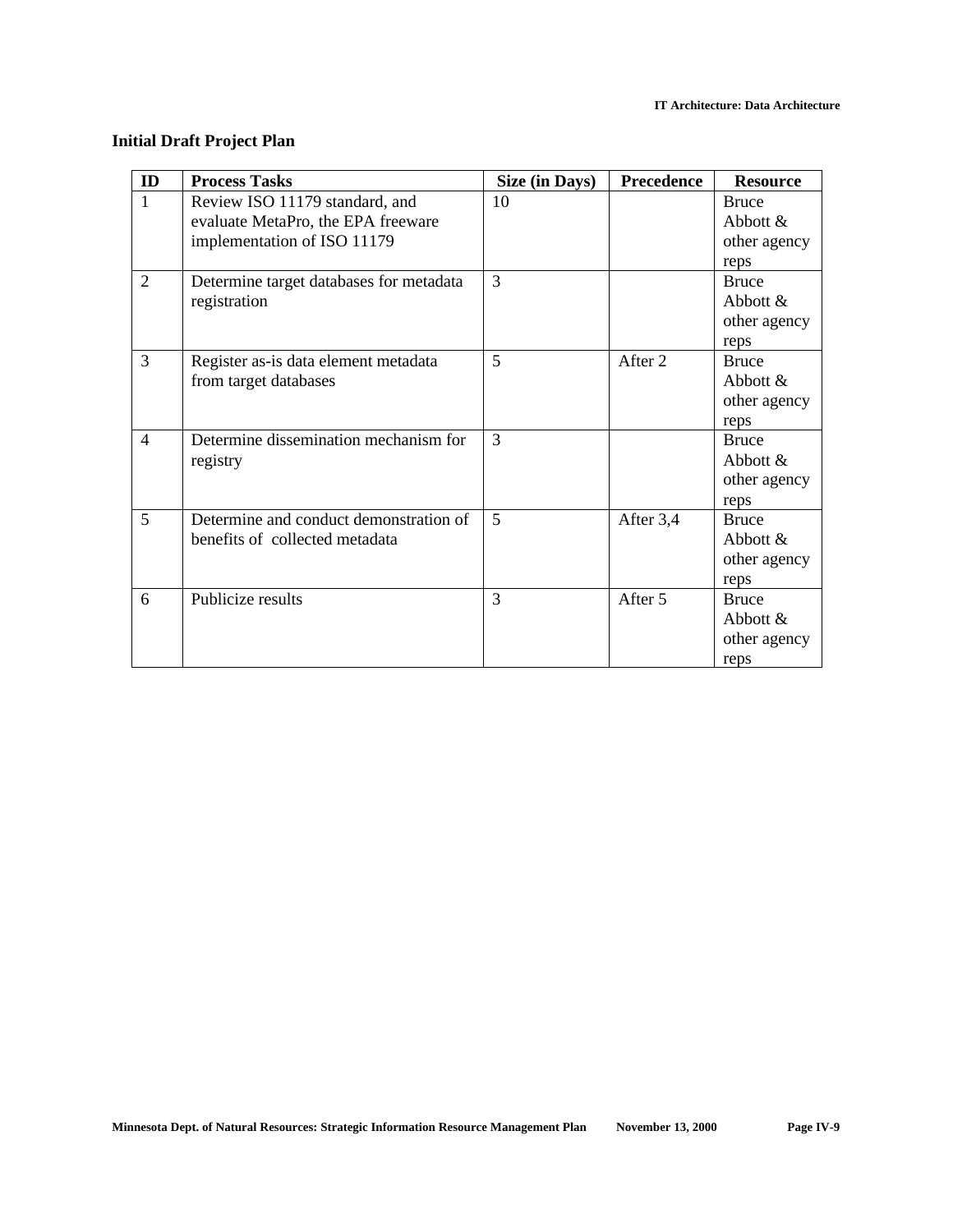**Initial Draft Project Plan**

| ID | Process Tasks | Size (in Days) | Precedence | Resource |
|---|---|---|---|---|
| 1 | Review ISO 11179 standard, and evaluate MetaPro, the EPA freeware implementation of ISO 11179 | 10 | | Bruce Abbott & other agency reps |
| 2 | Determine target databases for metadata registration | 3 | | Bruce Abbott & other agency reps |
| 3 | Register as-is data element metadata from target databases | 5 | After 2 | Bruce Abbott & other agency reps |
| 4 | Determine dissemination mechanism for registry | 3 | | Bruce Abbott & other agency reps |
| 5 | Determine and conduct demonstration of benefits of collected metadata | 5 | After 3,4 | Bruce Abbott & other agency reps |
| 6 | Publicize results | 3 | After 5 | Bruce Abbott & other agency reps |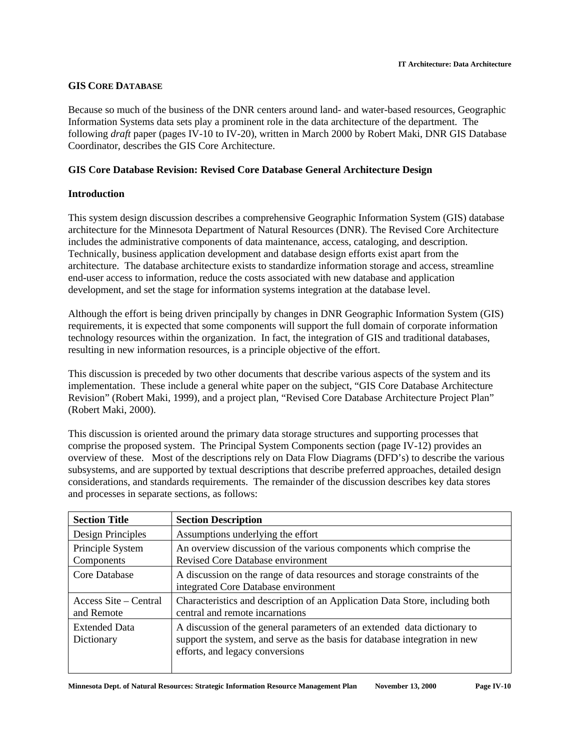## GIS CORE DATABASE

Because so much of the business of the DNR centers around land- and water-based resources, Geographic Information Systems data sets play a prominent role in the data architecture of the department. The following *draft* paper (pages IV-10 to IV-20), written in March 2000 by Robert Maki, DNR GIS Database Coordinator, describes the GIS Core Architecture.

### GIS Core Database Revision: Revised Core Database General Architecture Design

#### Introduction

This system design discussion describes a comprehensive Geographic Information System (GIS) database architecture for the Minnesota Department of Natural Resources (DNR). The Revised Core Architecture includes the administrative components of data maintenance, access, cataloging, and description. Technically, business application development and database design efforts exist apart from the architecture. The database architecture exists to standardize information storage and access, streamline end-user access to information, reduce the costs associated with new database and application development, and set the stage for information systems integration at the database level.

Although the effort is being driven principally by changes in DNR Geographic Information System (GIS) requirements, it is expected that some components will support the full domain of corporate information technology resources within the organization. In fact, the integration of GIS and traditional databases, resulting in new information resources, is a principle objective of the effort.

This discussion is preceded by two other documents that describe various aspects of the system and its implementation. These include a general white paper on the subject, "GIS Core Database Architecture Revision" (Robert Maki, 1999), and a project plan, "Revised Core Database Architecture Project Plan" (Robert Maki, 2000).

This discussion is oriented around the primary data storage structures and supporting processes that comprise the proposed system. The Principal System Components section (page IV-12) provides an overview of these. Most of the descriptions rely on Data Flow Diagrams (DFD's) to describe the various subsystems, and are supported by textual descriptions that describe preferred approaches, detailed design considerations, and standards requirements. The remainder of the discussion describes key data stores and processes in separate sections, as follows:

| Section Title | Section Description |
|---|---|
| Design Principles | Assumptions underlying the effort |
| Principle System Components | An overview discussion of the various components which comprise the Revised Core Database environment |
| Core Database | A discussion on the range of data resources and storage constraints of the integrated Core Database environment |
| Access Site – Central and Remote | Characteristics and description of an Application Data Store, including both central and remote incarnations |
| Extended Data Dictionary | A discussion of the general parameters of an extended data dictionary to support the system, and serve as the basis for database integration in new efforts, and legacy conversions |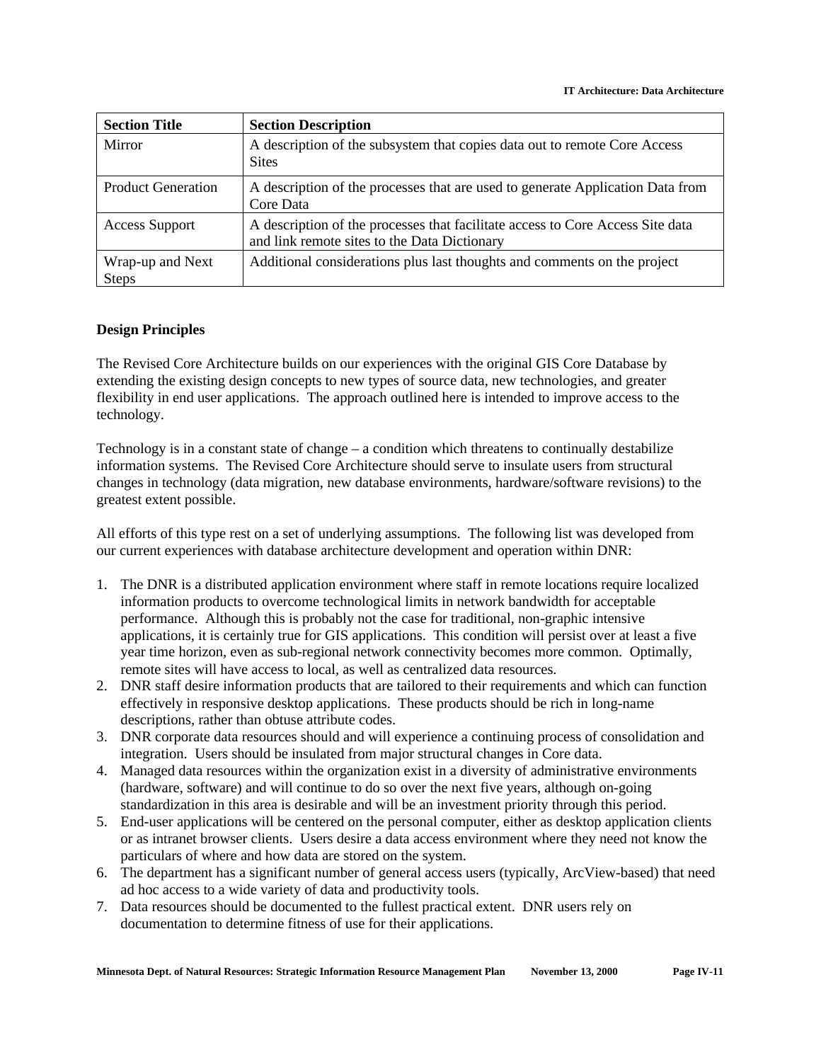| Section Title | Section Description |
| --- | --- |
| Mirror | A description of the subsystem that copies data out to remote Core Access Sites |
| Product Generation | A description of the processes that are used to generate Application Data from Core Data |
| Access Support | A description of the processes that facilitate access to Core Access Site data and link remote sites to the Data Dictionary |
| Wrap-up and Next Steps | Additional considerations plus last thoughts and comments on the project |

**Design Principles**

The Revised Core Architecture builds on our experiences with the original GIS Core Database by extending the existing design concepts to new types of source data, new technologies, and greater flexibility in end user applications. The approach outlined here is intended to improve access to the technology.

Technology is in a constant state of change – a condition which threatens to continually destabilize information systems. The Revised Core Architecture should serve to insulate users from structural changes in technology (data migration, new database environments, hardware/software revisions) to the greatest extent possible.

All efforts of this type rest on a set of underlying assumptions. The following list was developed from our current experiences with database architecture development and operation within DNR:

1. The DNR is a distributed application environment where staff in remote locations require localized information products to overcome technological limits in network bandwidth for acceptable performance. Although this is probably not the case for traditional, non-graphic intensive applications, it is certainly true for GIS applications. This condition will persist over at least a five year time horizon, even as sub-regional network connectivity becomes more common. Optimally, remote sites will have access to local, as well as centralized data resources.
2. DNR staff desire information products that are tailored to their requirements and which can function effectively in responsive desktop applications. These products should be rich in long-name descriptions, rather than obtuse attribute codes.
3. DNR corporate data resources should and will experience a continuing process of consolidation and integration. Users should be insulated from major structural changes in Core data.
4. Managed data resources within the organization exist in a diversity of administrative environments (hardware, software) and will continue to do so over the next five years, although on-going standardization in this area is desirable and will be an investment priority through this period.
5. End-user applications will be centered on the personal computer, either as desktop application clients or as intranet browser clients. Users desire a data access environment where they need not know the particulars of where and how data are stored on the system.
6. The department has a significant number of general access users (typically, ArcView-based) that need ad hoc access to a wide variety of data and productivity tools.
7. Data resources should be documented to the fullest practical extent. DNR users rely on documentation to determine fitness of use for their applications.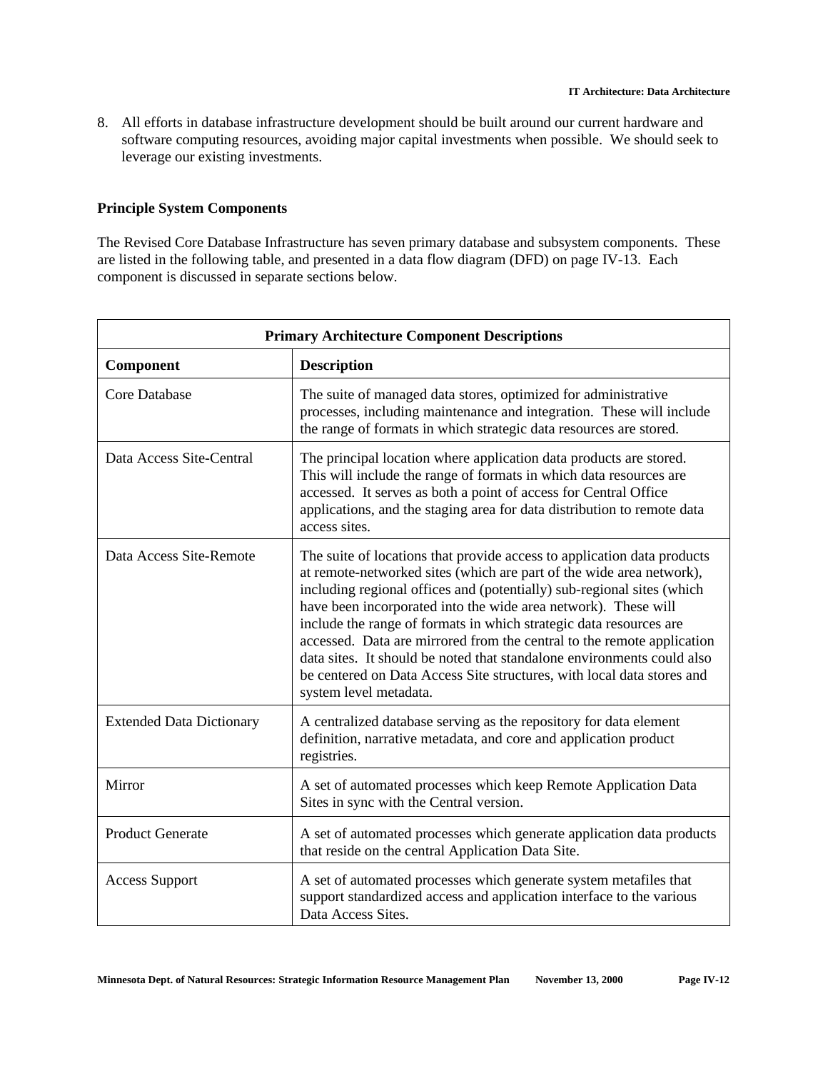8. All efforts in database infrastructure development should be built around our current hardware and software computing resources, avoiding major capital investments when possible. We should seek to leverage our existing investments.

**Principle System Components**

The Revised Core Database Infrastructure has seven primary database and subsystem components. These are listed in the following table, and presented in a data flow diagram (DFD) on page IV-13. Each component is discussed in separate sections below.

| Primary Architecture Component Descriptions | |
|---|---|
| **Component** | **Description** |
| Core Database | The suite of managed data stores, optimized for administrative processes, including maintenance and integration. These will include the range of formats in which strategic data resources are stored. |
| Data Access Site-Central | The principal location where application data products are stored. This will include the range of formats in which data resources are accessed. It serves as both a point of access for Central Office applications, and the staging area for data distribution to remote data access sites. |
| Data Access Site-Remote | The suite of locations that provide access to application data products at remote-networked sites (which are part of the wide area network), including regional offices and (potentially) sub-regional sites (which have been incorporated into the wide area network). These will include the range of formats in which strategic data resources are accessed. Data are mirrored from the central to the remote application data sites. It should be noted that standalone environments could also be centered on Data Access Site structures, with local data stores and system level metadata. |
| Extended Data Dictionary | A centralized database serving as the repository for data element definition, narrative metadata, and core and application product registries. |
| Mirror | A set of automated processes which keep Remote Application Data Sites in sync with the Central version. |
| Product Generate | A set of automated processes which generate application data products that reside on the central Application Data Site. |
| Access Support | A set of automated processes which generate system metafiles that support standardized access and application interface to the various Data Access Sites. |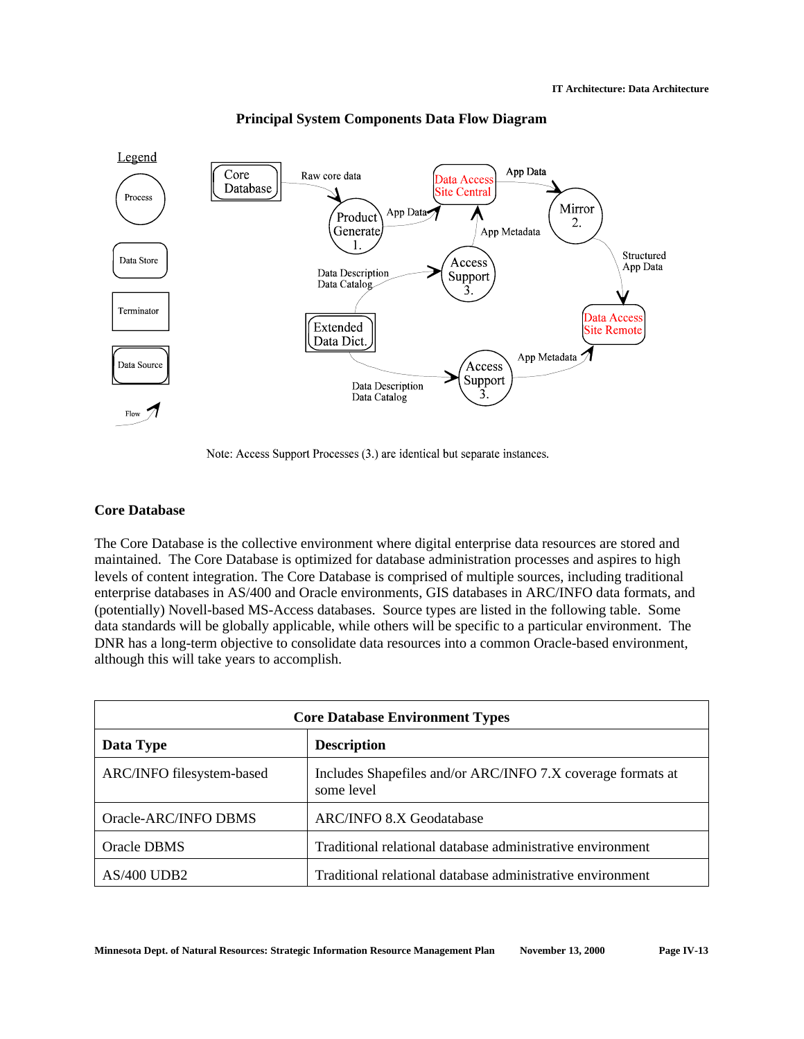## Principal System Components Data Flow Diagram

Note: Access Support Processes (3.) are identical but separate instances.

### Core Database

The Core Database is the collective environment where digital enterprise data resources are stored and maintained. The Core Database is optimized for database administration processes and aspires to high levels of content integration. The Core Database is comprised of multiple sources, including traditional enterprise databases in AS/400 and Oracle environments, GIS databases in ARC/INFO data formats, and (potentially) Novell-based MS-Access databases. Source types are listed in the following table. Some data standards will be globally applicable, while others will be specific to a particular environment. The DNR has a long-term objective to consolidate data resources into a common Oracle-based environment, although this will take years to accomplish.

| **Core Database Environment Types** | |
|---|---|
| **Data Type** | **Description** |
| ARC/INFO filesystem-based | Includes Shapefiles and/or ARC/INFO 7.X coverage formats at some level |
| Oracle-ARC/INFO DBMS | ARC/INFO 8.X Geodatabase |
| Oracle DBMS | Traditional relational database administrative environment |
| AS/400 UDB2 | Traditional relational database administrative environment |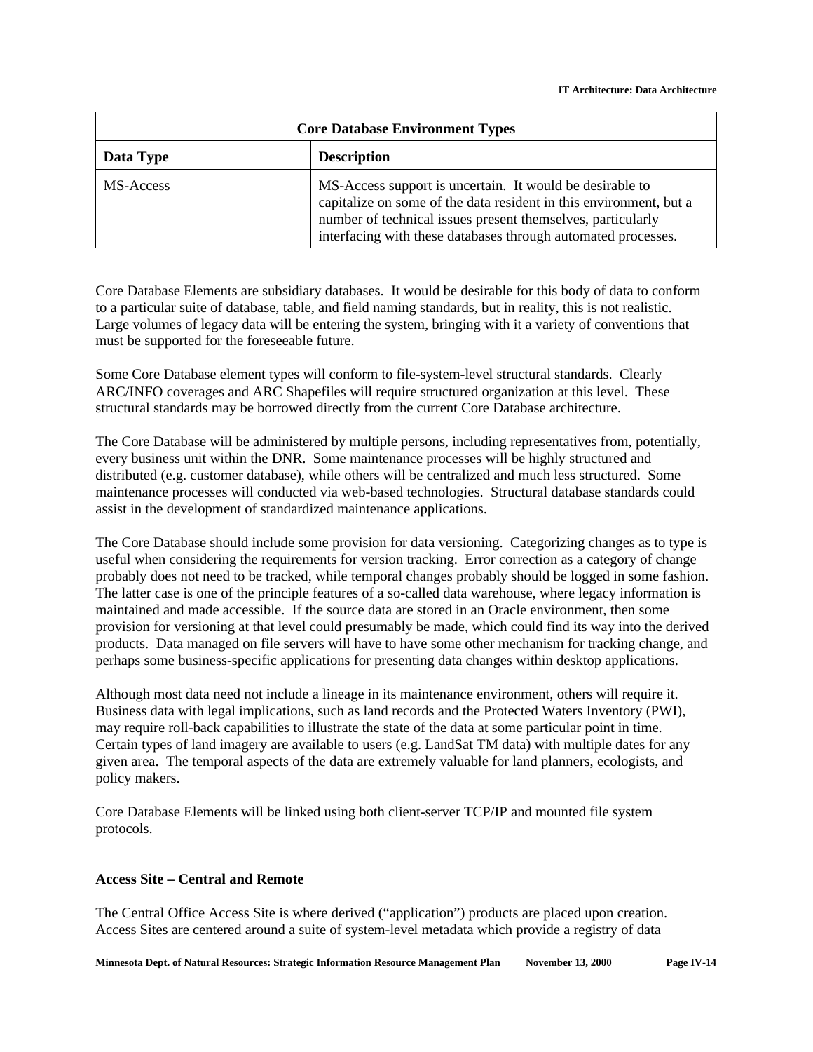| Core Database Environment Types | |
| --- | --- |
| **Data Type** | **Description** |
| MS-Access | MS-Access support is uncertain. It would be desirable to capitalize on some of the data resident in this environment, but a number of technical issues present themselves, particularly interfacing with these databases through automated processes. |

Core Database Elements are subsidiary databases. It would be desirable for this body of data to conform to a particular suite of database, table, and field naming standards, but in reality, this is not realistic. Large volumes of legacy data will be entering the system, bringing with it a variety of conventions that must be supported for the foreseeable future.

Some Core Database element types will conform to file-system-level structural standards. Clearly ARC/INFO coverages and ARC Shapefiles will require structured organization at this level. These structural standards may be borrowed directly from the current Core Database architecture.

The Core Database will be administered by multiple persons, including representatives from, potentially, every business unit within the DNR. Some maintenance processes will be highly structured and distributed (e.g. customer database), while others will be centralized and much less structured. Some maintenance processes will conducted via web-based technologies. Structural database standards could assist in the development of standardized maintenance applications.

The Core Database should include some provision for data versioning. Categorizing changes as to type is useful when considering the requirements for version tracking. Error correction as a category of change probably does not need to be tracked, while temporal changes probably should be logged in some fashion. The latter case is one of the principle features of a so-called data warehouse, where legacy information is maintained and made accessible. If the source data are stored in an Oracle environment, then some provision for versioning at that level could presumably be made, which could find its way into the derived products. Data managed on file servers will have to have some other mechanism for tracking change, and perhaps some business-specific applications for presenting data changes within desktop applications.

Although most data need not include a lineage in its maintenance environment, others will require it. Business data with legal implications, such as land records and the Protected Waters Inventory (PWI), may require roll-back capabilities to illustrate the state of the data at some particular point in time. Certain types of land imagery are available to users (e.g. LandSat TM data) with multiple dates for any given area. The temporal aspects of the data are extremely valuable for land planners, ecologists, and policy makers.

Core Database Elements will be linked using both client-server TCP/IP and mounted file system protocols.

**Access Site – Central and Remote**

The Central Office Access Site is where derived ("application") products are placed upon creation. Access Sites are centered around a suite of system-level metadata which provide a registry of data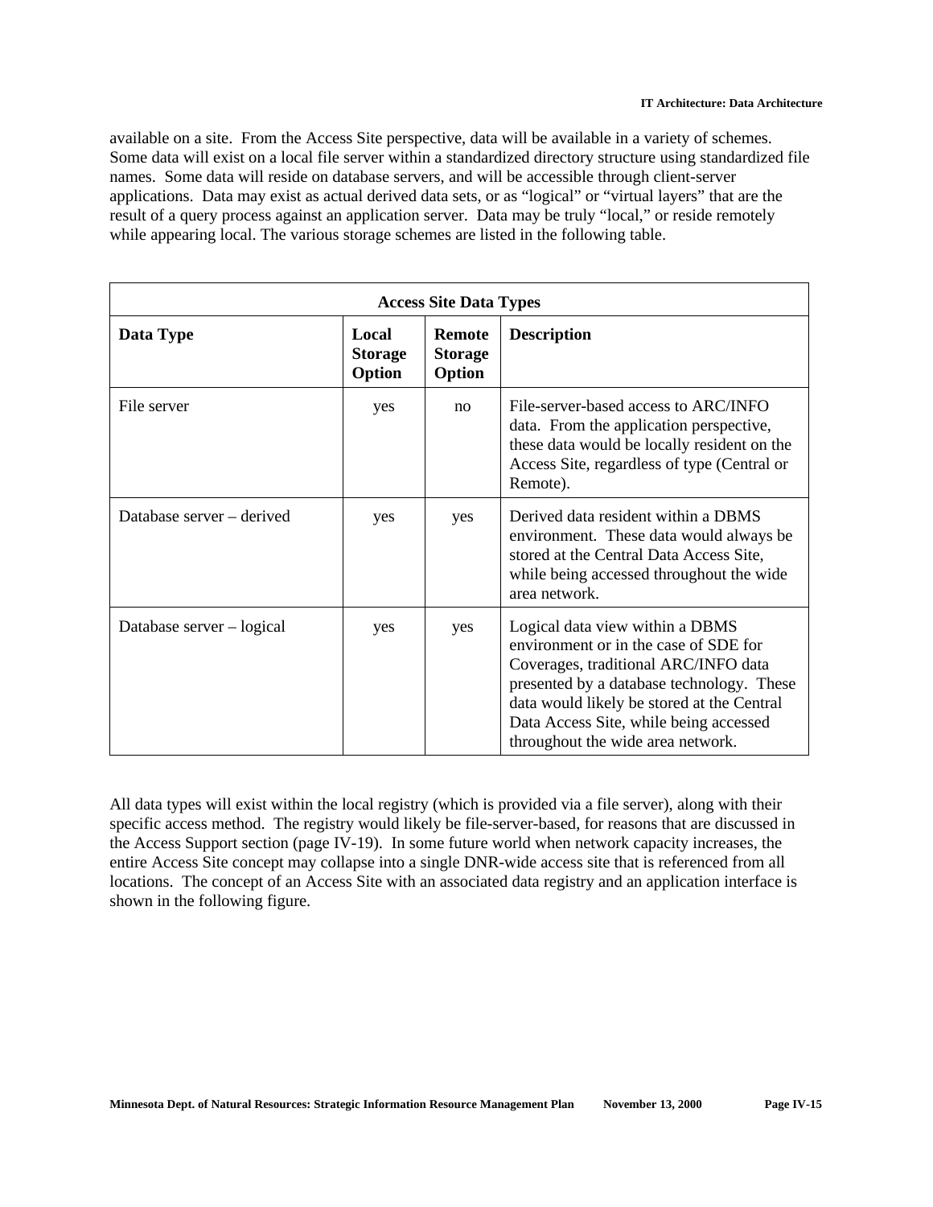available on a site. From the Access Site perspective, data will be available in a variety of schemes. Some data will exist on a local file server within a standardized directory structure using standardized file names. Some data will reside on database servers, and will be accessible through client-server applications. Data may exist as actual derived data sets, or as "logical" or "virtual layers" that are the result of a query process against an application server. Data may be truly "local," or reside remotely while appearing local. The various storage schemes are listed in the following table.

| **Access Site Data Types** | | | |
|---|---|---|---|
| **Data Type** | **Local Storage Option** | **Remote Storage Option** | **Description** |
| File server | yes | no | File-server-based access to ARC/INFO data. From the application perspective, these data would be locally resident on the Access Site, regardless of type (Central or Remote). |
| Database server – derived | yes | yes | Derived data resident within a DBMS environment. These data would always be stored at the Central Data Access Site, while being accessed throughout the wide area network. |
| Database server – logical | yes | yes | Logical data view within a DBMS environment or in the case of SDE for Coverages, traditional ARC/INFO data presented by a database technology. These data would likely be stored at the Central Data Access Site, while being accessed throughout the wide area network. |

All data types will exist within the local registry (which is provided via a file server), along with their specific access method. The registry would likely be file-server-based, for reasons that are discussed in the Access Support section (page IV-19). In some future world when network capacity increases, the entire Access Site concept may collapse into a single DNR-wide access site that is referenced from all locations. The concept of an Access Site with an associated data registry and an application interface is shown in the following figure.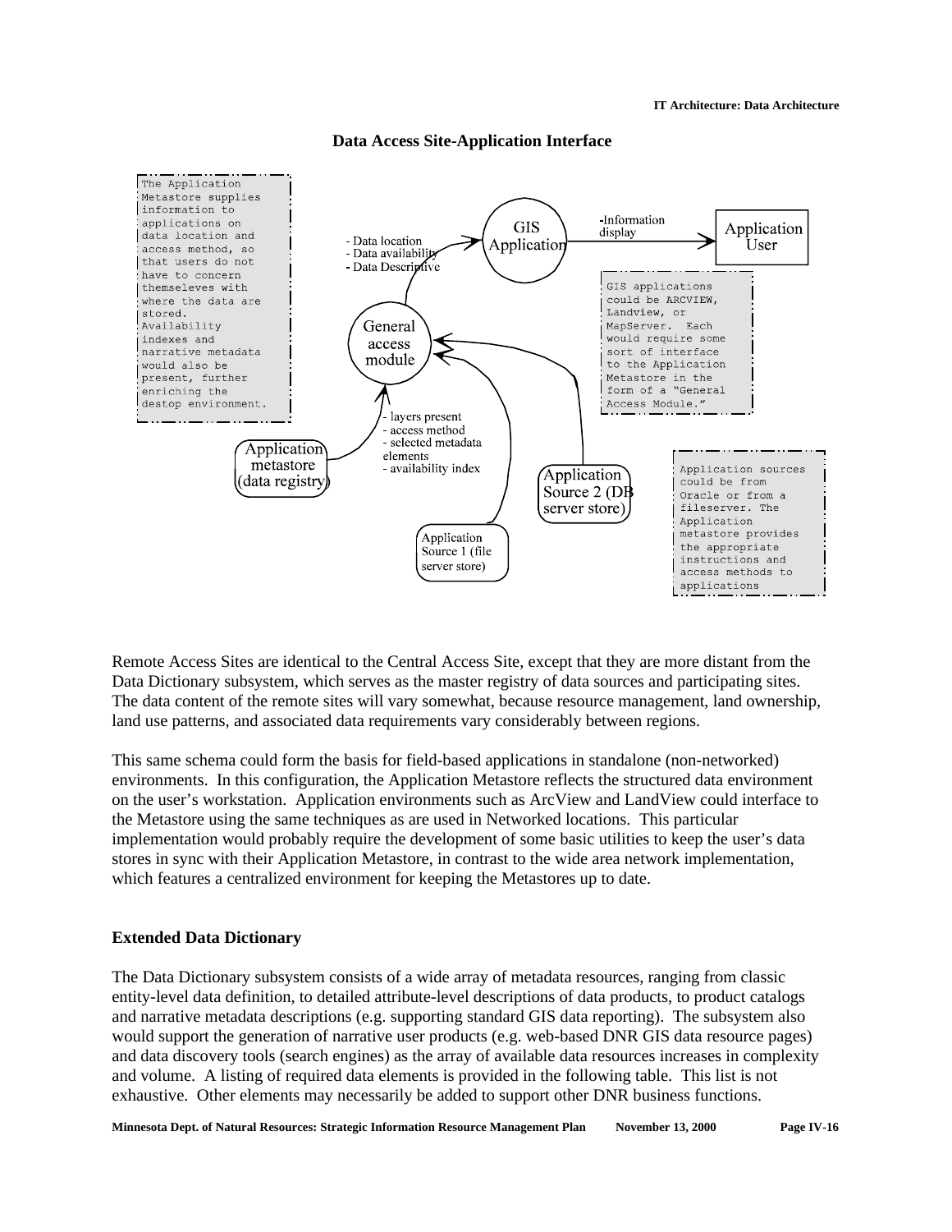**Data Access Site-Application Interface**

The Application Metastore supplies information to applications on data location and access method, so that users do not have to concern themseleves with where the data are stored. Availability indexes and narrative metadata would also be present, further enriching the destop environment.

- Data location
- Data availability
- Data Descriptive

GIS Application

-Information display

Application User

GIS applications could be ARCVIEW, Landview, or MapServer. Each would require some sort of interface to the Application Metastore in the form of a "General Access Module."

General access module

- layers present
- access method
- selected metadata elements
- availability index

Application metastore (data registry)

Application Source 2 (DB server store)

Application Source 1 (file server store)

Application sources could be from Oracle or from a fileserver. The Application metastore provides the appropriate instructions and access methods to applications

Remote Access Sites are identical to the Central Access Site, except that they are more distant from the Data Dictionary subsystem, which serves as the master registry of data sources and participating sites. The data content of the remote sites will vary somewhat, because resource management, land ownership, land use patterns, and associated data requirements vary considerably between regions.

This same schema could form the basis for field-based applications in standalone (non-networked) environments. In this configuration, the Application Metastore reflects the structured data environment on the user's workstation. Application environments such as ArcView and LandView could interface to the Metastore using the same techniques as are used in Networked locations. This particular implementation would probably require the development of some basic utilities to keep the user's data stores in sync with their Application Metastore, in contrast to the wide area network implementation, which features a centralized environment for keeping the Metastores up to date.

**Extended Data Dictionary**

The Data Dictionary subsystem consists of a wide array of metadata resources, ranging from classic entity-level data definition, to detailed attribute-level descriptions of data products, to product catalogs and narrative metadata descriptions (e.g. supporting standard GIS data reporting). The subsystem also would support the generation of narrative user products (e.g. web-based DNR GIS data resource pages) and data discovery tools (search engines) as the array of available data resources increases in complexity and volume. A listing of required data elements is provided in the following table. This list is not exhaustive. Other elements may necessarily be added to support other DNR business functions.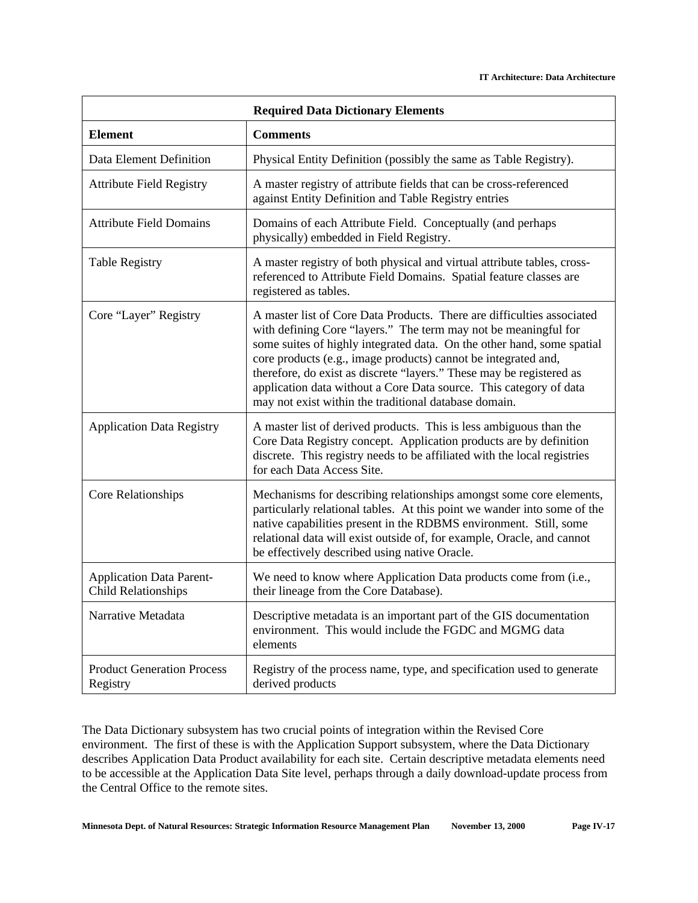| Required Data Dictionary Elements | |
|---|---|
| **Element** | **Comments** |
| Data Element Definition | Physical Entity Definition (possibly the same as Table Registry). |
| Attribute Field Registry | A master registry of attribute fields that can be cross-referenced against Entity Definition and Table Registry entries |
| Attribute Field Domains | Domains of each Attribute Field. Conceptually (and perhaps physically) embedded in Field Registry. |
| Table Registry | A master registry of both physical and virtual attribute tables, cross-referenced to Attribute Field Domains. Spatial feature classes are registered as tables. |
| Core "Layer" Registry | A master list of Core Data Products. There are difficulties associated with defining Core "layers." The term may not be meaningful for some suites of highly integrated data. On the other hand, some spatial core products (e.g., image products) cannot be integrated and, therefore, do exist as discrete "layers." These may be registered as application data without a Core Data source. This category of data may not exist within the traditional database domain. |
| Application Data Registry | A master list of derived products. This is less ambiguous than the Core Data Registry concept. Application products are by definition discrete. This registry needs to be affiliated with the local registries for each Data Access Site. |
| Core Relationships | Mechanisms for describing relationships amongst some core elements, particularly relational tables. At this point we wander into some of the native capabilities present in the RDBMS environment. Still, some relational data will exist outside of, for example, Oracle, and cannot be effectively described using native Oracle. |
| Application Data Parent-Child Relationships | We need to know where Application Data products come from (i.e., their lineage from the Core Database). |
| Narrative Metadata | Descriptive metadata is an important part of the GIS documentation environment. This would include the FGDC and MGMG data elements |
| Product Generation Process Registry | Registry of the process name, type, and specification used to generate derived products |

The Data Dictionary subsystem has two crucial points of integration within the Revised Core environment. The first of these is with the Application Support subsystem, where the Data Dictionary describes Application Data Product availability for each site. Certain descriptive metadata elements need to be accessible at the Application Data Site level, perhaps through a daily download-update process from the Central Office to the remote sites.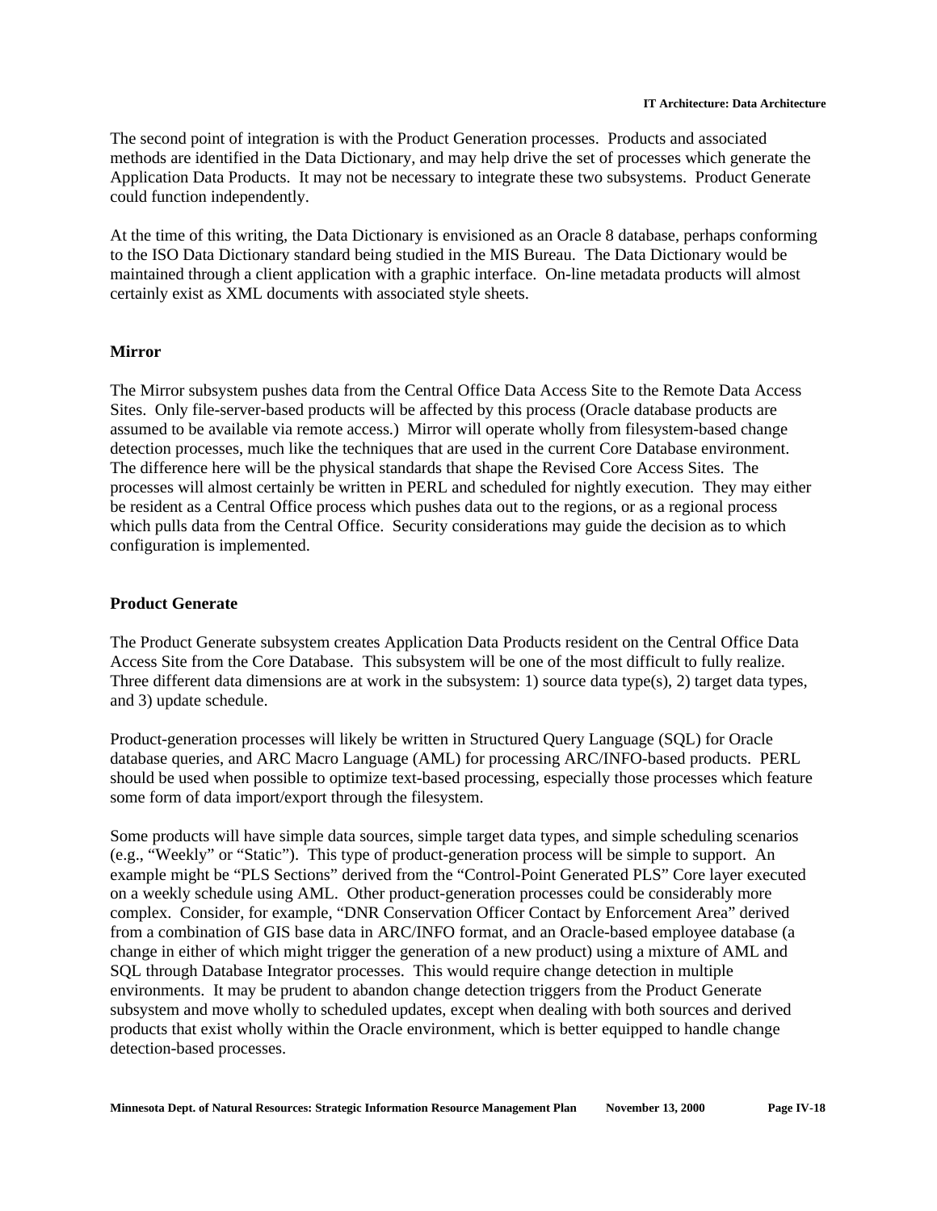The second point of integration is with the Product Generation processes. Products and associated methods are identified in the Data Dictionary, and may help drive the set of processes which generate the Application Data Products. It may not be necessary to integrate these two subsystems. Product Generate could function independently.

At the time of this writing, the Data Dictionary is envisioned as an Oracle 8 database, perhaps conforming to the ISO Data Dictionary standard being studied in the MIS Bureau. The Data Dictionary would be maintained through a client application with a graphic interface. On-line metadata products will almost certainly exist as XML documents with associated style sheets.

**Mirror**

The Mirror subsystem pushes data from the Central Office Data Access Site to the Remote Data Access Sites. Only file-server-based products will be affected by this process (Oracle database products are assumed to be available via remote access.) Mirror will operate wholly from filesystem-based change detection processes, much like the techniques that are used in the current Core Database environment. The difference here will be the physical standards that shape the Revised Core Access Sites. The processes will almost certainly be written in PERL and scheduled for nightly execution. They may either be resident as a Central Office process which pushes data out to the regions, or as a regional process which pulls data from the Central Office. Security considerations may guide the decision as to which configuration is implemented.

**Product Generate**

The Product Generate subsystem creates Application Data Products resident on the Central Office Data Access Site from the Core Database. This subsystem will be one of the most difficult to fully realize. Three different data dimensions are at work in the subsystem: 1) source data type(s), 2) target data types, and 3) update schedule.

Product-generation processes will likely be written in Structured Query Language (SQL) for Oracle database queries, and ARC Macro Language (AML) for processing ARC/INFO-based products. PERL should be used when possible to optimize text-based processing, especially those processes which feature some form of data import/export through the filesystem.

Some products will have simple data sources, simple target data types, and simple scheduling scenarios (e.g., “Weekly” or “Static”). This type of product-generation process will be simple to support. An example might be “PLS Sections” derived from the “Control-Point Generated PLS” Core layer executed on a weekly schedule using AML. Other product-generation processes could be considerably more complex. Consider, for example, “DNR Conservation Officer Contact by Enforcement Area” derived from a combination of GIS base data in ARC/INFO format, and an Oracle-based employee database (a change in either of which might trigger the generation of a new product) using a mixture of AML and SQL through Database Integrator processes. This would require change detection in multiple environments. It may be prudent to abandon change detection triggers from the Product Generate subsystem and move wholly to scheduled updates, except when dealing with both sources and derived products that exist wholly within the Oracle environment, which is better equipped to handle change detection-based processes.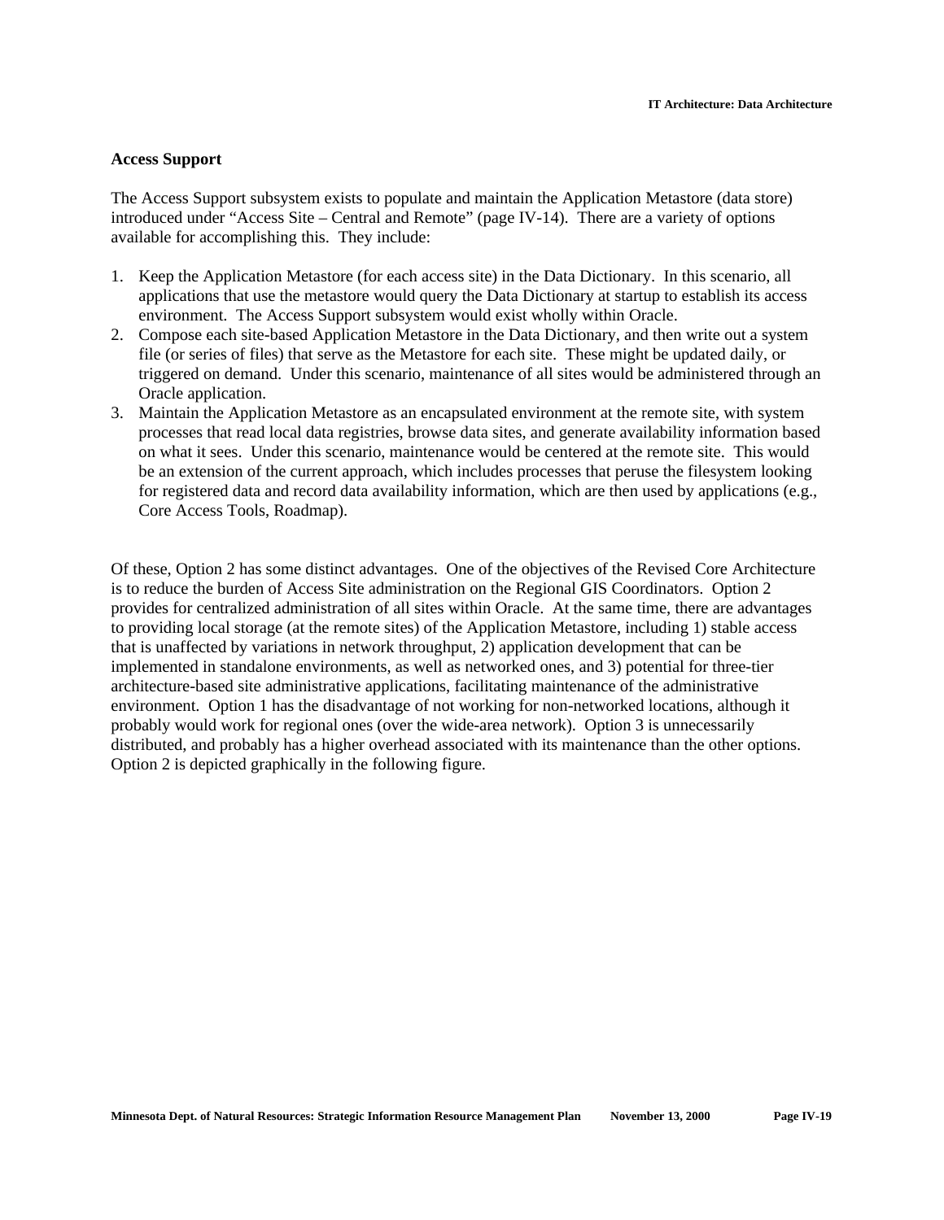### Access Support

The Access Support subsystem exists to populate and maintain the Application Metastore (data store) introduced under “Access Site – Central and Remote” (page IV-14). There are a variety of options available for accomplishing this. They include:

1. Keep the Application Metastore (for each access site) in the Data Dictionary. In this scenario, all applications that use the metastore would query the Data Dictionary at startup to establish its access environment. The Access Support subsystem would exist wholly within Oracle.
2. Compose each site-based Application Metastore in the Data Dictionary, and then write out a system file (or series of files) that serve as the Metastore for each site. These might be updated daily, or triggered on demand. Under this scenario, maintenance of all sites would be administered through an Oracle application.
3. Maintain the Application Metastore as an encapsulated environment at the remote site, with system processes that read local data registries, browse data sites, and generate availability information based on what it sees. Under this scenario, maintenance would be centered at the remote site. This would be an extension of the current approach, which includes processes that peruse the filesystem looking for registered data and record data availability information, which are then used by applications (e.g., Core Access Tools, Roadmap).

Of these, Option 2 has some distinct advantages. One of the objectives of the Revised Core Architecture is to reduce the burden of Access Site administration on the Regional GIS Coordinators. Option 2 provides for centralized administration of all sites within Oracle. At the same time, there are advantages to providing local storage (at the remote sites) of the Application Metastore, including 1) stable access that is unaffected by variations in network throughput, 2) application development that can be implemented in standalone environments, as well as networked ones, and 3) potential for three-tier architecture-based site administrative applications, facilitating maintenance of the administrative environment. Option 1 has the disadvantage of not working for non-networked locations, although it probably would work for regional ones (over the wide-area network). Option 3 is unnecessarily distributed, and probably has a higher overhead associated with its maintenance than the other options. Option 2 is depicted graphically in the following figure.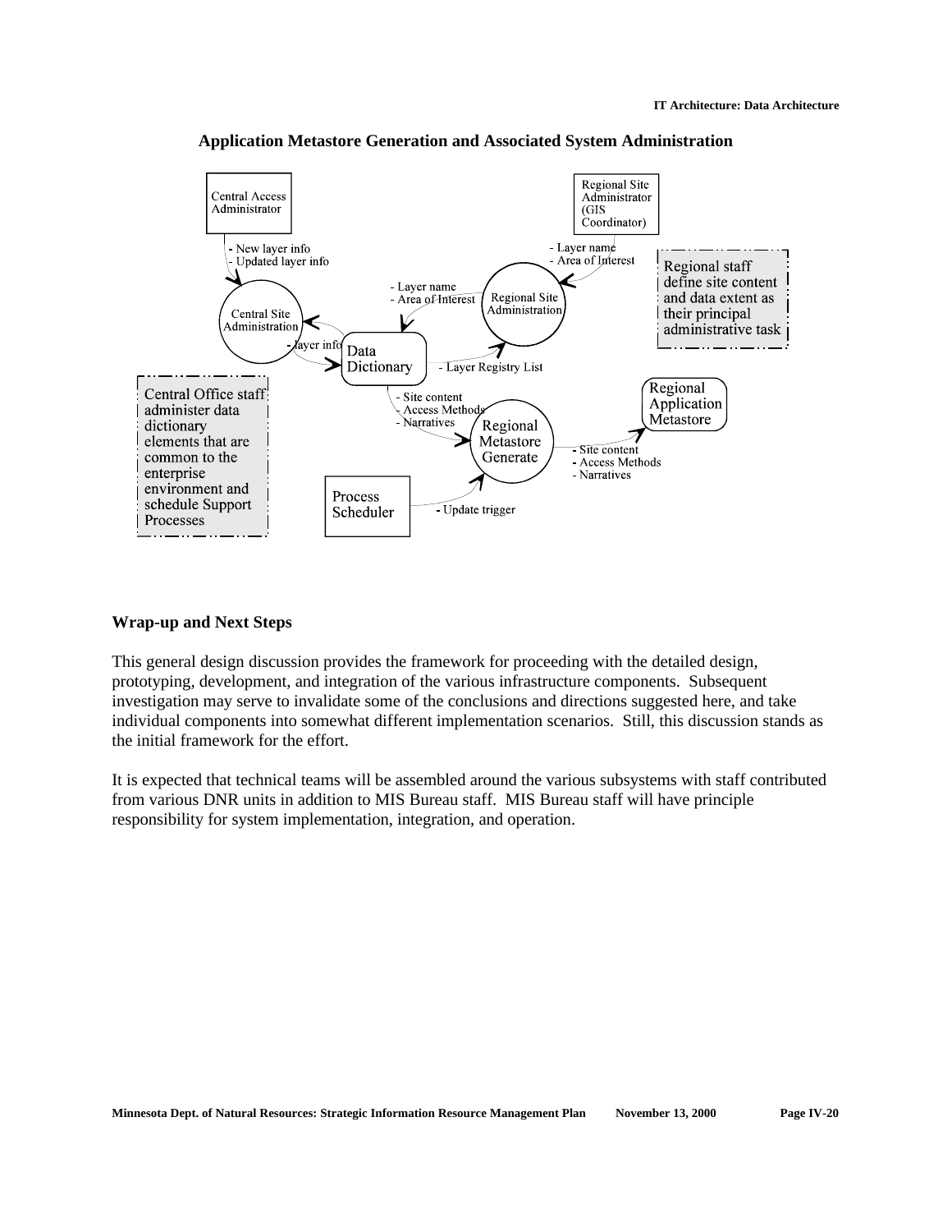**Application Metastore Generation and Associated System Administration**

Central Access Administrator

- New layer info
- Updated layer info

Regional Site Administrator (GIS Coordinator)

- Layer name
- Area of Interest

Regional staff define site content and data extent as their principal administrative task

- Layer name
- Area of Interest

Regional Site Administration

Central Site Administration

- layer info

Data Dictionary

- Layer Registry List

Central Office staff administer data dictionary elements that are common to the enterprise environment and schedule Support Processes

- Site content
- Access Methods
- Narratives

Regional Metastore Generate

Regional Application Metastore

- Site content
- Access Methods
- Narratives

Process Scheduler

- Update trigger

**Wrap-up and Next Steps**

This general design discussion provides the framework for proceeding with the detailed design, prototyping, development, and integration of the various infrastructure components. Subsequent investigation may serve to invalidate some of the conclusions and directions suggested here, and take individual components into somewhat different implementation scenarios. Still, this discussion stands as the initial framework for the effort.

It is expected that technical teams will be assembled around the various subsystems with staff contributed from various DNR units in addition to MIS Bureau staff. MIS Bureau staff will have principle responsibility for system implementation, integration, and operation.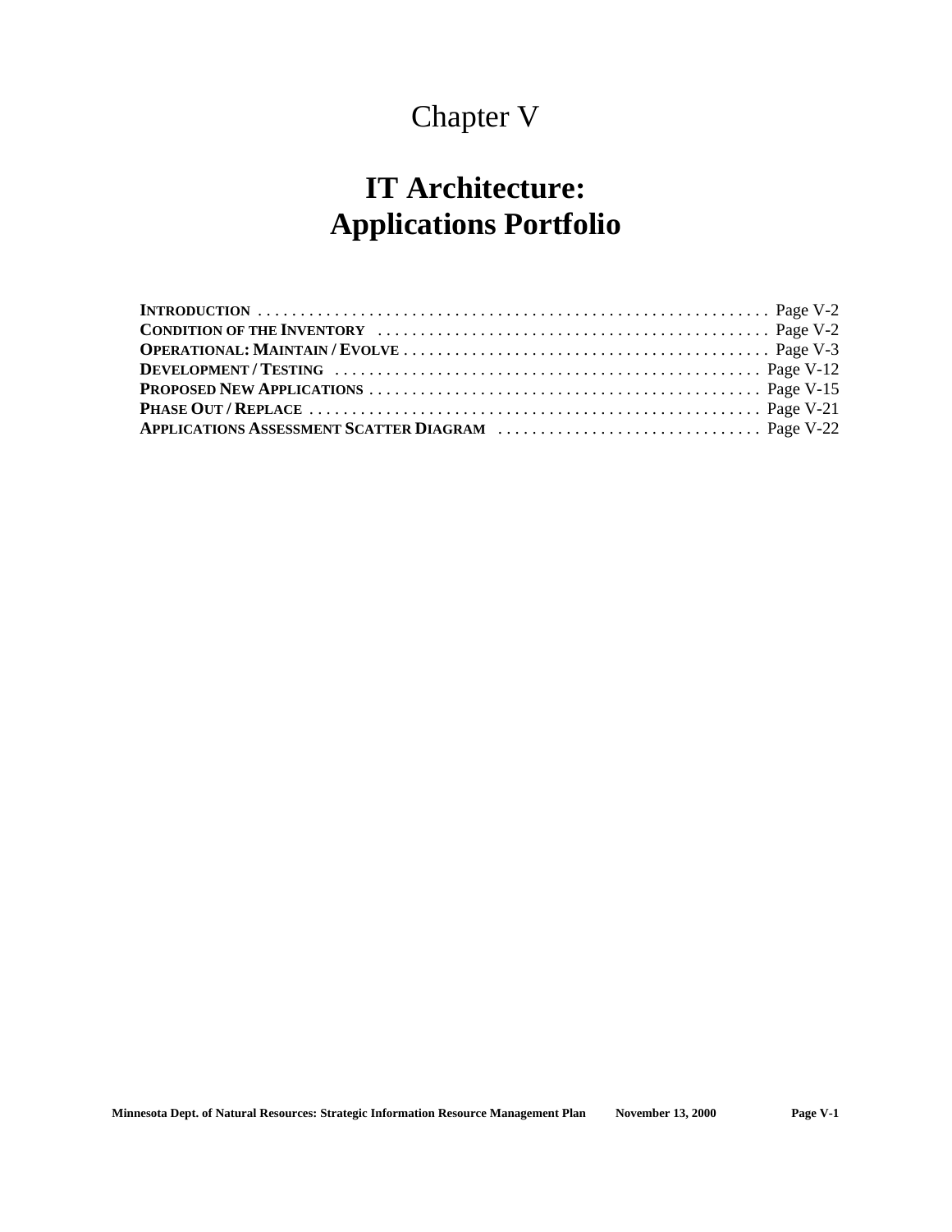# Chapter V

# IT Architecture: Applications Portfolio

| | |
|---|---|
| **INTRODUCTION** | Page V-2 |
| **CONDITION OF THE INVENTORY** | Page V-2 |
| **OPERATIONAL: MAINTAIN / EVOLVE** | Page V-3 |
| **DEVELOPMENT / TESTING** | Page V-12 |
| **PROPOSED NEW APPLICATIONS** | Page V-15 |
| **PHASE OUT / REPLACE** | Page V-21 |
| **APPLICATIONS ASSESSMENT SCATTER DIAGRAM** | Page V-22 |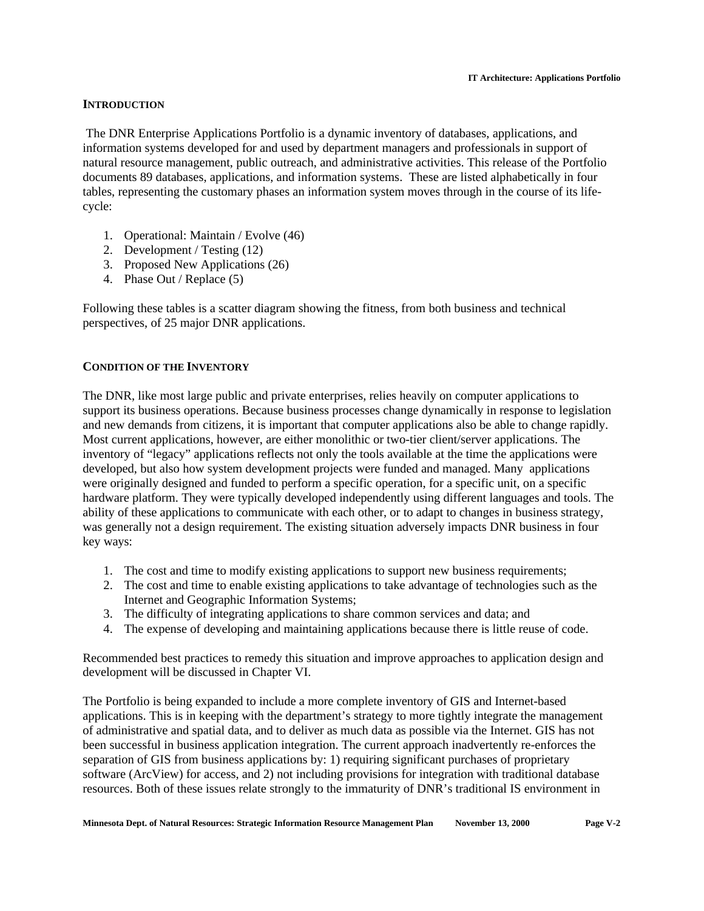## INTRODUCTION

The DNR Enterprise Applications Portfolio is a dynamic inventory of databases, applications, and information systems developed for and used by department managers and professionals in support of natural resource management, public outreach, and administrative activities. This release of the Portfolio documents 89 databases, applications, and information systems. These are listed alphabetically in four tables, representing the customary phases an information system moves through in the course of its life-cycle:

1. Operational: Maintain / Evolve (46)
2. Development / Testing (12)
3. Proposed New Applications (26)
4. Phase Out / Replace (5)

Following these tables is a scatter diagram showing the fitness, from both business and technical perspectives, of 25 major DNR applications.

## CONDITION OF THE INVENTORY

The DNR, like most large public and private enterprises, relies heavily on computer applications to support its business operations. Because business processes change dynamically in response to legislation and new demands from citizens, it is important that computer applications also be able to change rapidly. Most current applications, however, are either monolithic or two-tier client/server applications. The inventory of "legacy" applications reflects not only the tools available at the time the applications were developed, but also how system development projects were funded and managed. Many applications were originally designed and funded to perform a specific operation, for a specific unit, on a specific hardware platform. They were typically developed independently using different languages and tools. The ability of these applications to communicate with each other, or to adapt to changes in business strategy, was generally not a design requirement. The existing situation adversely impacts DNR business in four key ways:

1. The cost and time to modify existing applications to support new business requirements;
2. The cost and time to enable existing applications to take advantage of technologies such as the Internet and Geographic Information Systems;
3. The difficulty of integrating applications to share common services and data; and
4. The expense of developing and maintaining applications because there is little reuse of code.

Recommended best practices to remedy this situation and improve approaches to application design and development will be discussed in Chapter VI.

The Portfolio is being expanded to include a more complete inventory of GIS and Internet-based applications. This is in keeping with the department's strategy to more tightly integrate the management of administrative and spatial data, and to deliver as much data as possible via the Internet. GIS has not been successful in business application integration. The current approach inadvertently re-enforces the separation of GIS from business applications by: 1) requiring significant purchases of proprietary software (ArcView) for access, and 2) not including provisions for integration with traditional database resources. Both of these issues relate strongly to the immaturity of DNR's traditional IS environment in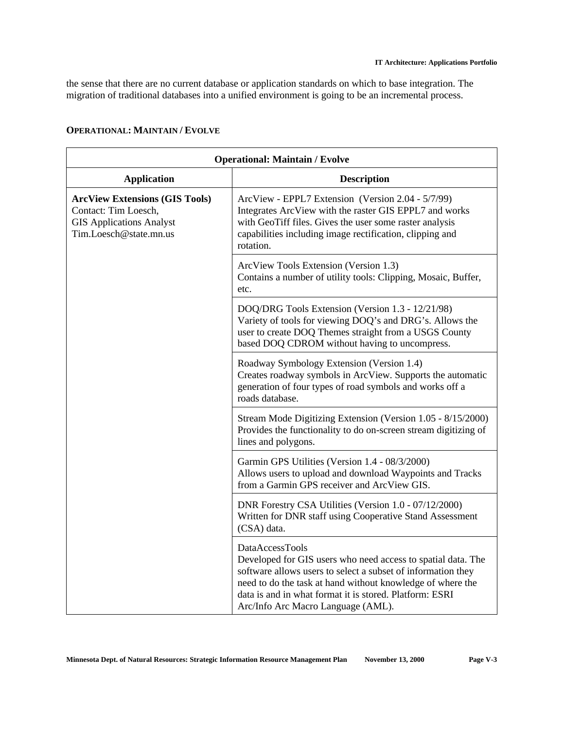the sense that there are no current database or application standards on which to base integration. The migration of traditional databases into a unified environment is going to be an incremental process.

**OPERATIONAL: MAINTAIN / EVOLVE**

| Operational: Maintain / Evolve | |
|---|---|
| **Application** | **Description** |
| **ArcView Extensions (GIS Tools)**<br>Contact: Tim Loesch,<br>GIS Applications Analyst<br>Tim.Loesch@state.mn.us | ArcView - EPPL7 Extension (Version 2.04 - 5/7/99)<br>Integrates ArcView with the raster GIS EPPL7 and works with GeoTiff files. Gives the user some raster analysis capabilities including image rectification, clipping and rotation. |
| | ArcView Tools Extension (Version 1.3)<br>Contains a number of utility tools: Clipping, Mosaic, Buffer, etc. |
| | DOQ/DRG Tools Extension (Version 1.3 - 12/21/98)<br>Variety of tools for viewing DOQ's and DRG's. Allows the user to create DOQ Themes straight from a USGS County based DOQ CDROM without having to uncompress. |
| | Roadway Symbology Extension (Version 1.4)<br>Creates roadway symbols in ArcView. Supports the automatic generation of four types of road symbols and works off a roads database. |
| | Stream Mode Digitizing Extension (Version 1.05 - 8/15/2000)<br>Provides the functionality to do on-screen stream digitizing of lines and polygons. |
| | Garmin GPS Utilities (Version 1.4 - 08/3/2000)<br>Allows users to upload and download Waypoints and Tracks from a Garmin GPS receiver and ArcView GIS. |
| | DNR Forestry CSA Utilities (Version 1.0 - 07/12/2000)<br>Written for DNR staff using Cooperative Stand Assessment (CSA) data. |
| | DataAccessTools<br>Developed for GIS users who need access to spatial data. The software allows users to select a subset of information they need to do the task at hand without knowledge of where the data is and in what format it is stored. Platform: ESRI Arc/Info Arc Macro Language (AML). |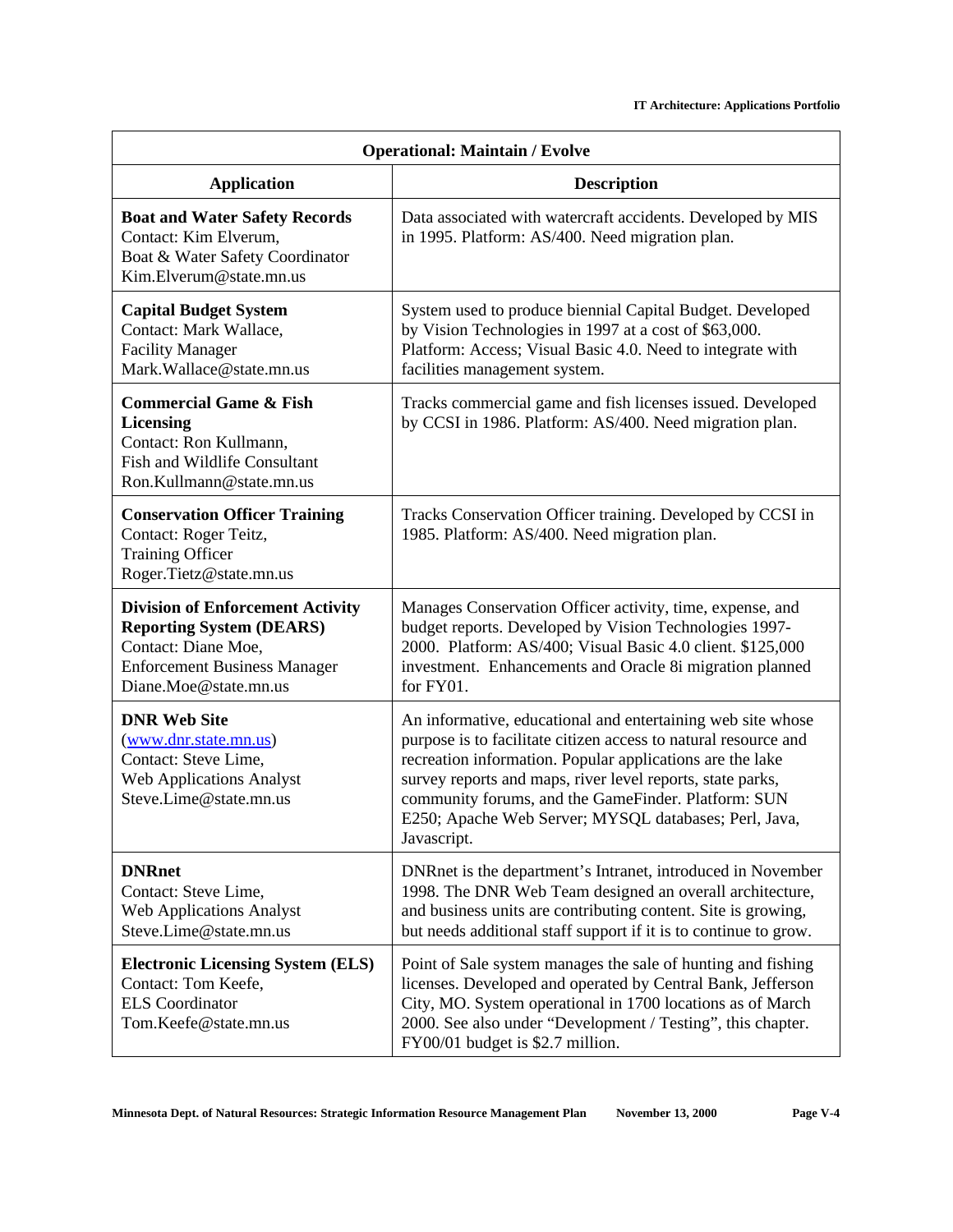| Operational: Maintain / Evolve | |
|---|---|
| **Application** | **Description** |
| **Boat and Water Safety Records**<br>Contact: Kim Elverum,<br>Boat & Water Safety Coordinator<br>Kim.Elverum@state.mn.us | Data associated with watercraft accidents. Developed by MIS in 1995. Platform: AS/400. Need migration plan. |
| **Capital Budget System**<br>Contact: Mark Wallace,<br>Facility Manager<br>Mark.Wallace@state.mn.us | System used to produce biennial Capital Budget. Developed by Vision Technologies in 1997 at a cost of $63,000. Platform: Access; Visual Basic 4.0. Need to integrate with facilities management system. |
| **Commercial Game & Fish Licensing**<br>Contact: Ron Kullmann,<br>Fish and Wildlife Consultant<br>Ron.Kullmann@state.mn.us | Tracks commercial game and fish licenses issued. Developed by CCSI in 1986. Platform: AS/400. Need migration plan. |
| **Conservation Officer Training**<br>Contact: Roger Teitz,<br>Training Officer<br>Roger.Tietz@state.mn.us | Tracks Conservation Officer training. Developed by CCSI in 1985. Platform: AS/400. Need migration plan. |
| **Division of Enforcement Activity Reporting System (DEARS)**<br>Contact: Diane Moe,<br>Enforcement Business Manager<br>Diane.Moe@state.mn.us | Manages Conservation Officer activity, time, expense, and budget reports. Developed by Vision Technologies 1997-2000. Platform: AS/400; Visual Basic 4.0 client. $125,000 investment. Enhancements and Oracle 8i migration planned for FY01. |
| **DNR Web Site**<br>(www.dnr.state.mn.us)<br>Contact: Steve Lime,<br>Web Applications Analyst<br>Steve.Lime@state.mn.us | An informative, educational and entertaining web site whose purpose is to facilitate citizen access to natural resource and recreation information. Popular applications are the lake survey reports and maps, river level reports, state parks, community forums, and the GameFinder. Platform: SUN E250; Apache Web Server; MYSQL databases; Perl, Java, Javascript. |
| **DNRnet**<br>Contact: Steve Lime,<br>Web Applications Analyst<br>Steve.Lime@state.mn.us | DNRnet is the department's Intranet, introduced in November 1998. The DNR Web Team designed an overall architecture, and business units are contributing content. Site is growing, but needs additional staff support if it is to continue to grow. |
| **Electronic Licensing System (ELS)**<br>Contact: Tom Keefe,<br>ELS Coordinator<br>Tom.Keefe@state.mn.us | Point of Sale system manages the sale of hunting and fishing licenses. Developed and operated by Central Bank, Jefferson City, MO. System operational in 1700 locations as of March 2000. See also under "Development / Testing", this chapter. FY00/01 budget is $2.7 million. |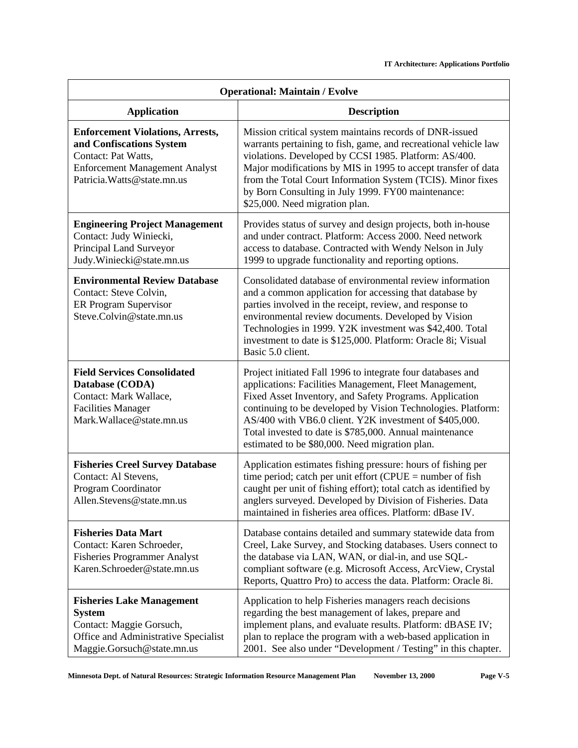| Operational: Maintain / Evolve | |
|---|---|
| **Application** | **Description** |
| **Enforcement Violations, Arrests, and Confiscations System**<br>Contact: Pat Watts,<br>Enforcement Management Analyst<br>Patricia.Watts@state.mn.us | Mission critical system maintains records of DNR-issued warrants pertaining to fish, game, and recreational vehicle law violations. Developed by CCSI 1985. Platform: AS/400. Major modifications by MIS in 1995 to accept transfer of data from the Total Court Information System (TCIS). Minor fixes by Born Consulting in July 1999. FY00 maintenance: $25,000. Need migration plan. |
| **Engineering Project Management**<br>Contact: Judy Winiecki,<br>Principal Land Surveyor<br>Judy.Winiecki@state.mn.us | Provides status of survey and design projects, both in-house and under contract. Platform: Access 2000. Need network access to database. Contracted with Wendy Nelson in July 1999 to upgrade functionality and reporting options. |
| **Environmental Review Database**<br>Contact: Steve Colvin,<br>ER Program Supervisor<br>Steve.Colvin@state.mn.us | Consolidated database of environmental review information and a common application for accessing that database by parties involved in the receipt, review, and response to environmental review documents. Developed by Vision Technologies in 1999. Y2K investment was $42,400. Total investment to date is $125,000. Platform: Oracle 8i; Visual Basic 5.0 client. |
| **Field Services Consolidated Database (CODA)**<br>Contact: Mark Wallace,<br>Facilities Manager<br>Mark.Wallace@state.mn.us | Project initiated Fall 1996 to integrate four databases and applications: Facilities Management, Fleet Management, Fixed Asset Inventory, and Safety Programs. Application continuing to be developed by Vision Technologies. Platform: AS/400 with VB6.0 client. Y2K investment of $405,000. Total invested to date is $785,000. Annual maintenance estimated to be $80,000. Need migration plan. |
| **Fisheries Creel Survey Database**<br>Contact: Al Stevens,<br>Program Coordinator<br>Allen.Stevens@state.mn.us | Application estimates fishing pressure: hours of fishing per time period; catch per unit effort (CPUE = number of fish caught per unit of fishing effort); total catch as identified by anglers surveyed. Developed by Division of Fisheries. Data maintained in fisheries area offices. Platform: dBase IV. |
| **Fisheries Data Mart**<br>Contact: Karen Schroeder,<br>Fisheries Programmer Analyst<br>Karen.Schroeder@state.mn.us | Database contains detailed and summary statewide data from Creel, Lake Survey, and Stocking databases. Users connect to the database via LAN, WAN, or dial-in, and use SQL-compliant software (e.g. Microsoft Access, ArcView, Crystal Reports, Quattro Pro) to access the data. Platform: Oracle 8i. |
| **Fisheries Lake Management System**<br>Contact: Maggie Gorsuch,<br>Office and Administrative Specialist<br>Maggie.Gorsuch@state.mn.us | Application to help Fisheries managers reach decisions regarding the best management of lakes, prepare and implement plans, and evaluate results. Platform: dBASE IV; plan to replace the program with a web-based application in 2001. See also under "Development / Testing" in this chapter. |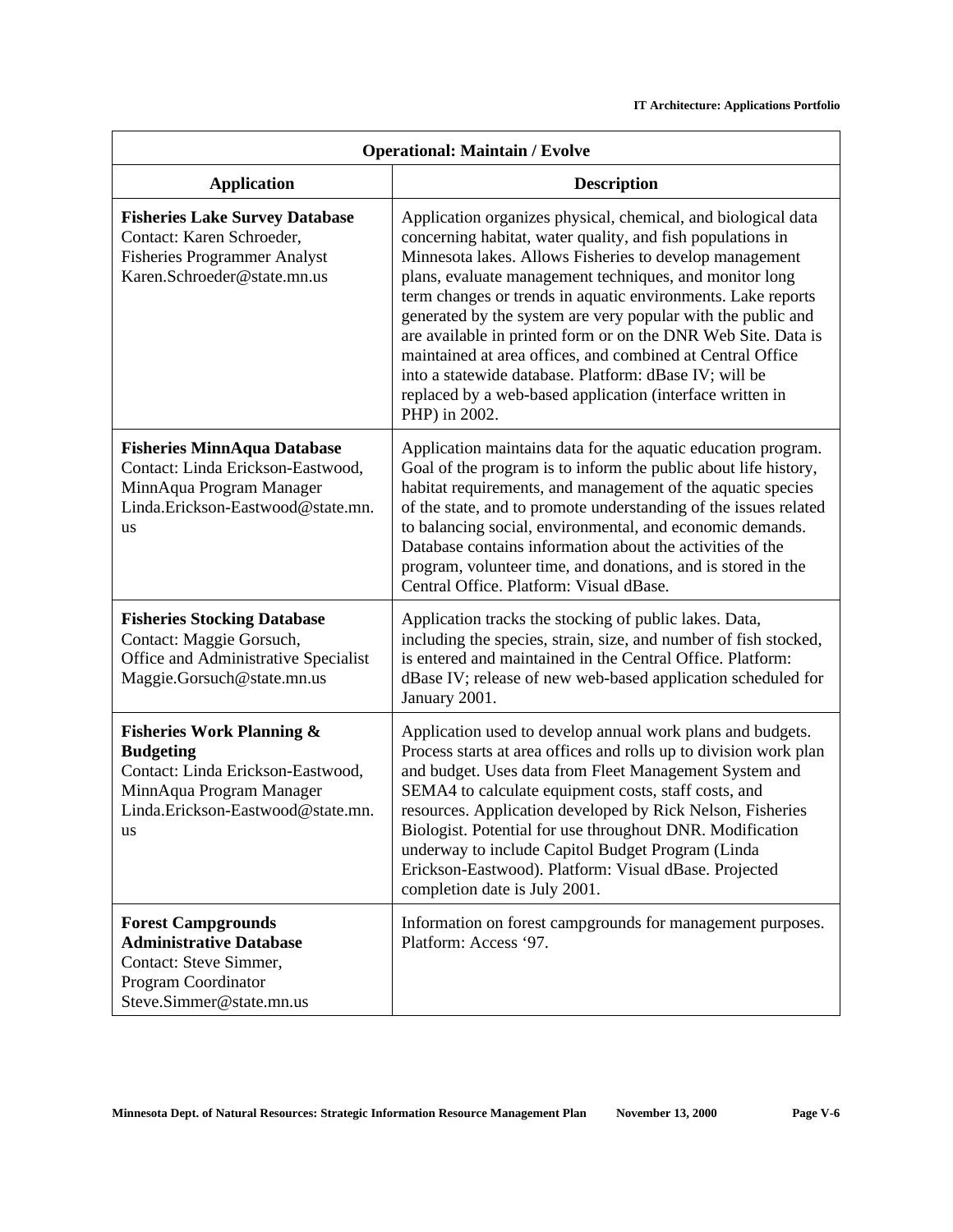| Operational: Maintain / Evolve | |
|---|---|
| **Application** | **Description** |
| **Fisheries Lake Survey Database**<br>Contact: Karen Schroeder, Fisheries Programmer Analyst<br>Karen.Schroeder@state.mn.us | Application organizes physical, chemical, and biological data concerning habitat, water quality, and fish populations in Minnesota lakes. Allows Fisheries to develop management plans, evaluate management techniques, and monitor long term changes or trends in aquatic environments. Lake reports generated by the system are very popular with the public and are available in printed form or on the DNR Web Site. Data is maintained at area offices, and combined at Central Office into a statewide database. Platform: dBase IV; will be replaced by a web-based application (interface written in PHP) in 2002. |
| **Fisheries MinnAqua Database**<br>Contact: Linda Erickson-Eastwood, MinnAqua Program Manager<br>Linda.Erickson-Eastwood@state.mn.us | Application maintains data for the aquatic education program. Goal of the program is to inform the public about life history, habitat requirements, and management of the aquatic species of the state, and to promote understanding of the issues related to balancing social, environmental, and economic demands. Database contains information about the activities of the program, volunteer time, and donations, and is stored in the Central Office. Platform: Visual dBase. |
| **Fisheries Stocking Database**<br>Contact: Maggie Gorsuch, Office and Administrative Specialist<br>Maggie.Gorsuch@state.mn.us | Application tracks the stocking of public lakes. Data, including the species, strain, size, and number of fish stocked, is entered and maintained in the Central Office. Platform: dBase IV; release of new web-based application scheduled for January 2001. |
| **Fisheries Work Planning & Budgeting**<br>Contact: Linda Erickson-Eastwood, MinnAqua Program Manager<br>Linda.Erickson-Eastwood@state.mn.us | Application used to develop annual work plans and budgets. Process starts at area offices and rolls up to division work plan and budget. Uses data from Fleet Management System and SEMA4 to calculate equipment costs, staff costs, and resources. Application developed by Rick Nelson, Fisheries Biologist. Potential for use throughout DNR. Modification underway to include Capitol Budget Program (Linda Erickson-Eastwood). Platform: Visual dBase. Projected completion date is July 2001. |
| **Forest Campgrounds Administrative Database**<br>Contact: Steve Simmer, Program Coordinator<br>Steve.Simmer@state.mn.us | Information on forest campgrounds for management purposes. Platform: Access '97. |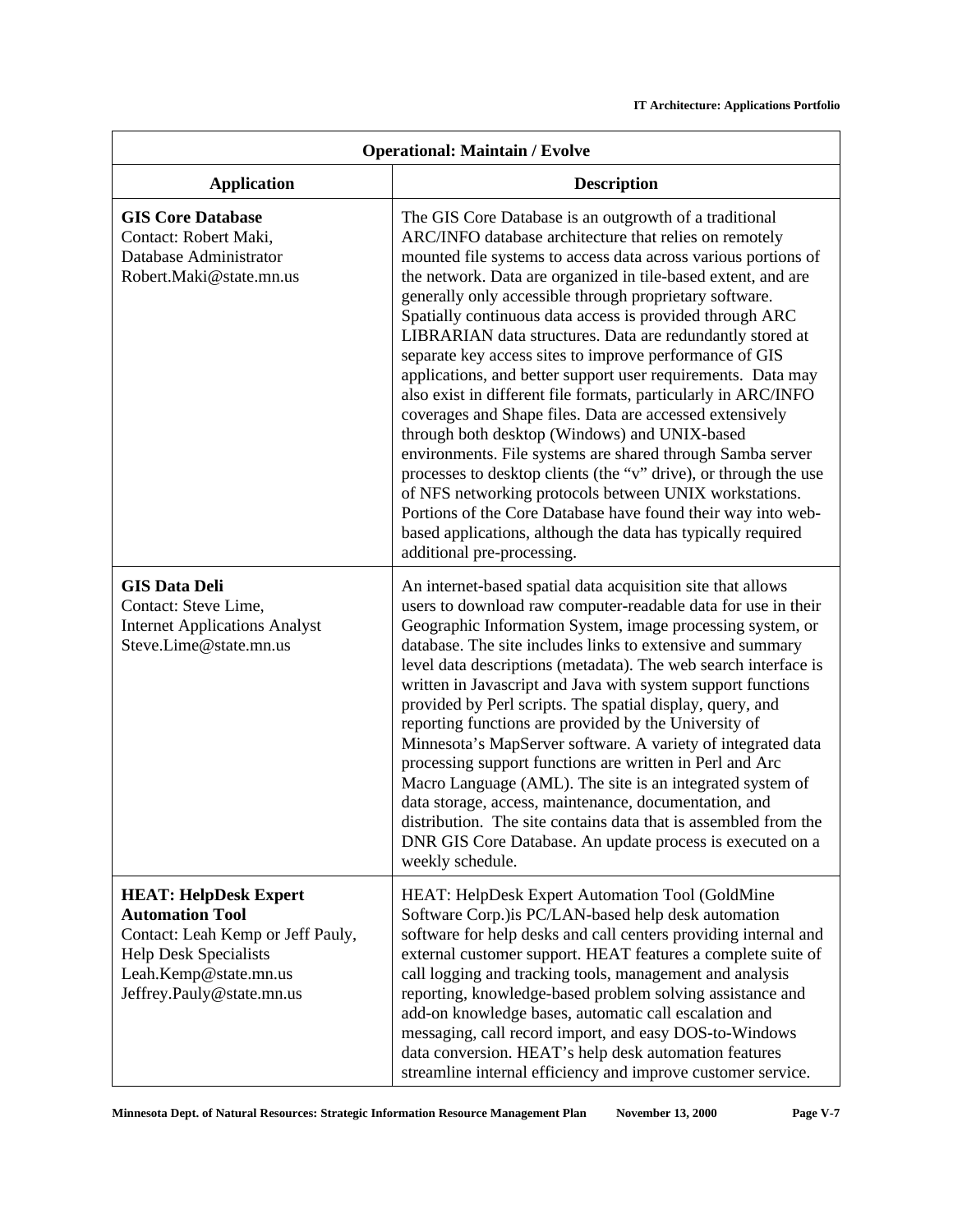| Operational: Maintain / Evolve | |
|---|---|
| **Application** | **Description** |
| **GIS Core Database**<br>Contact: Robert Maki, Database Administrator<br>Robert.Maki@state.mn.us | The GIS Core Database is an outgrowth of a traditional ARC/INFO database architecture that relies on remotely mounted file systems to access data across various portions of the network. Data are organized in tile-based extent, and are generally only accessible through proprietary software. Spatially continuous data access is provided through ARC LIBRARIAN data structures. Data are redundantly stored at separate key access sites to improve performance of GIS applications, and better support user requirements. Data may also exist in different file formats, particularly in ARC/INFO coverages and Shape files. Data are accessed extensively through both desktop (Windows) and UNIX-based environments. File systems are shared through Samba server processes to desktop clients (the "v" drive), or through the use of NFS networking protocols between UNIX workstations. Portions of the Core Database have found their way into web-based applications, although the data has typically required additional pre-processing. |
| **GIS Data Deli**<br>Contact: Steve Lime, Internet Applications Analyst<br>Steve.Lime@state.mn.us | An internet-based spatial data acquisition site that allows users to download raw computer-readable data for use in their Geographic Information System, image processing system, or database. The site includes links to extensive and summary level data descriptions (metadata). The web search interface is written in Javascript and Java with system support functions provided by Perl scripts. The spatial display, query, and reporting functions are provided by the University of Minnesota's MapServer software. A variety of integrated data processing support functions are written in Perl and Arc Macro Language (AML). The site is an integrated system of data storage, access, maintenance, documentation, and distribution. The site contains data that is assembled from the DNR GIS Core Database. An update process is executed on a weekly schedule. |
| **HEAT: HelpDesk Expert Automation Tool**<br>Contact: Leah Kemp or Jeff Pauly, Help Desk Specialists<br>Leah.Kemp@state.mn.us<br>Jeffrey.Pauly@state.mn.us | HEAT: HelpDesk Expert Automation Tool (GoldMine Software Corp.)is PC/LAN-based help desk automation software for help desks and call centers providing internal and external customer support. HEAT features a complete suite of call logging and tracking tools, management and analysis reporting, knowledge-based problem solving assistance and add-on knowledge bases, automatic call escalation and messaging, call record import, and easy DOS-to-Windows data conversion. HEAT's help desk automation features streamline internal efficiency and improve customer service. |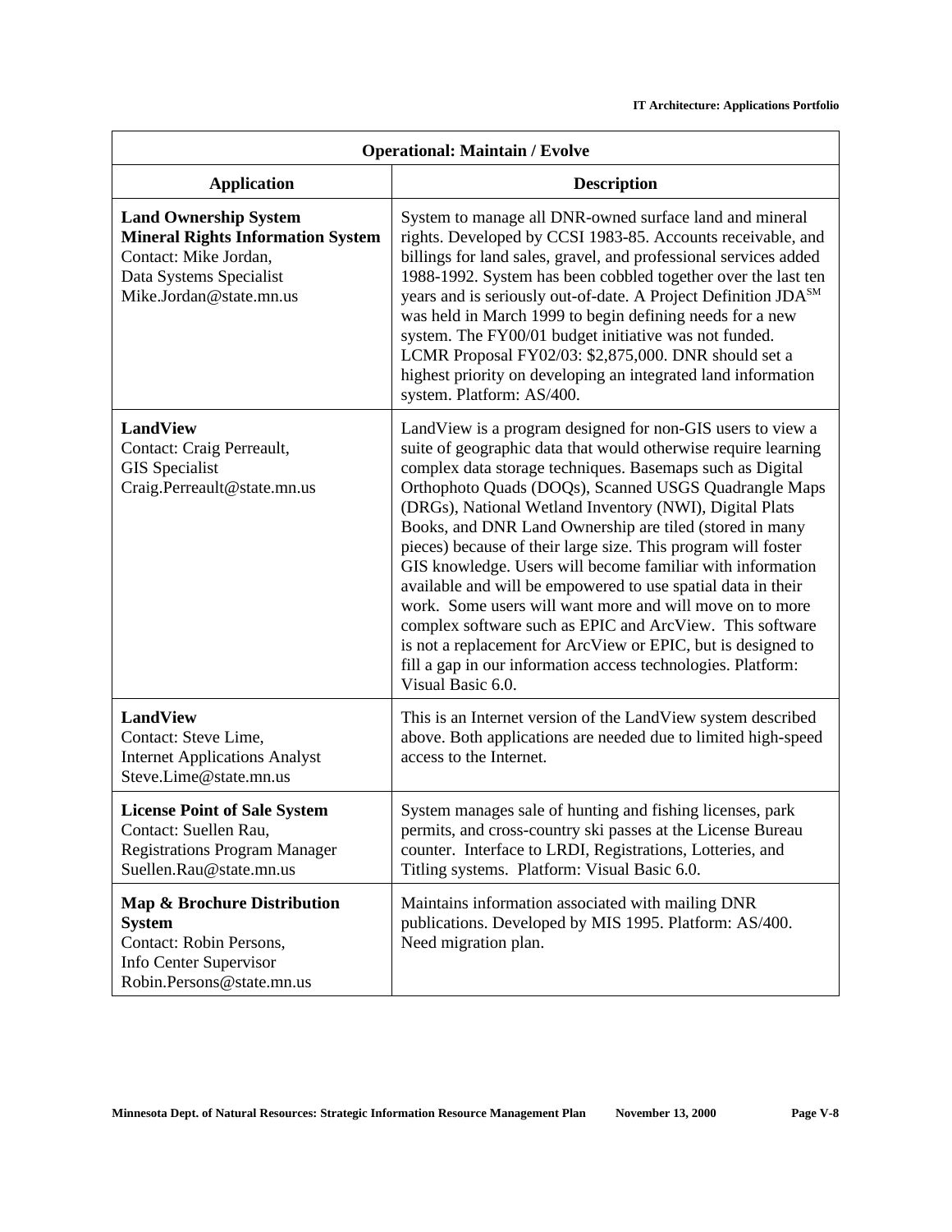| Operational: Maintain / Evolve | |
|---|---|
| **Application** | **Description** |
| **Land Ownership System** **Mineral Rights Information System** Contact: Mike Jordan, Data Systems Specialist Mike.Jordan@state.mn.us | System to manage all DNR-owned surface land and mineral rights. Developed by CCSI 1983-85. Accounts receivable, and billings for land sales, gravel, and professional services added 1988-1992. System has been cobbled together over the last ten years and is seriously out-of-date. A Project Definition JDA[SM] was held in March 1999 to begin defining needs for a new system. The FY00/01 budget initiative was not funded. LCMR Proposal FY02/03: $2,875,000. DNR should set a highest priority on developing an integrated land information system. Platform: AS/400. |
| **LandView** Contact: Craig Perreault, GIS Specialist Craig.Perreault@state.mn.us | LandView is a program designed for non-GIS users to view a suite of geographic data that would otherwise require learning complex data storage techniques. Basemaps such as Digital Orthophoto Quads (DOQs), Scanned USGS Quadrangle Maps (DRGs), National Wetland Inventory (NWI), Digital Plats Books, and DNR Land Ownership are tiled (stored in many pieces) because of their large size. This program will foster GIS knowledge. Users will become familiar with information available and will be empowered to use spatial data in their work. Some users will want more and will move on to more complex software such as EPIC and ArcView. This software is not a replacement for ArcView or EPIC, but is designed to fill a gap in our information access technologies. Platform: Visual Basic 6.0. |
| **LandView** Contact: Steve Lime, Internet Applications Analyst Steve.Lime@state.mn.us | This is an Internet version of the LandView system described above. Both applications are needed due to limited high-speed access to the Internet. |
| **License Point of Sale System** Contact: Suellen Rau, Registrations Program Manager Suellen.Rau@state.mn.us | System manages sale of hunting and fishing licenses, park permits, and cross-country ski passes at the License Bureau counter. Interface to LRDI, Registrations, Lotteries, and Titling systems. Platform: Visual Basic 6.0. |
| **Map & Brochure Distribution System** Contact: Robin Persons, Info Center Supervisor Robin.Persons@state.mn.us | Maintains information associated with mailing DNR publications. Developed by MIS 1995. Platform: AS/400. Need migration plan. |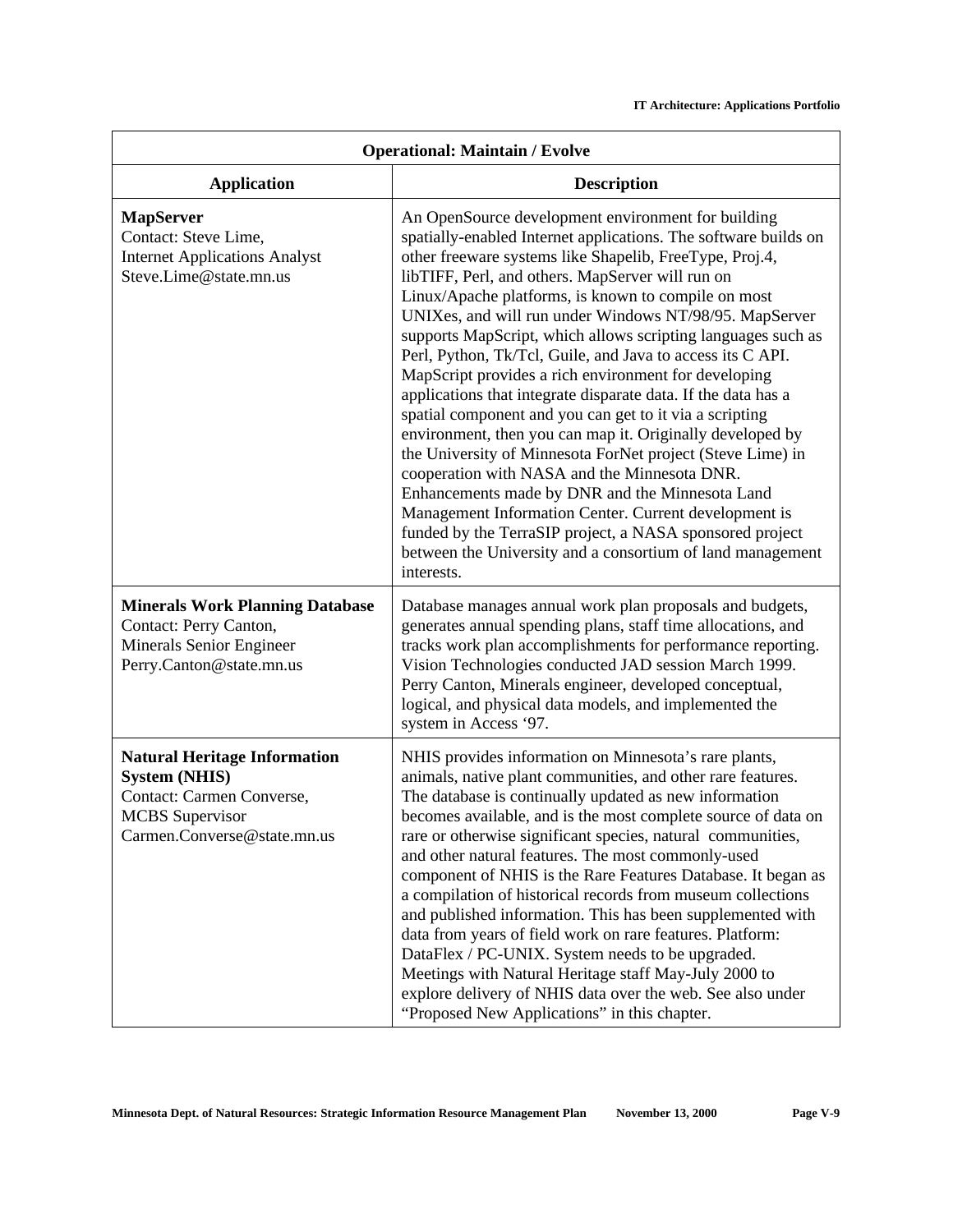| Operational: Maintain / Evolve | |
|---|---|
| **Application** | **Description** |
| **MapServer**<br>Contact: Steve Lime,<br>Internet Applications Analyst<br>Steve.Lime@state.mn.us | An OpenSource development environment for building spatially-enabled Internet applications. The software builds on other freeware systems like Shapelib, FreeType, Proj.4, libTIFF, Perl, and others. MapServer will run on Linux/Apache platforms, is known to compile on most UNIXes, and will run under Windows NT/98/95. MapServer supports MapScript, which allows scripting languages such as Perl, Python, Tk/Tcl, Guile, and Java to access its C API. MapScript provides a rich environment for developing applications that integrate disparate data. If the data has a spatial component and you can get to it via a scripting environment, then you can map it. Originally developed by the University of Minnesota ForNet project (Steve Lime) in cooperation with NASA and the Minnesota DNR. Enhancements made by DNR and the Minnesota Land Management Information Center. Current development is funded by the TerraSIP project, a NASA sponsored project between the University and a consortium of land management interests. |
| **Minerals Work Planning Database**<br>Contact: Perry Canton,<br>Minerals Senior Engineer<br>Perry.Canton@state.mn.us | Database manages annual work plan proposals and budgets, generates annual spending plans, staff time allocations, and tracks work plan accomplishments for performance reporting. Vision Technologies conducted JAD session March 1999. Perry Canton, Minerals engineer, developed conceptual, logical, and physical data models, and implemented the system in Access '97. |
| **Natural Heritage Information System (NHIS)**<br>Contact: Carmen Converse,<br>MCBS Supervisor<br>Carmen.Converse@state.mn.us | NHIS provides information on Minnesota's rare plants, animals, native plant communities, and other rare features. The database is continually updated as new information becomes available, and is the most complete source of data on rare or otherwise significant species, natural communities, and other natural features. The most commonly-used component of NHIS is the Rare Features Database. It began as a compilation of historical records from museum collections and published information. This has been supplemented with data from years of field work on rare features. Platform: DataFlex / PC-UNIX. System needs to be upgraded. Meetings with Natural Heritage staff May-July 2000 to explore delivery of NHIS data over the web. See also under "Proposed New Applications" in this chapter. |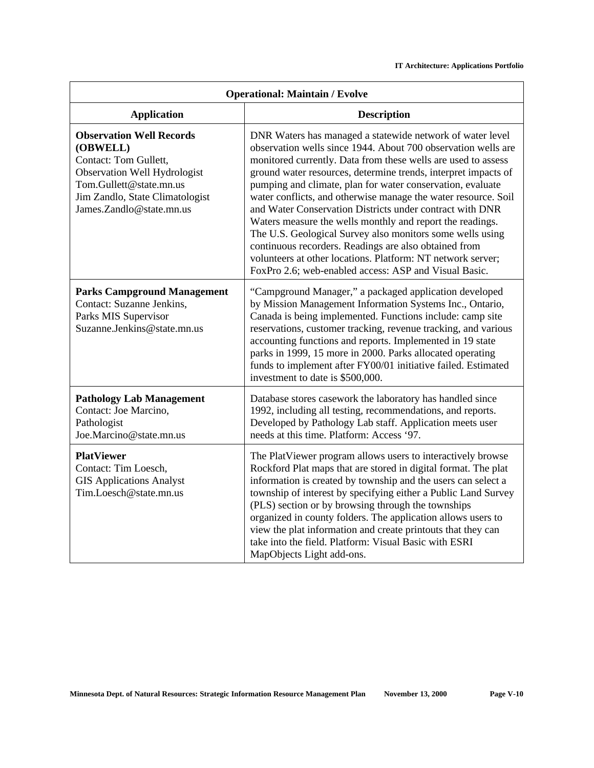| Operational: Maintain / Evolve | |
|---|---|
| **Application** | **Description** |
| **Observation Well Records (OBWELL)**<br>Contact: Tom Gullett,<br>Observation Well Hydrologist<br>Tom.Gullett@state.mn.us<br>Jim Zandlo, State Climatologist<br>James.Zandlo@state.mn.us | DNR Waters has managed a statewide network of water level observation wells since 1944. About 700 observation wells are monitored currently. Data from these wells are used to assess ground water resources, determine trends, interpret impacts of pumping and climate, plan for water conservation, evaluate water conflicts, and otherwise manage the water resource. Soil and Water Conservation Districts under contract with DNR Waters measure the wells monthly and report the readings. The U.S. Geological Survey also monitors some wells using continuous recorders. Readings are also obtained from volunteers at other locations. Platform: NT network server; FoxPro 2.6; web-enabled access: ASP and Visual Basic. |
| **Parks Campground Management**<br>Contact: Suzanne Jenkins,<br>Parks MIS Supervisor<br>Suzanne.Jenkins@state.mn.us | "Campground Manager," a packaged application developed by Mission Management Information Systems Inc., Ontario, Canada is being implemented. Functions include: camp site reservations, customer tracking, revenue tracking, and various accounting functions and reports. Implemented in 19 state parks in 1999, 15 more in 2000. Parks allocated operating funds to implement after FY00/01 initiative failed. Estimated investment to date is $500,000. |
| **Pathology Lab Management**<br>Contact: Joe Marcino,<br>Pathologist<br>Joe.Marcino@state.mn.us | Database stores casework the laboratory has handled since 1992, including all testing, recommendations, and reports. Developed by Pathology Lab staff. Application meets user needs at this time. Platform: Access '97. |
| **PlatViewer**<br>Contact: Tim Loesch,<br>GIS Applications Analyst<br>Tim.Loesch@state.mn.us | The PlatViewer program allows users to interactively browse Rockford Plat maps that are stored in digital format. The plat information is created by township and the users can select a township of interest by specifying either a Public Land Survey (PLS) section or by browsing through the townships organized in county folders. The application allows users to view the plat information and create printouts that they can take into the field. Platform: Visual Basic with ESRI MapObjects Light add-ons. |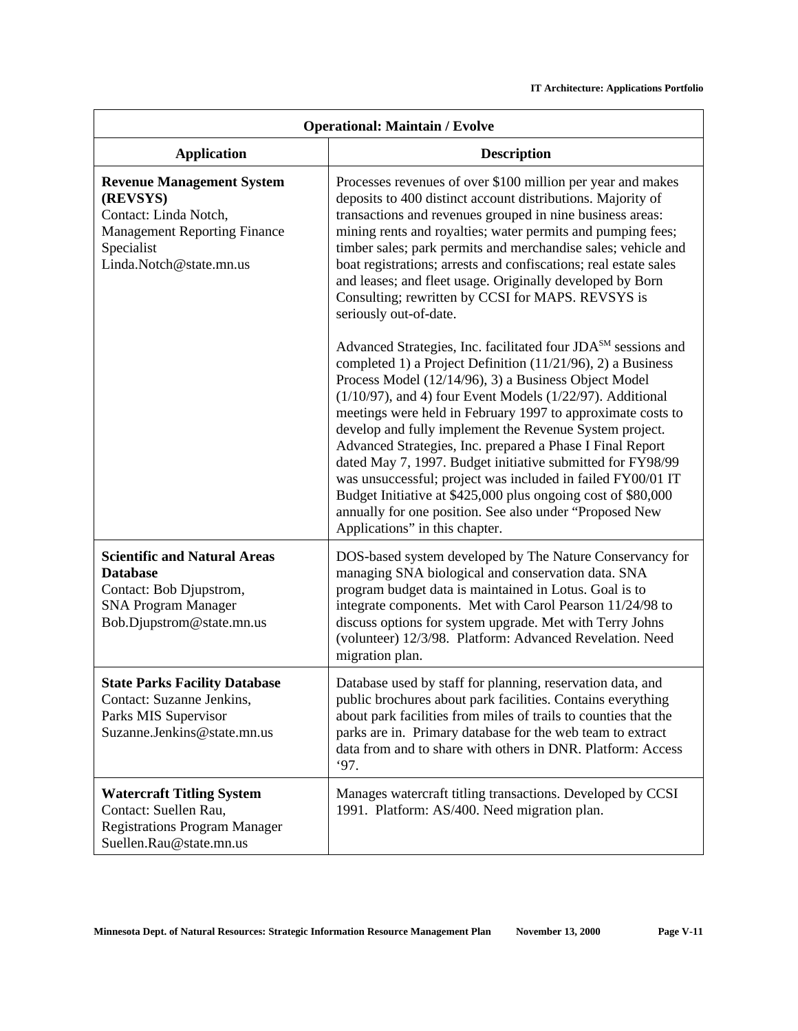| Operational: Maintain / Evolve | |
|---|---|
| **Application** | **Description** |
| **Revenue Management System (REVSYS)**<br>Contact: Linda Notch, Management Reporting Finance Specialist<br>Linda.Notch@state.mn.us | Processes revenues of over $100 million per year and makes deposits to 400 distinct account distributions. Majority of transactions and revenues grouped in nine business areas: mining rents and royalties; water permits and pumping fees; timber sales; park permits and merchandise sales; vehicle and boat registrations; arrests and confiscations; real estate sales and leases; and fleet usage. Originally developed by Born Consulting; rewritten by CCSI for MAPS. REVSYS is seriously out-of-date.<br><br>Advanced Strategies, Inc. facilitated four JDA[SM] sessions and completed 1) a Project Definition (11/21/96), 2) a Business Process Model (12/14/96), 3) a Business Object Model (1/10/97), and 4) four Event Models (1/22/97). Additional meetings were held in February 1997 to approximate costs to develop and fully implement the Revenue System project. Advanced Strategies, Inc. prepared a Phase I Final Report dated May 7, 1997. Budget initiative submitted for FY98/99 was unsuccessful; project was included in failed FY00/01 IT Budget Initiative at $425,000 plus ongoing cost of $80,000 annually for one position. See also under "Proposed New Applications" in this chapter. |
| **Scientific and Natural Areas Database**<br>Contact: Bob Djupstrom, SNA Program Manager<br>Bob.Djupstrom@state.mn.us | DOS-based system developed by The Nature Conservancy for managing SNA biological and conservation data. SNA program budget data is maintained in Lotus. Goal is to integrate components. Met with Carol Pearson 11/24/98 to discuss options for system upgrade. Met with Terry Johns (volunteer) 12/3/98. Platform: Advanced Revelation. Need migration plan. |
| **State Parks Facility Database**<br>Contact: Suzanne Jenkins, Parks MIS Supervisor<br>Suzanne.Jenkins@state.mn.us | Database used by staff for planning, reservation data, and public brochures about park facilities. Contains everything about park facilities from miles of trails to counties that the parks are in. Primary database for the web team to extract data from and to share with others in DNR. Platform: Access '97. |
| **Watercraft Titling System**<br>Contact: Suellen Rau, Registrations Program Manager<br>Suellen.Rau@state.mn.us | Manages watercraft titling transactions. Developed by CCSI 1991. Platform: AS/400. Need migration plan. |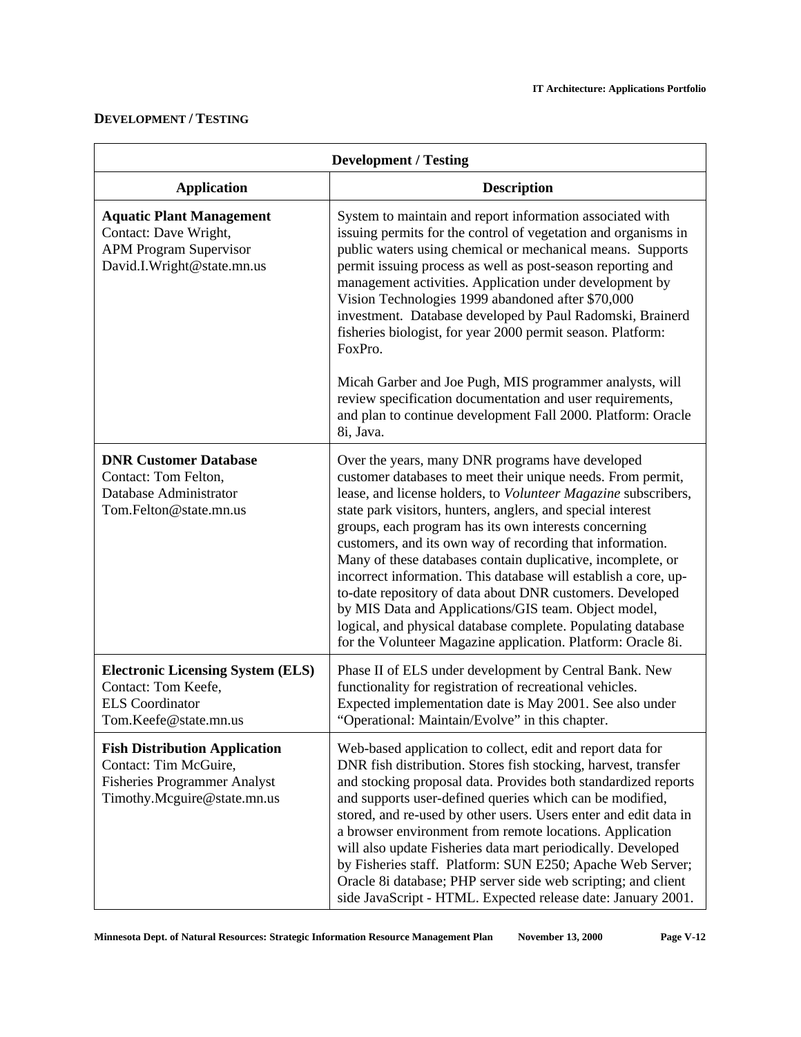## DEVELOPMENT / TESTING

| Development / Testing | |
|---|---|
| **Application** | **Description** |
| **Aquatic Plant Management**<br>Contact: Dave Wright,<br>APM Program Supervisor<br>David.I.Wright@state.mn.us | System to maintain and report information associated with issuing permits for the control of vegetation and organisms in public waters using chemical or mechanical means. Supports permit issuing process as well as post-season reporting and management activities. Application under development by Vision Technologies 1999 abandoned after $70,000 investment. Database developed by Paul Radomski, Brainerd fisheries biologist, for year 2000 permit season. Platform: FoxPro.<br><br>Micah Garber and Joe Pugh, MIS programmer analysts, will review specification documentation and user requirements, and plan to continue development Fall 2000. Platform: Oracle 8i, Java. |
| **DNR Customer Database**<br>Contact: Tom Felton,<br>Database Administrator<br>Tom.Felton@state.mn.us | Over the years, many DNR programs have developed customer databases to meet their unique needs. From permit, lease, and license holders, to *Volunteer Magazine* subscribers, state park visitors, hunters, anglers, and special interest groups, each program has its own interests concerning customers, and its own way of recording that information. Many of these databases contain duplicative, incomplete, or incorrect information. This database will establish a core, up-to-date repository of data about DNR customers. Developed by MIS Data and Applications/GIS team. Object model, logical, and physical database complete. Populating database for the Volunteer Magazine application. Platform: Oracle 8i. |
| **Electronic Licensing System (ELS)**<br>Contact: Tom Keefe,<br>ELS Coordinator<br>Tom.Keefe@state.mn.us | Phase II of ELS under development by Central Bank. New functionality for registration of recreational vehicles. Expected implementation date is May 2001. See also under "Operational: Maintain/Evolve" in this chapter. |
| **Fish Distribution Application**<br>Contact: Tim McGuire,<br>Fisheries Programmer Analyst<br>Timothy.Mcguire@state.mn.us | Web-based application to collect, edit and report data for DNR fish distribution. Stores fish stocking, harvest, transfer and stocking proposal data. Provides both standardized reports and supports user-defined queries which can be modified, stored, and re-used by other users. Users enter and edit data in a browser environment from remote locations. Application will also update Fisheries data mart periodically. Developed by Fisheries staff. Platform: SUN E250; Apache Web Server; Oracle 8i database; PHP server side web scripting; and client side JavaScript - HTML. Expected release date: January 2001. |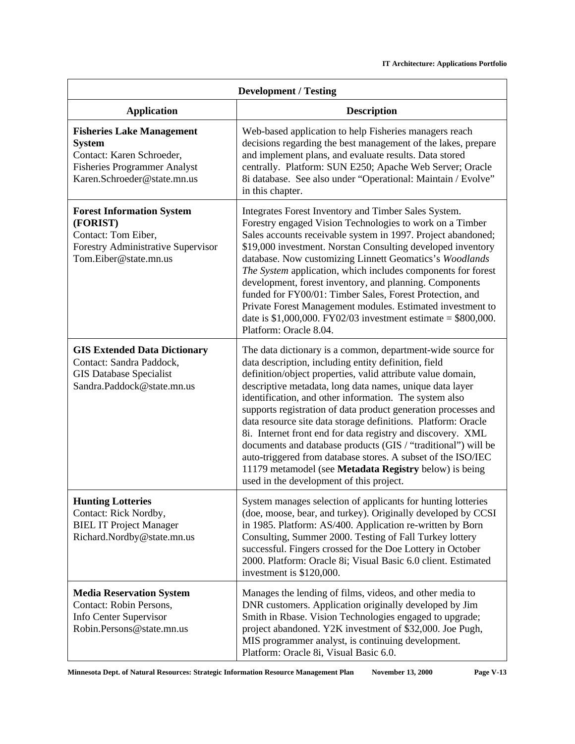| Development / Testing | |
|---|---|
| **Application** | **Description** |
| **Fisheries Lake Management System**<br>Contact: Karen Schroeder, Fisheries Programmer Analyst<br>Karen.Schroeder@state.mn.us | Web-based application to help Fisheries managers reach decisions regarding the best management of the lakes, prepare and implement plans, and evaluate results. Data stored centrally. Platform: SUN E250; Apache Web Server; Oracle 8i database. See also under "Operational: Maintain / Evolve" in this chapter. |
| **Forest Information System (FORIST)**<br>Contact: Tom Eiber, Forestry Administrative Supervisor<br>Tom.Eiber@state.mn.us | Integrates Forest Inventory and Timber Sales System. Forestry engaged Vision Technologies to work on a Timber Sales accounts receivable system in 1997. Project abandoned; $19,000 investment. Norstan Consulting developed inventory database. Now customizing Linnett Geomatics's *Woodlands The System* application, which includes components for forest development, forest inventory, and planning. Components funded for FY00/01: Timber Sales, Forest Protection, and Private Forest Management modules. Estimated investment to date is $1,000,000. FY02/03 investment estimate = $800,000. Platform: Oracle 8.04. |
| **GIS Extended Data Dictionary**<br>Contact: Sandra Paddock, GIS Database Specialist<br>Sandra.Paddock@state.mn.us | The data dictionary is a common, department-wide source for data description, including entity definition, field definition/object properties, valid attribute value domain, descriptive metadata, long data names, unique data layer identification, and other information. The system also supports registration of data product generation processes and data resource site data storage definitions. Platform: Oracle 8i. Internet front end for data registry and discovery. XML documents and database products (GIS / "traditional") will be auto-triggered from database stores. A subset of the ISO/IEC 11179 metamodel (see **Metadata Registry** below) is being used in the development of this project. |
| **Hunting Lotteries**<br>Contact: Rick Nordby, BIEL IT Project Manager<br>Richard.Nordby@state.mn.us | System manages selection of applicants for hunting lotteries (doe, moose, bear, and turkey). Originally developed by CCSI in 1985. Platform: AS/400. Application re-written by Born Consulting, Summer 2000. Testing of Fall Turkey lottery successful. Fingers crossed for the Doe Lottery in October 2000. Platform: Oracle 8i; Visual Basic 6.0 client. Estimated investment is $120,000. |
| **Media Reservation System**<br>Contact: Robin Persons, Info Center Supervisor<br>Robin.Persons@state.mn.us | Manages the lending of films, videos, and other media to DNR customers. Application originally developed by Jim Smith in Rbase. Vision Technologies engaged to upgrade; project abandoned. Y2K investment of $32,000. Joe Pugh, MIS programmer analyst, is continuing development. Platform: Oracle 8i, Visual Basic 6.0. |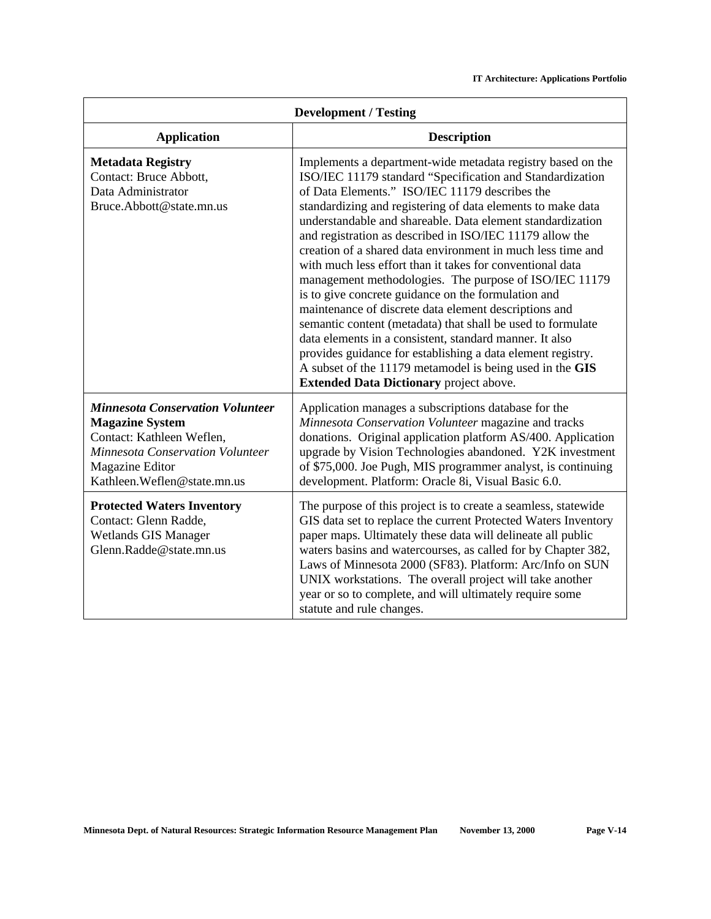| Development / Testing | |
|---|---|
| **Application** | **Description** |
| **Metadata Registry**<br>Contact: Bruce Abbott,<br>Data Administrator<br>Bruce.Abbott@state.mn.us | Implements a department-wide metadata registry based on the ISO/IEC 11179 standard "Specification and Standardization of Data Elements." ISO/IEC 11179 describes the standardizing and registering of data elements to make data understandable and shareable. Data element standardization and registration as described in ISO/IEC 11179 allow the creation of a shared data environment in much less time and with much less effort than it takes for conventional data management methodologies. The purpose of ISO/IEC 11179 is to give concrete guidance on the formulation and maintenance of discrete data element descriptions and semantic content (metadata) that shall be used to formulate data elements in a consistent, standard manner. It also provides guidance for establishing a data element registry. A subset of the 11179 metamodel is being used in the **GIS Extended Data Dictionary** project above. |
| ***Minnesota Conservation Volunteer* Magazine System**<br>Contact: Kathleen Weflen,<br>*Minnesota Conservation Volunteer* Magazine Editor<br>Kathleen.Weflen@state.mn.us | Application manages a subscriptions database for the *Minnesota Conservation Volunteer* magazine and tracks donations. Original application platform AS/400. Application upgrade by Vision Technologies abandoned. Y2K investment of $75,000. Joe Pugh, MIS programmer analyst, is continuing development. Platform: Oracle 8i, Visual Basic 6.0. |
| **Protected Waters Inventory**<br>Contact: Glenn Radde,<br>Wetlands GIS Manager<br>Glenn.Radde@state.mn.us | The purpose of this project is to create a seamless, statewide GIS data set to replace the current Protected Waters Inventory paper maps. Ultimately these data will delineate all public waters basins and watercourses, as called for by Chapter 382, Laws of Minnesota 2000 (SF83). Platform: Arc/Info on SUN UNIX workstations. The overall project will take another year or so to complete, and will ultimately require some statute and rule changes. |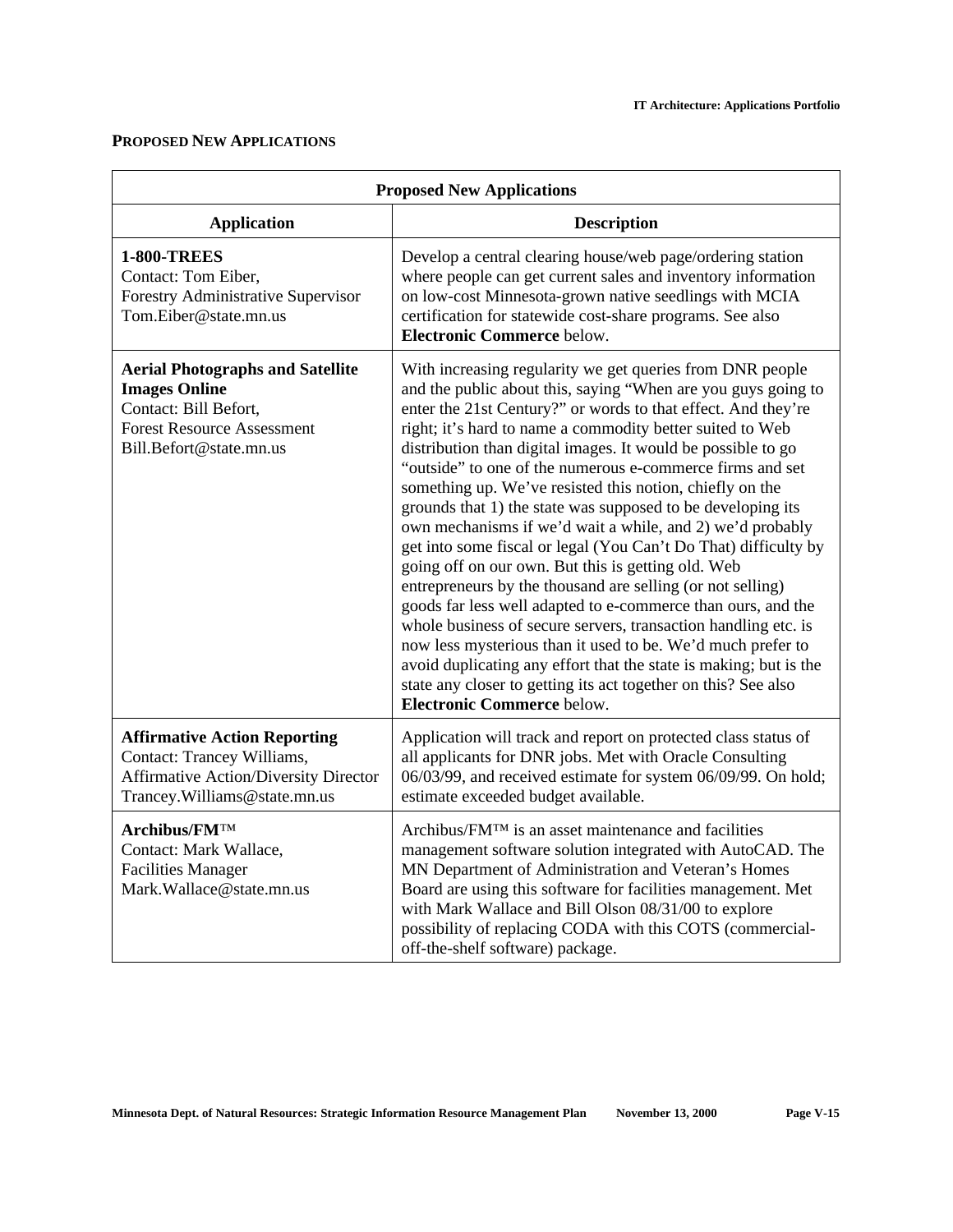**PROPOSED NEW APPLICATIONS**

| Proposed New Applications | |
|---|---|
| **Application** | **Description** |
| **1-800-TREES**<br>Contact: Tom Eiber,<br>Forestry Administrative Supervisor<br>Tom.Eiber@state.mn.us | Develop a central clearing house/web page/ordering station where people can get current sales and inventory information on low-cost Minnesota-grown native seedlings with MCIA certification for statewide cost-share programs. See also **Electronic Commerce** below. |
| **Aerial Photographs and Satellite Images Online**<br>Contact: Bill Befort,<br>Forest Resource Assessment<br>Bill.Befort@state.mn.us | With increasing regularity we get queries from DNR people and the public about this, saying "When are you guys going to enter the 21st Century?" or words to that effect. And they're right; it's hard to name a commodity better suited to Web distribution than digital images. It would be possible to go "outside" to one of the numerous e-commerce firms and set something up. We've resisted this notion, chiefly on the grounds that 1) the state was supposed to be developing its own mechanisms if we'd wait a while, and 2) we'd probably get into some fiscal or legal (You Can't Do That) difficulty by going off on our own. But this is getting old. Web entrepreneurs by the thousand are selling (or not selling) goods far less well adapted to e-commerce than ours, and the whole business of secure servers, transaction handling etc. is now less mysterious than it used to be. We'd much prefer to avoid duplicating any effort that the state is making; but is the state any closer to getting its act together on this? See also **Electronic Commerce** below. |
| **Affirmative Action Reporting**<br>Contact: Trancey Williams,<br>Affirmative Action/Diversity Director<br>Trancey.Williams@state.mn.us | Application will track and report on protected class status of all applicants for DNR jobs. Met with Oracle Consulting 06/03/99, and received estimate for system 06/09/99. On hold; estimate exceeded budget available. |
| **Archibus/FM™**<br>Contact: Mark Wallace,<br>Facilities Manager<br>Mark.Wallace@state.mn.us | Archibus/FM™ is an asset maintenance and facilities management software solution integrated with AutoCAD. The MN Department of Administration and Veteran's Homes Board are using this software for facilities management. Met with Mark Wallace and Bill Olson 08/31/00 to explore possibility of replacing CODA with this COTS (commercial-off-the-shelf software) package. |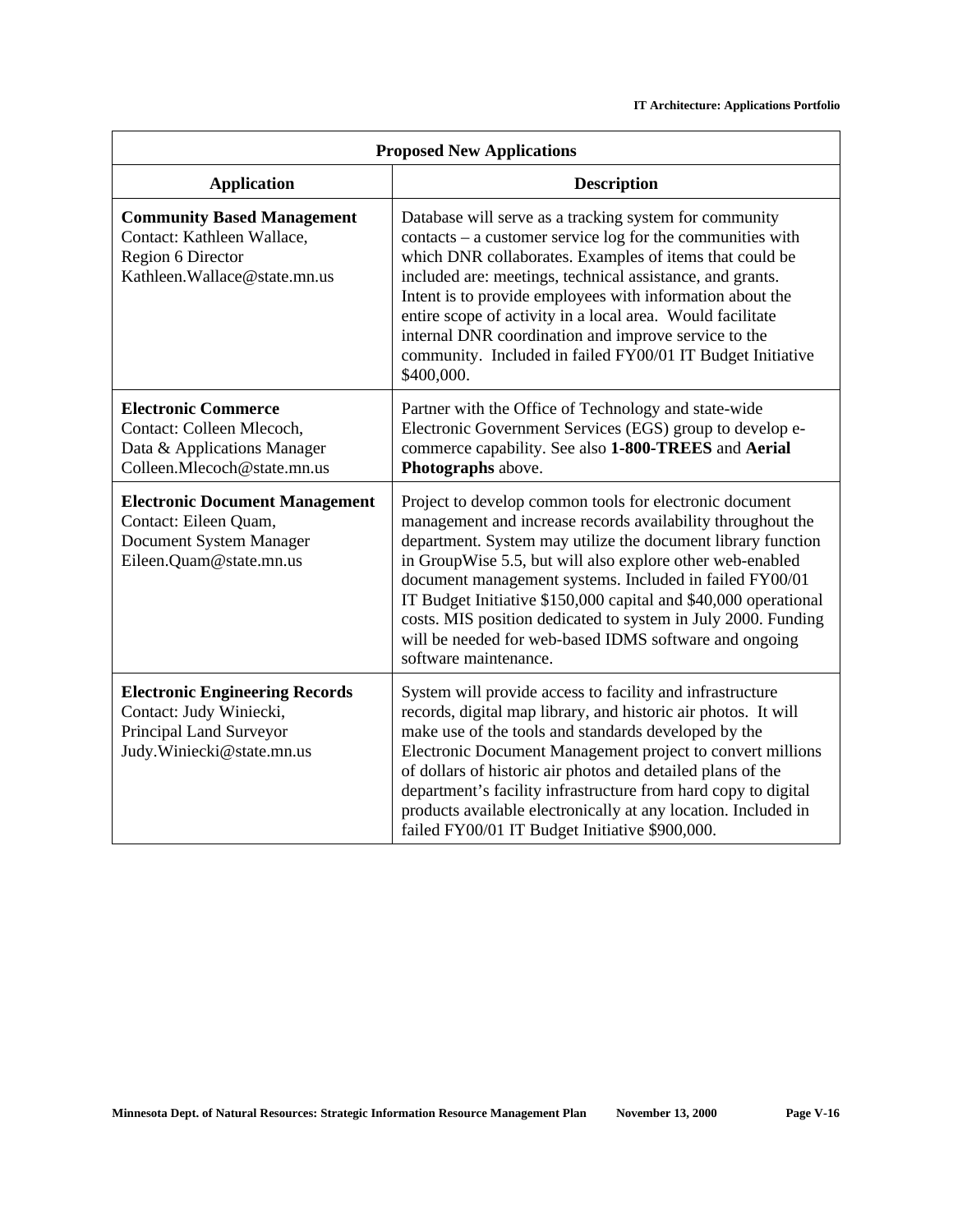| Proposed New Applications | |
|---|---|
| **Application** | **Description** |
| **Community Based Management** Contact: Kathleen Wallace, Region 6 Director Kathleen.Wallace@state.mn.us | Database will serve as a tracking system for community contacts – a customer service log for the communities with which DNR collaborates. Examples of items that could be included are: meetings, technical assistance, and grants. Intent is to provide employees with information about the entire scope of activity in a local area. Would facilitate internal DNR coordination and improve service to the community. Included in failed FY00/01 IT Budget Initiative $400,000. |
| **Electronic Commerce** Contact: Colleen Mlecoch, Data & Applications Manager Colleen.Mlecoch@state.mn.us | Partner with the Office of Technology and state-wide Electronic Government Services (EGS) group to develop e-commerce capability. See also **1-800-TREES** and **Aerial Photographs** above. |
| **Electronic Document Management** Contact: Eileen Quam, Document System Manager Eileen.Quam@state.mn.us | Project to develop common tools for electronic document management and increase records availability throughout the department. System may utilize the document library function in GroupWise 5.5, but will also explore other web-enabled document management systems. Included in failed FY00/01 IT Budget Initiative $150,000 capital and $40,000 operational costs. MIS position dedicated to system in July 2000. Funding will be needed for web-based IDMS software and ongoing software maintenance. |
| **Electronic Engineering Records** Contact: Judy Winiecki, Principal Land Surveyor Judy.Winiecki@state.mn.us | System will provide access to facility and infrastructure records, digital map library, and historic air photos. It will make use of the tools and standards developed by the Electronic Document Management project to convert millions of dollars of historic air photos and detailed plans of the department's facility infrastructure from hard copy to digital products available electronically at any location. Included in failed FY00/01 IT Budget Initiative $900,000. |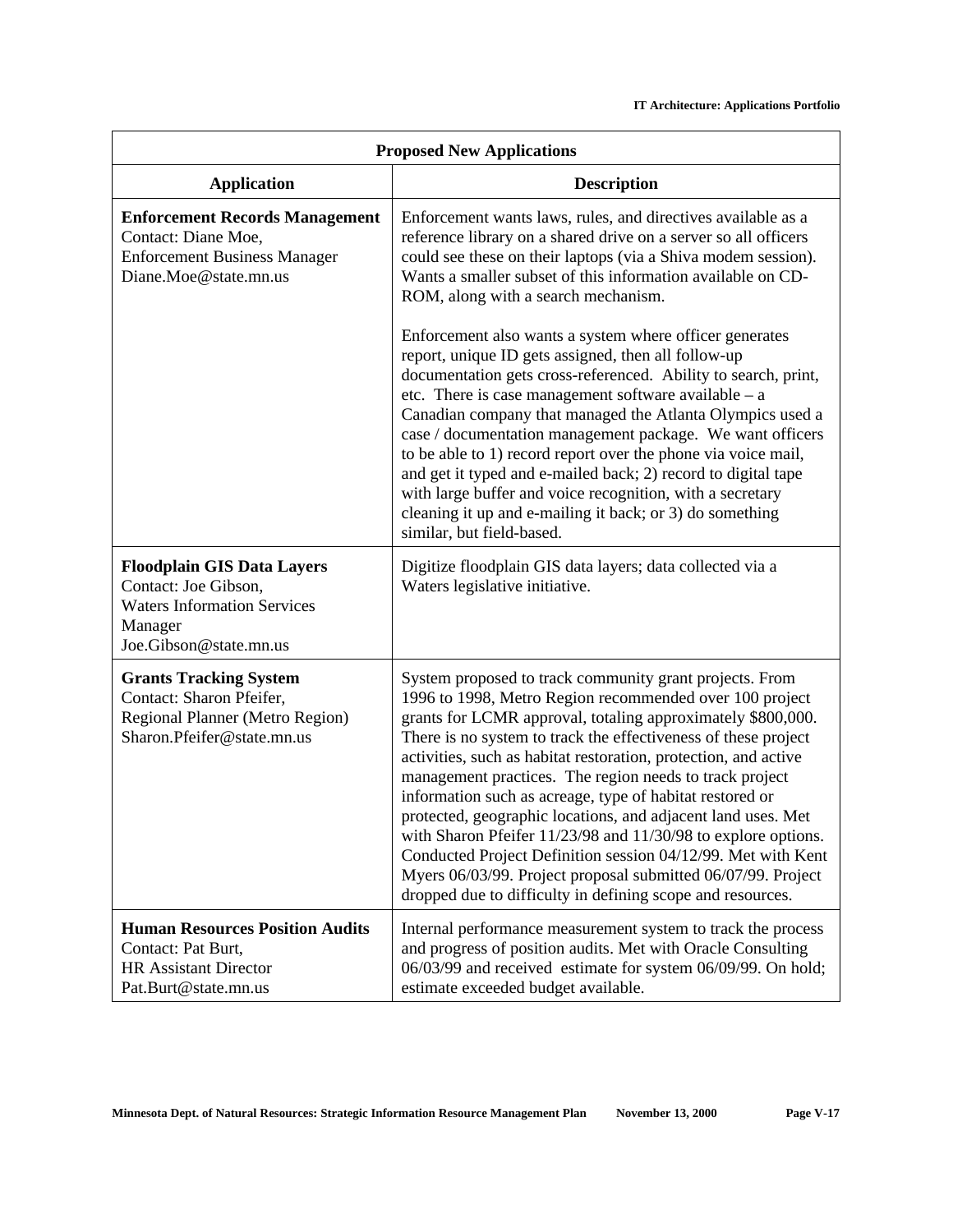| Proposed New Applications | |
|---|---|
| **Application** | **Description** |
| **Enforcement Records Management**<br>Contact: Diane Moe,<br>Enforcement Business Manager<br>Diane.Moe@state.mn.us | Enforcement wants laws, rules, and directives available as a reference library on a shared drive on a server so all officers could see these on their laptops (via a Shiva modem session). Wants a smaller subset of this information available on CD-ROM, along with a search mechanism.<br><br>Enforcement also wants a system where officer generates report, unique ID gets assigned, then all follow-up documentation gets cross-referenced. Ability to search, print, etc. There is case management software available – a Canadian company that managed the Atlanta Olympics used a case / documentation management package. We want officers to be able to 1) record report over the phone via voice mail, and get it typed and e-mailed back; 2) record to digital tape with large buffer and voice recognition, with a secretary cleaning it up and e-mailing it back; or 3) do something similar, but field-based. |
| **Floodplain GIS Data Layers**<br>Contact: Joe Gibson,<br>Waters Information Services Manager<br>Joe.Gibson@state.mn.us | Digitize floodplain GIS data layers; data collected via a Waters legislative initiative. |
| **Grants Tracking System**<br>Contact: Sharon Pfeifer,<br>Regional Planner (Metro Region)<br>Sharon.Pfeifer@state.mn.us | System proposed to track community grant projects. From 1996 to 1998, Metro Region recommended over 100 project grants for LCMR approval, totaling approximately $800,000. There is no system to track the effectiveness of these project activities, such as habitat restoration, protection, and active management practices. The region needs to track project information such as acreage, type of habitat restored or protected, geographic locations, and adjacent land uses. Met with Sharon Pfeifer 11/23/98 and 11/30/98 to explore options. Conducted Project Definition session 04/12/99. Met with Kent Myers 06/03/99. Project proposal submitted 06/07/99. Project dropped due to difficulty in defining scope and resources. |
| **Human Resources Position Audits**<br>Contact: Pat Burt,<br>HR Assistant Director<br>Pat.Burt@state.mn.us | Internal performance measurement system to track the process and progress of position audits. Met with Oracle Consulting 06/03/99 and received estimate for system 06/09/99. On hold; estimate exceeded budget available. |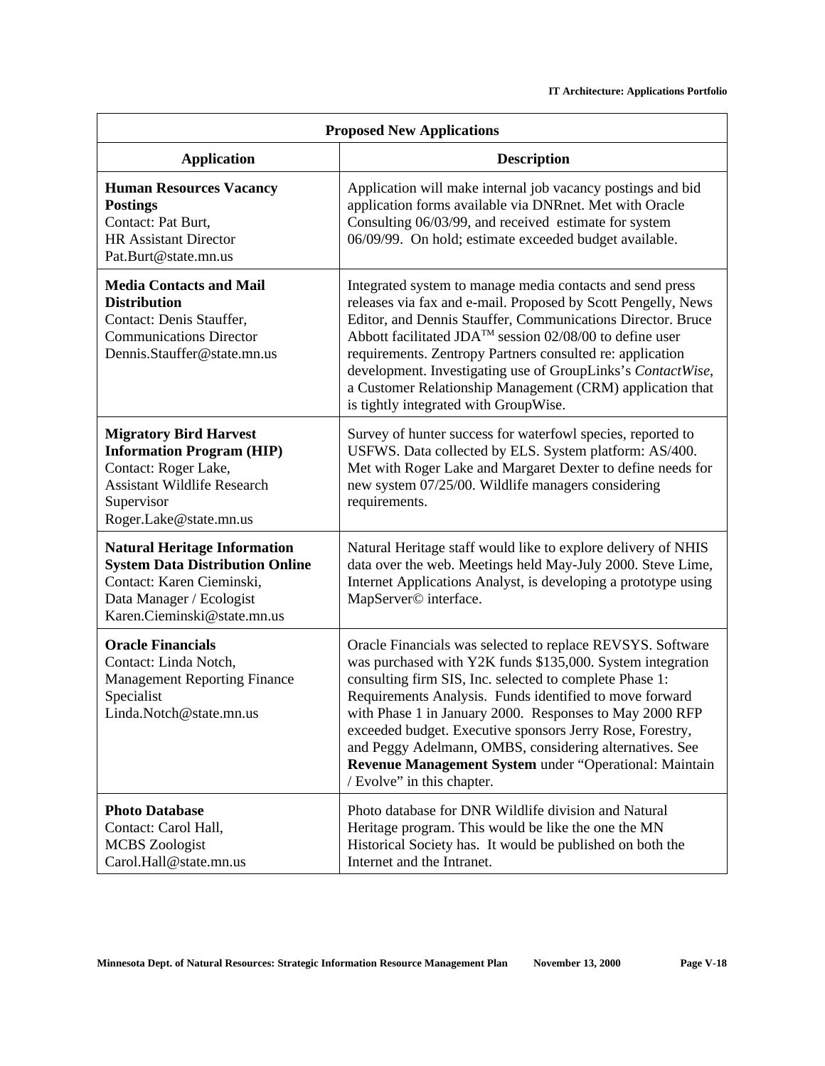| Proposed New Applications | |
|---|---|
| **Application** | **Description** |
| **Human Resources Vacancy Postings**<br>Contact: Pat Burt,<br>HR Assistant Director<br>Pat.Burt@state.mn.us | Application will make internal job vacancy postings and bid application forms available via DNRnet. Met with Oracle Consulting 06/03/99, and received estimate for system 06/09/99. On hold; estimate exceeded budget available. |
| **Media Contacts and Mail Distribution**<br>Contact: Denis Stauffer,<br>Communications Director<br>Dennis.Stauffer@state.mn.us | Integrated system to manage media contacts and send press releases via fax and e-mail. Proposed by Scott Pengelly, News Editor, and Dennis Stauffer, Communications Director. Bruce Abbott facilitated JDA™ session 02/08/00 to define user requirements. Zentropy Partners consulted re: application development. Investigating use of GroupLinks's *ContactWise*, a Customer Relationship Management (CRM) application that is tightly integrated with GroupWise. |
| **Migratory Bird Harvest Information Program (HIP)**<br>Contact: Roger Lake,<br>Assistant Wildlife Research Supervisor<br>Roger.Lake@state.mn.us | Survey of hunter success for waterfowl species, reported to USFWS. Data collected by ELS. System platform: AS/400. Met with Roger Lake and Margaret Dexter to define needs for new system 07/25/00. Wildlife managers considering requirements. |
| **Natural Heritage Information System Data Distribution Online**<br>Contact: Karen Cieminski,<br>Data Manager / Ecologist<br>Karen.Cieminski@state.mn.us | Natural Heritage staff would like to explore delivery of NHIS data over the web. Meetings held May-July 2000. Steve Lime, Internet Applications Analyst, is developing a prototype using MapServer© interface. |
| **Oracle Financials**<br>Contact: Linda Notch,<br>Management Reporting Finance Specialist<br>Linda.Notch@state.mn.us | Oracle Financials was selected to replace REVSYS. Software was purchased with Y2K funds \$135,000. System integration consulting firm SIS, Inc. selected to complete Phase 1: Requirements Analysis. Funds identified to move forward with Phase 1 in January 2000. Responses to May 2000 RFP exceeded budget. Executive sponsors Jerry Rose, Forestry, and Peggy Adelmann, OMBS, considering alternatives. See **Revenue Management System** under "Operational: Maintain / Evolve" in this chapter. |
| **Photo Database**<br>Contact: Carol Hall,<br>MCBS Zoologist<br>Carol.Hall@state.mn.us | Photo database for DNR Wildlife division and Natural Heritage program. This would be like the one the MN Historical Society has. It would be published on both the Internet and the Intranet. |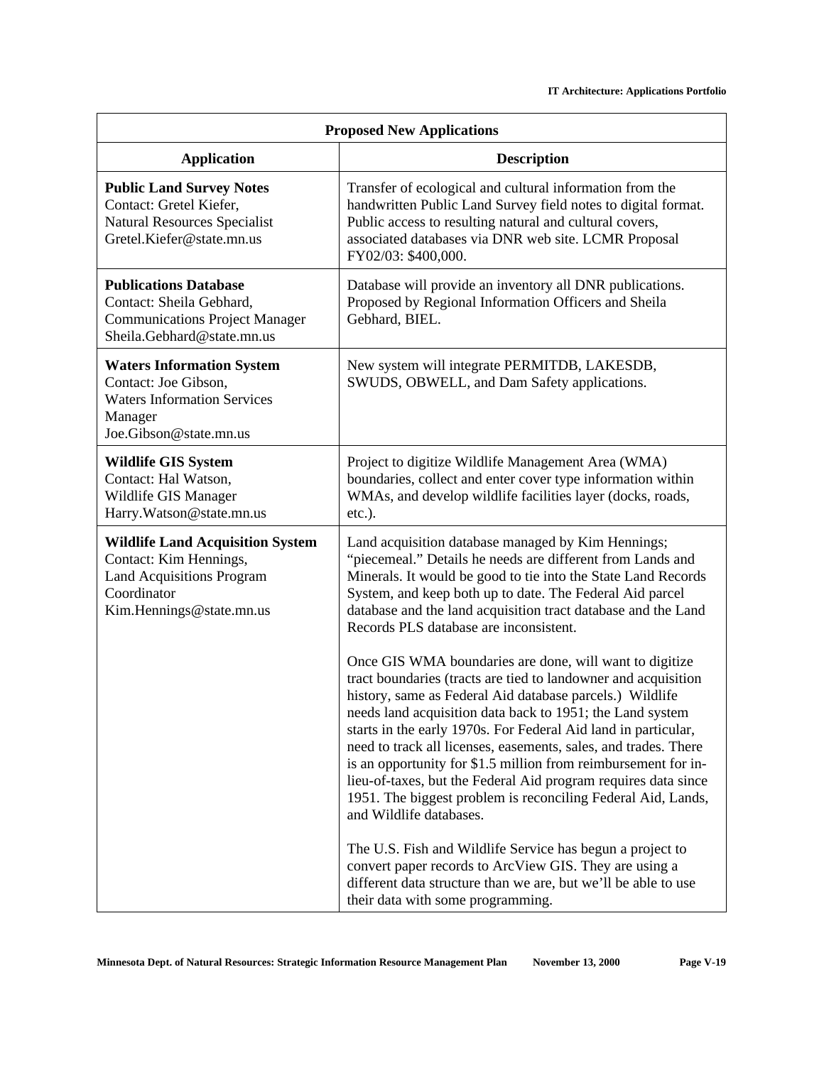| Proposed New Applications | |
|---|---|
| **Application** | **Description** |
| **Public Land Survey Notes**<br>Contact: Gretel Kiefer,<br>Natural Resources Specialist<br>Gretel.Kiefer@state.mn.us | Transfer of ecological and cultural information from the handwritten Public Land Survey field notes to digital format. Public access to resulting natural and cultural covers, associated databases via DNR web site. LCMR Proposal FY02/03: $400,000. |
| **Publications Database**<br>Contact: Sheila Gebhard,<br>Communications Project Manager<br>Sheila.Gebhard@state.mn.us | Database will provide an inventory all DNR publications. Proposed by Regional Information Officers and Sheila Gebhard, BIEL. |
| **Waters Information System**<br>Contact: Joe Gibson,<br>Waters Information Services Manager<br>Joe.Gibson@state.mn.us | New system will integrate PERMITDB, LAKESDB, SWUDS, OBWELL, and Dam Safety applications. |
| **Wildlife GIS System**<br>Contact: Hal Watson,<br>Wildlife GIS Manager<br>Harry.Watson@state.mn.us | Project to digitize Wildlife Management Area (WMA) boundaries, collect and enter cover type information within WMAs, and develop wildlife facilities layer (docks, roads, etc.). |
| **Wildlife Land Acquisition System**<br>Contact: Kim Hennings,<br>Land Acquisitions Program Coordinator<br>Kim.Hennings@state.mn.us | Land acquisition database managed by Kim Hennings; "piecemeal." Details he needs are different from Lands and Minerals. It would be good to tie into the State Land Records System, and keep both up to date. The Federal Aid parcel database and the land acquisition tract database and the Land Records PLS database are inconsistent.<br><br>Once GIS WMA boundaries are done, will want to digitize tract boundaries (tracts are tied to landowner and acquisition history, same as Federal Aid database parcels.) Wildlife needs land acquisition data back to 1951; the Land system starts in the early 1970s. For Federal Aid land in particular, need to track all licenses, easements, sales, and trades. There is an opportunity for $1.5 million from reimbursement for in-lieu-of-taxes, but the Federal Aid program requires data since 1951. The biggest problem is reconciling Federal Aid, Lands, and Wildlife databases.<br><br>The U.S. Fish and Wildlife Service has begun a project to convert paper records to ArcView GIS. They are using a different data structure than we are, but we'll be able to use their data with some programming. |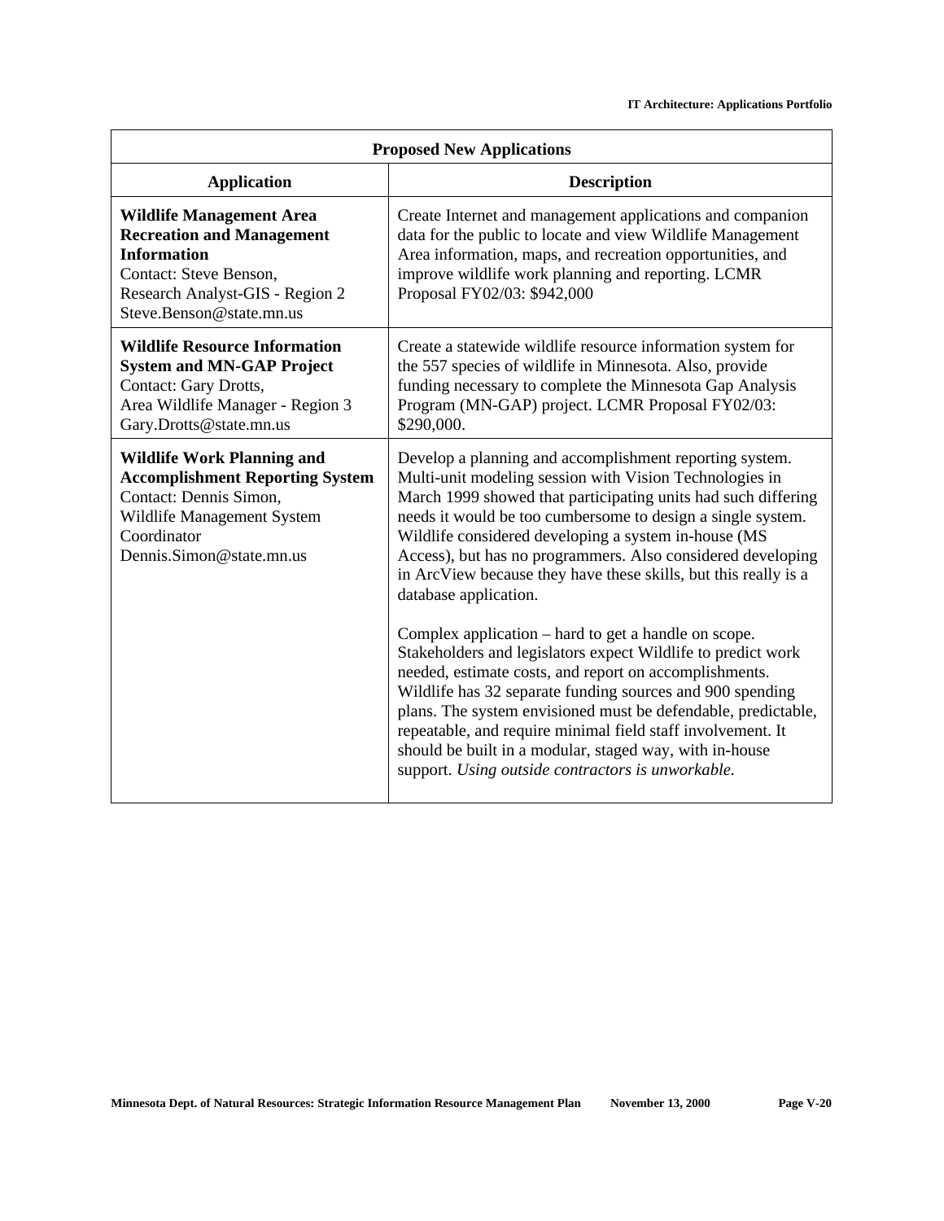| Proposed New Applications | |
|---|---|
| **Application** | **Description** |
| **Wildlife Management Area Recreation and Management Information**<br>Contact: Steve Benson,<br>Research Analyst-GIS - Region 2<br>Steve.Benson@state.mn.us | Create Internet and management applications and companion data for the public to locate and view Wildlife Management Area information, maps, and recreation opportunities, and improve wildlife work planning and reporting. LCMR Proposal FY02/03: $942,000 |
| **Wildlife Resource Information System and MN-GAP Project**<br>Contact: Gary Drotts,<br>Area Wildlife Manager - Region 3<br>Gary.Drotts@state.mn.us | Create a statewide wildlife resource information system for the 557 species of wildlife in Minnesota. Also, provide funding necessary to complete the Minnesota Gap Analysis Program (MN-GAP) project. LCMR Proposal FY02/03: $290,000. |
| **Wildlife Work Planning and Accomplishment Reporting System**<br>Contact: Dennis Simon,<br>Wildlife Management System Coordinator<br>Dennis.Simon@state.mn.us | Develop a planning and accomplishment reporting system. Multi-unit modeling session with Vision Technologies in March 1999 showed that participating units had such differing needs it would be too cumbersome to design a single system. Wildlife considered developing a system in-house (MS Access), but has no programmers. Also considered developing in ArcView because they have these skills, but this really is a database application.<br><br>Complex application – hard to get a handle on scope. Stakeholders and legislators expect Wildlife to predict work needed, estimate costs, and report on accomplishments. Wildlife has 32 separate funding sources and 900 spending plans. The system envisioned must be defendable, predictable, repeatable, and require minimal field staff involvement. It should be built in a modular, staged way, with in-house support. *Using outside contractors is unworkable.* |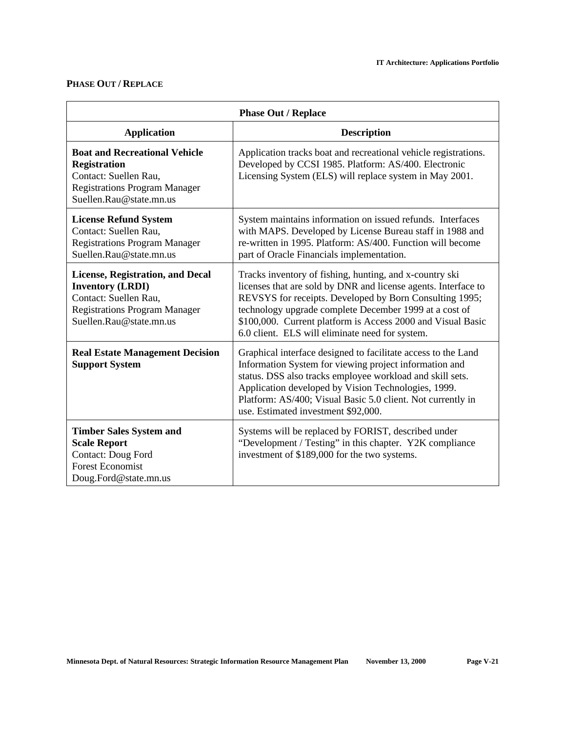**PHASE OUT / REPLACE**

| Phase Out / Replace | |
|---|---|
| **Application** | **Description** |
| **Boat and Recreational Vehicle Registration**<br>Contact: Suellen Rau,<br>Registrations Program Manager<br>Suellen.Rau@state.mn.us | Application tracks boat and recreational vehicle registrations. Developed by CCSI 1985. Platform: AS/400. Electronic Licensing System (ELS) will replace system in May 2001. |
| **License Refund System**<br>Contact: Suellen Rau,<br>Registrations Program Manager<br>Suellen.Rau@state.mn.us | System maintains information on issued refunds. Interfaces with MAPS. Developed by License Bureau staff in 1988 and re-written in 1995. Platform: AS/400. Function will become part of Oracle Financials implementation. |
| **License, Registration, and Decal Inventory (LRDI)**<br>Contact: Suellen Rau,<br>Registrations Program Manager<br>Suellen.Rau@state.mn.us | Tracks inventory of fishing, hunting, and x-country ski licenses that are sold by DNR and license agents. Interface to REVSYS for receipts. Developed by Born Consulting 1995; technology upgrade complete December 1999 at a cost of $100,000. Current platform is Access 2000 and Visual Basic 6.0 client. ELS will eliminate need for system. |
| **Real Estate Management Decision Support System** | Graphical interface designed to facilitate access to the Land Information System for viewing project information and status. DSS also tracks employee workload and skill sets. Application developed by Vision Technologies, 1999. Platform: AS/400; Visual Basic 5.0 client. Not currently in use. Estimated investment $92,000. |
| **Timber Sales System and Scale Report**<br>Contact: Doug Ford<br>Forest Economist<br>Doug.Ford@state.mn.us | Systems will be replaced by FORIST, described under "Development / Testing" in this chapter. Y2K compliance investment of $189,000 for the two systems. |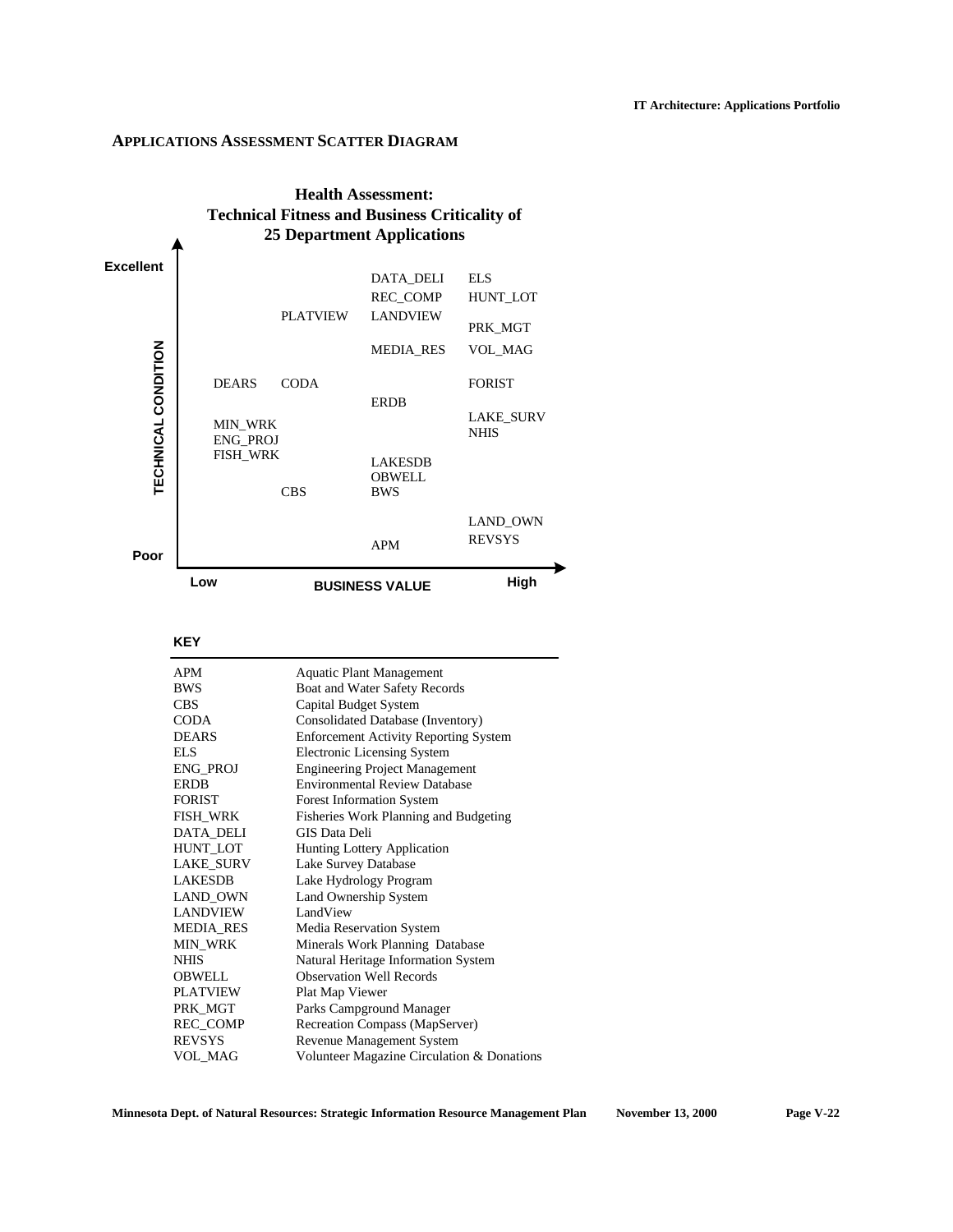## APPLICATIONS ASSESSMENT SCATTER DIAGRAM

**Health Assessment: Technical Fitness and Business Criticality of 25 Department Applications**

TECHNICAL CONDITION (Poor to Excellent) vs. BUSINESS VALUE (Low to High)

| Technical Condition | Low | | | High |
|---|---|---|---|---|
| Excellent | | PLATVIEW | DATA_DELI, REC_COMP, LANDVIEW | ELS, HUNT_LOT, PRK_MGT |
| | | | MEDIA_RES | VOL_MAG |
| | DEARS | CODA | ERDB | FORIST |
| | MIN_WRK, ENG_PROJ, FISH_WRK | | | LAKE_SURV, NHIS |
| | | CBS | LAKESDB, OBWELL, BWS | |
| Poor | | | APM | LAND_OWN, REVSYS |

### KEY

| Code | Application |
|---|---|
| APM | Aquatic Plant Management |
| BWS | Boat and Water Safety Records |
| CBS | Capital Budget System |
| CODA | Consolidated Database (Inventory) |
| DEARS | Enforcement Activity Reporting System |
| ELS | Electronic Licensing System |
| ENG_PROJ | Engineering Project Management |
| ERDB | Environmental Review Database |
| FORIST | Forest Information System |
| FISH_WRK | Fisheries Work Planning and Budgeting |
| DATA_DELI | GIS Data Deli |
| HUNT_LOT | Hunting Lottery Application |
| LAKE_SURV | Lake Survey Database |
| LAKESDB | Lake Hydrology Program |
| LAND_OWN | Land Ownership System |
| LANDVIEW | LandView |
| MEDIA_RES | Media Reservation System |
| MIN_WRK | Minerals Work Planning Database |
| NHIS | Natural Heritage Information System |
| OBWELL | Observation Well Records |
| PLATVIEW | Plat Map Viewer |
| PRK_MGT | Parks Campground Manager |
| REC_COMP | Recreation Compass (MapServer) |
| REVSYS | Revenue Management System |
| VOL_MAG | Volunteer Magazine Circulation & Donations |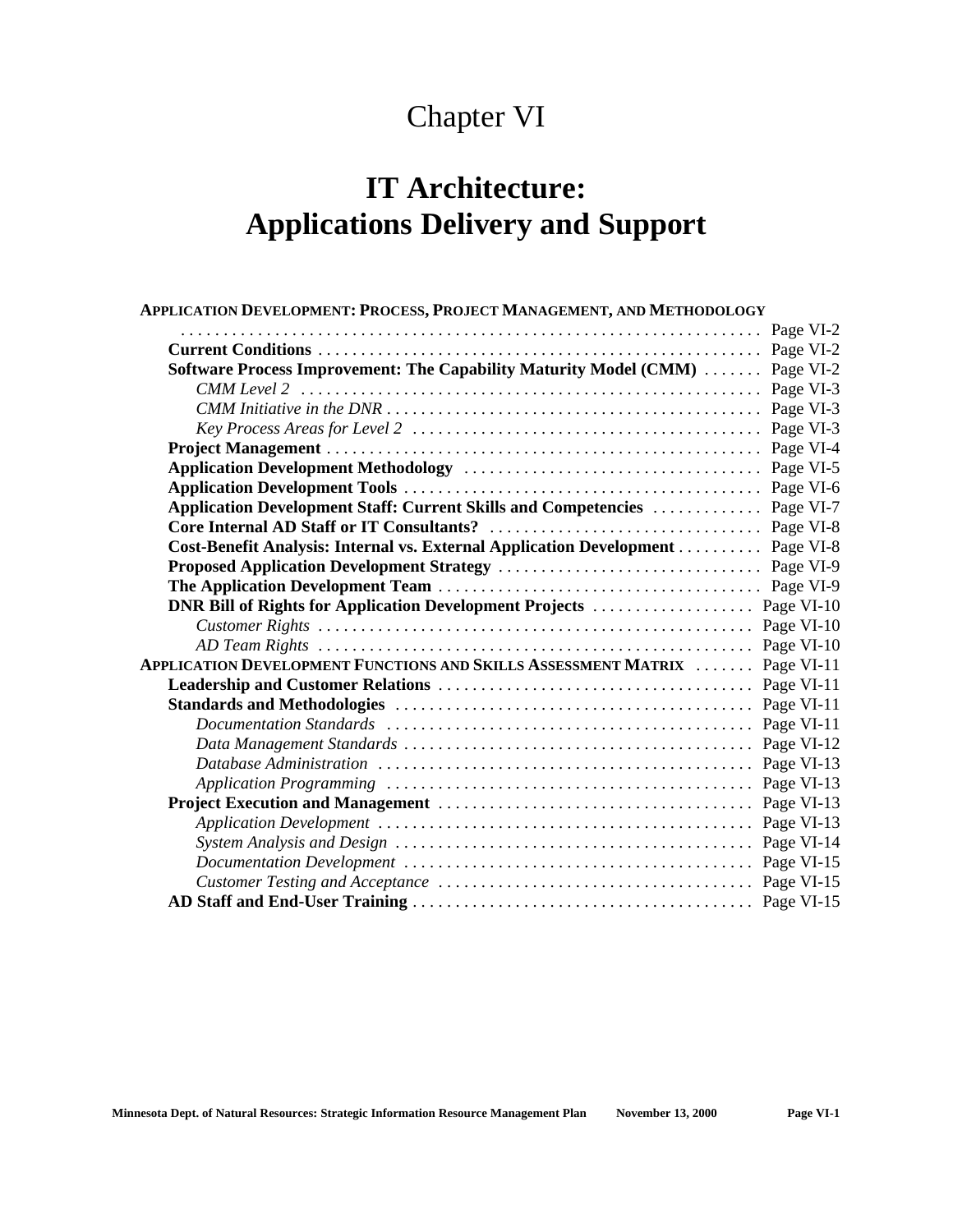# Chapter VI

# IT Architecture: Applications Delivery and Support

**APPLICATION DEVELOPMENT: PROCESS, PROJECT MANAGEMENT, AND METHODOLOGY** . . . . . . . . . . . . . . . . . . . . . . . . . . . . . . . . . . . . . . . . . . . . . . . . . . . . . . . . . . . . . . Page VI-2

- **Current Conditions** . . . . . . . . . . . . . . . . . . . . . . . . . . . . . . . . . . . . . . . . . . . . . . Page VI-2
- **Software Process Improvement: The Capability Maturity Model (CMM)** . . . . . . . Page VI-2
  - *CMM Level 2* . . . . . . . . . . . . . . . . . . . . . . . . . . . . . . . . . . . . . . . . . . . . . . . . Page VI-3
  - *CMM Initiative in the DNR* . . . . . . . . . . . . . . . . . . . . . . . . . . . . . . . . . . . . . . . Page VI-3
  - *Key Process Areas for Level 2* . . . . . . . . . . . . . . . . . . . . . . . . . . . . . . . . . . . . Page VI-3
- **Project Management** . . . . . . . . . . . . . . . . . . . . . . . . . . . . . . . . . . . . . . . . . . . . . . Page VI-4
- **Application Development Methodology** . . . . . . . . . . . . . . . . . . . . . . . . . . . . . . . Page VI-5
- **Application Development Tools** . . . . . . . . . . . . . . . . . . . . . . . . . . . . . . . . . . . . . Page VI-6
- **Application Development Staff: Current Skills and Competencies** . . . . . . . . . . . . Page VI-7
- **Core Internal AD Staff or IT Consultants?** . . . . . . . . . . . . . . . . . . . . . . . . . . . . . Page VI-8
- **Cost-Benefit Analysis: Internal vs. External Application Development** . . . . . . . . . . Page VI-8
- **Proposed Application Development Strategy** . . . . . . . . . . . . . . . . . . . . . . . . . . . . Page VI-9
- **The Application Development Team** . . . . . . . . . . . . . . . . . . . . . . . . . . . . . . . . . . Page VI-9
- **DNR Bill of Rights for Application Development Projects** . . . . . . . . . . . . . . . . . . Page VI-10
  - *Customer Rights* . . . . . . . . . . . . . . . . . . . . . . . . . . . . . . . . . . . . . . . . . . . . . . . Page VI-10
  - *AD Team Rights* . . . . . . . . . . . . . . . . . . . . . . . . . . . . . . . . . . . . . . . . . . . . . . . Page VI-10

**APPLICATION DEVELOPMENT FUNCTIONS AND SKILLS ASSESSMENT MATRIX** . . . . . . . Page VI-11

- **Leadership and Customer Relations** . . . . . . . . . . . . . . . . . . . . . . . . . . . . . . . . . . Page VI-11
- **Standards and Methodologies** . . . . . . . . . . . . . . . . . . . . . . . . . . . . . . . . . . . . . . . Page VI-11
  - *Documentation Standards* . . . . . . . . . . . . . . . . . . . . . . . . . . . . . . . . . . . . . . . . Page VI-11
  - *Data Management Standards* . . . . . . . . . . . . . . . . . . . . . . . . . . . . . . . . . . . . . . Page VI-12
  - *Database Administration* . . . . . . . . . . . . . . . . . . . . . . . . . . . . . . . . . . . . . . . . . Page VI-13
  - *Application Programming* . . . . . . . . . . . . . . . . . . . . . . . . . . . . . . . . . . . . . . . . Page VI-13
- **Project Execution and Management** . . . . . . . . . . . . . . . . . . . . . . . . . . . . . . . . . . Page VI-13
  - *Application Development* . . . . . . . . . . . . . . . . . . . . . . . . . . . . . . . . . . . . . . . . . Page VI-13
  - *System Analysis and Design* . . . . . . . . . . . . . . . . . . . . . . . . . . . . . . . . . . . . . . . Page VI-14
  - *Documentation Development* . . . . . . . . . . . . . . . . . . . . . . . . . . . . . . . . . . . . . . Page VI-15
  - *Customer Testing and Acceptance* . . . . . . . . . . . . . . . . . . . . . . . . . . . . . . . . . . Page VI-15
- **AD Staff and End-User Training** . . . . . . . . . . . . . . . . . . . . . . . . . . . . . . . . . . . . Page VI-15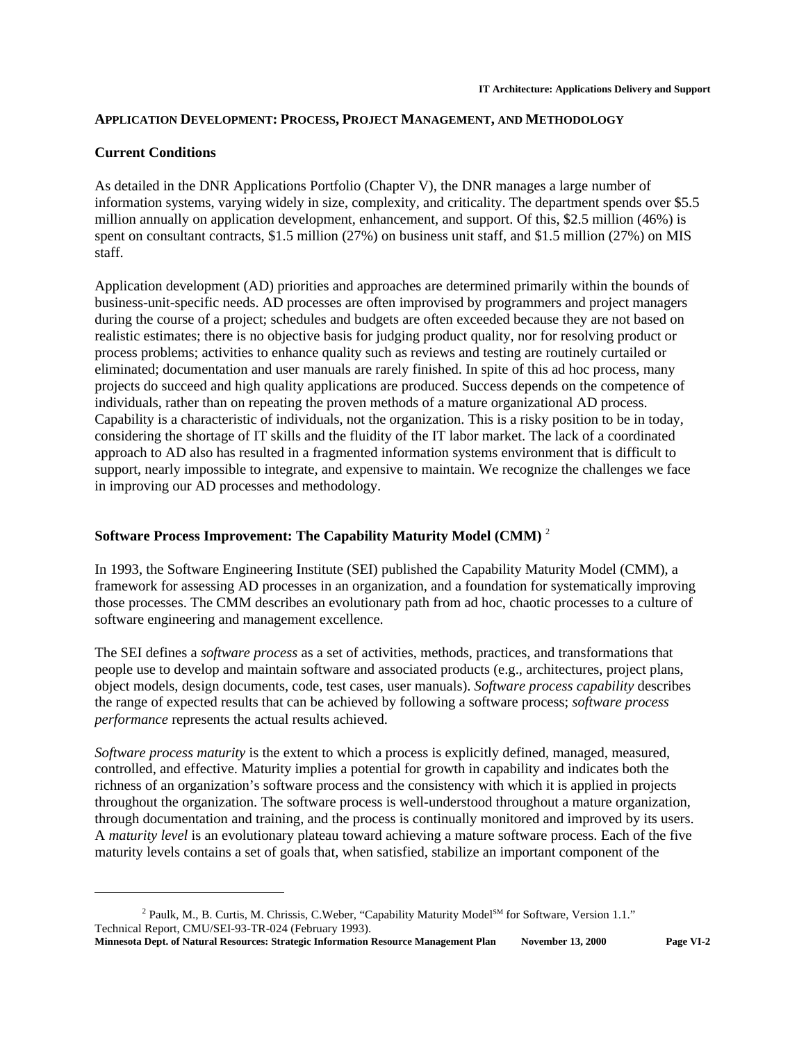## APPLICATION DEVELOPMENT: PROCESS, PROJECT MANAGEMENT, AND METHODOLOGY

### Current Conditions

As detailed in the DNR Applications Portfolio (Chapter V), the DNR manages a large number of information systems, varying widely in size, complexity, and criticality. The department spends over $5.5 million annually on application development, enhancement, and support. Of this, $2.5 million (46%) is spent on consultant contracts, $1.5 million (27%) on business unit staff, and $1.5 million (27%) on MIS staff.

Application development (AD) priorities and approaches are determined primarily within the bounds of business-unit-specific needs. AD processes are often improvised by programmers and project managers during the course of a project; schedules and budgets are often exceeded because they are not based on realistic estimates; there is no objective basis for judging product quality, nor for resolving product or process problems; activities to enhance quality such as reviews and testing are routinely curtailed or eliminated; documentation and user manuals are rarely finished. In spite of this ad hoc process, many projects do succeed and high quality applications are produced. Success depends on the competence of individuals, rather than on repeating the proven methods of a mature organizational AD process. Capability is a characteristic of individuals, not the organization. This is a risky position to be in today, considering the shortage of IT skills and the fluidity of the IT labor market. The lack of a coordinated approach to AD also has resulted in a fragmented information systems environment that is difficult to support, nearly impossible to integrate, and expensive to maintain. We recognize the challenges we face in improving our AD processes and methodology.

### Software Process Improvement: The Capability Maturity Model (CMM) [2]

In 1993, the Software Engineering Institute (SEI) published the Capability Maturity Model (CMM), a framework for assessing AD processes in an organization, and a foundation for systematically improving those processes. The CMM describes an evolutionary path from ad hoc, chaotic processes to a culture of software engineering and management excellence.

The SEI defines a *software process* as a set of activities, methods, practices, and transformations that people use to develop and maintain software and associated products (e.g., architectures, project plans, object models, design documents, code, test cases, user manuals). *Software process capability* describes the range of expected results that can be achieved by following a software process; *software process performance* represents the actual results achieved.

*Software process maturity* is the extent to which a process is explicitly defined, managed, measured, controlled, and effective. Maturity implies a potential for growth in capability and indicates both the richness of an organization's software process and the consistency with which it is applied in projects throughout the organization. The software process is well-understood throughout a mature organization, through documentation and training, and the process is continually monitored and improved by its users. A *maturity level* is an evolutionary plateau toward achieving a mature software process. Each of the five maturity levels contains a set of goals that, when satisfied, stabilize an important component of the

---

[2] Paulk, M., B. Curtis, M. Chrissis, C.Weber, "Capability Maturity Model[SM] for Software, Version 1.1." Technical Report, CMU/SEI-93-TR-024 (February 1993).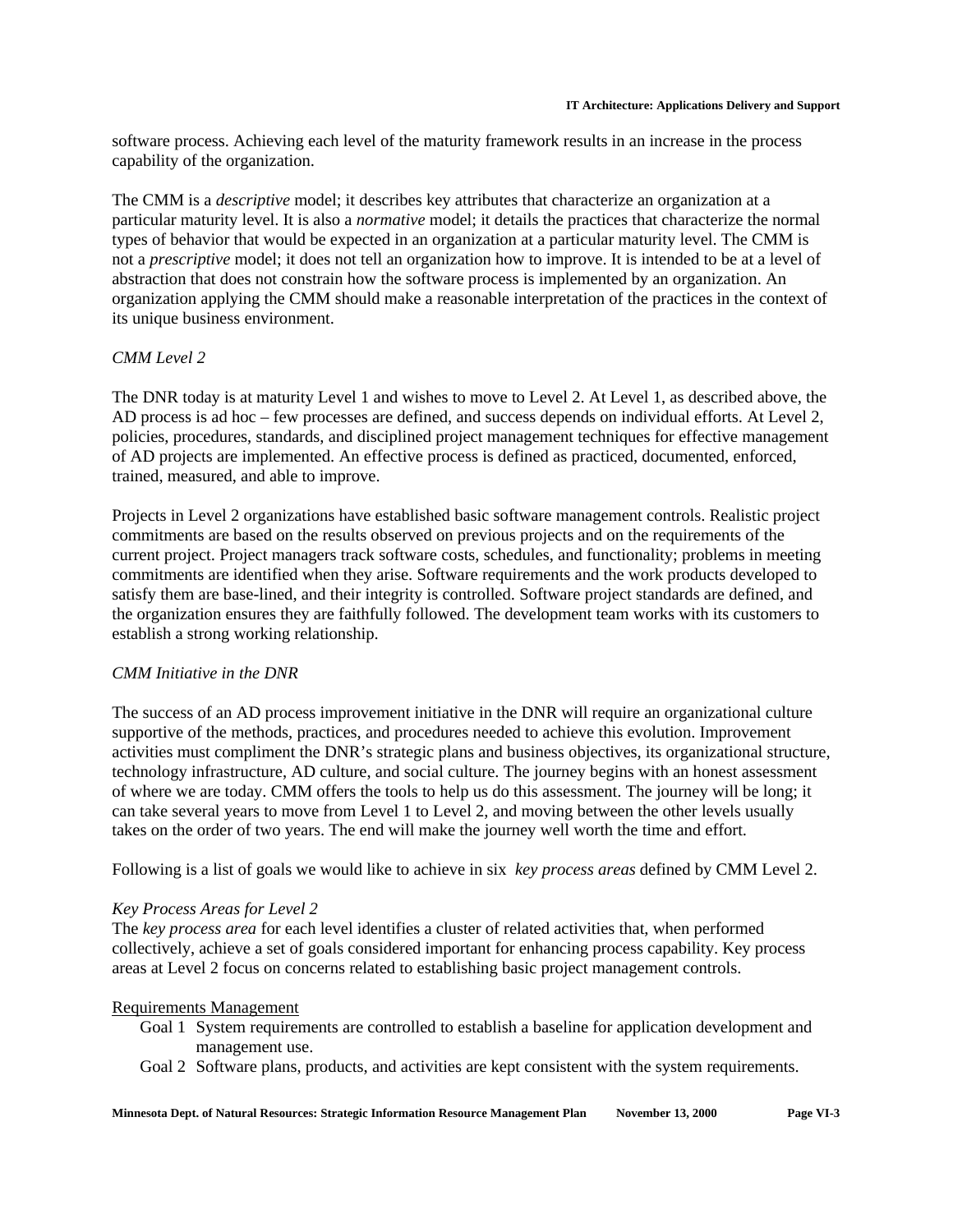software process. Achieving each level of the maturity framework results in an increase in the process capability of the organization.

The CMM is a *descriptive* model; it describes key attributes that characterize an organization at a particular maturity level. It is also a *normative* model; it details the practices that characterize the normal types of behavior that would be expected in an organization at a particular maturity level. The CMM is not a *prescriptive* model; it does not tell an organization how to improve. It is intended to be at a level of abstraction that does not constrain how the software process is implemented by an organization. An organization applying the CMM should make a reasonable interpretation of the practices in the context of its unique business environment.

*CMM Level 2*

The DNR today is at maturity Level 1 and wishes to move to Level 2. At Level 1, as described above, the AD process is ad hoc – few processes are defined, and success depends on individual efforts. At Level 2, policies, procedures, standards, and disciplined project management techniques for effective management of AD projects are implemented. An effective process is defined as practiced, documented, enforced, trained, measured, and able to improve.

Projects in Level 2 organizations have established basic software management controls. Realistic project commitments are based on the results observed on previous projects and on the requirements of the current project. Project managers track software costs, schedules, and functionality; problems in meeting commitments are identified when they arise. Software requirements and the work products developed to satisfy them are base-lined, and their integrity is controlled. Software project standards are defined, and the organization ensures they are faithfully followed. The development team works with its customers to establish a strong working relationship.

*CMM Initiative in the DNR*

The success of an AD process improvement initiative in the DNR will require an organizational culture supportive of the methods, practices, and procedures needed to achieve this evolution. Improvement activities must compliment the DNR's strategic plans and business objectives, its organizational structure, technology infrastructure, AD culture, and social culture. The journey begins with an honest assessment of where we are today. CMM offers the tools to help us do this assessment. The journey will be long; it can take several years to move from Level 1 to Level 2, and moving between the other levels usually takes on the order of two years. The end will make the journey well worth the time and effort.

Following is a list of goals we would like to achieve in six *key process areas* defined by CMM Level 2.

*Key Process Areas for Level 2*

The *key process area* for each level identifies a cluster of related activities that, when performed collectively, achieve a set of goals considered important for enhancing process capability. Key process areas at Level 2 focus on concerns related to establishing basic project management controls.

<u>Requirements Management</u>

- Goal 1 System requirements are controlled to establish a baseline for application development and management use.
- Goal 2 Software plans, products, and activities are kept consistent with the system requirements.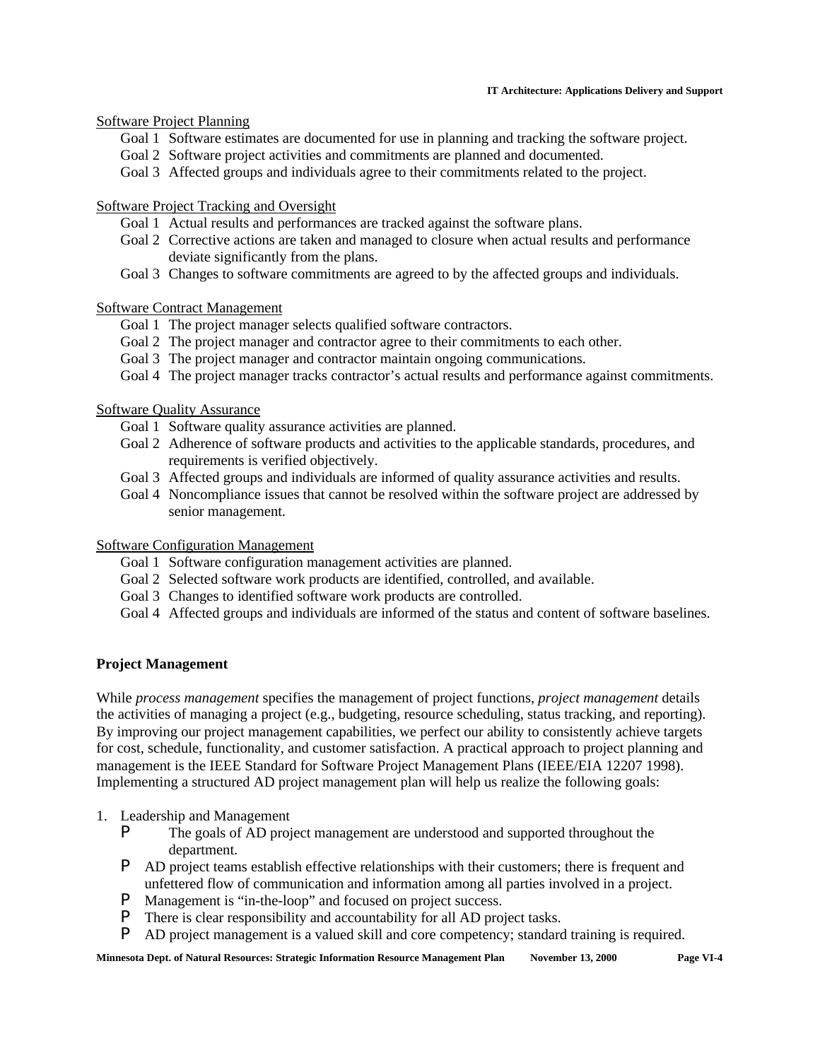Software Project Planning

- Goal 1 Software estimates are documented for use in planning and tracking the software project.
- Goal 2 Software project activities and commitments are planned and documented.
- Goal 3 Affected groups and individuals agree to their commitments related to the project.

Software Project Tracking and Oversight

- Goal 1 Actual results and performances are tracked against the software plans.
- Goal 2 Corrective actions are taken and managed to closure when actual results and performance deviate significantly from the plans.
- Goal 3 Changes to software commitments are agreed to by the affected groups and individuals.

Software Contract Management

- Goal 1 The project manager selects qualified software contractors.
- Goal 2 The project manager and contractor agree to their commitments to each other.
- Goal 3 The project manager and contractor maintain ongoing communications.
- Goal 4 The project manager tracks contractor's actual results and performance against commitments.

Software Quality Assurance

- Goal 1 Software quality assurance activities are planned.
- Goal 2 Adherence of software products and activities to the applicable standards, procedures, and requirements is verified objectively.
- Goal 3 Affected groups and individuals are informed of quality assurance activities and results.
- Goal 4 Noncompliance issues that cannot be resolved within the software project are addressed by senior management.

Software Configuration Management

- Goal 1 Software configuration management activities are planned.
- Goal 2 Selected software work products are identified, controlled, and available.
- Goal 3 Changes to identified software work products are controlled.
- Goal 4 Affected groups and individuals are informed of the status and content of software baselines.

**Project Management**

While *process management* specifies the management of project functions, *project management* details the activities of managing a project (e.g., budgeting, resource scheduling, status tracking, and reporting). By improving our project management capabilities, we perfect our ability to consistently achieve targets for cost, schedule, functionality, and customer satisfaction. A practical approach to project planning and management is the IEEE Standard for Software Project Management Plans (IEEE/EIA 12207 1998). Implementing a structured AD project management plan will help us realize the following goals:

1. Leadership and Management
   - The goals of AD project management are understood and supported throughout the department.
   - AD project teams establish effective relationships with their customers; there is frequent and unfettered flow of communication and information among all parties involved in a project.
   - Management is "in-the-loop" and focused on project success.
   - There is clear responsibility and accountability for all AD project tasks.
   - AD project management is a valued skill and core competency; standard training is required.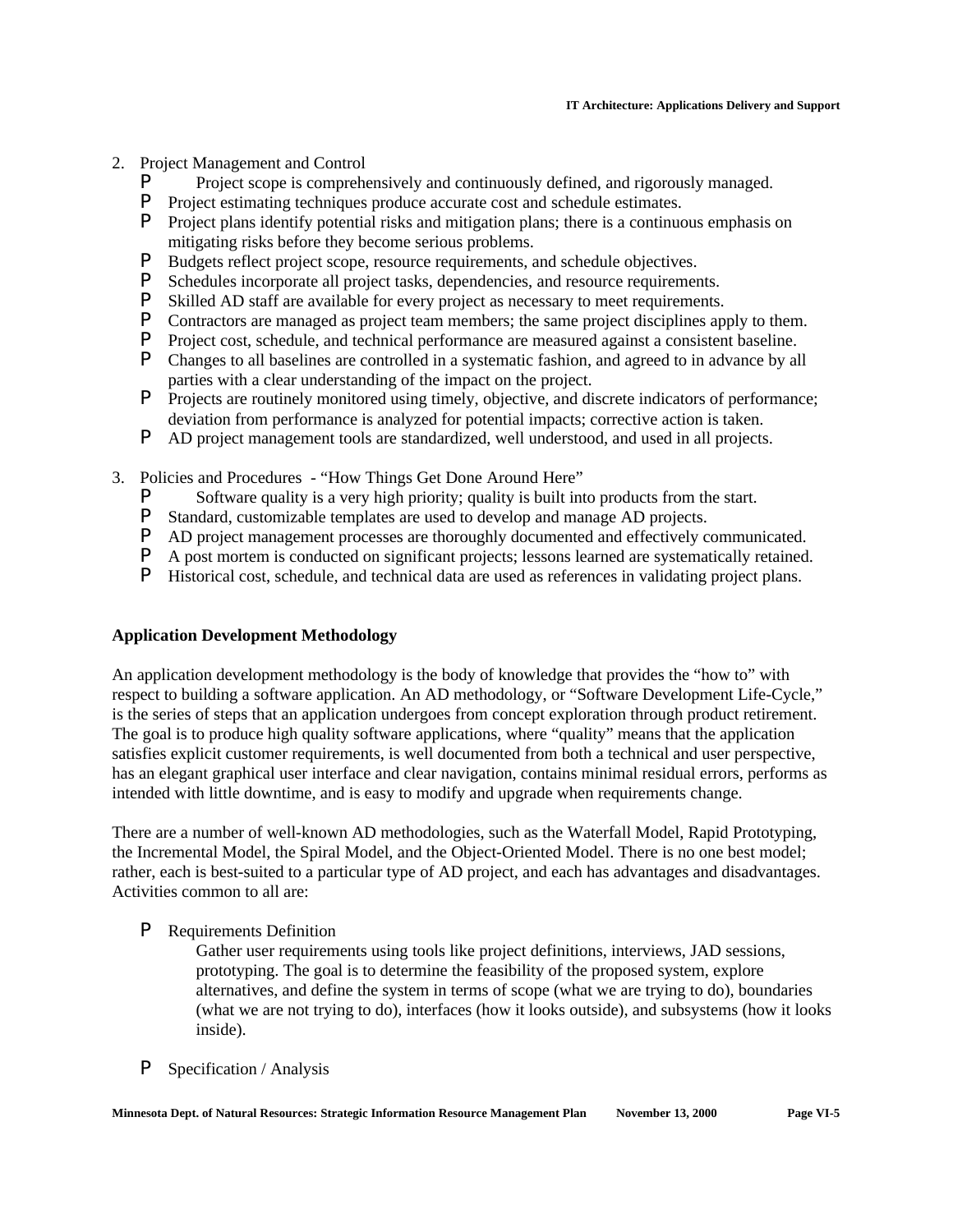2. Project Management and Control
   - Project scope is comprehensively and continuously defined, and rigorously managed.
   - Project estimating techniques produce accurate cost and schedule estimates.
   - Project plans identify potential risks and mitigation plans; there is a continuous emphasis on mitigating risks before they become serious problems.
   - Budgets reflect project scope, resource requirements, and schedule objectives.
   - Schedules incorporate all project tasks, dependencies, and resource requirements.
   - Skilled AD staff are available for every project as necessary to meet requirements.
   - Contractors are managed as project team members; the same project disciplines apply to them.
   - Project cost, schedule, and technical performance are measured against a consistent baseline.
   - Changes to all baselines are controlled in a systematic fashion, and agreed to in advance by all parties with a clear understanding of the impact on the project.
   - Projects are routinely monitored using timely, objective, and discrete indicators of performance; deviation from performance is analyzed for potential impacts; corrective action is taken.
   - AD project management tools are standardized, well understood, and used in all projects.

3. Policies and Procedures - "How Things Get Done Around Here"
   - Software quality is a very high priority; quality is built into products from the start.
   - Standard, customizable templates are used to develop and manage AD projects.
   - AD project management processes are thoroughly documented and effectively communicated.
   - A post mortem is conducted on significant projects; lessons learned are systematically retained.
   - Historical cost, schedule, and technical data are used as references in validating project plans.

**Application Development Methodology**

An application development methodology is the body of knowledge that provides the "how to" with respect to building a software application. An AD methodology, or "Software Development Life-Cycle," is the series of steps that an application undergoes from concept exploration through product retirement. The goal is to produce high quality software applications, where "quality" means that the application satisfies explicit customer requirements, is well documented from both a technical and user perspective, has an elegant graphical user interface and clear navigation, contains minimal residual errors, performs as intended with little downtime, and is easy to modify and upgrade when requirements change.

There are a number of well-known AD methodologies, such as the Waterfall Model, Rapid Prototyping, the Incremental Model, the Spiral Model, and the Object-Oriented Model. There is no one best model; rather, each is best-suited to a particular type of AD project, and each has advantages and disadvantages. Activities common to all are:

- Requirements Definition

  Gather user requirements using tools like project definitions, interviews, JAD sessions, prototyping. The goal is to determine the feasibility of the proposed system, explore alternatives, and define the system in terms of scope (what we are trying to do), boundaries (what we are not trying to do), interfaces (how it looks outside), and subsystems (how it looks inside).

- Specification / Analysis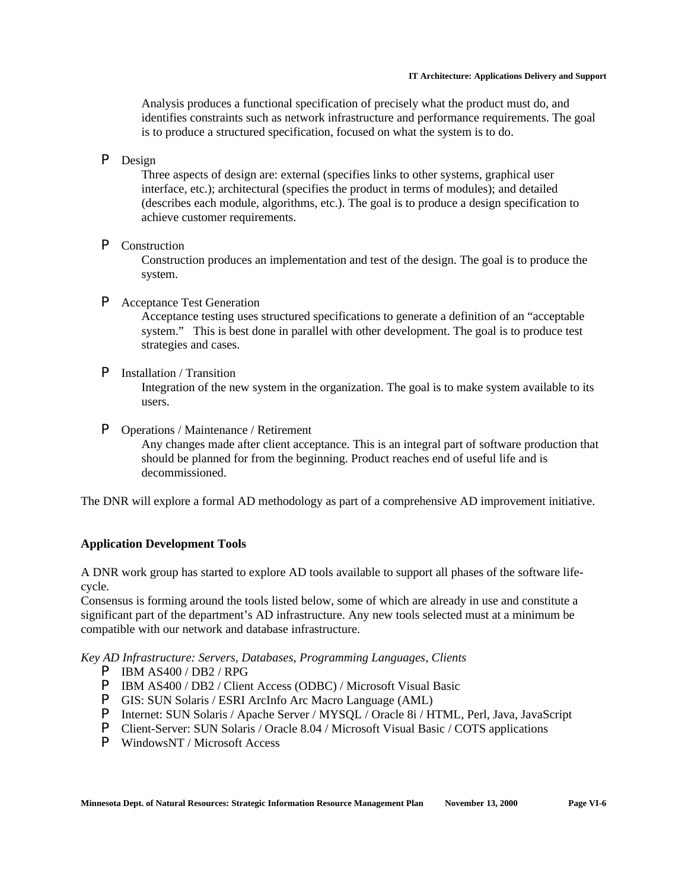Analysis produces a functional specification of precisely what the product must do, and identifies constraints such as network infrastructure and performance requirements. The goal is to produce a structured specification, focused on what the system is to do.

- Design

  Three aspects of design are: external (specifies links to other systems, graphical user interface, etc.); architectural (specifies the product in terms of modules); and detailed (describes each module, algorithms, etc.). The goal is to produce a design specification to achieve customer requirements.

- Construction

  Construction produces an implementation and test of the design. The goal is to produce the system.

- Acceptance Test Generation

  Acceptance testing uses structured specifications to generate a definition of an "acceptable system." This is best done in parallel with other development. The goal is to produce test strategies and cases.

- Installation / Transition

  Integration of the new system in the organization. The goal is to make system available to its users.

- Operations / Maintenance / Retirement

  Any changes made after client acceptance. This is an integral part of software production that should be planned for from the beginning. Product reaches end of useful life and is decommissioned.

The DNR will explore a formal AD methodology as part of a comprehensive AD improvement initiative.

**Application Development Tools**

A DNR work group has started to explore AD tools available to support all phases of the software life-cycle.
Consensus is forming around the tools listed below, some of which are already in use and constitute a significant part of the department's AD infrastructure. Any new tools selected must at a minimum be compatible with our network and database infrastructure.

*Key AD Infrastructure: Servers, Databases, Programming Languages, Clients*

- IBM AS400 / DB2 / RPG
- IBM AS400 / DB2 / Client Access (ODBC) / Microsoft Visual Basic
- GIS: SUN Solaris / ESRI ArcInfo Arc Macro Language (AML)
- Internet: SUN Solaris / Apache Server / MYSQL / Oracle 8i / HTML, Perl, Java, JavaScript
- Client-Server: SUN Solaris / Oracle 8.04 / Microsoft Visual Basic / COTS applications
- WindowsNT / Microsoft Access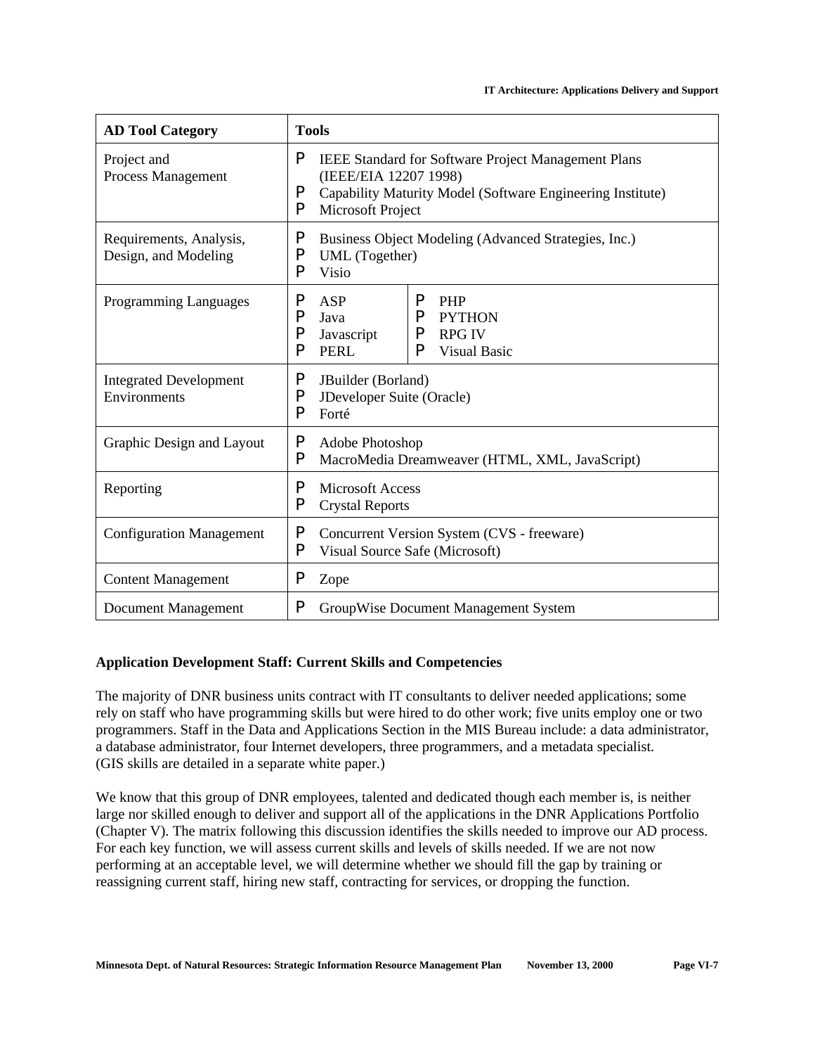| AD Tool Category | Tools |
|---|---|
| Project and Process Management | P IEEE Standard for Software Project Management Plans (IEEE/EIA 12207 1998)<br>P Capability Maturity Model (Software Engineering Institute)<br>P Microsoft Project |
| Requirements, Analysis, Design, and Modeling | P Business Object Modeling (Advanced Strategies, Inc.)<br>P UML (Together)<br>P Visio |
| Programming Languages | P ASP<br>P Java<br>P Javascript<br>P PERL<br>P PHP<br>P PYTHON<br>P RPG IV<br>P Visual Basic |
| Integrated Development Environments | P JBuilder (Borland)<br>P JDeveloper Suite (Oracle)<br>P Forté |
| Graphic Design and Layout | P Adobe Photoshop<br>P MacroMedia Dreamweaver (HTML, XML, JavaScript) |
| Reporting | P Microsoft Access<br>P Crystal Reports |
| Configuration Management | P Concurrent Version System (CVS - freeware)<br>P Visual Source Safe (Microsoft) |
| Content Management | P Zope |
| Document Management | P GroupWise Document Management System |

**Application Development Staff: Current Skills and Competencies**

The majority of DNR business units contract with IT consultants to deliver needed applications; some rely on staff who have programming skills but were hired to do other work; five units employ one or two programmers. Staff in the Data and Applications Section in the MIS Bureau include: a data administrator, a database administrator, four Internet developers, three programmers, and a metadata specialist. (GIS skills are detailed in a separate white paper.)

We know that this group of DNR employees, talented and dedicated though each member is, is neither large nor skilled enough to deliver and support all of the applications in the DNR Applications Portfolio (Chapter V). The matrix following this discussion identifies the skills needed to improve our AD process. For each key function, we will assess current skills and levels of skills needed. If we are not now performing at an acceptable level, we will determine whether we should fill the gap by training or reassigning current staff, hiring new staff, contracting for services, or dropping the function.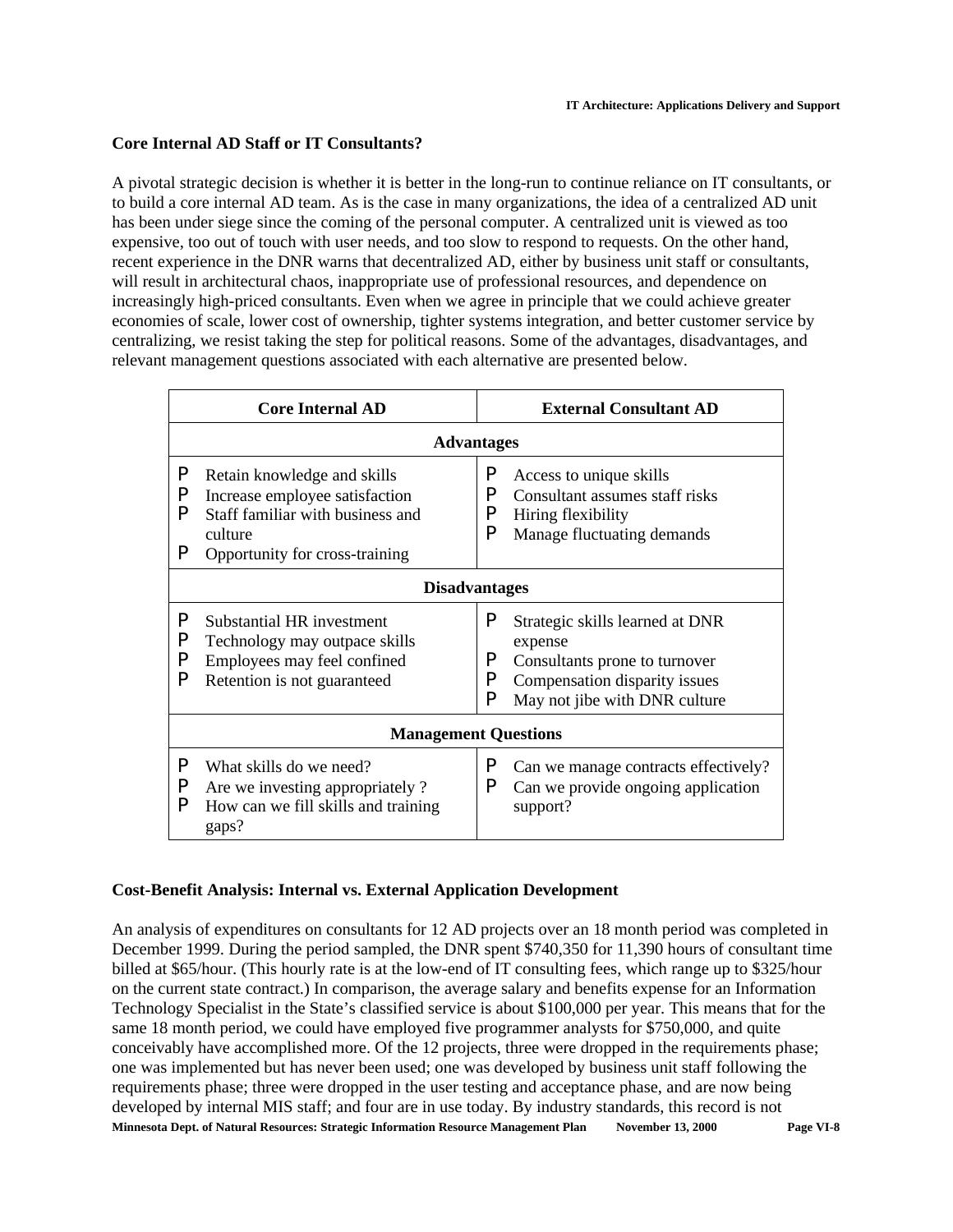**Core Internal AD Staff or IT Consultants?**

A pivotal strategic decision is whether it is better in the long-run to continue reliance on IT consultants, or to build a core internal AD team. As is the case in many organizations, the idea of a centralized AD unit has been under siege since the coming of the personal computer. A centralized unit is viewed as too expensive, too out of touch with user needs, and too slow to respond to requests. On the other hand, recent experience in the DNR warns that decentralized AD, either by business unit staff or consultants, will result in architectural chaos, inappropriate use of professional resources, and dependence on increasingly high-priced consultants. Even when we agree in principle that we could achieve greater economies of scale, lower cost of ownership, tighter systems integration, and better customer service by centralizing, we resist taking the step for political reasons. Some of the advantages, disadvantages, and relevant management questions associated with each alternative are presented below.

| Core Internal AD | External Consultant AD |
|---|---|
| **Advantages** | |
| P Retain knowledge and skills<br>P Increase employee satisfaction<br>P Staff familiar with business and culture<br>P Opportunity for cross-training | P Access to unique skills<br>P Consultant assumes staff risks<br>P Hiring flexibility<br>P Manage fluctuating demands |
| **Disadvantages** | |
| P Substantial HR investment<br>P Technology may outpace skills<br>P Employees may feel confined<br>P Retention is not guaranteed | P Strategic skills learned at DNR expense<br>P Consultants prone to turnover<br>P Compensation disparity issues<br>P May not jibe with DNR culture |
| **Management Questions** | |
| P What skills do we need?<br>P Are we investing appropriately ?<br>P How can we fill skills and training gaps? | P Can we manage contracts effectively?<br>P Can we provide ongoing application support? |

**Cost-Benefit Analysis: Internal vs. External Application Development**

An analysis of expenditures on consultants for 12 AD projects over an 18 month period was completed in December 1999. During the period sampled, the DNR spent $740,350 for 11,390 hours of consultant time billed at $65/hour. (This hourly rate is at the low-end of IT consulting fees, which range up to $325/hour on the current state contract.) In comparison, the average salary and benefits expense for an Information Technology Specialist in the State's classified service is about $100,000 per year. This means that for the same 18 month period, we could have employed five programmer analysts for $750,000, and quite conceivably have accomplished more. Of the 12 projects, three were dropped in the requirements phase; one was implemented but has never been used; one was developed by business unit staff following the requirements phase; three were dropped in the user testing and acceptance phase, and are now being developed by internal MIS staff; and four are in use today. By industry standards, this record is not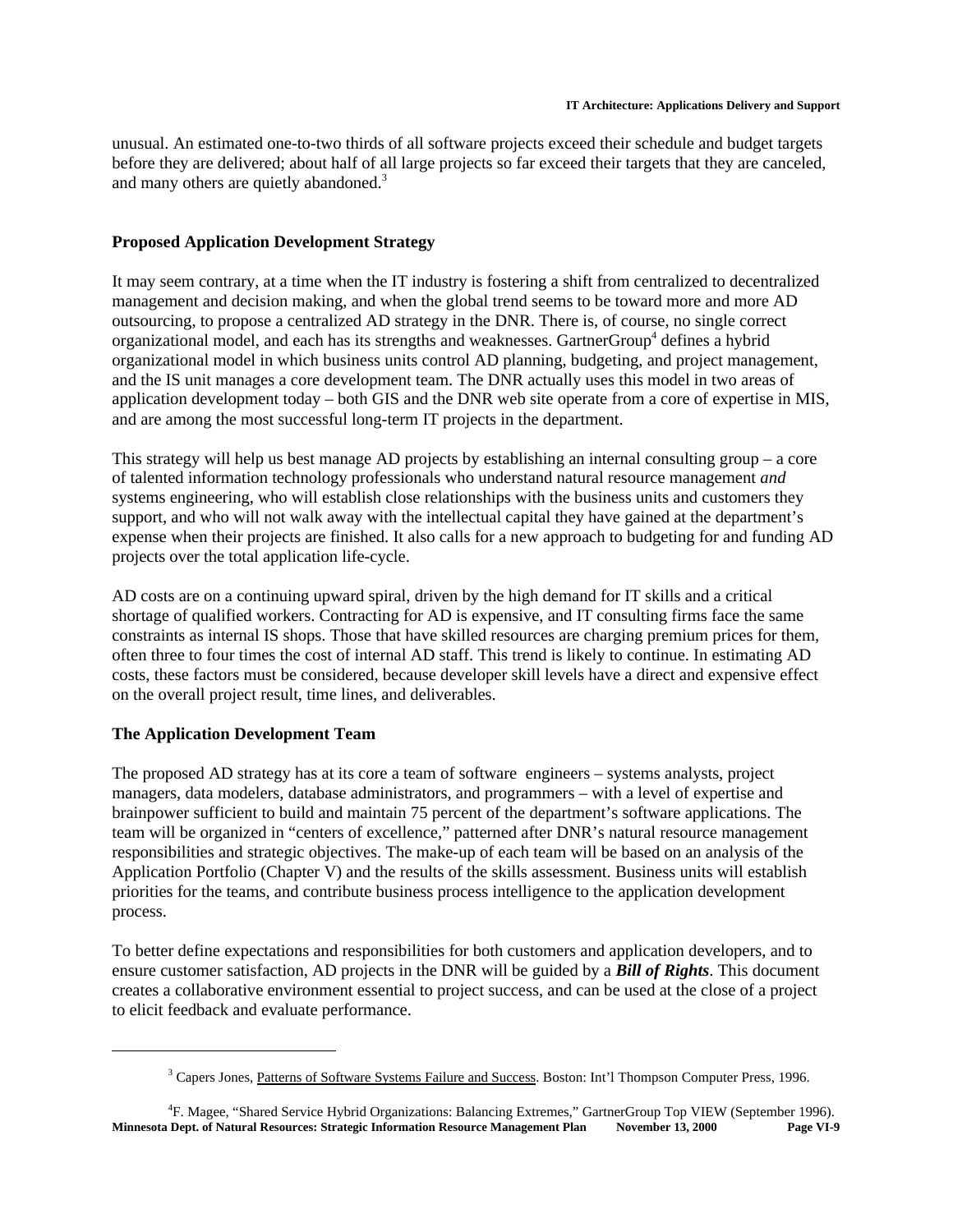unusual. An estimated one-to-two thirds of all software projects exceed their schedule and budget targets before they are delivered; about half of all large projects so far exceed their targets that they are canceled, and many others are quietly abandoned.[3]

**Proposed Application Development Strategy**

It may seem contrary, at a time when the IT industry is fostering a shift from centralized to decentralized management and decision making, and when the global trend seems to be toward more and more AD outsourcing, to propose a centralized AD strategy in the DNR. There is, of course, no single correct organizational model, and each has its strengths and weaknesses. GartnerGroup[4] defines a hybrid organizational model in which business units control AD planning, budgeting, and project management, and the IS unit manages a core development team. The DNR actually uses this model in two areas of application development today – both GIS and the DNR web site operate from a core of expertise in MIS, and are among the most successful long-term IT projects in the department.

This strategy will help us best manage AD projects by establishing an internal consulting group – a core of talented information technology professionals who understand natural resource management *and* systems engineering, who will establish close relationships with the business units and customers they support, and who will not walk away with the intellectual capital they have gained at the department's expense when their projects are finished. It also calls for a new approach to budgeting for and funding AD projects over the total application life-cycle.

AD costs are on a continuing upward spiral, driven by the high demand for IT skills and a critical shortage of qualified workers. Contracting for AD is expensive, and IT consulting firms face the same constraints as internal IS shops. Those that have skilled resources are charging premium prices for them, often three to four times the cost of internal AD staff. This trend is likely to continue. In estimating AD costs, these factors must be considered, because developer skill levels have a direct and expensive effect on the overall project result, time lines, and deliverables.

**The Application Development Team**

The proposed AD strategy has at its core a team of software engineers – systems analysts, project managers, data modelers, database administrators, and programmers – with a level of expertise and brainpower sufficient to build and maintain 75 percent of the department's software applications. The team will be organized in "centers of excellence," patterned after DNR's natural resource management responsibilities and strategic objectives. The make-up of each team will be based on an analysis of the Application Portfolio (Chapter V) and the results of the skills assessment. Business units will establish priorities for the teams, and contribute business process intelligence to the application development process.

To better define expectations and responsibilities for both customers and application developers, and to ensure customer satisfaction, AD projects in the DNR will be guided by a ***Bill of Rights***. This document creates a collaborative environment essential to project success, and can be used at the close of a project to elicit feedback and evaluate performance.

---

[3] Capers Jones, Patterns of Software Systems Failure and Success. Boston: Int'l Thompson Computer Press, 1996.

[4] F. Magee, "Shared Service Hybrid Organizations: Balancing Extremes," GartnerGroup Top VIEW (September 1996).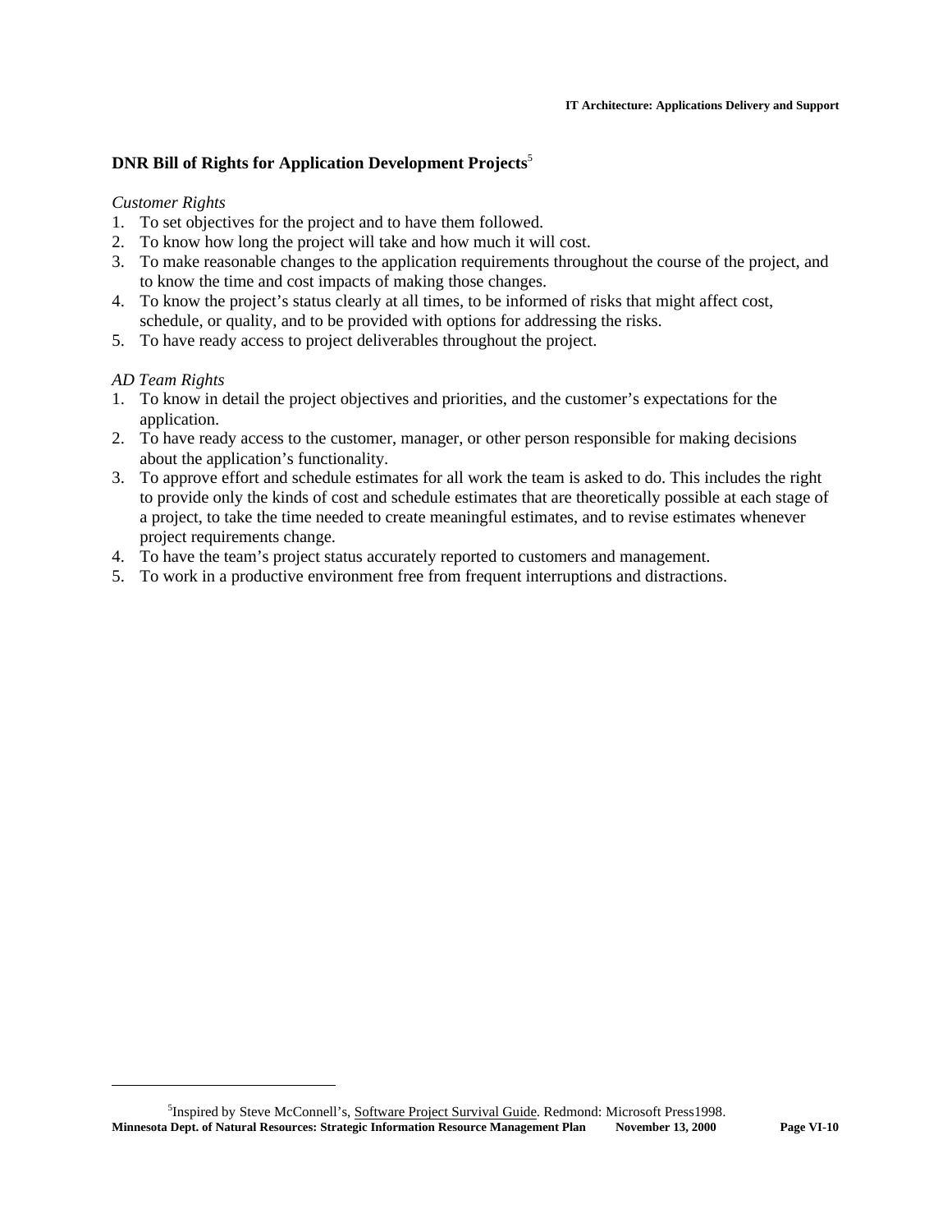## DNR Bill of Rights for Application Development Projects[5]

*Customer Rights*

1. To set objectives for the project and to have them followed.
2. To know how long the project will take and how much it will cost.
3. To make reasonable changes to the application requirements throughout the course of the project, and to know the time and cost impacts of making those changes.
4. To know the project's status clearly at all times, to be informed of risks that might affect cost, schedule, or quality, and to be provided with options for addressing the risks.
5. To have ready access to project deliverables throughout the project.

*AD Team Rights*

1. To know in detail the project objectives and priorities, and the customer's expectations for the application.
2. To have ready access to the customer, manager, or other person responsible for making decisions about the application's functionality.
3. To approve effort and schedule estimates for all work the team is asked to do. This includes the right to provide only the kinds of cost and schedule estimates that are theoretically possible at each stage of a project, to take the time needed to create meaningful estimates, and to revise estimates whenever project requirements change.
4. To have the team's project status accurately reported to customers and management.
5. To work in a productive environment free from frequent interruptions and distractions.

---

[5] Inspired by Steve McConnell's, Software Project Survival Guide. Redmond: Microsoft Press1998.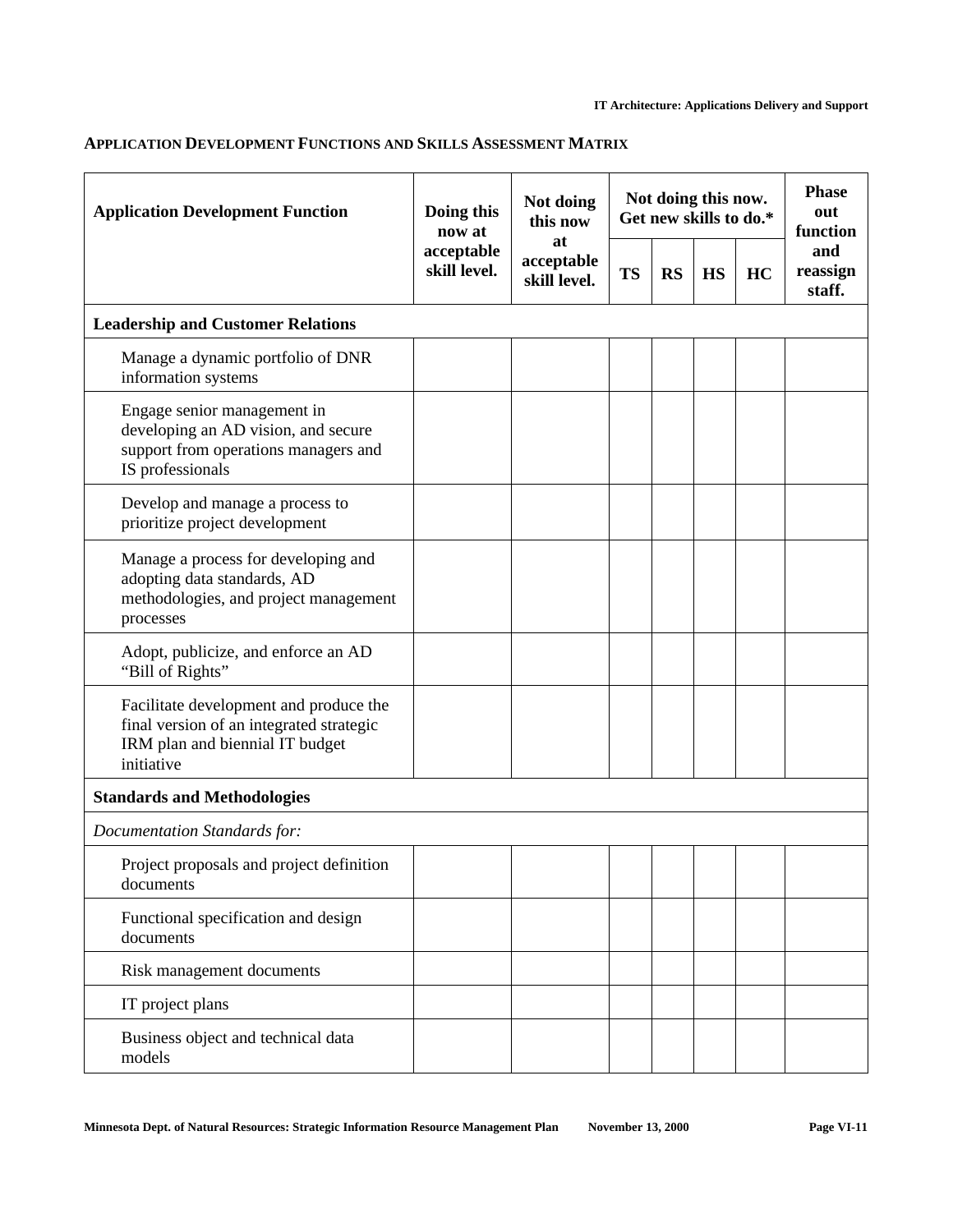## APPLICATION DEVELOPMENT FUNCTIONS AND SKILLS ASSESSMENT MATRIX

| Application Development Function | Doing this now at acceptable skill level. | Not doing this now at acceptable skill level. | Not doing this now. Get new skills to do.* | | | | Phase out function and reassign staff. |
|---|---|---|---|---|---|---|---|
| | | | TS | RS | HS | HC | |
| **Leadership and Customer Relations** | | | | | | | |
| Manage a dynamic portfolio of DNR information systems | | | | | | | |
| Engage senior management in developing an AD vision, and secure support from operations managers and IS professionals | | | | | | | |
| Develop and manage a process to prioritize project development | | | | | | | |
| Manage a process for developing and adopting data standards, AD methodologies, and project management processes | | | | | | | |
| Adopt, publicize, and enforce an AD "Bill of Rights" | | | | | | | |
| Facilitate development and produce the final version of an integrated strategic IRM plan and biennial IT budget initiative | | | | | | | |
| **Standards and Methodologies** | | | | | | | |
| *Documentation Standards for:* | | | | | | | |
| Project proposals and project definition documents | | | | | | | |
| Functional specification and design documents | | | | | | | |
| Risk management documents | | | | | | | |
| IT project plans | | | | | | | |
| Business object and technical data models | | | | | | | |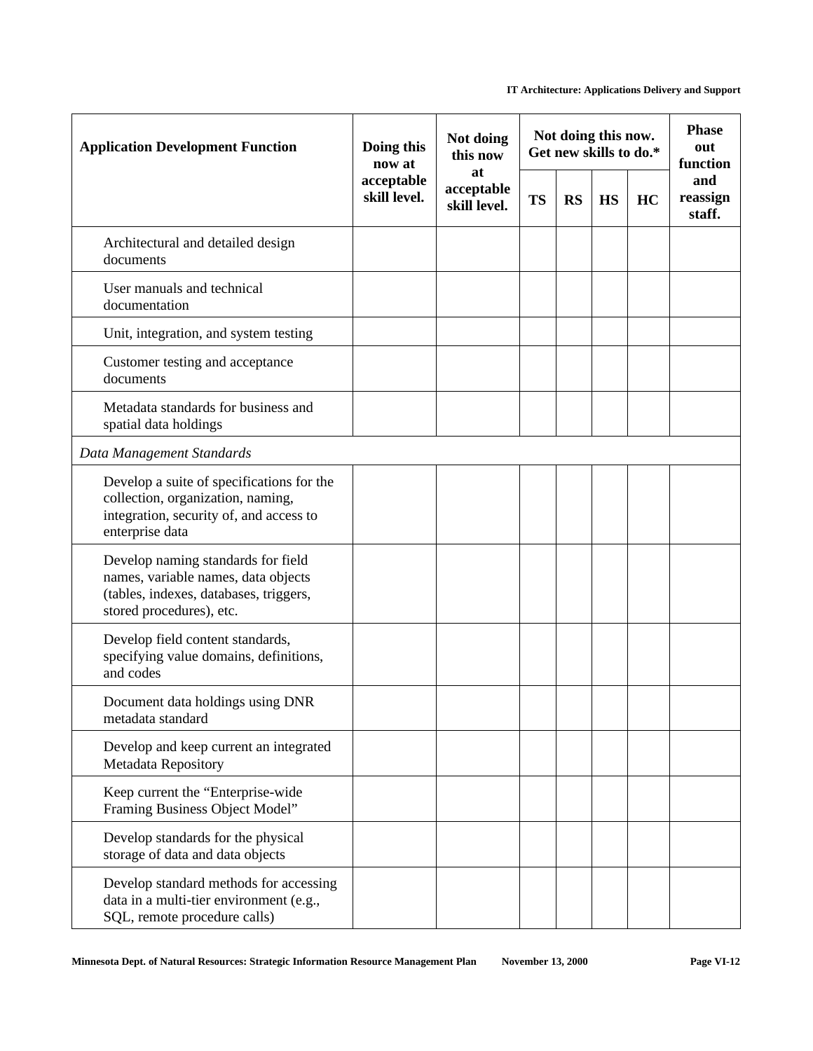| Application Development Function | Doing this now at acceptable skill level. | Not doing this now at acceptable skill level. | Not doing this now. Get new skills to do.* | | | | Phase out function and reassign staff. |
|---|---|---|---|---|---|---|---|
| | | | TS | RS | HS | HC | |
| Architectural and detailed design documents | | | | | | | |
| User manuals and technical documentation | | | | | | | |
| Unit, integration, and system testing | | | | | | | |
| Customer testing and acceptance documents | | | | | | | |
| Metadata standards for business and spatial data holdings | | | | | | | |
| *Data Management Standards* | | | | | | | |
| Develop a suite of specifications for the collection, organization, naming, integration, security of, and access to enterprise data | | | | | | | |
| Develop naming standards for field names, variable names, data objects (tables, indexes, databases, triggers, stored procedures), etc. | | | | | | | |
| Develop field content standards, specifying value domains, definitions, and codes | | | | | | | |
| Document data holdings using DNR metadata standard | | | | | | | |
| Develop and keep current an integrated Metadata Repository | | | | | | | |
| Keep current the "Enterprise-wide Framing Business Object Model" | | | | | | | |
| Develop standards for the physical storage of data and data objects | | | | | | | |
| Develop standard methods for accessing data in a multi-tier environment (e.g., SQL, remote procedure calls) | | | | | | | |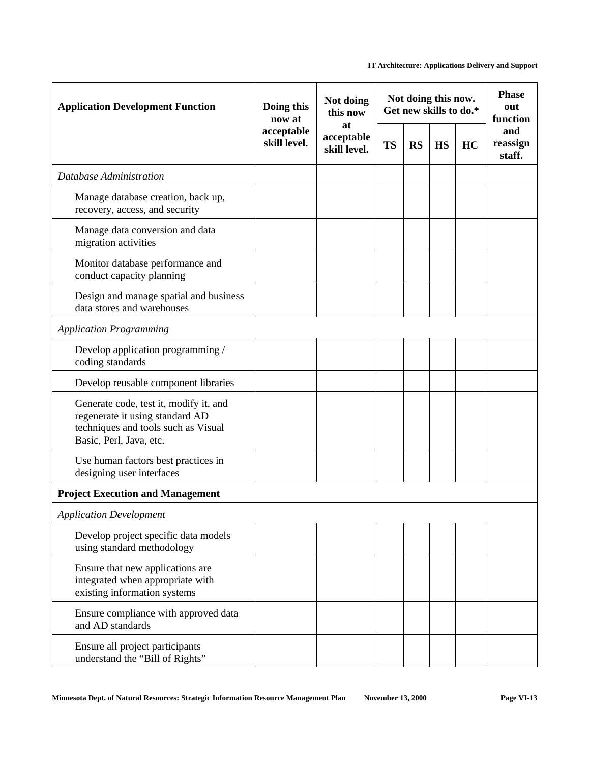| Application Development Function | Doing this now at acceptable skill level. | Not doing this now at acceptable skill level. | Not doing this now. Get new skills to do.* | | | | Phase out function and reassign staff. |
|---|---|---|---|---|---|---|---|
| | | | TS | RS | HS | HC | |
| *Database Administration* | | | | | | | |
| Manage database creation, back up, recovery, access, and security | | | | | | | |
| Manage data conversion and data migration activities | | | | | | | |
| Monitor database performance and conduct capacity planning | | | | | | | |
| Design and manage spatial and business data stores and warehouses | | | | | | | |
| *Application Programming* | | | | | | | |
| Develop application programming / coding standards | | | | | | | |
| Develop reusable component libraries | | | | | | | |
| Generate code, test it, modify it, and regenerate it using standard AD techniques and tools such as Visual Basic, Perl, Java, etc. | | | | | | | |
| Use human factors best practices in designing user interfaces | | | | | | | |
| **Project Execution and Management** | | | | | | | |
| *Application Development* | | | | | | | |
| Develop project specific data models using standard methodology | | | | | | | |
| Ensure that new applications are integrated when appropriate with existing information systems | | | | | | | |
| Ensure compliance with approved data and AD standards | | | | | | | |
| Ensure all project participants understand the "Bill of Rights" | | | | | | | |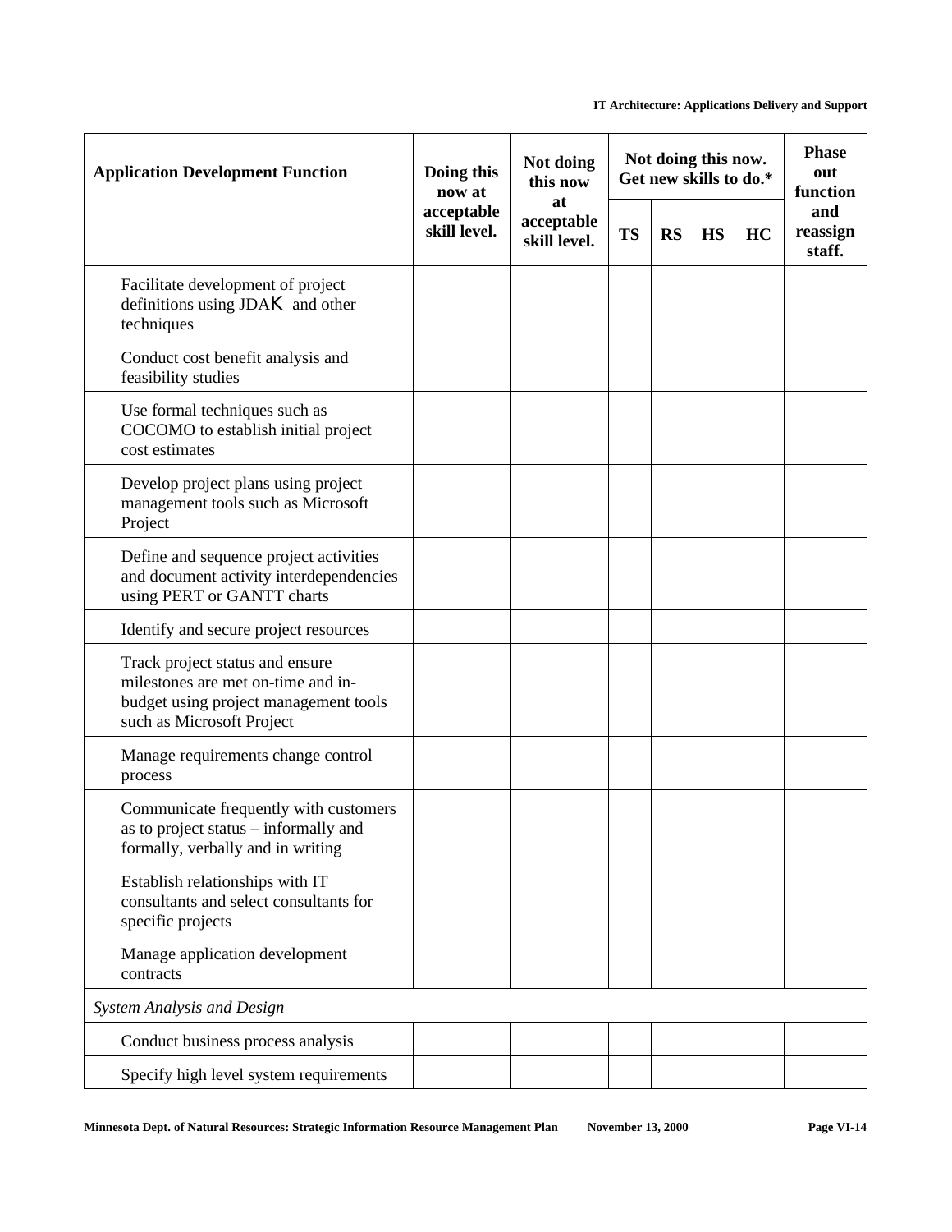| Application Development Function | Doing this now at acceptable skill level. | Not doing this now at acceptable skill level. | Not doing this now. Get new skills to do.* | | | | Phase out function and reassign staff. |
|---|---|---|---|---|---|---|---|
| | | | TS | RS | HS | HC | |
| Facilitate development of project definitions using JADK and other techniques | | | | | | | |
| Conduct cost benefit analysis and feasibility studies | | | | | | | |
| Use formal techniques such as COCOMO to establish initial project cost estimates | | | | | | | |
| Develop project plans using project management tools such as Microsoft Project | | | | | | | |
| Define and sequence project activities and document activity interdependencies using PERT or GANTT charts | | | | | | | |
| Identify and secure project resources | | | | | | | |
| Track project status and ensure milestones are met on-time and in-budget using project management tools such as Microsoft Project | | | | | | | |
| Manage requirements change control process | | | | | | | |
| Communicate frequently with customers as to project status – informally and formally, verbally and in writing | | | | | | | |
| Establish relationships with IT consultants and select consultants for specific projects | | | | | | | |
| Manage application development contracts | | | | | | | |
| *System Analysis and Design* | | | | | | | |
| Conduct business process analysis | | | | | | | |
| Specify high level system requirements | | | | | | | |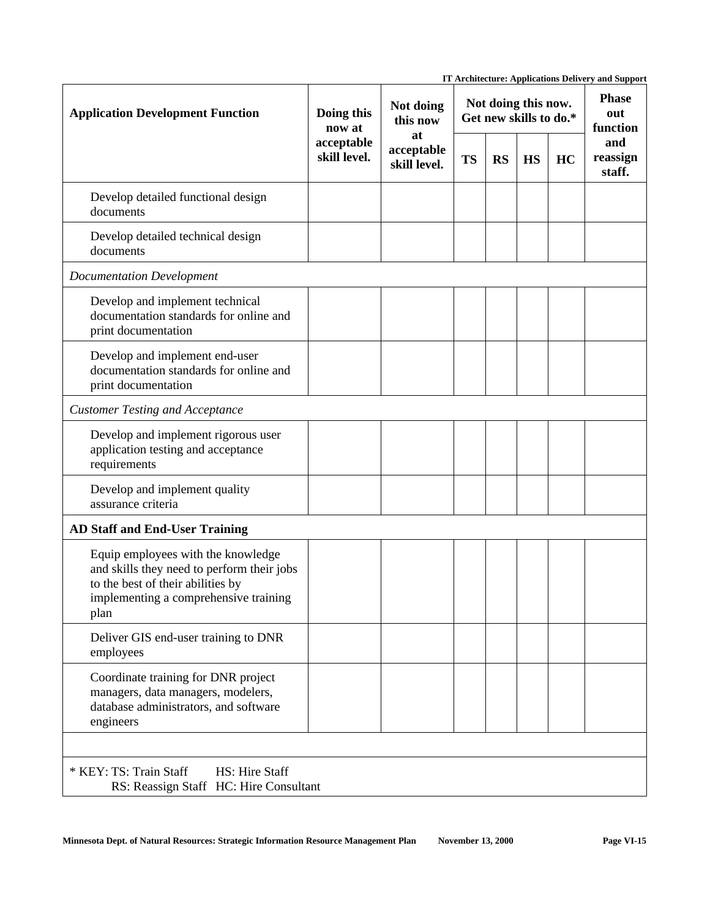| Application Development Function | Doing this now at acceptable skill level. | Not doing this now at acceptable skill level. | Not doing this now. Get new skills to do.* | | | | Phase out function and reassign staff. |
|---|---|---|---|---|---|---|---|
| | | | TS | RS | HS | HC | |
| Develop detailed functional design documents | | | | | | | |
| Develop detailed technical design documents | | | | | | | |
| *Documentation Development* | | | | | | | |
| Develop and implement technical documentation standards for online and print documentation | | | | | | | |
| Develop and implement end-user documentation standards for online and print documentation | | | | | | | |
| *Customer Testing and Acceptance* | | | | | | | |
| Develop and implement rigorous user application testing and acceptance requirements | | | | | | | |
| Develop and implement quality assurance criteria | | | | | | | |
| **AD Staff and End-User Training** | | | | | | | |
| Equip employees with the knowledge and skills they need to perform their jobs to the best of their abilities by implementing a comprehensive training plan | | | | | | | |
| Deliver GIS end-user training to DNR employees | | | | | | | |
| Coordinate training for DNR project managers, data managers, modelers, database administrators, and software engineers | | | | | | | |
| | | | | | | | |
| * KEY: TS: Train Staff HS: Hire Staff RS: Reassign Staff HC: Hire Consultant | | | | | | | |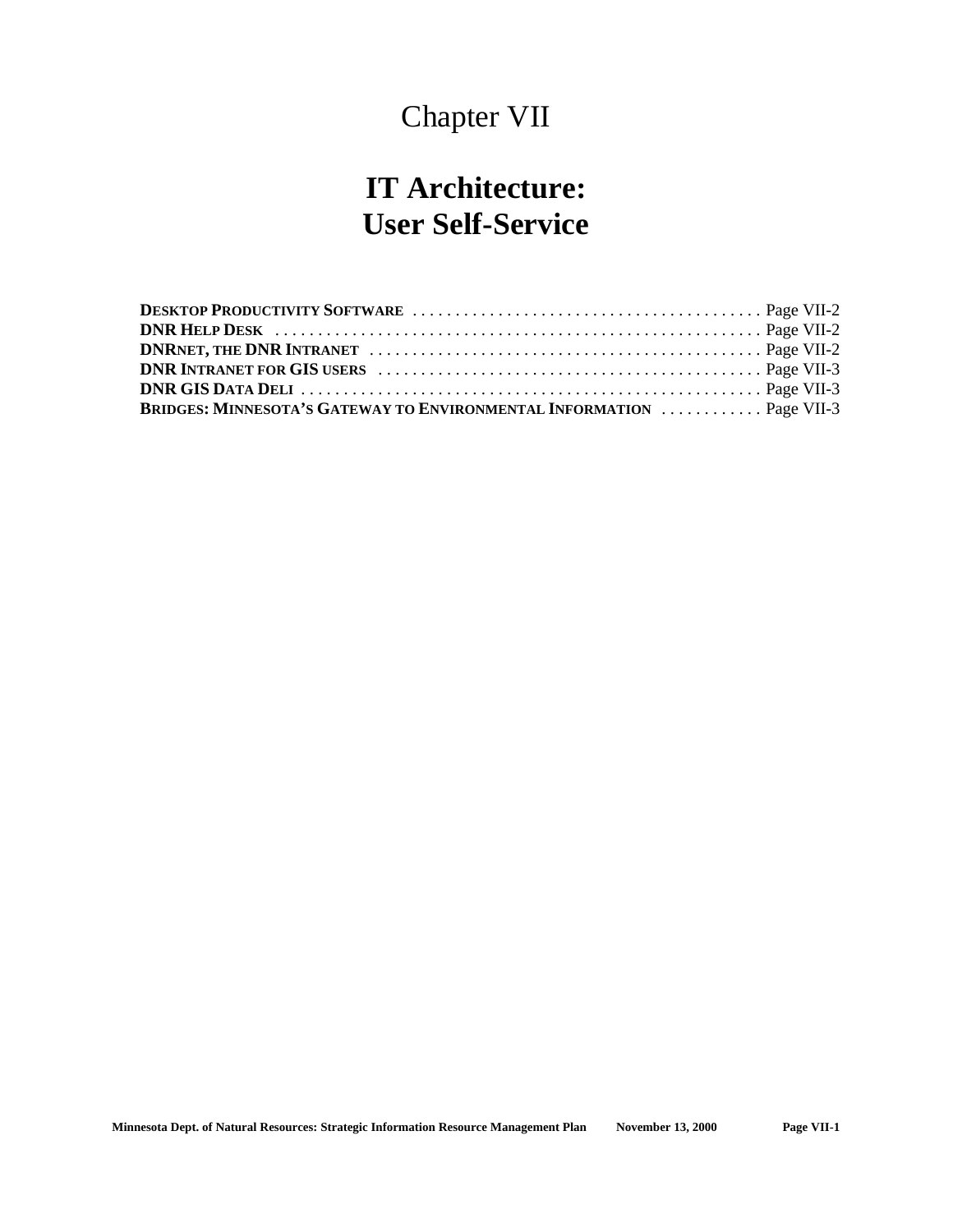# Chapter VII

## IT Architecture:
## User Self-Service

**DESKTOP PRODUCTIVITY SOFTWARE** . . . . . . . . . . . . . . . . . . . . . . . . . . . . . . . . . . . . . . . . Page VII-2
**DNR HELP DESK** . . . . . . . . . . . . . . . . . . . . . . . . . . . . . . . . . . . . . . . . . . . . . . . . . . . . . Page VII-2
**DNRNET, THE DNR INTRANET** . . . . . . . . . . . . . . . . . . . . . . . . . . . . . . . . . . . . . . . . . . . . . Page VII-2
**DNR INTRANET FOR GIS USERS** . . . . . . . . . . . . . . . . . . . . . . . . . . . . . . . . . . . . . . . . . . . . Page VII-3
**DNR GIS DATA DELI** . . . . . . . . . . . . . . . . . . . . . . . . . . . . . . . . . . . . . . . . . . . . . . . . . . . . Page VII-3
**BRIDGES: MINNESOTA'S GATEWAY TO ENVIRONMENTAL INFORMATION** . . . . . . . . . . . Page VII-3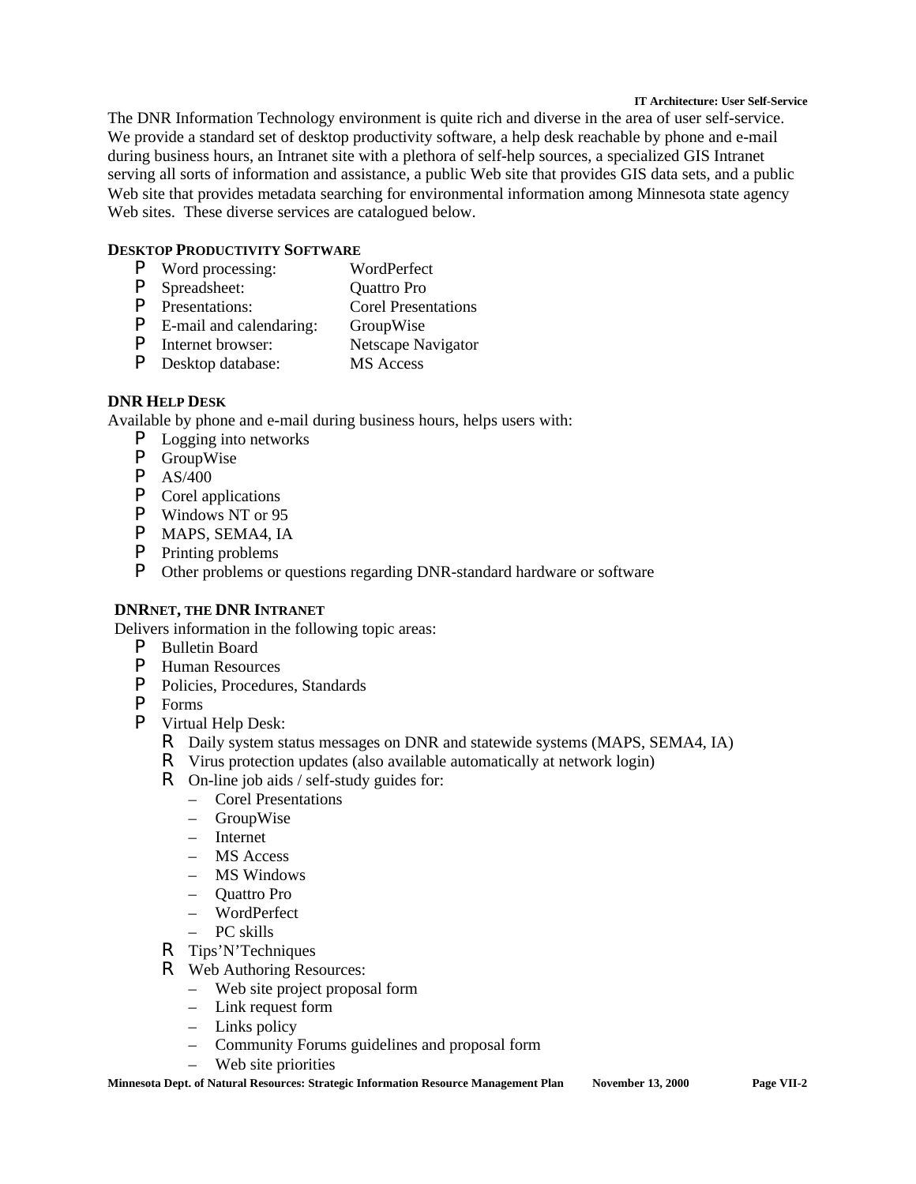The DNR Information Technology environment is quite rich and diverse in the area of user self-service. We provide a standard set of desktop productivity software, a help desk reachable by phone and e-mail during business hours, an Intranet site with a plethora of self-help sources, a specialized GIS Intranet serving all sorts of information and assistance, a public Web site that provides GIS data sets, and a public Web site that provides metadata searching for environmental information among Minnesota state agency Web sites. These diverse services are catalogued below.

**DESKTOP PRODUCTIVITY SOFTWARE**

- Word processing: WordPerfect
- Spreadsheet: Quattro Pro
- Presentations: Corel Presentations
- E-mail and calendaring: GroupWise
- Internet browser: Netscape Navigator
- Desktop database: MS Access

**DNR HELP DESK**

Available by phone and e-mail during business hours, helps users with:

- Logging into networks
- GroupWise
- AS/400
- Corel applications
- Windows NT or 95
- MAPS, SEMA4, IA
- Printing problems
- Other problems or questions regarding DNR-standard hardware or software

**DNRNET, THE DNR INTRANET**

Delivers information in the following topic areas:

- Bulletin Board
- Human Resources
- Policies, Procedures, Standards
- Forms
- Virtual Help Desk:
  - Daily system status messages on DNR and statewide systems (MAPS, SEMA4, IA)
  - Virus protection updates (also available automatically at network login)
  - On-line job aids / self-study guides for:
    - Corel Presentations
    - GroupWise
    - Internet
    - MS Access
    - MS Windows
    - Quattro Pro
    - WordPerfect
    - PC skills
  - Tips'N'Techniques
  - Web Authoring Resources:
    - Web site project proposal form
    - Link request form
    - Links policy
    - Community Forums guidelines and proposal form
    - Web site priorities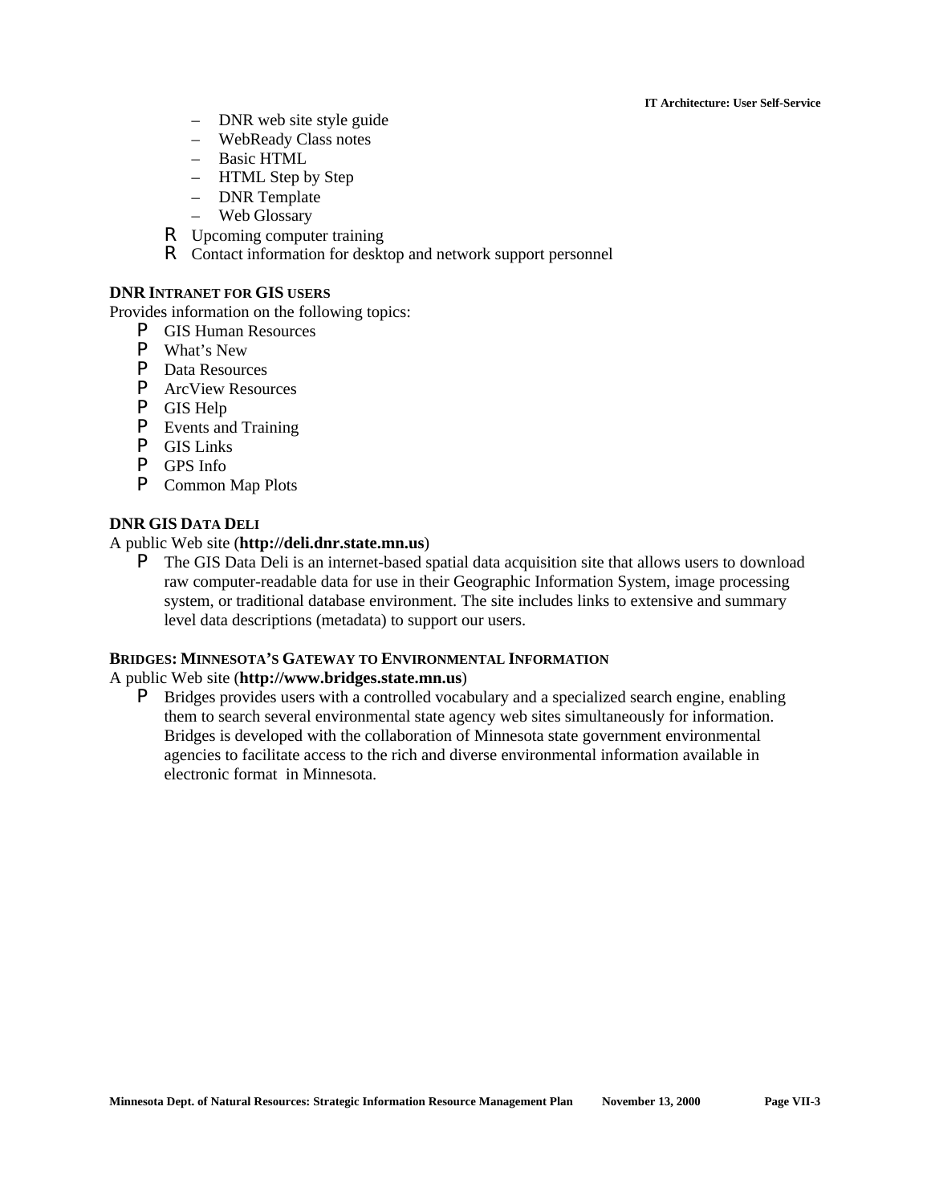- DNR web site style guide
  - WebReady Class notes
  - Basic HTML
  - HTML Step by Step
  - DNR Template
  - Web Glossary
- Upcoming computer training
- Contact information for desktop and network support personnel

**DNR INTRANET FOR GIS USERS**

Provides information on the following topics:

- GIS Human Resources
- What's New
- Data Resources
- ArcView Resources
- GIS Help
- Events and Training
- GIS Links
- GPS Info
- Common Map Plots

**DNR GIS DATA DELI**

A public Web site (**http://deli.dnr.state.mn.us**)

- The GIS Data Deli is an internet-based spatial data acquisition site that allows users to download raw computer-readable data for use in their Geographic Information System, image processing system, or traditional database environment. The site includes links to extensive and summary level data descriptions (metadata) to support our users.

**BRIDGES: MINNESOTA'S GATEWAY TO ENVIRONMENTAL INFORMATION**

A public Web site (**http://www.bridges.state.mn.us**)

- Bridges provides users with a controlled vocabulary and a specialized search engine, enabling them to search several environmental state agency web sites simultaneously for information. Bridges is developed with the collaboration of Minnesota state government environmental agencies to facilitate access to the rich and diverse environmental information available in electronic format in Minnesota.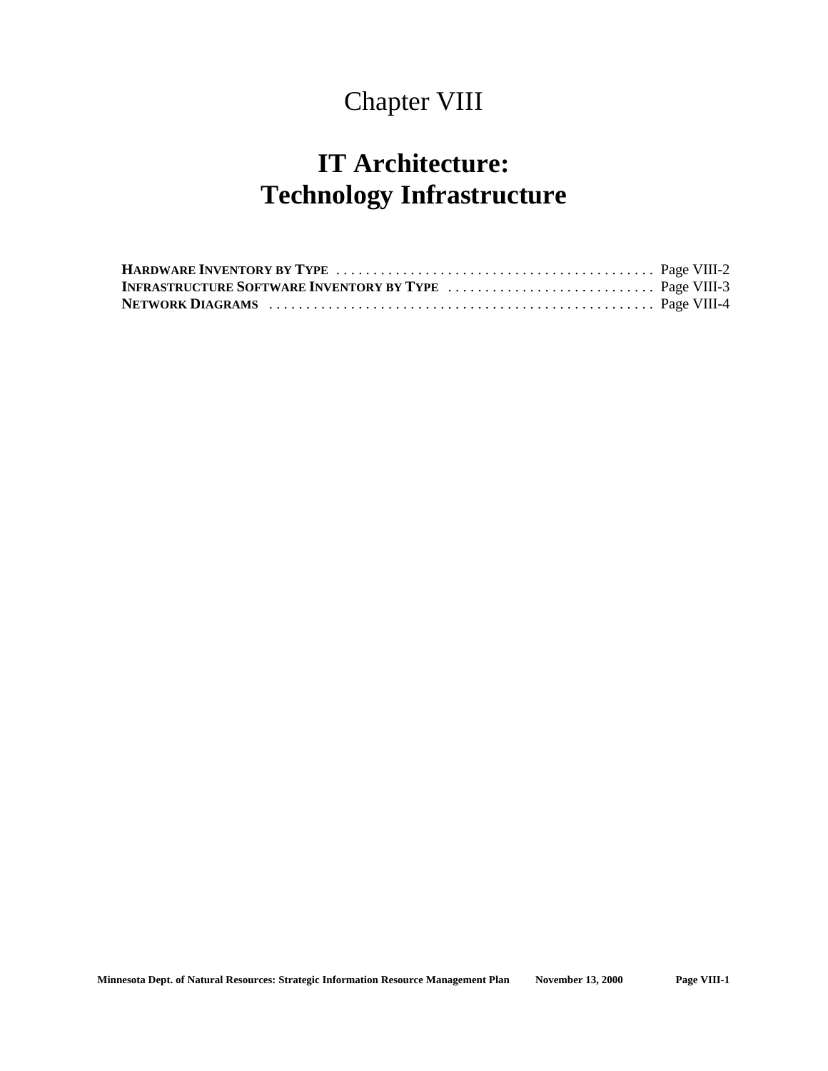# Chapter VIII

# IT Architecture: Technology Infrastructure

**HARDWARE INVENTORY BY TYPE** . . . . . . . . . . . . . . . . . . . . . . . . . . . . . . . . . . . . . . . . . . Page VIII-2
**INFRASTRUCTURE SOFTWARE INVENTORY BY TYPE** . . . . . . . . . . . . . . . . . . . . . . . . . . . . Page VIII-3
**NETWORK DIAGRAMS** . . . . . . . . . . . . . . . . . . . . . . . . . . . . . . . . . . . . . . . . . . . . . . . . . . . . Page VIII-4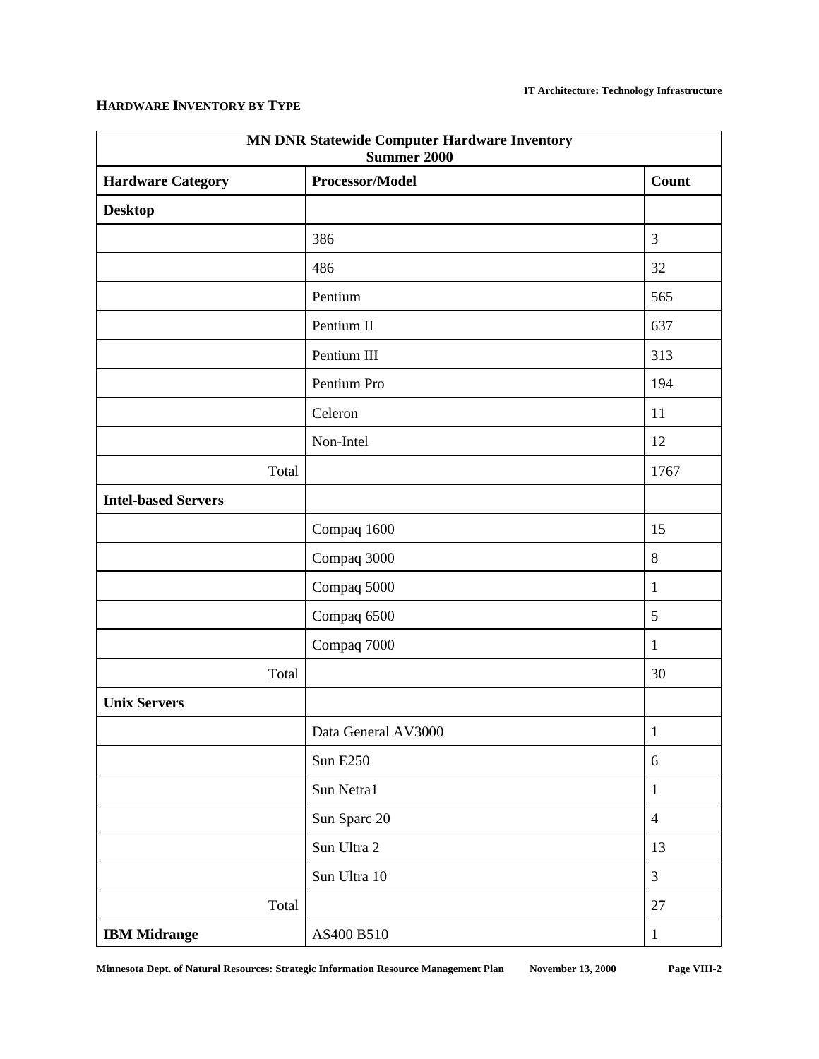## Hardware Inventory by Type

| MN DNR Statewide Computer Hardware Inventory Summer 2000 | | |
|---|---|---|
| **Hardware Category** | **Processor/Model** | **Count** |
| **Desktop** | | |
| | 386 | 3 |
| | 486 | 32 |
| | Pentium | 565 |
| | Pentium II | 637 |
| | Pentium III | 313 |
| | Pentium Pro | 194 |
| | Celeron | 11 |
| | Non-Intel | 12 |
| Total | | 1767 |
| **Intel-based Servers** | | |
| | Compaq 1600 | 15 |
| | Compaq 3000 | 8 |
| | Compaq 5000 | 1 |
| | Compaq 6500 | 5 |
| | Compaq 7000 | 1 |
| Total | | 30 |
| **Unix Servers** | | |
| | Data General AV3000 | 1 |
| | Sun E250 | 6 |
| | Sun Netra1 | 1 |
| | Sun Sparc 20 | 4 |
| | Sun Ultra 2 | 13 |
| | Sun Ultra 10 | 3 |
| Total | | 27 |
| **IBM Midrange** | AS400 B510 | 1 |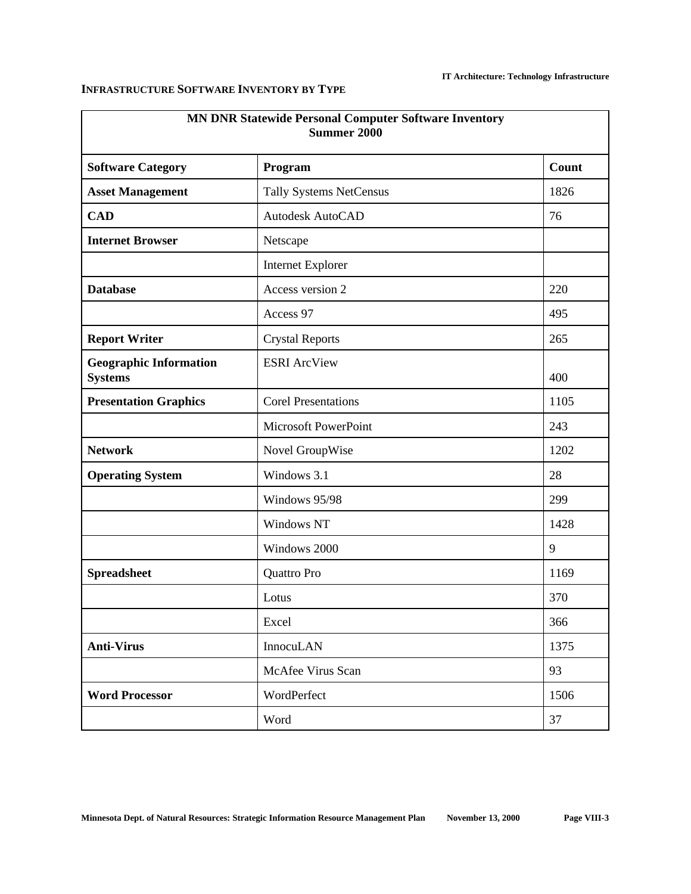## INFRASTRUCTURE SOFTWARE INVENTORY BY TYPE

| MN DNR Statewide Personal Computer Software Inventory<br>Summer 2000 | | |
|---|---|---|
| **Software Category** | **Program** | **Count** |
| **Asset Management** | Tally Systems NetCensus | 1826 |
| **CAD** | Autodesk AutoCAD | 76 |
| **Internet Browser** | Netscape | |
| | Internet Explorer | |
| **Database** | Access version 2 | 220 |
| | Access 97 | 495 |
| **Report Writer** | Crystal Reports | 265 |
| **Geographic Information Systems** | ESRI ArcView | 400 |
| **Presentation Graphics** | Corel Presentations | 1105 |
| | Microsoft PowerPoint | 243 |
| **Network** | Novel GroupWise | 1202 |
| **Operating System** | Windows 3.1 | 28 |
| | Windows 95/98 | 299 |
| | Windows NT | 1428 |
| | Windows 2000 | 9 |
| **Spreadsheet** | Quattro Pro | 1169 |
| | Lotus | 370 |
| | Excel | 366 |
| **Anti-Virus** | InnocuLAN | 1375 |
| | McAfee Virus Scan | 93 |
| **Word Processor** | WordPerfect | 1506 |
| | Word | 37 |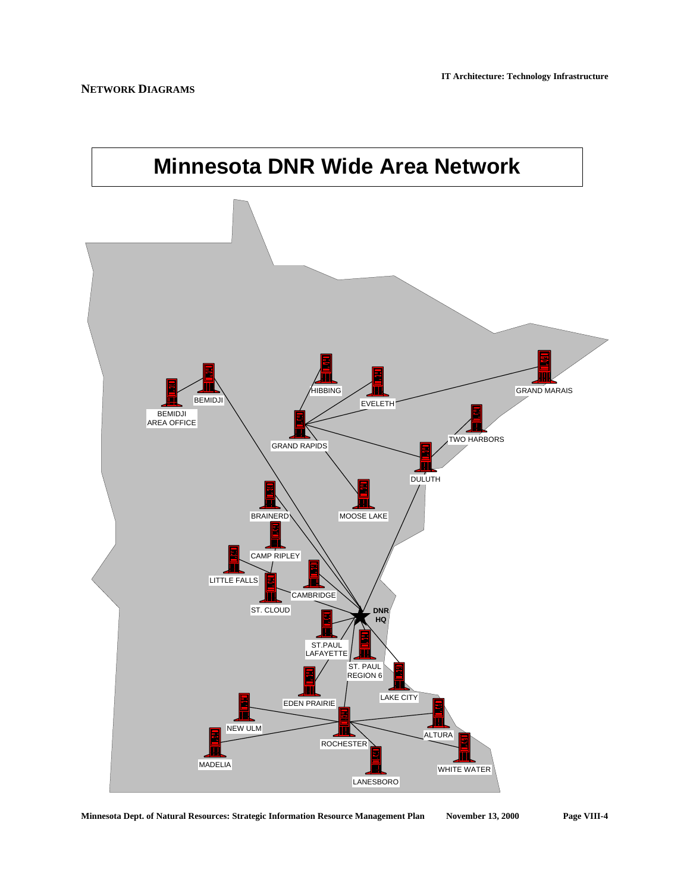## Network Diagrams

# Minnesota DNR Wide Area Network

BEMIDJI

BEMIDJI AREA OFFICE

HIBBING

EVELETH

GRAND MARAIS

GRAND RAPIDS

TWO HARBORS

DULUTH

BRAINERD

MOOSE LAKE

CAMP RIPLEY

LITTLE FALLS

CAMBRIDGE

ST. CLOUD

DNR HQ

ST.PAUL LAFAYETTE

ST. PAUL REGION 6

LAKE CITY

EDEN PRAIRIE

NEW ULM

ALTURA

ROCHESTER

MADELIA

WHITE WATER

LANESBORO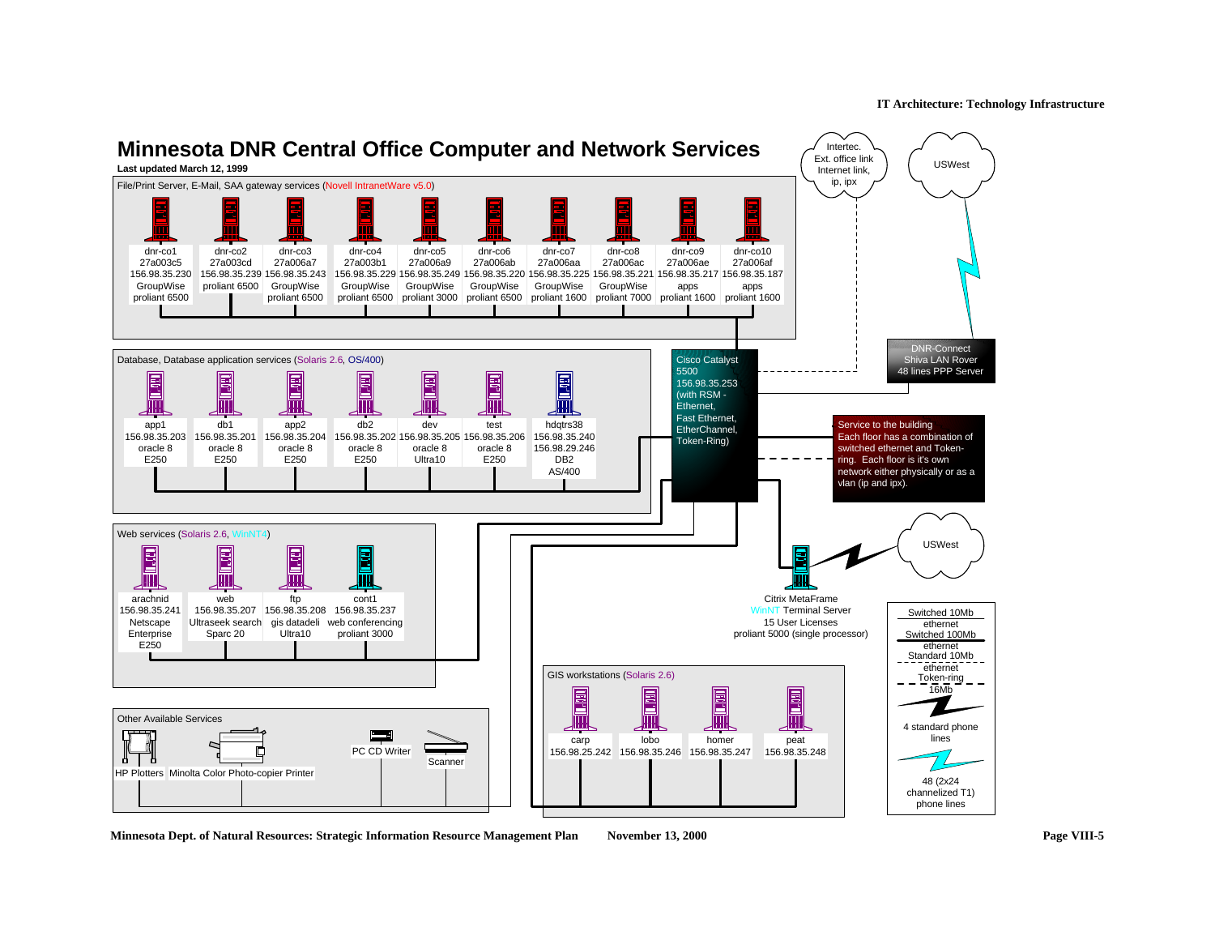# Minnesota DNR Central Office Computer and Network Services

**Last updated March 12, 1999**

## File/Print Server, E-Mail, SAA gateway services (Novell IntranetWare v5.0)

| Name | ID | IP | Service | Hardware |
|---|---|---|---|---|
| dnr-co1 | 27a003c5 | 156.98.35.230 | GroupWise | proliant 6500 |
| dnr-co2 | 27a003cd | 156.98.35.239 | | proliant 6500 |
| dnr-co3 | 27a006a7 | 156.98.35.243 | GroupWise | proliant 6500 |
| dnr-co4 | 27a003b1 | 156.98.35.229 | GroupWise | proliant 6500 |
| dnr-co5 | 27a006a9 | 156.98.35.249 | GroupWise | proliant 3000 |
| dnr-co6 | 27a006ab | 156.98.35.220 | GroupWise | proliant 6500 |
| dnr-co7 | 27a006aa | 156.98.35.225 | GroupWise | proliant 1600 |
| dnr-co8 | 27a006ac | 156.98.35.221 | GroupWise | proliant 7000 |
| dnr-co9 | 27a006ae | 156.98.35.217 | apps | proliant 1600 |
| dnr-co10 | 27a006af | 156.98.35.187 | apps | proliant 1600 |

## Database, Database application services (Solaris 2.6, OS/400)

| Name | IP | Service | Hardware |
|---|---|---|---|
| app1 | 156.98.35.203 | oracle 8 | E250 |
| db1 | 156.98.35.201 | oracle 8 | E250 |
| app2 | 156.98.35.204 | oracle 8 | E250 |
| db2 | 156.98.35.202 | oracle 8 | E250 |
| dev | 156.98.35.205 | oracle 8 | Ultra10 |
| test | 156.98.35.206 | oracle 8 | E250 |
| hdqtrs38 | 156.98.29.246 | DB2 | AS/400 |

## Web services (Solaris 2.6, WinNT4)

| Name | IP | Service | Hardware |
|---|---|---|---|
| arachnid | 156.98.35.241 | Netscape Enterprise | E250 |
| web | 156.98.35.207 | Ultraseek search | Sparc 20 |
| ftp | 156.98.35.208 | gis datadeli | Ultra10 |
| cont1 | 156.98.35.237 | web conferencing | proliant 3000 |

## Other Available Services

- HP Plotters
- Minolta Color Photo-copier Printer
- PC CD Writer
- Scanner

## GIS workstations (Solaris 2.6)

| Name | IP |
|---|---|
| carp | 156.98.25.242 |
| lobo | 156.98.35.246 |
| homer | 156.98.35.247 |
| peat | 156.98.35.248 |

## Network

**Cisco Catalyst 5500** 156.98.35.253 (with RSM - Ethernet, Fast Ethernet, EtherChannel, Token-Ring)

**Intertec.** Ext. office link Internet link, ip, ipx

**USWest**

**DNR-Connect** Shiva LAN Rover 48 lines PPP Server

**Service to the building**
Each floor has a combination of switched ethernet and Token-ring. Each floor is it's own network either physically or as a vlan (ip and ipx).

**USWest**

**Citrix MetaFrame** WinNT Terminal Server, 15 User Licenses, proliant 5000 (single processor)

## Legend

- Switched 10Mb ethernet
- Switched 100Mb ethernet
- Standard 10Mb ethernet
- Token-ring 16Mb
- 4 standard phone lines
- 48 (2x24 channelized T1) phone lines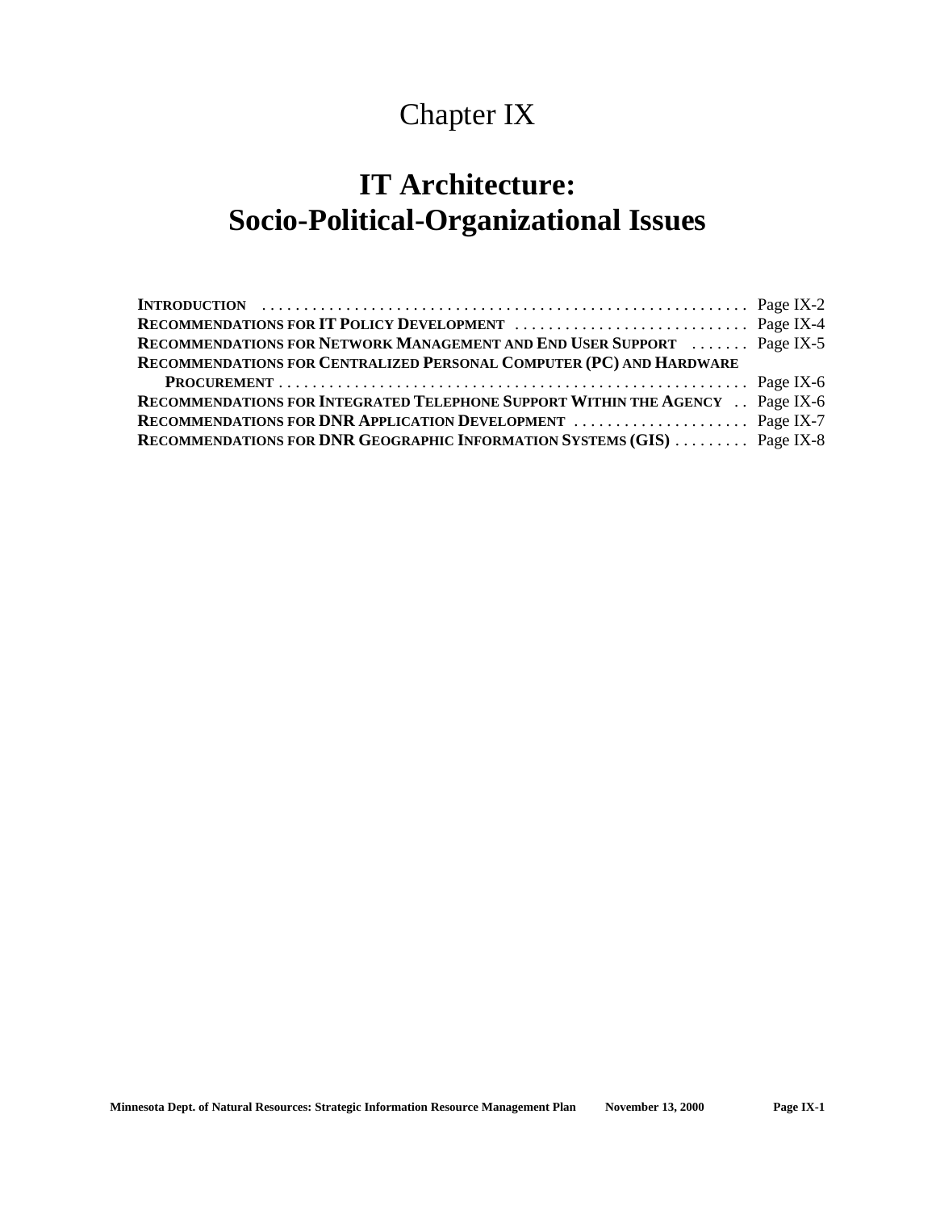# Chapter IX

# IT Architecture: Socio-Political-Organizational Issues

- **INTRODUCTION** . . . . . . . . . . . . . . . . . . . . . . . . . . . . . . . . . . . . . . . . . . . . . . . . . . . . . . . . . Page IX-2
- **RECOMMENDATIONS FOR IT POLICY DEVELOPMENT** . . . . . . . . . . . . . . . . . . . . . . . . . . . . Page IX-4
- **RECOMMENDATIONS FOR NETWORK MANAGEMENT AND END USER SUPPORT** . . . . . . . Page IX-5
- **RECOMMENDATIONS FOR CENTRALIZED PERSONAL COMPUTER (PC) AND HARDWARE PROCUREMENT** . . . . . . . . . . . . . . . . . . . . . . . . . . . . . . . . . . . . . . . . . . . . . . . . . . . . . . . . Page IX-6
- **RECOMMENDATIONS FOR INTEGRATED TELEPHONE SUPPORT WITHIN THE AGENCY** . . Page IX-6
- **RECOMMENDATIONS FOR DNR APPLICATION DEVELOPMENT** . . . . . . . . . . . . . . . . . . . . . Page IX-7
- **RECOMMENDATIONS FOR DNR GEOGRAPHIC INFORMATION SYSTEMS (GIS)** . . . . . . . . . Page IX-8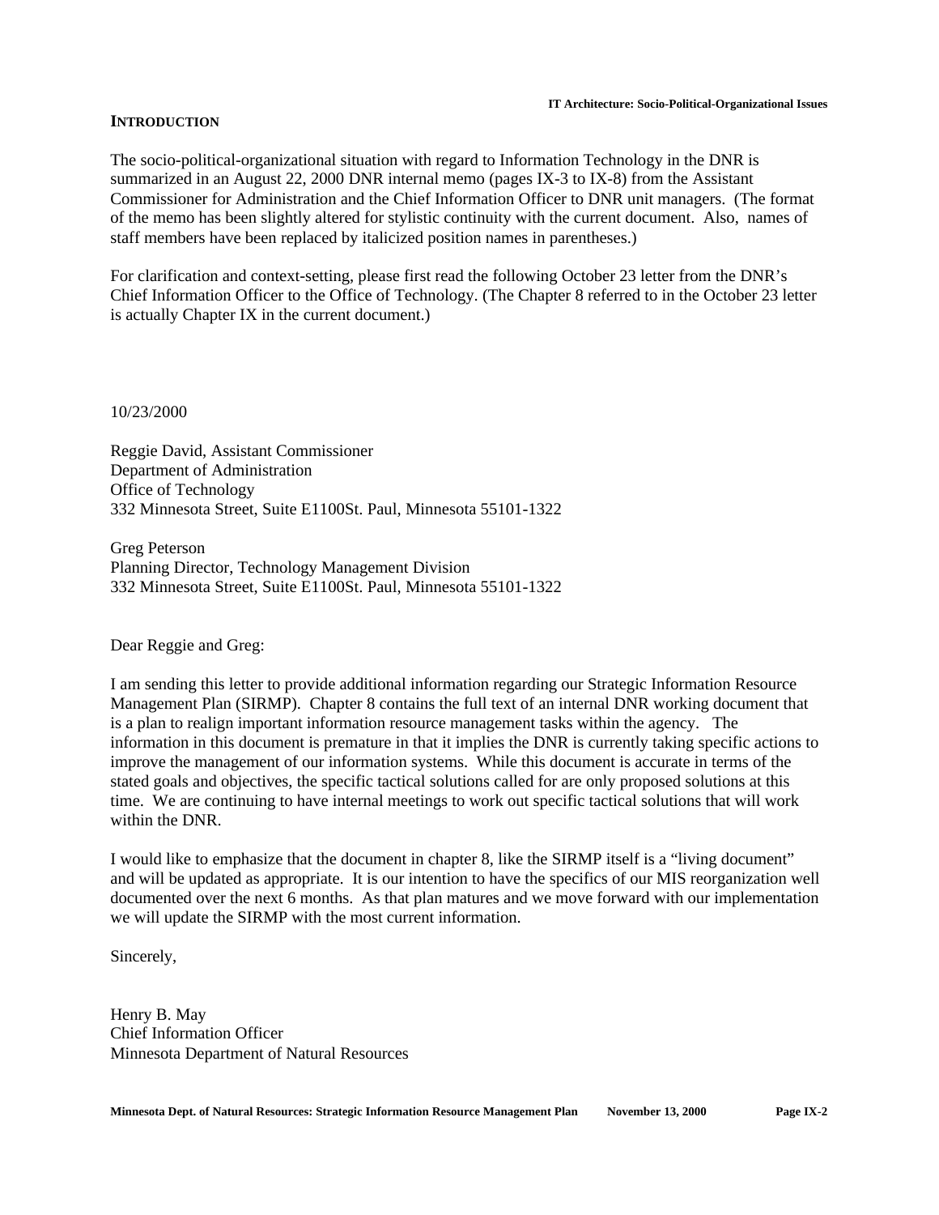## INTRODUCTION

The socio-political-organizational situation with regard to Information Technology in the DNR is summarized in an August 22, 2000 DNR internal memo (pages IX-3 to IX-8) from the Assistant Commissioner for Administration and the Chief Information Officer to DNR unit managers. (The format of the memo has been slightly altered for stylistic continuity with the current document. Also, names of staff members have been replaced by italicized position names in parentheses.)

For clarification and context-setting, please first read the following October 23 letter from the DNR's Chief Information Officer to the Office of Technology. (The Chapter 8 referred to in the October 23 letter is actually Chapter IX in the current document.)

10/23/2000

Reggie David, Assistant Commissioner
Department of Administration
Office of Technology
332 Minnesota Street, Suite E1100St. Paul, Minnesota 55101-1322

Greg Peterson
Planning Director, Technology Management Division
332 Minnesota Street, Suite E1100St. Paul, Minnesota 55101-1322

Dear Reggie and Greg:

I am sending this letter to provide additional information regarding our Strategic Information Resource Management Plan (SIRMP). Chapter 8 contains the full text of an internal DNR working document that is a plan to realign important information resource management tasks within the agency. The information in this document is premature in that it implies the DNR is currently taking specific actions to improve the management of our information systems. While this document is accurate in terms of the stated goals and objectives, the specific tactical solutions called for are only proposed solutions at this time. We are continuing to have internal meetings to work out specific tactical solutions that will work within the DNR.

I would like to emphasize that the document in chapter 8, like the SIRMP itself is a "living document" and will be updated as appropriate. It is our intention to have the specifics of our MIS reorganization well documented over the next 6 months. As that plan matures and we move forward with our implementation we will update the SIRMP with the most current information.

Sincerely,

Henry B. May
Chief Information Officer
Minnesota Department of Natural Resources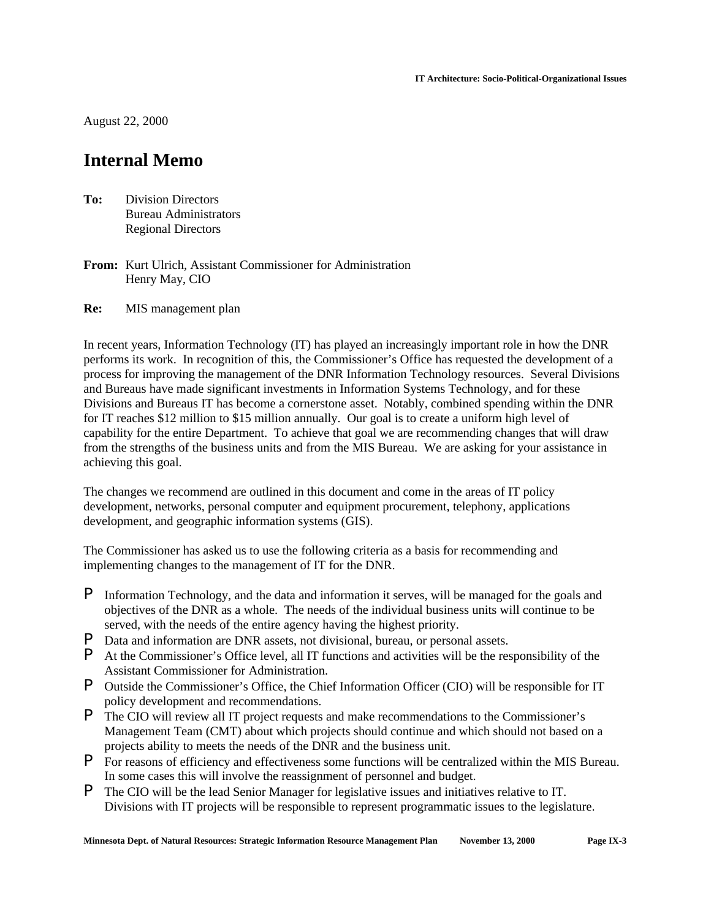August 22, 2000

# Internal Memo

**To:** Division Directors
Bureau Administrators
Regional Directors

**From:** Kurt Ulrich, Assistant Commissioner for Administration
Henry May, CIO

**Re:** MIS management plan

In recent years, Information Technology (IT) has played an increasingly important role in how the DNR performs its work. In recognition of this, the Commissioner's Office has requested the development of a process for improving the management of the DNR Information Technology resources. Several Divisions and Bureaus have made significant investments in Information Systems Technology, and for these Divisions and Bureaus IT has become a cornerstone asset. Notably, combined spending within the DNR for IT reaches $12 million to $15 million annually. Our goal is to create a uniform high level of capability for the entire Department. To achieve that goal we are recommending changes that will draw from the strengths of the business units and from the MIS Bureau. We are asking for your assistance in achieving this goal.

The changes we recommend are outlined in this document and come in the areas of IT policy development, networks, personal computer and equipment procurement, telephony, applications development, and geographic information systems (GIS).

The Commissioner has asked us to use the following criteria as a basis for recommending and implementing changes to the management of IT for the DNR.

- Information Technology, and the data and information it serves, will be managed for the goals and objectives of the DNR as a whole. The needs of the individual business units will continue to be served, with the needs of the entire agency having the highest priority.
- Data and information are DNR assets, not divisional, bureau, or personal assets.
- At the Commissioner's Office level, all IT functions and activities will be the responsibility of the Assistant Commissioner for Administration.
- Outside the Commissioner's Office, the Chief Information Officer (CIO) will be responsible for IT policy development and recommendations.
- The CIO will review all IT project requests and make recommendations to the Commissioner's Management Team (CMT) about which projects should continue and which should not based on a projects ability to meets the needs of the DNR and the business unit.
- For reasons of efficiency and effectiveness some functions will be centralized within the MIS Bureau. In some cases this will involve the reassignment of personnel and budget.
- The CIO will be the lead Senior Manager for legislative issues and initiatives relative to IT. Divisions with IT projects will be responsible to represent programmatic issues to the legislature.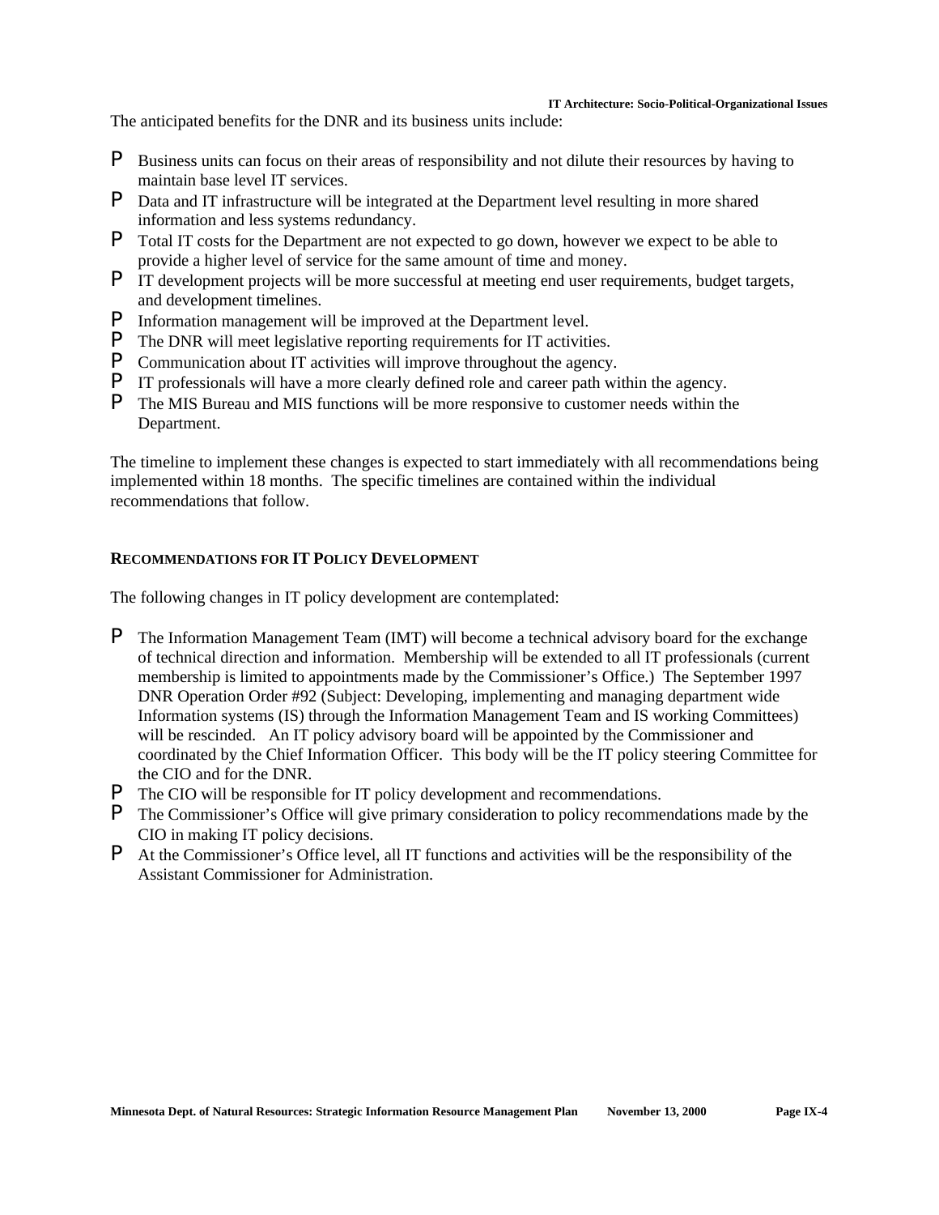The anticipated benefits for the DNR and its business units include:

- Business units can focus on their areas of responsibility and not dilute their resources by having to maintain base level IT services.
- Data and IT infrastructure will be integrated at the Department level resulting in more shared information and less systems redundancy.
- Total IT costs for the Department are not expected to go down, however we expect to be able to provide a higher level of service for the same amount of time and money.
- IT development projects will be more successful at meeting end user requirements, budget targets, and development timelines.
- Information management will be improved at the Department level.
- The DNR will meet legislative reporting requirements for IT activities.
- Communication about IT activities will improve throughout the agency.
- IT professionals will have a more clearly defined role and career path within the agency.
- The MIS Bureau and MIS functions will be more responsive to customer needs within the Department.

The timeline to implement these changes is expected to start immediately with all recommendations being implemented within 18 months. The specific timelines are contained within the individual recommendations that follow.

### RECOMMENDATIONS FOR IT POLICY DEVELOPMENT

The following changes in IT policy development are contemplated:

- The Information Management Team (IMT) will become a technical advisory board for the exchange of technical direction and information. Membership will be extended to all IT professionals (current membership is limited to appointments made by the Commissioner's Office.) The September 1997 DNR Operation Order #92 (Subject: Developing, implementing and managing department wide Information systems (IS) through the Information Management Team and IS working Committees) will be rescinded. An IT policy advisory board will be appointed by the Commissioner and coordinated by the Chief Information Officer. This body will be the IT policy steering Committee for the CIO and for the DNR.
- The CIO will be responsible for IT policy development and recommendations.
- The Commissioner's Office will give primary consideration to policy recommendations made by the CIO in making IT policy decisions.
- At the Commissioner's Office level, all IT functions and activities will be the responsibility of the Assistant Commissioner for Administration.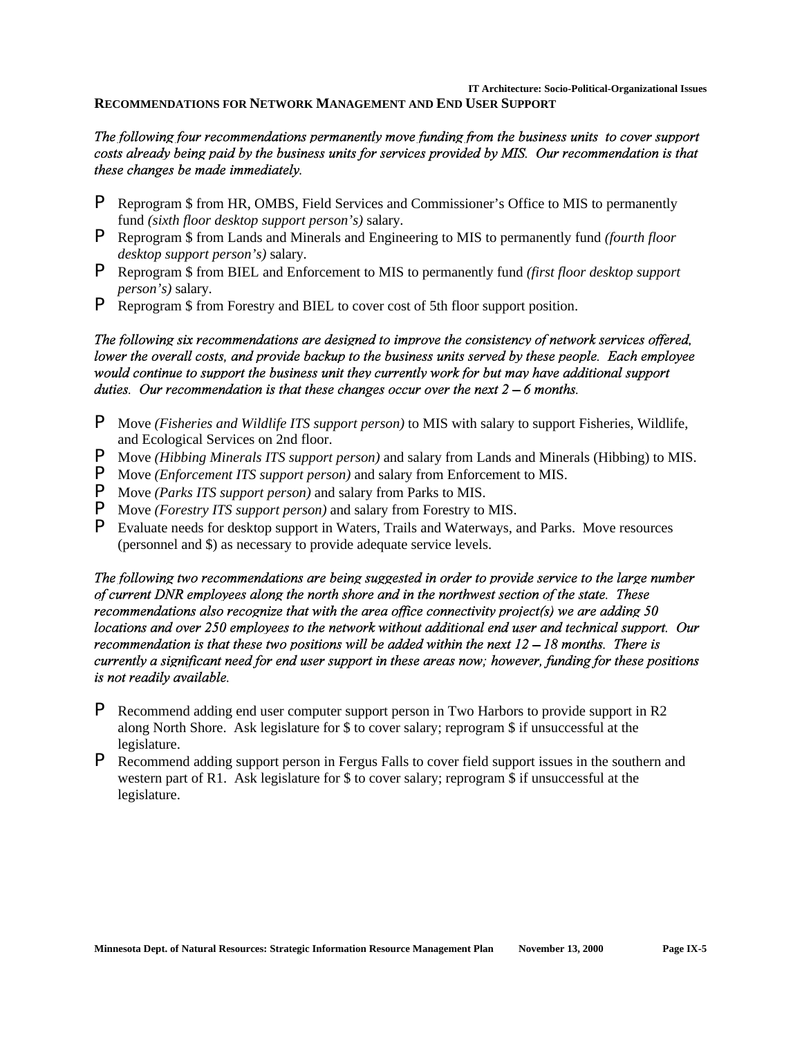## RECOMMENDATIONS FOR NETWORK MANAGEMENT AND END USER SUPPORT

*The following four recommendations permanently move funding from the business units to cover support costs already being paid by the business units for services provided by MIS. Our recommendation is that these changes be made immediately.*

- Reprogram $ from HR, OMBS, Field Services and Commissioner's Office to MIS to permanently fund *(sixth floor desktop support person's)* salary.
- Reprogram $ from Lands and Minerals and Engineering to MIS to permanently fund *(fourth floor desktop support person's)* salary.
- Reprogram $ from BIEL and Enforcement to MIS to permanently fund *(first floor desktop support person's)* salary.
- Reprogram $ from Forestry and BIEL to cover cost of 5th floor support position.

*The following six recommendations are designed to improve the consistency of network services offered, lower the overall costs, and provide backup to the business units served by these people. Each employee would continue to support the business unit they currently work for but may have additional support duties. Our recommendation is that these changes occur over the next 2 – 6 months.*

- Move *(Fisheries and Wildlife ITS support person)* to MIS with salary to support Fisheries, Wildlife, and Ecological Services on 2nd floor.
- Move *(Hibbing Minerals ITS support person)* and salary from Lands and Minerals (Hibbing) to MIS.
- Move *(Enforcement ITS support person)* and salary from Enforcement to MIS.
- Move *(Parks ITS support person)* and salary from Parks to MIS.
- Move *(Forestry ITS support person)* and salary from Forestry to MIS.
- Evaluate needs for desktop support in Waters, Trails and Waterways, and Parks. Move resources (personnel and $) as necessary to provide adequate service levels.

*The following two recommendations are being suggested in order to provide service to the large number of current DNR employees along the north shore and in the northwest section of the state. These recommendations also recognize that with the area office connectivity project(s) we are adding 50 locations and over 250 employees to the network without additional end user and technical support. Our recommendation is that these two positions will be added within the next 12 – 18 months. There is currently a significant need for end user support in these areas now; however, funding for these positions is not readily available.*

- Recommend adding end user computer support person in Two Harbors to provide support in R2 along North Shore. Ask legislature for $ to cover salary; reprogram $ if unsuccessful at the legislature.
- Recommend adding support person in Fergus Falls to cover field support issues in the southern and western part of R1. Ask legislature for $ to cover salary; reprogram $ if unsuccessful at the legislature.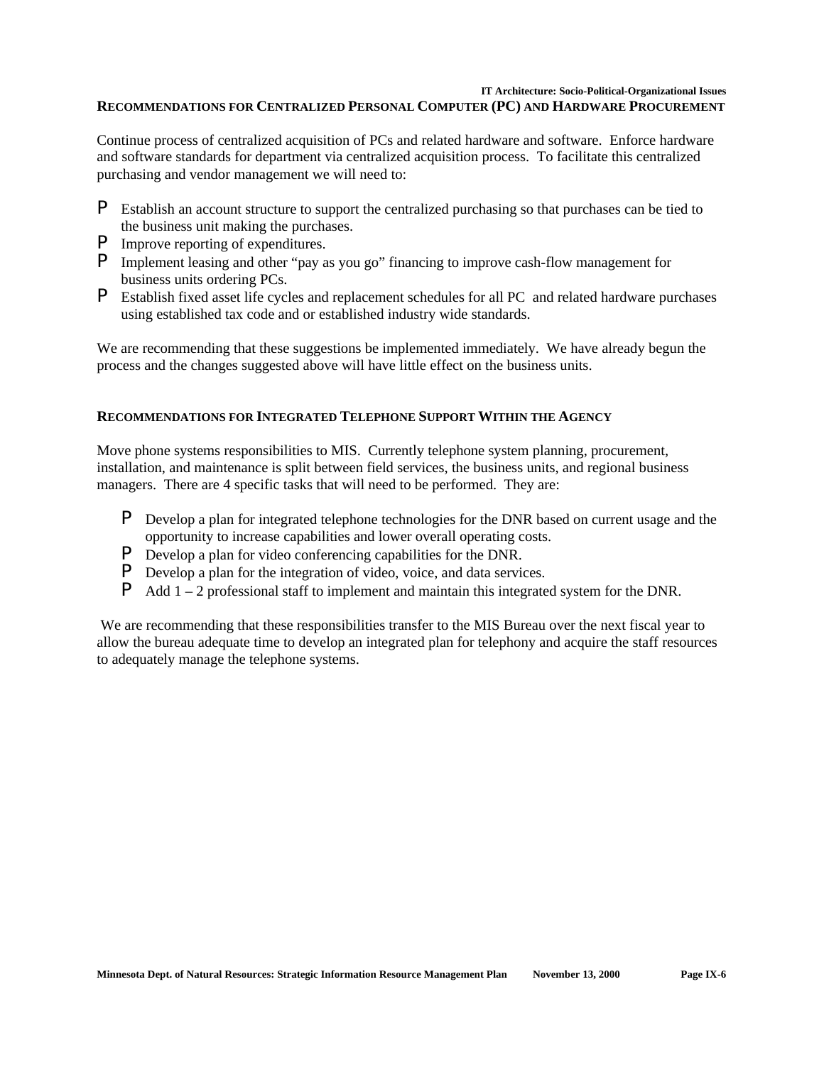## RECOMMENDATIONS FOR CENTRALIZED PERSONAL COMPUTER (PC) AND HARDWARE PROCUREMENT

Continue process of centralized acquisition of PCs and related hardware and software. Enforce hardware and software standards for department via centralized acquisition process. To facilitate this centralized purchasing and vendor management we will need to:

- Establish an account structure to support the centralized purchasing so that purchases can be tied to the business unit making the purchases.
- Improve reporting of expenditures.
- Implement leasing and other "pay as you go" financing to improve cash-flow management for business units ordering PCs.
- Establish fixed asset life cycles and replacement schedules for all PC and related hardware purchases using established tax code and or established industry wide standards.

We are recommending that these suggestions be implemented immediately. We have already begun the process and the changes suggested above will have little effect on the business units.

## RECOMMENDATIONS FOR INTEGRATED TELEPHONE SUPPORT WITHIN THE AGENCY

Move phone systems responsibilities to MIS. Currently telephone system planning, procurement, installation, and maintenance is split between field services, the business units, and regional business managers. There are 4 specific tasks that will need to be performed. They are:

- Develop a plan for integrated telephone technologies for the DNR based on current usage and the opportunity to increase capabilities and lower overall operating costs.
- Develop a plan for video conferencing capabilities for the DNR.
- Develop a plan for the integration of video, voice, and data services.
- Add 1 – 2 professional staff to implement and maintain this integrated system for the DNR.

We are recommending that these responsibilities transfer to the MIS Bureau over the next fiscal year to allow the bureau adequate time to develop an integrated plan for telephony and acquire the staff resources to adequately manage the telephone systems.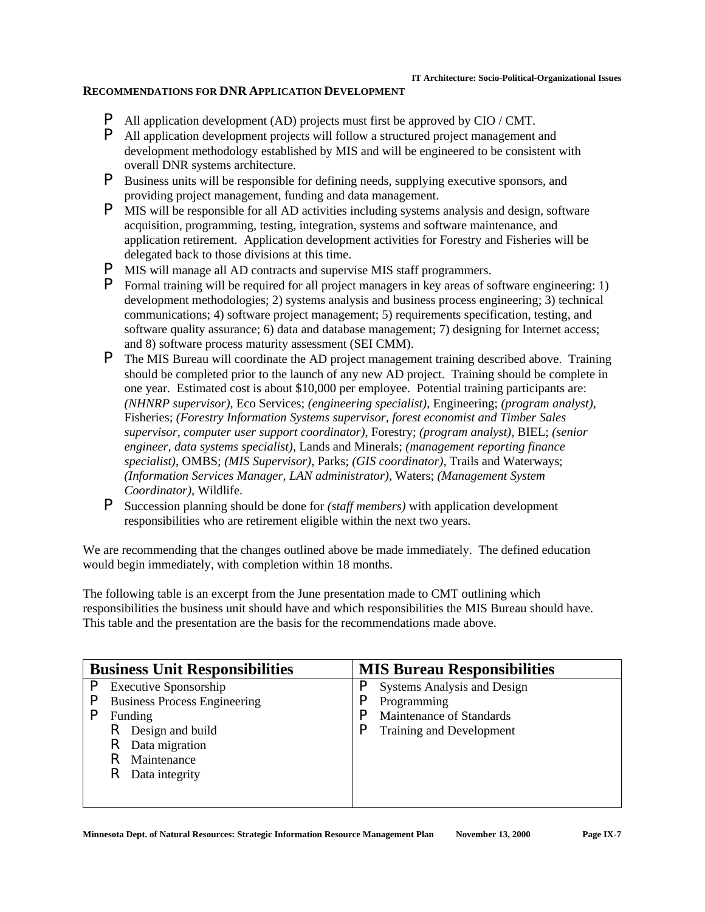## RECOMMENDATIONS FOR DNR APPLICATION DEVELOPMENT

- All application development (AD) projects must first be approved by CIO / CMT.
- All application development projects will follow a structured project management and development methodology established by MIS and will be engineered to be consistent with overall DNR systems architecture.
- Business units will be responsible for defining needs, supplying executive sponsors, and providing project management, funding and data management.
- MIS will be responsible for all AD activities including systems analysis and design, software acquisition, programming, testing, integration, systems and software maintenance, and application retirement. Application development activities for Forestry and Fisheries will be delegated back to those divisions at this time.
- MIS will manage all AD contracts and supervise MIS staff programmers.
- Formal training will be required for all project managers in key areas of software engineering: 1) development methodologies; 2) systems analysis and business process engineering; 3) technical communications; 4) software project management; 5) requirements specification, testing, and software quality assurance; 6) data and database management; 7) designing for Internet access; and 8) software process maturity assessment (SEI CMM).
- The MIS Bureau will coordinate the AD project management training described above. Training should be completed prior to the launch of any new AD project. Training should be complete in one year. Estimated cost is about $10,000 per employee. Potential training participants are: *(NHNRP supervisor)*, Eco Services; *(engineering specialist)*, Engineering; *(program analyst)*, Fisheries; *(Forestry Information Systems supervisor, forest economist and Timber Sales supervisor, computer user support coordinator)*, Forestry; *(program analyst)*, BIEL; *(senior engineer, data systems specialist)*, Lands and Minerals; *(management reporting finance specialist)*, OMBS; *(MIS Supervisor)*, Parks; *(GIS coordinator)*, Trails and Waterways; *(Information Services Manager, LAN administrator)*, Waters; *(Management System Coordinator)*, Wildlife.
- Succession planning should be done for *(staff members)* with application development responsibilities who are retirement eligible within the next two years.

We are recommending that the changes outlined above be made immediately. The defined education would begin immediately, with completion within 18 months.

The following table is an excerpt from the June presentation made to CMT outlining which responsibilities the business unit should have and which responsibilities the MIS Bureau should have. This table and the presentation are the basis for the recommendations made above.

| Business Unit Responsibilities | MIS Bureau Responsibilities |
|---|---|
| • Executive Sponsorship<br>• Business Process Engineering<br>• Funding<br>  – Design and build<br>  – Data migration<br>  – Maintenance<br>  – Data integrity | • Systems Analysis and Design<br>• Programming<br>• Maintenance of Standards<br>• Training and Development |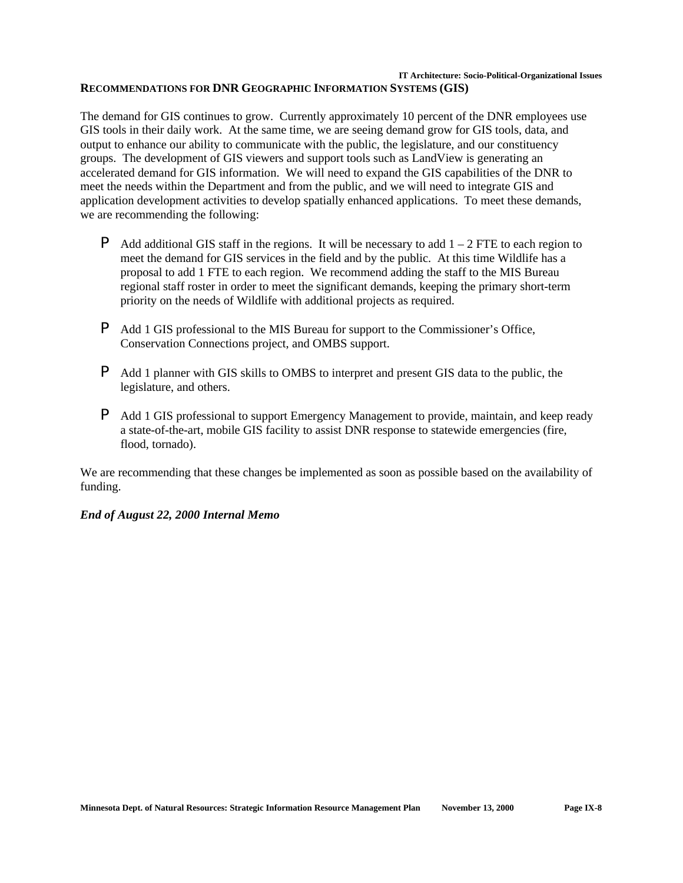## RECOMMENDATIONS FOR DNR GEOGRAPHIC INFORMATION SYSTEMS (GIS)

The demand for GIS continues to grow. Currently approximately 10 percent of the DNR employees use GIS tools in their daily work. At the same time, we are seeing demand grow for GIS tools, data, and output to enhance our ability to communicate with the public, the legislature, and our constituency groups. The development of GIS viewers and support tools such as LandView is generating an accelerated demand for GIS information. We will need to expand the GIS capabilities of the DNR to meet the needs within the Department and from the public, and we will need to integrate GIS and application development activities to develop spatially enhanced applications. To meet these demands, we are recommending the following:

- Add additional GIS staff in the regions. It will be necessary to add 1 – 2 FTE to each region to meet the demand for GIS services in the field and by the public. At this time Wildlife has a proposal to add 1 FTE to each region. We recommend adding the staff to the MIS Bureau regional staff roster in order to meet the significant demands, keeping the primary short-term priority on the needs of Wildlife with additional projects as required.

- Add 1 GIS professional to the MIS Bureau for support to the Commissioner's Office, Conservation Connections project, and OMBS support.

- Add 1 planner with GIS skills to OMBS to interpret and present GIS data to the public, the legislature, and others.

- Add 1 GIS professional to support Emergency Management to provide, maintain, and keep ready a state-of-the-art, mobile GIS facility to assist DNR response to statewide emergencies (fire, flood, tornado).

We are recommending that these changes be implemented as soon as possible based on the availability of funding.

***End of August 22, 2000 Internal Memo***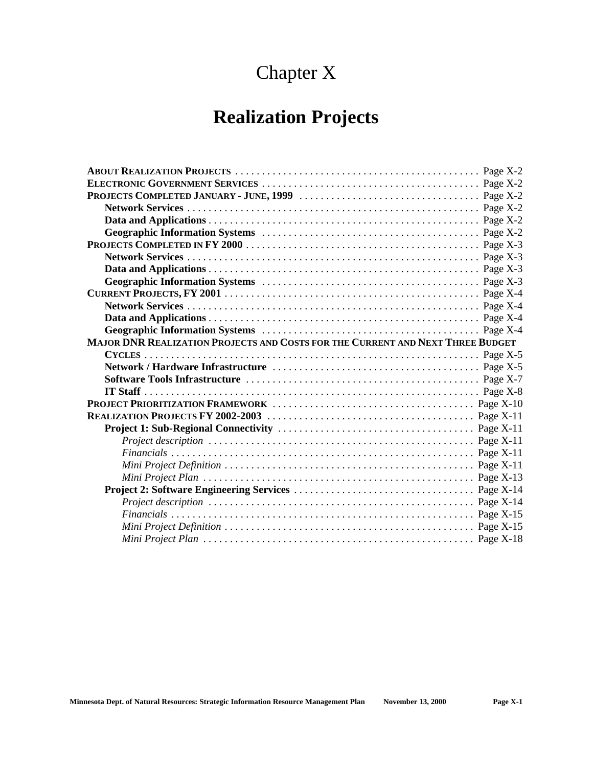# Chapter X

# Realization Projects

**ABOUT REALIZATION PROJECTS** . . . . . . . . . . . . . . . . . . . . . . . . . . . . . . . . . . . . . . . . . . . . Page X-2
**ELECTRONIC GOVERNMENT SERVICES** . . . . . . . . . . . . . . . . . . . . . . . . . . . . . . . . . . . . . . . . Page X-2
**PROJECTS COMPLETED JANUARY - JUNE, 1999** . . . . . . . . . . . . . . . . . . . . . . . . . . . . . . . . . Page X-2
- **Network Services** . . . . . . . . . . . . . . . . . . . . . . . . . . . . . . . . . . . . . . . . . . . . . . . . . . . . . Page X-2
- **Data and Applications** . . . . . . . . . . . . . . . . . . . . . . . . . . . . . . . . . . . . . . . . . . . . . . . . . . Page X-2
- **Geographic Information Systems** . . . . . . . . . . . . . . . . . . . . . . . . . . . . . . . . . . . . . . . . Page X-2

**PROJECTS COMPLETED IN FY 2000** . . . . . . . . . . . . . . . . . . . . . . . . . . . . . . . . . . . . . . . . . . . Page X-3
- **Network Services** . . . . . . . . . . . . . . . . . . . . . . . . . . . . . . . . . . . . . . . . . . . . . . . . . . . . . Page X-3
- **Data and Applications** . . . . . . . . . . . . . . . . . . . . . . . . . . . . . . . . . . . . . . . . . . . . . . . . . . Page X-3
- **Geographic Information Systems** . . . . . . . . . . . . . . . . . . . . . . . . . . . . . . . . . . . . . . . . Page X-3

**CURRENT PROJECTS, FY 2001** . . . . . . . . . . . . . . . . . . . . . . . . . . . . . . . . . . . . . . . . . . . . . . . Page X-4
- **Network Services** . . . . . . . . . . . . . . . . . . . . . . . . . . . . . . . . . . . . . . . . . . . . . . . . . . . . . Page X-4
- **Data and Applications** . . . . . . . . . . . . . . . . . . . . . . . . . . . . . . . . . . . . . . . . . . . . . . . . . . Page X-4
- **Geographic Information Systems** . . . . . . . . . . . . . . . . . . . . . . . . . . . . . . . . . . . . . . . . Page X-4

**MAJOR DNR REALIZATION PROJECTS AND COSTS FOR THE CURRENT AND NEXT THREE BUDGET CYCLES** . . . . . . . . . . . . . . . . . . . . . . . . . . . . . . . . . . . . . . . . . . . . . . . . . . . . . . . . . . . . . . . Page X-5
- **Network / Hardware Infrastructure** . . . . . . . . . . . . . . . . . . . . . . . . . . . . . . . . . . . . . . Page X-5
- **Software Tools Infrastructure** . . . . . . . . . . . . . . . . . . . . . . . . . . . . . . . . . . . . . . . . . . . Page X-7
- **IT Staff** . . . . . . . . . . . . . . . . . . . . . . . . . . . . . . . . . . . . . . . . . . . . . . . . . . . . . . . . . . . . . . . Page X-8

**PROJECT PRIORITIZATION FRAMEWORK** . . . . . . . . . . . . . . . . . . . . . . . . . . . . . . . . . . . . . . Page X-10
**REALIZATION PROJECTS FY 2002-2003** . . . . . . . . . . . . . . . . . . . . . . . . . . . . . . . . . . . . . . . Page X-11
- **Project 1: Sub-Regional Connectivity** . . . . . . . . . . . . . . . . . . . . . . . . . . . . . . . . . . . . Page X-11
  - *Project description* . . . . . . . . . . . . . . . . . . . . . . . . . . . . . . . . . . . . . . . . . . . . . . . . . . Page X-11
  - *Financials* . . . . . . . . . . . . . . . . . . . . . . . . . . . . . . . . . . . . . . . . . . . . . . . . . . . . . . . . . Page X-11
  - *Mini Project Definition* . . . . . . . . . . . . . . . . . . . . . . . . . . . . . . . . . . . . . . . . . . . . . . . Page X-11
  - *Mini Project Plan* . . . . . . . . . . . . . . . . . . . . . . . . . . . . . . . . . . . . . . . . . . . . . . . . . . . Page X-13
- **Project 2: Software Engineering Services** . . . . . . . . . . . . . . . . . . . . . . . . . . . . . . . . . Page X-14
  - *Project description* . . . . . . . . . . . . . . . . . . . . . . . . . . . . . . . . . . . . . . . . . . . . . . . . . . Page X-14
  - *Financials* . . . . . . . . . . . . . . . . . . . . . . . . . . . . . . . . . . . . . . . . . . . . . . . . . . . . . . . . . Page X-15
  - *Mini Project Definition* . . . . . . . . . . . . . . . . . . . . . . . . . . . . . . . . . . . . . . . . . . . . . . . Page X-15
  - *Mini Project Plan* . . . . . . . . . . . . . . . . . . . . . . . . . . . . . . . . . . . . . . . . . . . . . . . . . . . Page X-18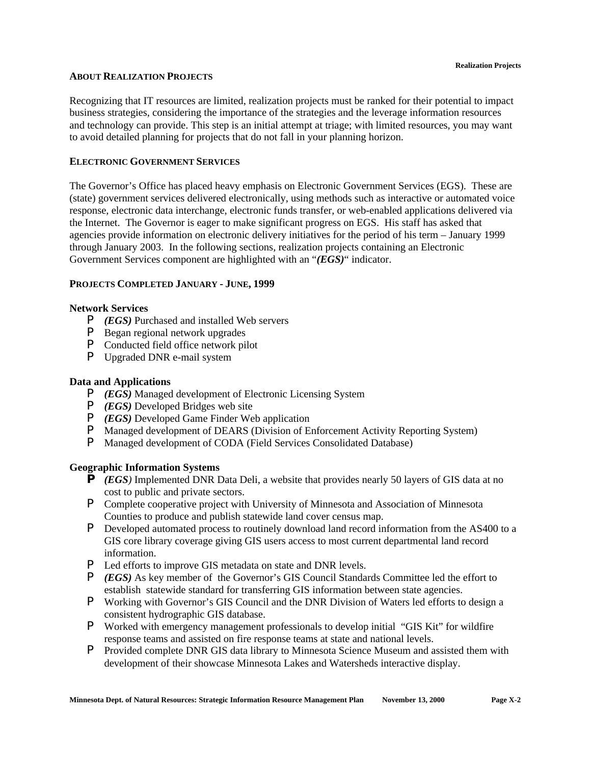## About Realization Projects

Recognizing that IT resources are limited, realization projects must be ranked for their potential to impact business strategies, considering the importance of the strategies and the leverage information resources and technology can provide. This step is an initial attempt at triage; with limited resources, you may want to avoid detailed planning for projects that do not fall in your planning horizon.

## Electronic Government Services

The Governor's Office has placed heavy emphasis on Electronic Government Services (EGS). These are (state) government services delivered electronically, using methods such as interactive or automated voice response, electronic data interchange, electronic funds transfer, or web-enabled applications delivered via the Internet. The Governor is eager to make significant progress on EGS. His staff has asked that agencies provide information on electronic delivery initiatives for the period of his term – January 1999 through January 2003. In the following sections, realization projects containing an Electronic Government Services component are highlighted with an "***(EGS)***" indicator.

## Projects Completed January - June, 1999

### Network Services

- ***(EGS)*** Purchased and installed Web servers
- Began regional network upgrades
- Conducted field office network pilot
- Upgraded DNR e-mail system

### Data and Applications

- ***(EGS)*** Managed development of Electronic Licensing System
- ***(EGS)*** Developed Bridges web site
- ***(EGS)*** Developed Game Finder Web application
- Managed development of DEARS (Division of Enforcement Activity Reporting System)
- Managed development of CODA (Field Services Consolidated Database)

### Geographic Information Systems

- ***(EGS)*** Implemented DNR Data Deli, a website that provides nearly 50 layers of GIS data at no cost to public and private sectors.
- Complete cooperative project with University of Minnesota and Association of Minnesota Counties to produce and publish statewide land cover census map.
- Developed automated process to routinely download land record information from the AS400 to a GIS core library coverage giving GIS users access to most current departmental land record information.
- Led efforts to improve GIS metadata on state and DNR levels.
- ***(EGS)*** As key member of the Governor's GIS Council Standards Committee led the effort to establish statewide standard for transferring GIS information between state agencies.
- Working with Governor's GIS Council and the DNR Division of Waters led efforts to design a consistent hydrographic GIS database.
- Worked with emergency management professionals to develop initial "GIS Kit" for wildfire response teams and assisted on fire response teams at state and national levels.
- Provided complete DNR GIS data library to Minnesota Science Museum and assisted them with development of their showcase Minnesota Lakes and Watersheds interactive display.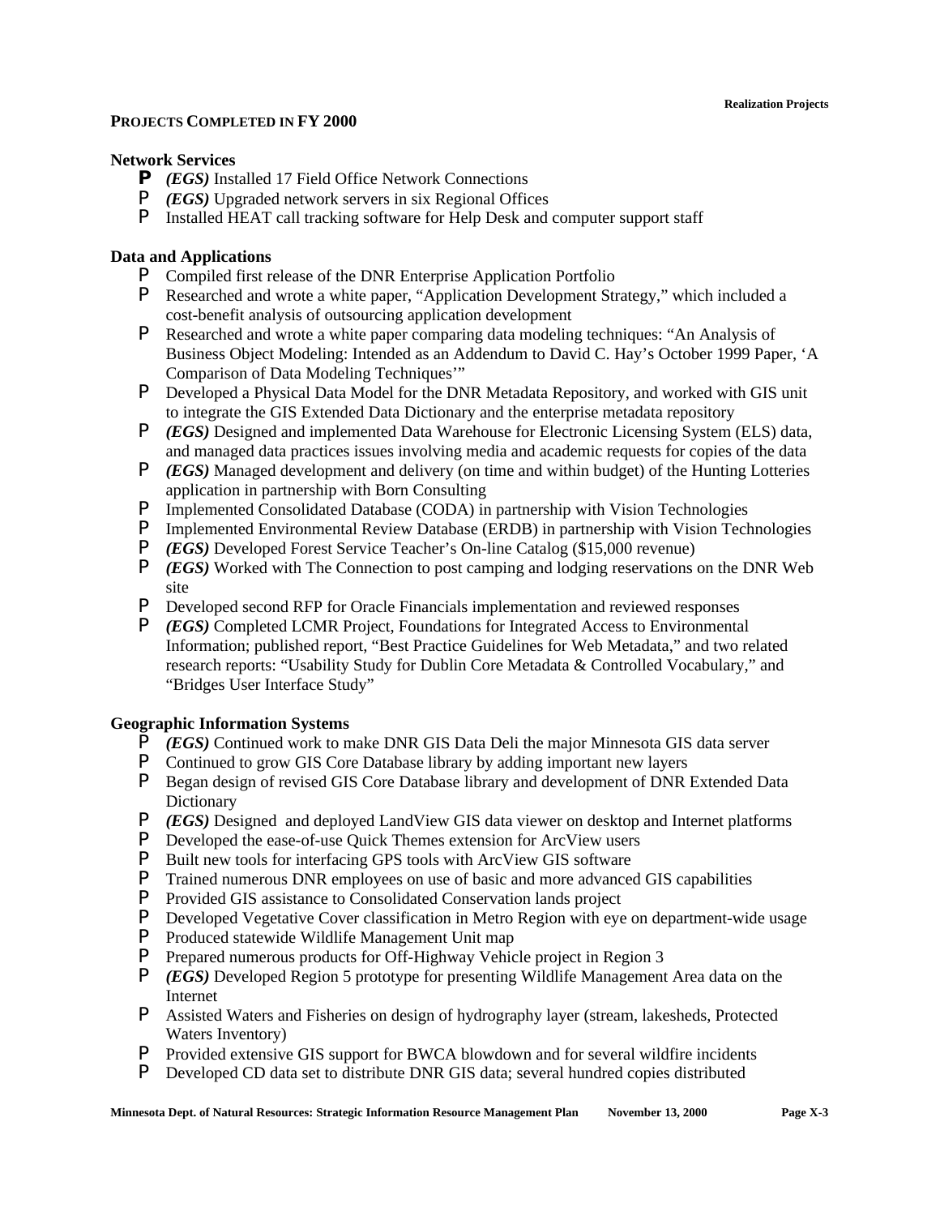**PROJECTS COMPLETED IN FY 2000**

**Network Services**

- *(EGS)* Installed 17 Field Office Network Connections
- *(EGS)* Upgraded network servers in six Regional Offices
- Installed HEAT call tracking software for Help Desk and computer support staff

**Data and Applications**

- Compiled first release of the DNR Enterprise Application Portfolio
- Researched and wrote a white paper, "Application Development Strategy," which included a cost-benefit analysis of outsourcing application development
- Researched and wrote a white paper comparing data modeling techniques: "An Analysis of Business Object Modeling: Intended as an Addendum to David C. Hay's October 1999 Paper, 'A Comparison of Data Modeling Techniques'"
- Developed a Physical Data Model for the DNR Metadata Repository, and worked with GIS unit to integrate the GIS Extended Data Dictionary and the enterprise metadata repository
- *(EGS)* Designed and implemented Data Warehouse for Electronic Licensing System (ELS) data, and managed data practices issues involving media and academic requests for copies of the data
- *(EGS)* Managed development and delivery (on time and within budget) of the Hunting Lotteries application in partnership with Born Consulting
- Implemented Consolidated Database (CODA) in partnership with Vision Technologies
- Implemented Environmental Review Database (ERDB) in partnership with Vision Technologies
- *(EGS)* Developed Forest Service Teacher's On-line Catalog ($15,000 revenue)
- *(EGS)* Worked with The Connection to post camping and lodging reservations on the DNR Web site
- Developed second RFP for Oracle Financials implementation and reviewed responses
- *(EGS)* Completed LCMR Project, Foundations for Integrated Access to Environmental Information; published report, "Best Practice Guidelines for Web Metadata," and two related research reports: "Usability Study for Dublin Core Metadata & Controlled Vocabulary," and "Bridges User Interface Study"

**Geographic Information Systems**

- *(EGS)* Continued work to make DNR GIS Data Deli the major Minnesota GIS data server
- Continued to grow GIS Core Database library by adding important new layers
- Began design of revised GIS Core Database library and development of DNR Extended Data Dictionary
- *(EGS)* Designed and deployed LandView GIS data viewer on desktop and Internet platforms
- Developed the ease-of-use Quick Themes extension for ArcView users
- Built new tools for interfacing GPS tools with ArcView GIS software
- Trained numerous DNR employees on use of basic and more advanced GIS capabilities
- Provided GIS assistance to Consolidated Conservation lands project
- Developed Vegetative Cover classification in Metro Region with eye on department-wide usage
- Produced statewide Wildlife Management Unit map
- Prepared numerous products for Off-Highway Vehicle project in Region 3
- *(EGS)* Developed Region 5 prototype for presenting Wildlife Management Area data on the Internet
- Assisted Waters and Fisheries on design of hydrography layer (stream, lakesheds, Protected Waters Inventory)
- Provided extensive GIS support for BWCA blowdown and for several wildfire incidents
- Developed CD data set to distribute DNR GIS data; several hundred copies distributed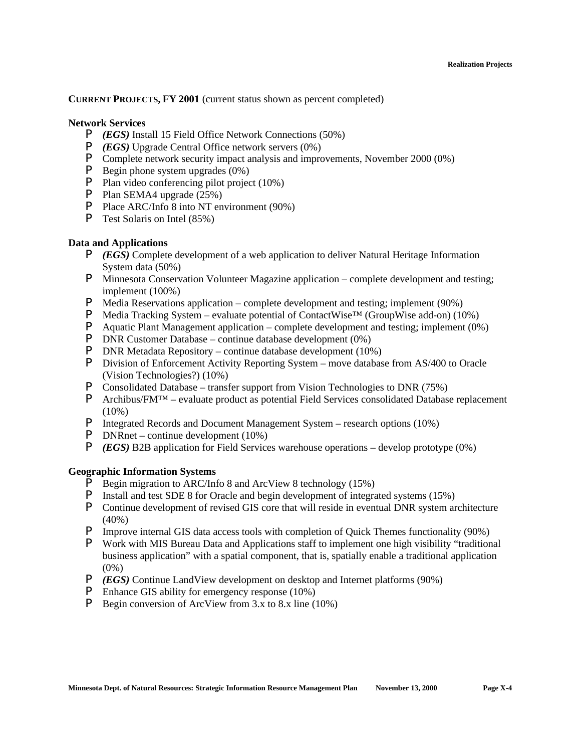**CURRENT PROJECTS, FY 2001** (current status shown as percent completed)

**Network Services**

- *(EGS)* Install 15 Field Office Network Connections (50%)
- *(EGS)* Upgrade Central Office network servers (0%)
- Complete network security impact analysis and improvements, November 2000 (0%)
- Begin phone system upgrades (0%)
- Plan video conferencing pilot project (10%)
- Plan SEMA4 upgrade (25%)
- Place ARC/Info 8 into NT environment (90%)
- Test Solaris on Intel (85%)

**Data and Applications**

- *(EGS)* Complete development of a web application to deliver Natural Heritage Information System data (50%)
- Minnesota Conservation Volunteer Magazine application – complete development and testing; implement (100%)
- Media Reservations application – complete development and testing; implement (90%)
- Media Tracking System – evaluate potential of ContactWise™ (GroupWise add-on) (10%)
- Aquatic Plant Management application – complete development and testing; implement (0%)
- DNR Customer Database – continue database development (0%)
- DNR Metadata Repository – continue database development (10%)
- Division of Enforcement Activity Reporting System – move database from AS/400 to Oracle (Vision Technologies?) (10%)
- Consolidated Database – transfer support from Vision Technologies to DNR (75%)
- Archibus/FM™ – evaluate product as potential Field Services consolidated Database replacement (10%)
- Integrated Records and Document Management System – research options (10%)
- DNRnet – continue development (10%)
- *(EGS)* B2B application for Field Services warehouse operations – develop prototype (0%)

**Geographic Information Systems**

- Begin migration to ARC/Info 8 and ArcView 8 technology (15%)
- Install and test SDE 8 for Oracle and begin development of integrated systems (15%)
- Continue development of revised GIS core that will reside in eventual DNR system architecture (40%)
- Improve internal GIS data access tools with completion of Quick Themes functionality (90%)
- Work with MIS Bureau Data and Applications staff to implement one high visibility "traditional business application" with a spatial component, that is, spatially enable a traditional application (0%)
- *(EGS)* Continue LandView development on desktop and Internet platforms (90%)
- Enhance GIS ability for emergency response (10%)
- Begin conversion of ArcView from 3.x to 8.x line (10%)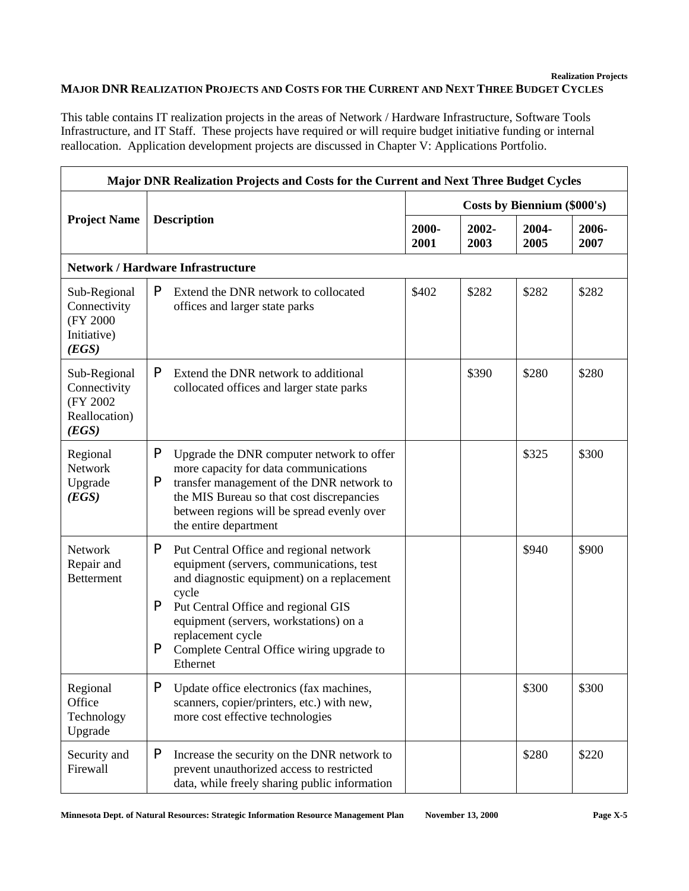## MAJOR DNR REALIZATION PROJECTS AND COSTS FOR THE CURRENT AND NEXT THREE BUDGET CYCLES

This table contains IT realization projects in the areas of Network / Hardware Infrastructure, Software Tools Infrastructure, and IT Staff. These projects have required or will require budget initiative funding or internal reallocation. Application development projects are discussed in Chapter V: Applications Portfolio.

| Major DNR Realization Projects and Costs for the Current and Next Three Budget Cycles | | | | | |
|---|---|---|---|---|---|
| **Project Name** | **Description** | **Costs by Biennium ($000's)** | | | |
| | | **2000-2001** | **2002-2003** | **2004-2005** | **2006-2007** |
| **Network / Hardware Infrastructure** | | | | | |
| Sub-Regional Connectivity (FY 2000 Initiative) ***(EGS)*** | P Extend the DNR network to collocated offices and larger state parks | $402 | $282 | $282 | $282 |
| Sub-Regional Connectivity (FY 2002 Reallocation) ***(EGS)*** | P Extend the DNR network to additional collocated offices and larger state parks | | $390 | $280 | $280 |
| Regional Network Upgrade ***(EGS)*** | P Upgrade the DNR computer network to offer more capacity for data communications<br>P transfer management of the DNR network to the MIS Bureau so that cost discrepancies between regions will be spread evenly over the entire department | | | $325 | $300 |
| Network Repair and Betterment | P Put Central Office and regional network equipment (servers, communications, test and diagnostic equipment) on a replacement cycle<br>P Put Central Office and regional GIS equipment (servers, workstations) on a replacement cycle<br>P Complete Central Office wiring upgrade to Ethernet | | | $940 | $900 |
| Regional Office Technology Upgrade | P Update office electronics (fax machines, scanners, copier/printers, etc.) with new, more cost effective technologies | | | $300 | $300 |
| Security and Firewall | P Increase the security on the DNR network to prevent unauthorized access to restricted data, while freely sharing public information | | | $280 | $220 |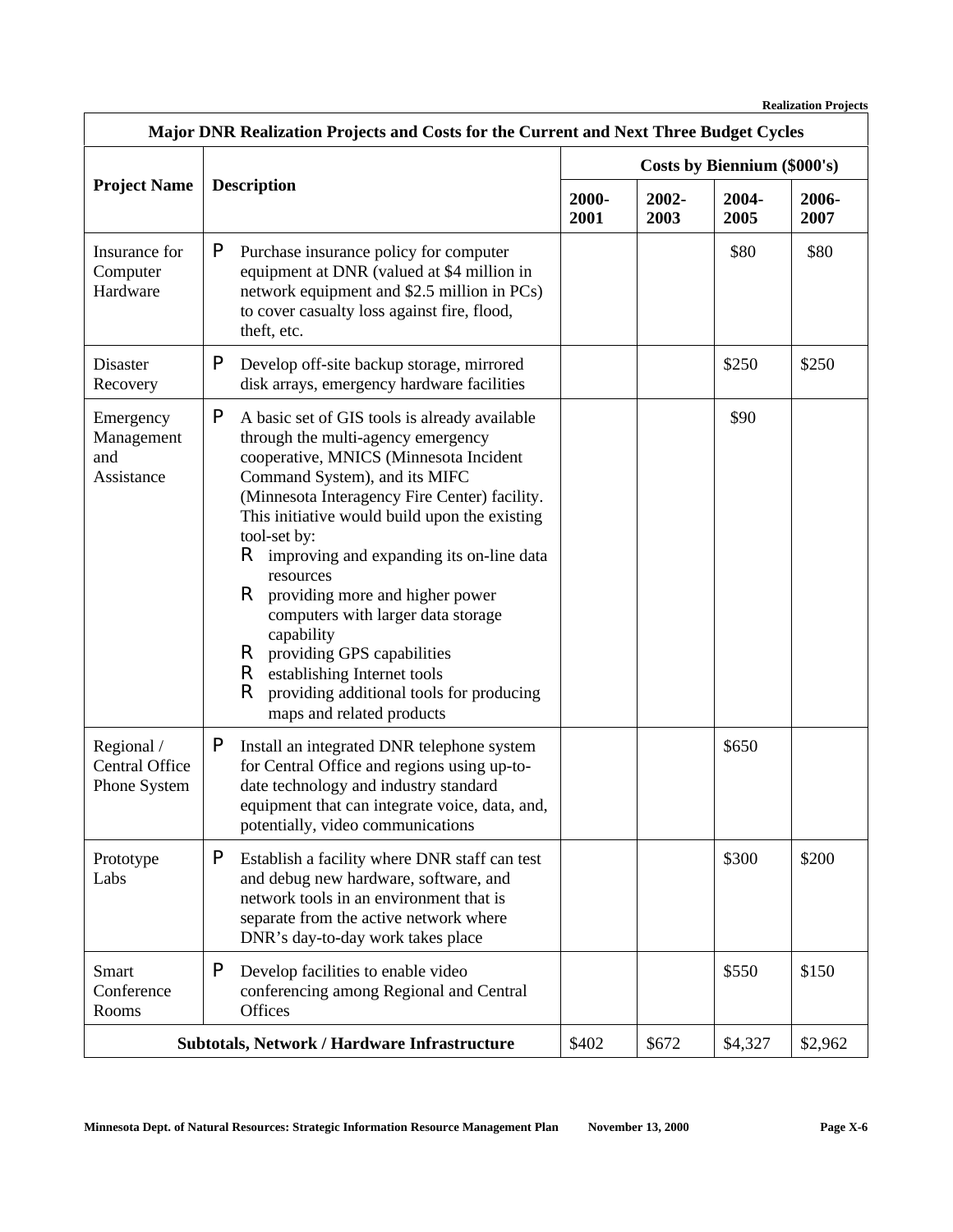| Major DNR Realization Projects and Costs for the Current and Next Three Budget Cycles | | | | | |
|---|---|---|---|---|---|
| **Project Name** | **Description** | **Costs by Biennium ($000's)** | | | |
| | | **2000-2001** | **2002-2003** | **2004-2005** | **2006-2007** |
| Insurance for Computer Hardware | P Purchase insurance policy for computer equipment at DNR (valued at $4 million in network equipment and $2.5 million in PCs) to cover casualty loss against fire, flood, theft, etc. | | | $80 | $80 |
| Disaster Recovery | P Develop off-site backup storage, mirrored disk arrays, emergency hardware facilities | | | $250 | $250 |
| Emergency Management and Assistance | P A basic set of GIS tools is already available through the multi-agency emergency cooperative, MNICS (Minnesota Incident Command System), and its MIFC (Minnesota Interagency Fire Center) facility. This initiative would build upon the existing tool-set by: R improving and expanding its on-line data resources R providing more and higher power computers with larger data storage capability R providing GPS capabilities R establishing Internet tools R providing additional tools for producing maps and related products | | | $90 | |
| Regional / Central Office Phone System | P Install an integrated DNR telephone system for Central Office and regions using up-to-date technology and industry standard equipment that can integrate voice, data, and, potentially, video communications | | | $650 | |
| Prototype Labs | P Establish a facility where DNR staff can test and debug new hardware, software, and network tools in an environment that is separate from the active network where DNR's day-to-day work takes place | | | $300 | $200 |
| Smart Conference Rooms | P Develop facilities to enable video conferencing among Regional and Central Offices | | | $550 | $150 |
| **Subtotals, Network / Hardware Infrastructure** | | $402 | $672 | $4,327 | $2,962 |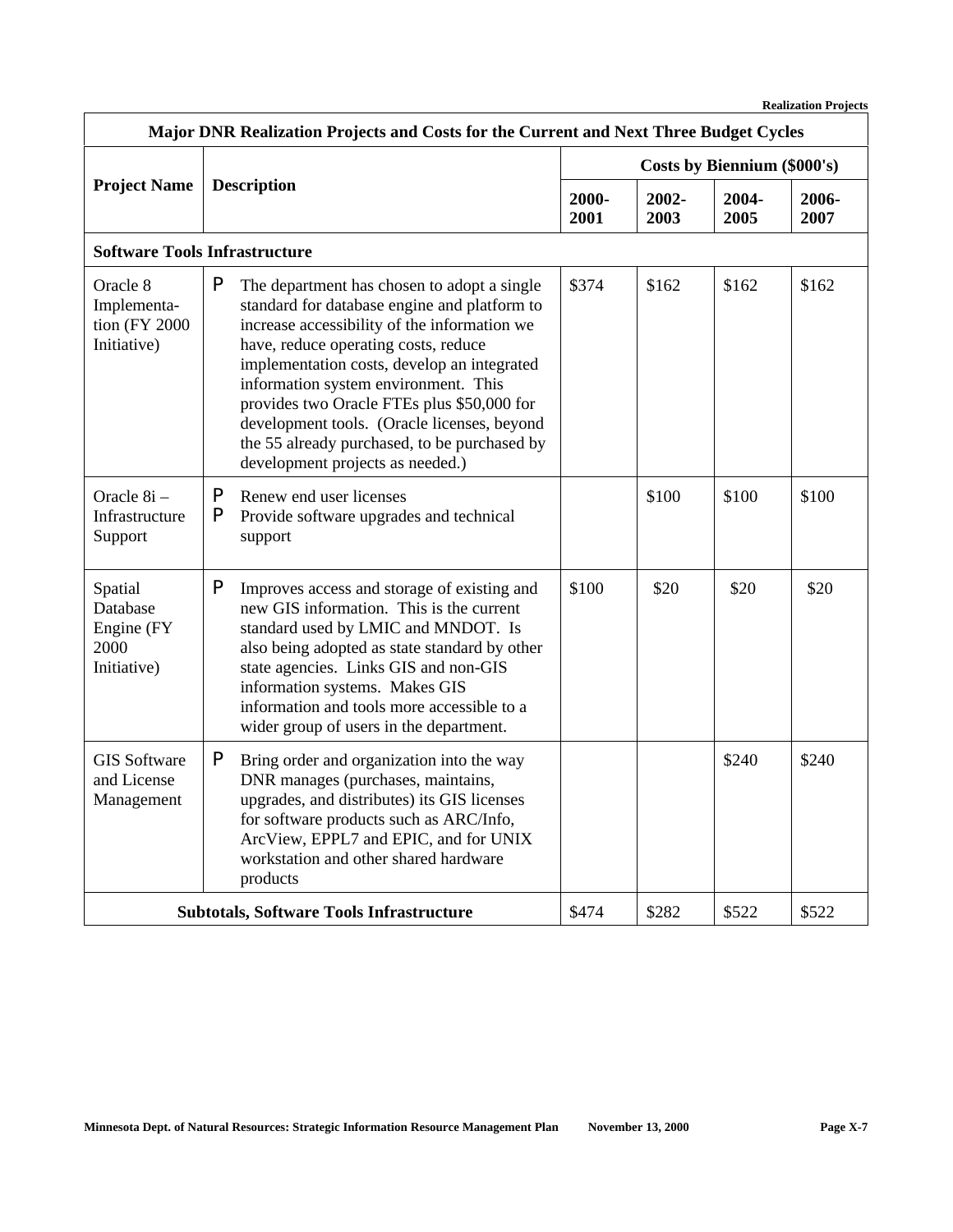| Major DNR Realization Projects and Costs for the Current and Next Three Budget Cycles | | | | | |
|---|---|---|---|---|---|
| **Project Name** | **Description** | **Costs by Biennium ($000's)** | | | |
| | | **2000-2001** | **2002-2003** | **2004-2005** | **2006-2007** |
| **Software Tools Infrastructure** | | | | | |
| Oracle 8 Implementation (FY 2000 Initiative) | P The department has chosen to adopt a single standard for database engine and platform to increase accessibility of the information we have, reduce operating costs, reduce implementation costs, develop an integrated information system environment. This provides two Oracle FTEs plus $50,000 for development tools. (Oracle licenses, beyond the 55 already purchased, to be purchased by development projects as needed.) | $374 | $162 | $162 | $162 |
| Oracle 8i – Infrastructure Support | P Renew end user licenses<br>P Provide software upgrades and technical support | | $100 | $100 | $100 |
| Spatial Database Engine (FY 2000 Initiative) | P Improves access and storage of existing and new GIS information. This is the current standard used by LMIC and MNDOT. Is also being adopted as state standard by other state agencies. Links GIS and non-GIS information systems. Makes GIS information and tools more accessible to a wider group of users in the department. | $100 | $20 | $20 | $20 |
| GIS Software and License Management | P Bring order and organization into the way DNR manages (purchases, maintains, upgrades, and distributes) its GIS licenses for software products such as ARC/Info, ArcView, EPPL7 and EPIC, and for UNIX workstation and other shared hardware products | | | $240 | $240 |
| **Subtotals, Software Tools Infrastructure** | | $474 | $282 | $522 | $522 |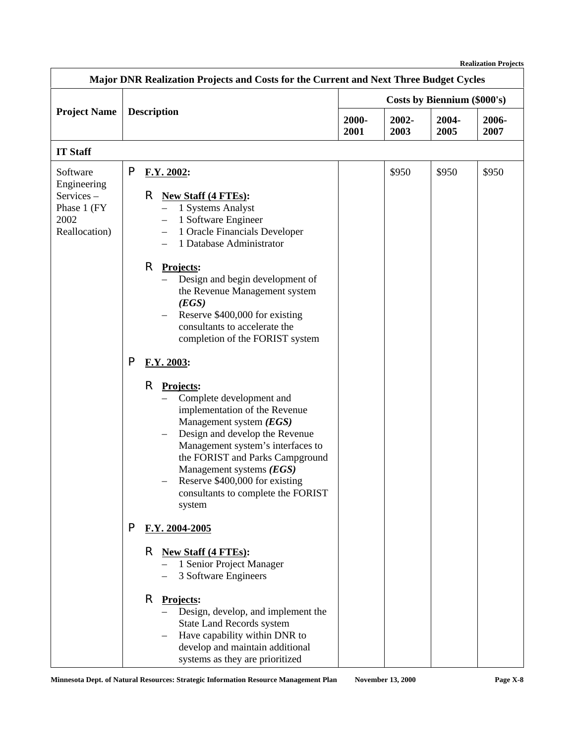| Major DNR Realization Projects and Costs for the Current and Next Three Budget Cycles | | | | | |
|---|---|---|---|---|---|
| **Project Name** | **Description** | **Costs by Biennium ($000's)** | | | |
| | | **2000-2001** | **2002-2003** | **2004-2005** | **2006-2007** |
| **IT Staff** | | | | | |
| Software Engineering Services – Phase 1 (FY 2002 Reallocation) | **F.Y. 2002:**<br>**New Staff (4 FTEs):**<br>– 1 Systems Analyst<br>– 1 Software Engineer<br>– 1 Oracle Financials Developer<br>– 1 Database Administrator<br>**Projects:**<br>– Design and begin development of the Revenue Management system ***(EGS)***<br>– Reserve $400,000 for existing consultants to accelerate the completion of the FORIST system<br>**F.Y. 2003:**<br>**Projects:**<br>– Complete development and implementation of the Revenue Management system ***(EGS)***<br>– Design and develop the Revenue Management system's interfaces to the FORIST and Parks Campground Management systems ***(EGS)***<br>– Reserve $400,000 for existing consultants to complete the FORIST system<br>**F.Y. 2004-2005**<br>**New Staff (4 FTEs):**<br>– 1 Senior Project Manager<br>– 3 Software Engineers<br>**Projects:**<br>– Design, develop, and implement the State Land Records system<br>– Have capability within DNR to develop and maintain additional systems as they are prioritized | | $950 | $950 | $950 |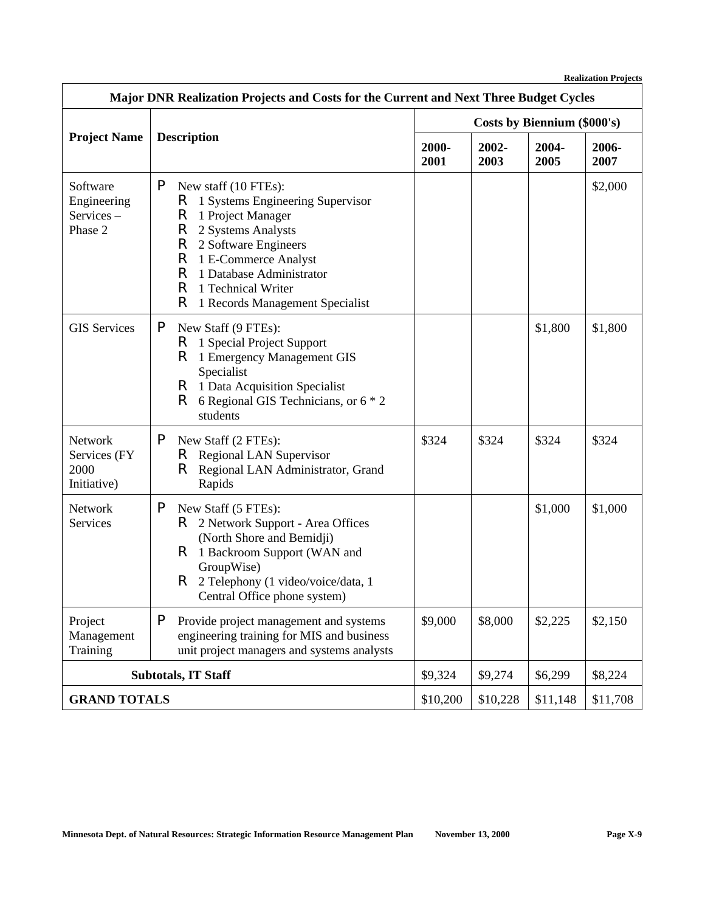| Major DNR Realization Projects and Costs for the Current and Next Three Budget Cycles | | | | | |
|---|---|---|---|---|---|
| **Project Name** | **Description** | **Costs by Biennium ($000's)** | | | |
| | | **2000-2001** | **2002-2003** | **2004-2005** | **2006-2007** |
| Software Engineering Services – Phase 2 | P New staff (10 FTEs):<br>R 1 Systems Engineering Supervisor<br>R 1 Project Manager<br>R 2 Systems Analysts<br>R 2 Software Engineers<br>R 1 E-Commerce Analyst<br>R 1 Database Administrator<br>R 1 Technical Writer<br>R 1 Records Management Specialist | | | | $2,000 |
| GIS Services | P New Staff (9 FTEs):<br>R 1 Special Project Support<br>R 1 Emergency Management GIS Specialist<br>R 1 Data Acquisition Specialist<br>R 6 Regional GIS Technicians, or 6 * 2 students | | | $1,800 | $1,800 |
| Network Services (FY 2000 Initiative) | P New Staff (2 FTEs):<br>R Regional LAN Supervisor<br>R Regional LAN Administrator, Grand Rapids | $324 | $324 | $324 | $324 |
| Network Services | P New Staff (5 FTEs):<br>R 2 Network Support - Area Offices (North Shore and Bemidji)<br>R 1 Backroom Support (WAN and GroupWise)<br>R 2 Telephony (1 video/voice/data, 1 Central Office phone system) | | | $1,000 | $1,000 |
| Project Management Training | P Provide project management and systems engineering training for MIS and business unit project managers and systems analysts | $9,000 | $8,000 | $2,225 | $2,150 |
| **Subtotals, IT Staff** | | $9,324 | $9,274 | $6,299 | $8,224 |
| **GRAND TOTALS** | | $10,200 | $10,228 | $11,148 | $11,708 |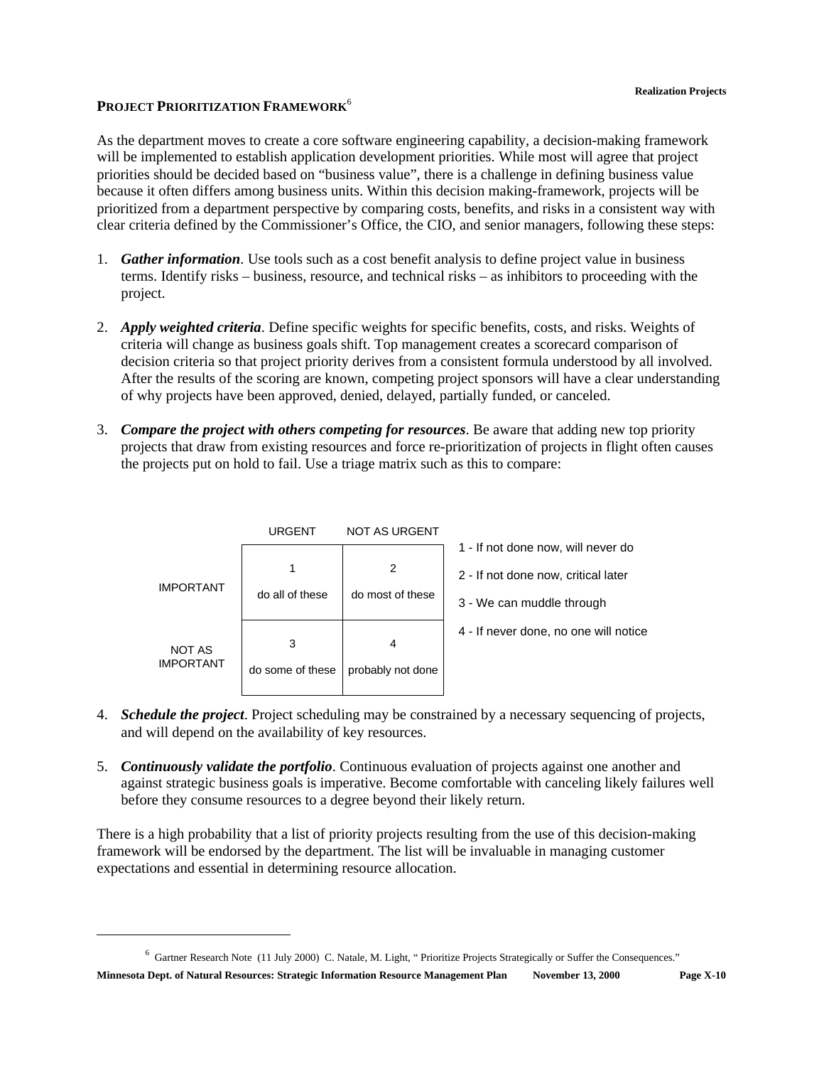## PROJECT PRIORITIZATION FRAMEWORK[6]

As the department moves to create a core software engineering capability, a decision-making framework will be implemented to establish application development priorities. While most will agree that project priorities should be decided based on "business value", there is a challenge in defining business value because it often differs among business units. Within this decision making-framework, projects will be prioritized from a department perspective by comparing costs, benefits, and risks in a consistent way with clear criteria defined by the Commissioner's Office, the CIO, and senior managers, following these steps:

1. ***Gather information***. Use tools such as a cost benefit analysis to define project value in business terms. Identify risks – business, resource, and technical risks – as inhibitors to proceeding with the project.

2. ***Apply weighted criteria***. Define specific weights for specific benefits, costs, and risks. Weights of criteria will change as business goals shift. Top management creates a scorecard comparison of decision criteria so that project priority derives from a consistent formula understood by all involved. After the results of the scoring are known, competing project sponsors will have a clear understanding of why projects have been approved, denied, delayed, partially funded, or canceled.

3. ***Compare the project with others competing for resources***. Be aware that adding new top priority projects that draw from existing resources and force re-prioritization of projects in flight often causes the projects put on hold to fail. Use a triage matrix such as this to compare:

| | URGENT | NOT AS URGENT |
|---|---|---|
| IMPORTANT | 1<br>do all of these | 2<br>do most of these |
| NOT AS IMPORTANT | 3<br>do some of these | 4<br>probably not done |

1 - If not done now, will never do

2 - If not done now, critical later

3 - We can muddle through

4 - If never done, no one will notice

4. ***Schedule the project***. Project scheduling may be constrained by a necessary sequencing of projects, and will depend on the availability of key resources.

5. ***Continuously validate the portfolio***. Continuous evaluation of projects against one another and against strategic business goals is imperative. Become comfortable with canceling likely failures well before they consume resources to a degree beyond their likely return.

There is a high probability that a list of priority projects resulting from the use of this decision-making framework will be endorsed by the department. The list will be invaluable in managing customer expectations and essential in determining resource allocation.

[6] Gartner Research Note (11 July 2000) C. Natale, M. Light, " Prioritize Projects Strategically or Suffer the Consequences."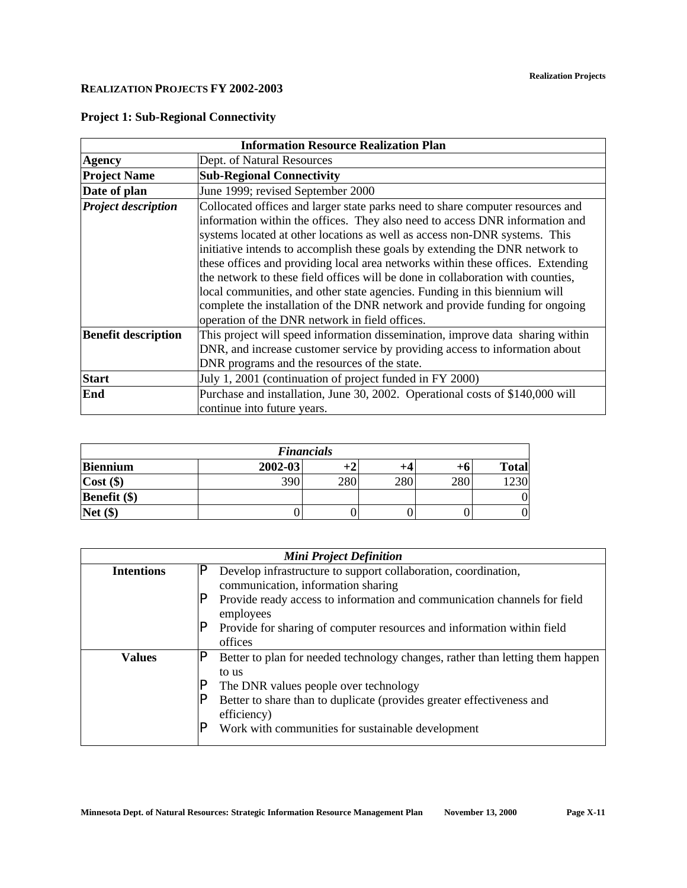## REALIZATION PROJECTS FY 2002-2003

### Project 1: Sub-Regional Connectivity

| Information Resource Realization Plan | |
|---|---|
| **Agency** | Dept. of Natural Resources |
| **Project Name** | **Sub-Regional Connectivity** |
| **Date of plan** | June 1999; revised September 2000 |
| ***Project description*** | Collocated offices and larger state parks need to share computer resources and information within the offices. They also need to access DNR information and systems located at other locations as well as access non-DNR systems. This initiative intends to accomplish these goals by extending the DNR network to these offices and providing local area networks within these offices. Extending the network to these field offices will be done in collaboration with counties, local communities, and other state agencies. Funding in this biennium will complete the installation of the DNR network and provide funding for ongoing operation of the DNR network in field offices. |
| **Benefit description** | This project will speed information dissemination, improve data sharing within DNR, and increase customer service by providing access to information about DNR programs and the resources of the state. |
| **Start** | July 1, 2001 (continuation of project funded in FY 2000) |
| **End** | Purchase and installation, June 30, 2002. Operational costs of $140,000 will continue into future years. |

| *Financials* | | | | | |
|---|---|---|---|---|---|
| **Biennium** | **2002-03** | **+2** | **+4** | **+6** | **Total** |
| **Cost ($)** | 390 | 280 | 280 | 280 | 1230 |
| **Benefit ($)** | | | | | 0 |
| **Net ($)** | 0 | 0 | 0 | 0 | 0 |

| *Mini Project Definition* | |
|---|---|
| **Intentions** | P Develop infrastructure to support collaboration, coordination, communication, information sharing<br>P Provide ready access to information and communication channels for field employees<br>P Provide for sharing of computer resources and information within field offices |
| **Values** | P Better to plan for needed technology changes, rather than letting them happen to us<br>P The DNR values people over technology<br>P Better to share than to duplicate (provides greater effectiveness and efficiency)<br>P Work with communities for sustainable development |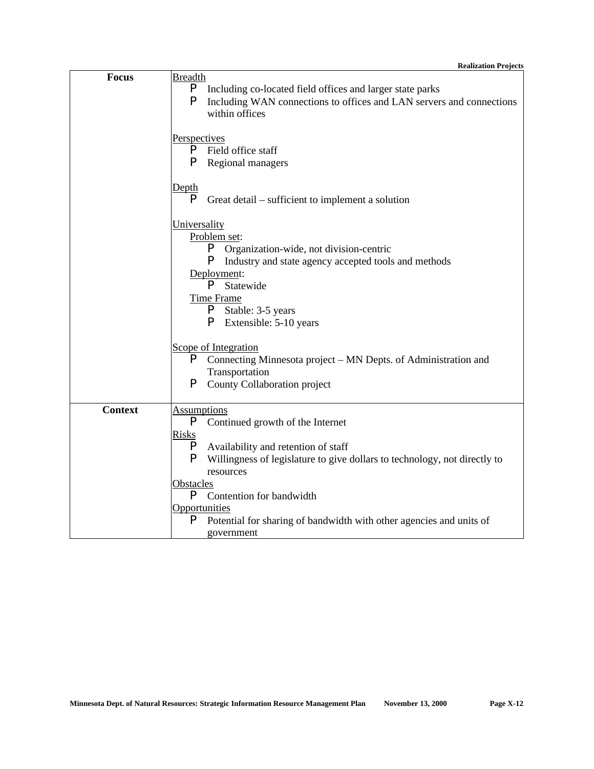| | |
|---|---|
| **Focus** | <u>Breadth</u><br>- Including co-located field offices and larger state parks<br>- Including WAN connections to offices and LAN servers and connections within offices<br><br><u>Perspectives</u><br>- Field office staff<br>- Regional managers<br><br><u>Depth</u><br>- Great detail – sufficient to implement a solution<br><br><u>Universality</u><br>&nbsp;&nbsp;<u>Problem set</u>:<br>&nbsp;&nbsp;- Organization-wide, not division-centric<br>&nbsp;&nbsp;- Industry and state agency accepted tools and methods<br>&nbsp;&nbsp;<u>Deployment</u>:<br>&nbsp;&nbsp;- Statewide<br>&nbsp;&nbsp;<u>Time Frame</u><br>&nbsp;&nbsp;- Stable: 3-5 years<br>&nbsp;&nbsp;- Extensible: 5-10 years<br><br><u>Scope of Integration</u><br>- Connecting Minnesota project – MN Depts. of Administration and Transportation<br>- County Collaboration project |
| **Context** | <u>Assumptions</u><br>- Continued growth of the Internet<br><u>Risks</u><br>- Availability and retention of staff<br>- Willingness of legislature to give dollars to technology, not directly to resources<br><u>Obstacles</u><br>- Contention for bandwidth<br><u>Opportunities</u><br>- Potential for sharing of bandwidth with other agencies and units of government |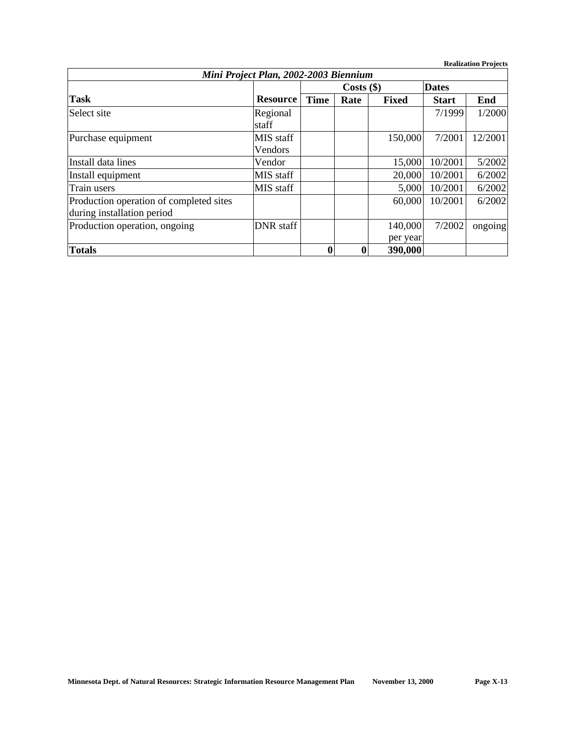| *Mini Project Plan, 2002-2003 Biennium* | | | | | | |
|---|---|---|---|---|---|---|
| | | **Costs ($)** | | | **Dates** | |
| **Task** | **Resource** | **Time** | **Rate** | **Fixed** | **Start** | **End** |
| Select site | Regional staff | | | | 7/1999 | 1/2000 |
| Purchase equipment | MIS staff Vendors | | | 150,000 | 7/2001 | 12/2001 |
| Install data lines | Vendor | | | 15,000 | 10/2001 | 5/2002 |
| Install equipment | MIS staff | | | 20,000 | 10/2001 | 6/2002 |
| Train users | MIS staff | | | 5,000 | 10/2001 | 6/2002 |
| Production operation of completed sites during installation period | | | | 60,000 | 10/2001 | 6/2002 |
| Production operation, ongoing | DNR staff | | | 140,000 per year | 7/2002 | ongoing |
| **Totals** | | **0** | **0** | **390,000** | | |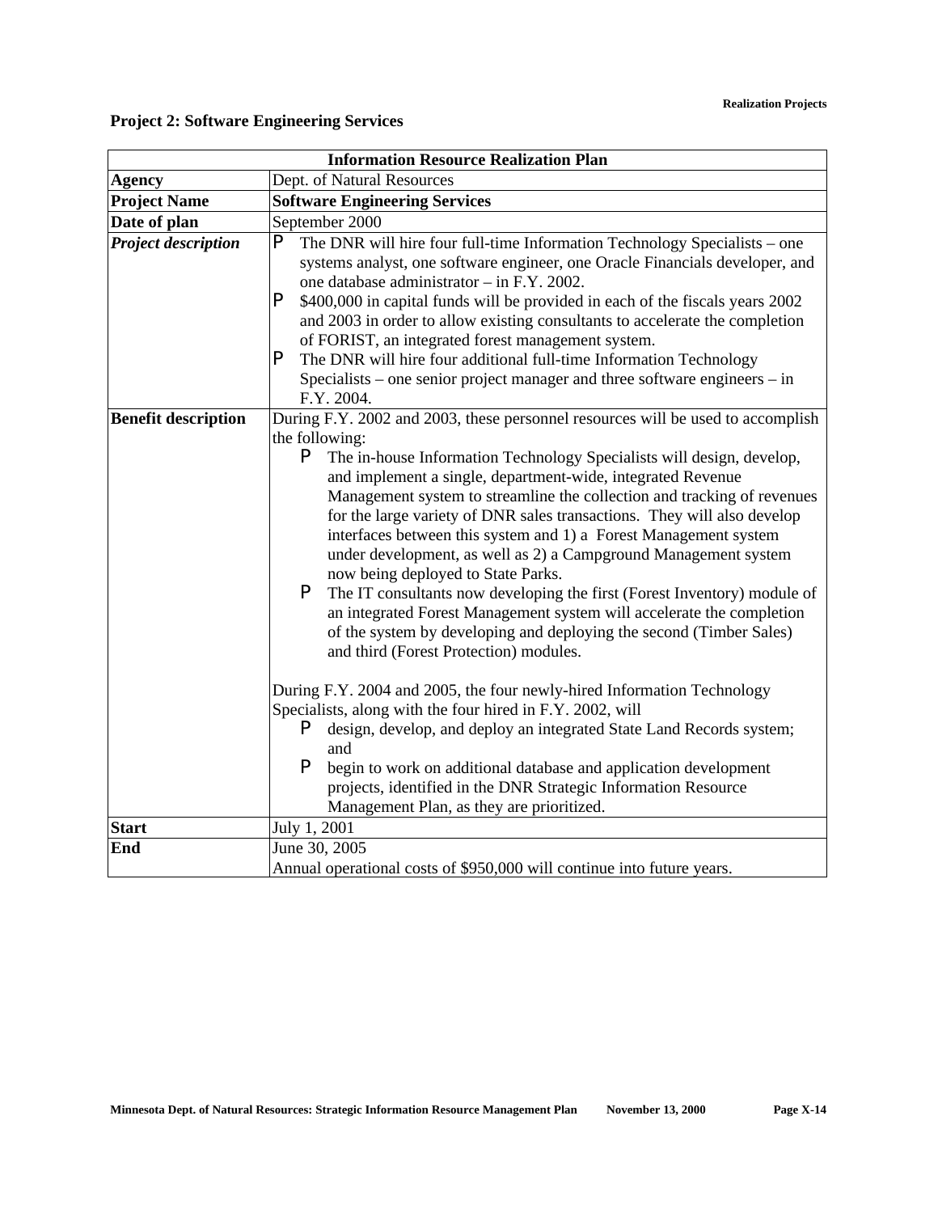## Project 2: Software Engineering Services

| Information Resource Realization Plan | |
|---|---|
| **Agency** | Dept. of Natural Resources |
| **Project Name** | **Software Engineering Services** |
| **Date of plan** | September 2000 |
| ***Project description*** | P The DNR will hire four full-time Information Technology Specialists – one systems analyst, one software engineer, one Oracle Financials developer, and one database administrator – in F.Y. 2002.<br>P $400,000 in capital funds will be provided in each of the fiscals years 2002 and 2003 in order to allow existing consultants to accelerate the completion of FORIST, an integrated forest management system.<br>P The DNR will hire four additional full-time Information Technology Specialists – one senior project manager and three software engineers – in F.Y. 2004. |
| **Benefit description** | During F.Y. 2002 and 2003, these personnel resources will be used to accomplish the following:<br>P The in-house Information Technology Specialists will design, develop, and implement a single, department-wide, integrated Revenue Management system to streamline the collection and tracking of revenues for the large variety of DNR sales transactions. They will also develop interfaces between this system and 1) a Forest Management system under development, as well as 2) a Campground Management system now being deployed to State Parks.<br>P The IT consultants now developing the first (Forest Inventory) module of an integrated Forest Management system will accelerate the completion of the system by developing and deploying the second (Timber Sales) and third (Forest Protection) modules.<br><br>During F.Y. 2004 and 2005, the four newly-hired Information Technology Specialists, along with the four hired in F.Y. 2002, will<br>P design, develop, and deploy an integrated State Land Records system; and<br>P begin to work on additional database and application development projects, identified in the DNR Strategic Information Resource Management Plan, as they are prioritized. |
| **Start** | July 1, 2001 |
| **End** | June 30, 2005<br>Annual operational costs of $950,000 will continue into future years. |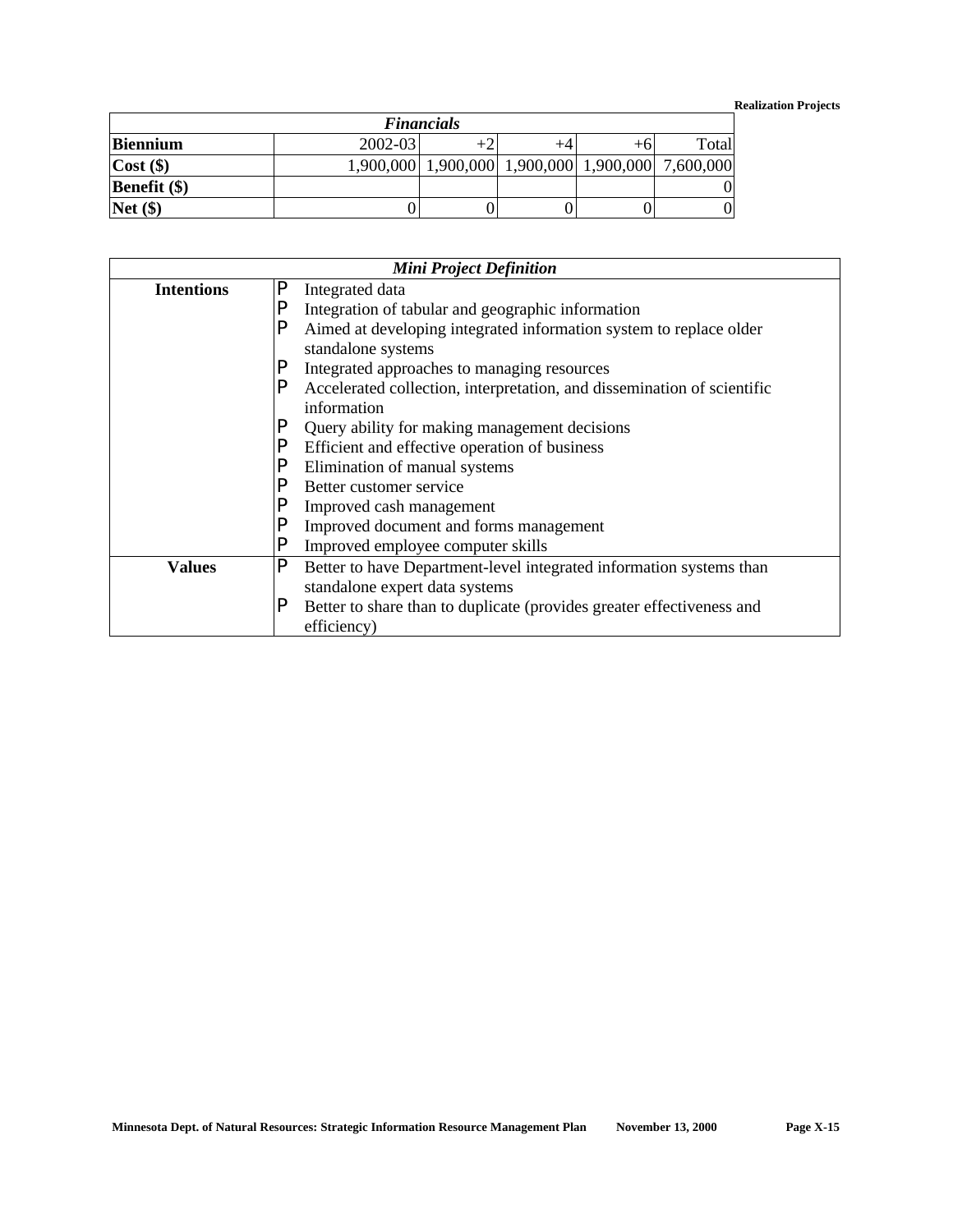| *Financials* | | | | | |
|---|---|---|---|---|---|
| **Biennium** | 2002-03 | +2 | +4 | +6 | Total |
| **Cost ($)** | 1,900,000 | 1,900,000 | 1,900,000 | 1,900,000 | 7,600,000 |
| **Benefit ($)** | | | | | 0 |
| **Net ($)** | 0 | 0 | 0 | 0 | 0 |

| *Mini Project Definition* | |
|---|---|
| **Intentions** | P Integrated data<br>P Integration of tabular and geographic information<br>P Aimed at developing integrated information system to replace older standalone systems<br>P Integrated approaches to managing resources<br>P Accelerated collection, interpretation, and dissemination of scientific information<br>P Query ability for making management decisions<br>P Efficient and effective operation of business<br>P Elimination of manual systems<br>P Better customer service<br>P Improved cash management<br>P Improved document and forms management<br>P Improved employee computer skills |
| **Values** | P Better to have Department-level integrated information systems than standalone expert data systems<br>P Better to share than to duplicate (provides greater effectiveness and efficiency) |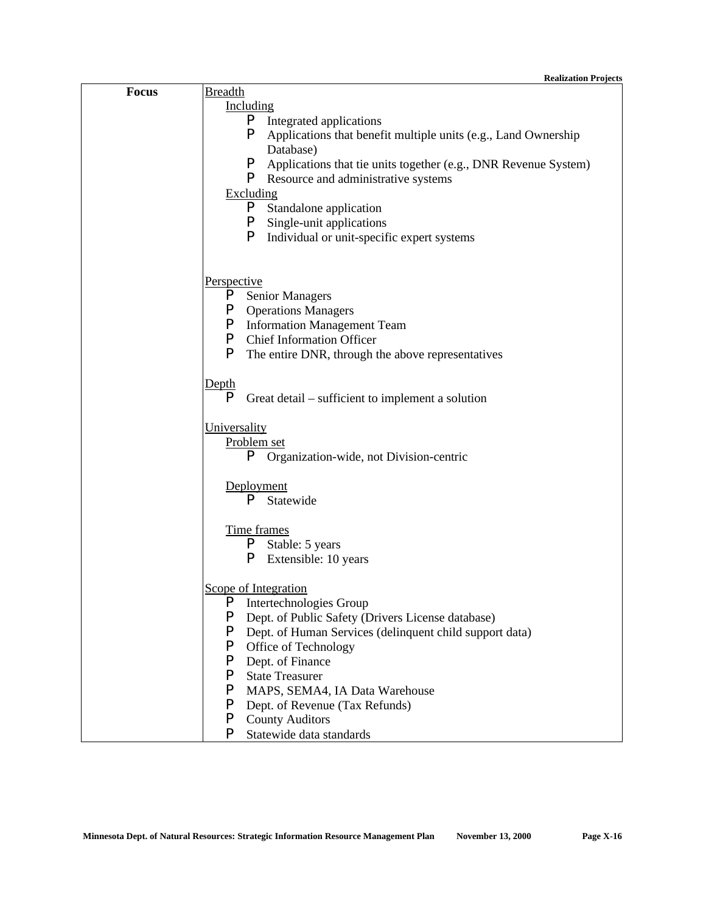| **Focus** | <u>Breadth</u><br>&nbsp;&nbsp;<u>Including</u><br>&nbsp;&nbsp;&nbsp;&nbsp;P Integrated applications<br>&nbsp;&nbsp;&nbsp;&nbsp;P Applications that benefit multiple units (e.g., Land Ownership Database)<br>&nbsp;&nbsp;&nbsp;&nbsp;P Applications that tie units together (e.g., DNR Revenue System)<br>&nbsp;&nbsp;&nbsp;&nbsp;P Resource and administrative systems<br>&nbsp;&nbsp;<u>Excluding</u><br>&nbsp;&nbsp;&nbsp;&nbsp;P Standalone application<br>&nbsp;&nbsp;&nbsp;&nbsp;P Single-unit applications<br>&nbsp;&nbsp;&nbsp;&nbsp;P Individual or unit-specific expert systems<br><br><u>Perspective</u><br>&nbsp;&nbsp;P Senior Managers<br>&nbsp;&nbsp;P Operations Managers<br>&nbsp;&nbsp;P Information Management Team<br>&nbsp;&nbsp;P Chief Information Officer<br>&nbsp;&nbsp;P The entire DNR, through the above representatives<br><br><u>Depth</u><br>&nbsp;&nbsp;P Great detail – sufficient to implement a solution<br><br><u>Universality</u><br>&nbsp;&nbsp;<u>Problem set</u><br>&nbsp;&nbsp;&nbsp;&nbsp;P Organization-wide, not Division-centric<br><br>&nbsp;&nbsp;<u>Deployment</u><br>&nbsp;&nbsp;&nbsp;&nbsp;P Statewide<br><br>&nbsp;&nbsp;<u>Time frames</u><br>&nbsp;&nbsp;&nbsp;&nbsp;P Stable: 5 years<br>&nbsp;&nbsp;&nbsp;&nbsp;P Extensible: 10 years<br><br><u>Scope of Integration</u><br>&nbsp;&nbsp;P Intertechnologies Group<br>&nbsp;&nbsp;P Dept. of Public Safety (Drivers License database)<br>&nbsp;&nbsp;P Dept. of Human Services (delinquent child support data)<br>&nbsp;&nbsp;P Office of Technology<br>&nbsp;&nbsp;P Dept. of Finance<br>&nbsp;&nbsp;P State Treasurer<br>&nbsp;&nbsp;P MAPS, SEMA4, IA Data Warehouse<br>&nbsp;&nbsp;P Dept. of Revenue (Tax Refunds)<br>&nbsp;&nbsp;P County Auditors<br>&nbsp;&nbsp;P Statewide data standards |
|---|---|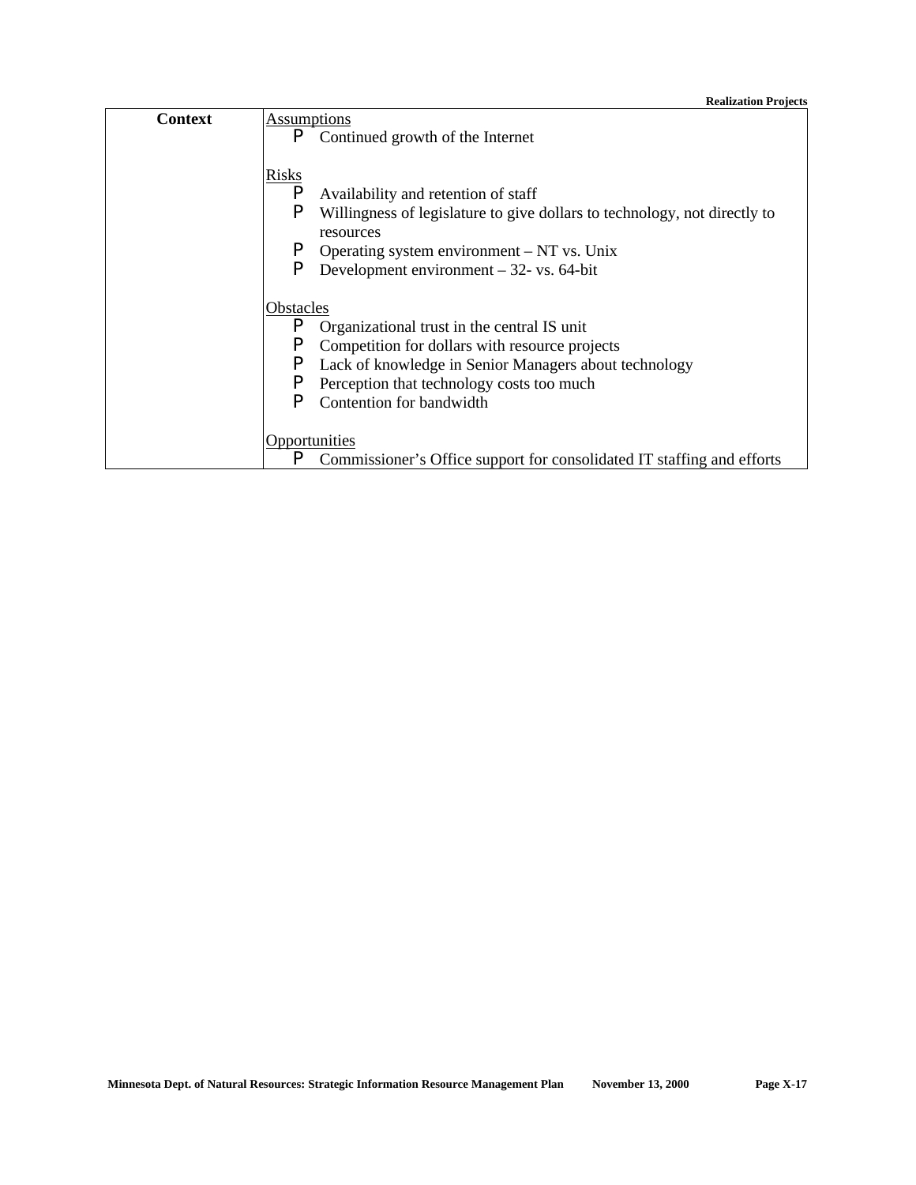| Context | <u>Assumptions</u><br>P Continued growth of the Internet<br><br><u>Risks</u><br>P Availability and retention of staff<br>P Willingness of legislature to give dollars to technology, not directly to resources<br>P Operating system environment – NT vs. Unix<br>P Development environment – 32- vs. 64-bit<br><br><u>Obstacles</u><br>P Organizational trust in the central IS unit<br>P Competition for dollars with resource projects<br>P Lack of knowledge in Senior Managers about technology<br>P Perception that technology costs too much<br>P Contention for bandwidth<br><br><u>Opportunities</u><br>P Commissioner's Office support for consolidated IT staffing and efforts |
|---|---|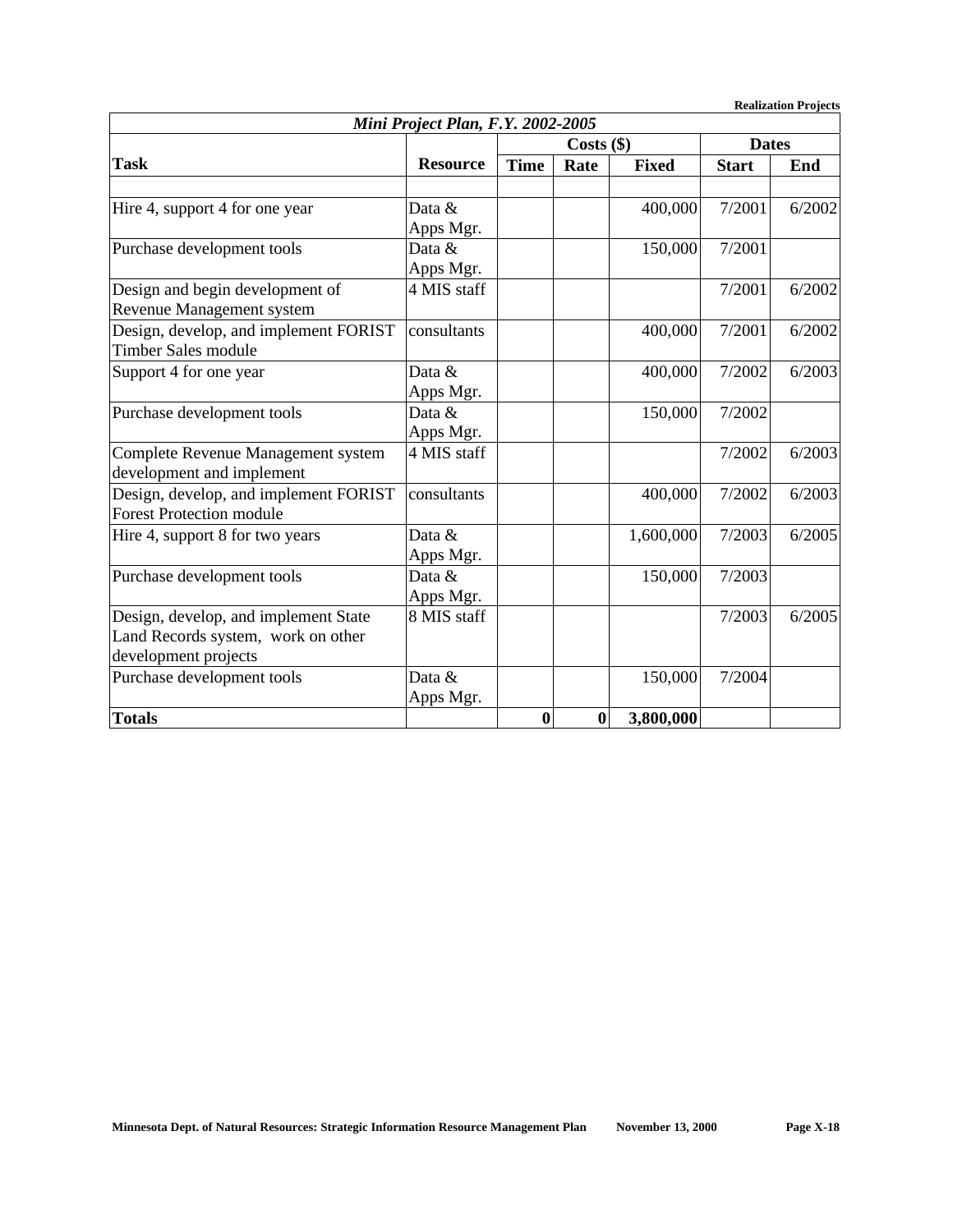| Mini Project Plan, F.Y. 2002-2005 | | | | | | |
|---|---|---|---|---|---|---|
| | | Costs ($) | | | Dates | |
| **Task** | **Resource** | **Time** | **Rate** | **Fixed** | **Start** | **End** |
| | | | | | | |
| Hire 4, support 4 for one year | Data & Apps Mgr. | | | 400,000 | 7/2001 | 6/2002 |
| Purchase development tools | Data & Apps Mgr. | | | 150,000 | 7/2001 | |
| Design and begin development of Revenue Management system | 4 MIS staff | | | | 7/2001 | 6/2002 |
| Design, develop, and implement FORIST Timber Sales module | consultants | | | 400,000 | 7/2001 | 6/2002 |
| Support 4 for one year | Data & Apps Mgr. | | | 400,000 | 7/2002 | 6/2003 |
| Purchase development tools | Data & Apps Mgr. | | | 150,000 | 7/2002 | |
| Complete Revenue Management system development and implement | 4 MIS staff | | | | 7/2002 | 6/2003 |
| Design, develop, and implement FORIST Forest Protection module | consultants | | | 400,000 | 7/2002 | 6/2003 |
| Hire 4, support 8 for two years | Data & Apps Mgr. | | | 1,600,000 | 7/2003 | 6/2005 |
| Purchase development tools | Data & Apps Mgr. | | | 150,000 | 7/2003 | |
| Design, develop, and implement State Land Records system, work on other development projects | 8 MIS staff | | | | 7/2003 | 6/2005 |
| Purchase development tools | Data & Apps Mgr. | | | 150,000 | 7/2004 | |
| **Totals** | | **0** | **0** | **3,800,000** | | |